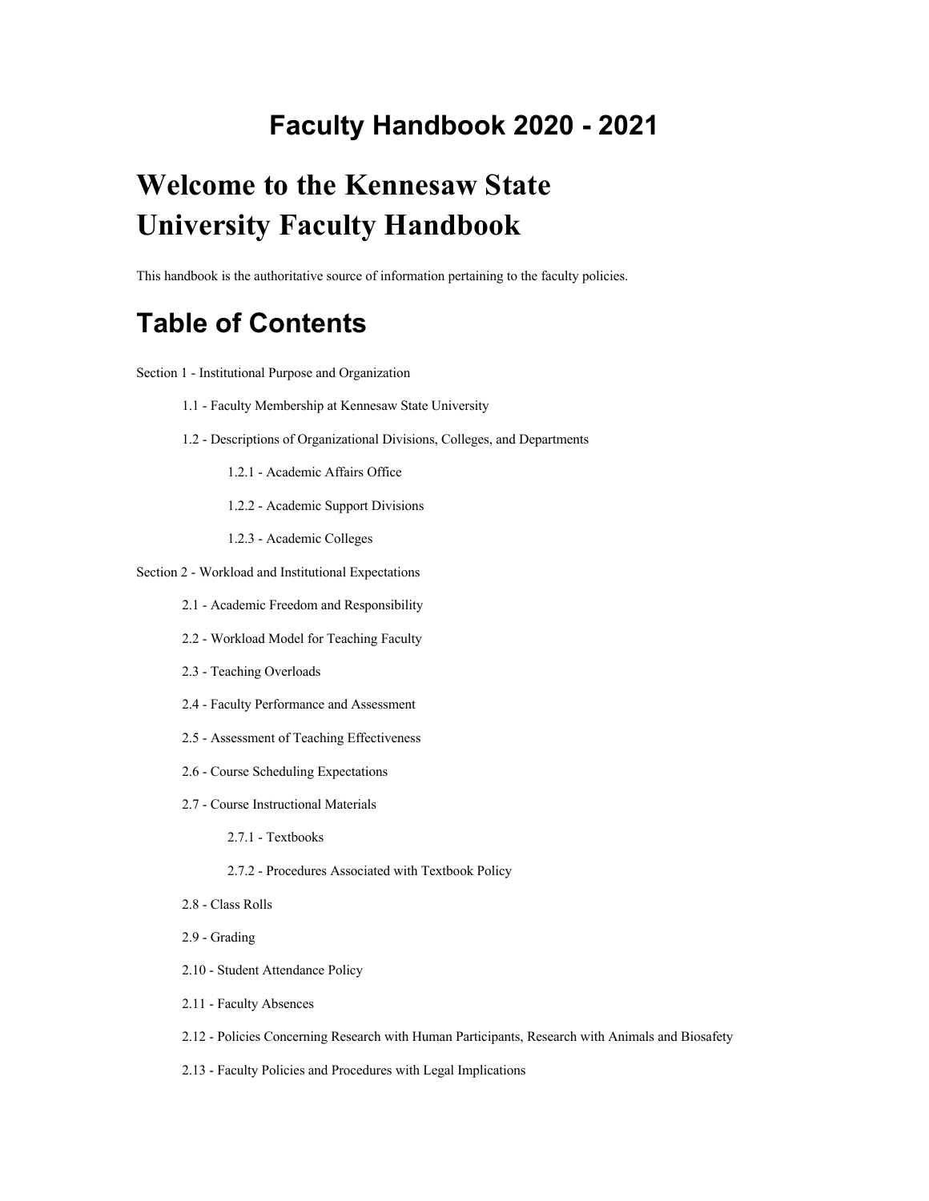# Faculty Handbook 2020 - 2021

# Welcome to the Kennesaw State University Faculty Handbook

This handbook is the authoritative source of information pertaining to the faculty policies.

## Table of Contents

Section 1 - Institutional Purpose and Organization

- 1.1 - Faculty Membership at Kennesaw State University
- 1.2 - Descriptions of Organizational Divisions, Colleges, and Departments
  - 1.2.1 - Academic Affairs Office
  - 1.2.2 - Academic Support Divisions
  - 1.2.3 - Academic Colleges

Section 2 - Workload and Institutional Expectations

- 2.1 - Academic Freedom and Responsibility
- 2.2 - Workload Model for Teaching Faculty
- 2.3 - Teaching Overloads
- 2.4 - Faculty Performance and Assessment
- 2.5 - Assessment of Teaching Effectiveness
- 2.6 - Course Scheduling Expectations
- 2.7 - Course Instructional Materials
  - 2.7.1 - Textbooks
  - 2.7.2 - Procedures Associated with Textbook Policy
- 2.8 - Class Rolls
- 2.9 - Grading
- 2.10 - Student Attendance Policy
- 2.11 - Faculty Absences
- 2.12 - Policies Concerning Research with Human Participants, Research with Animals and Biosafety
- 2.13 - Faculty Policies and Procedures with Legal Implications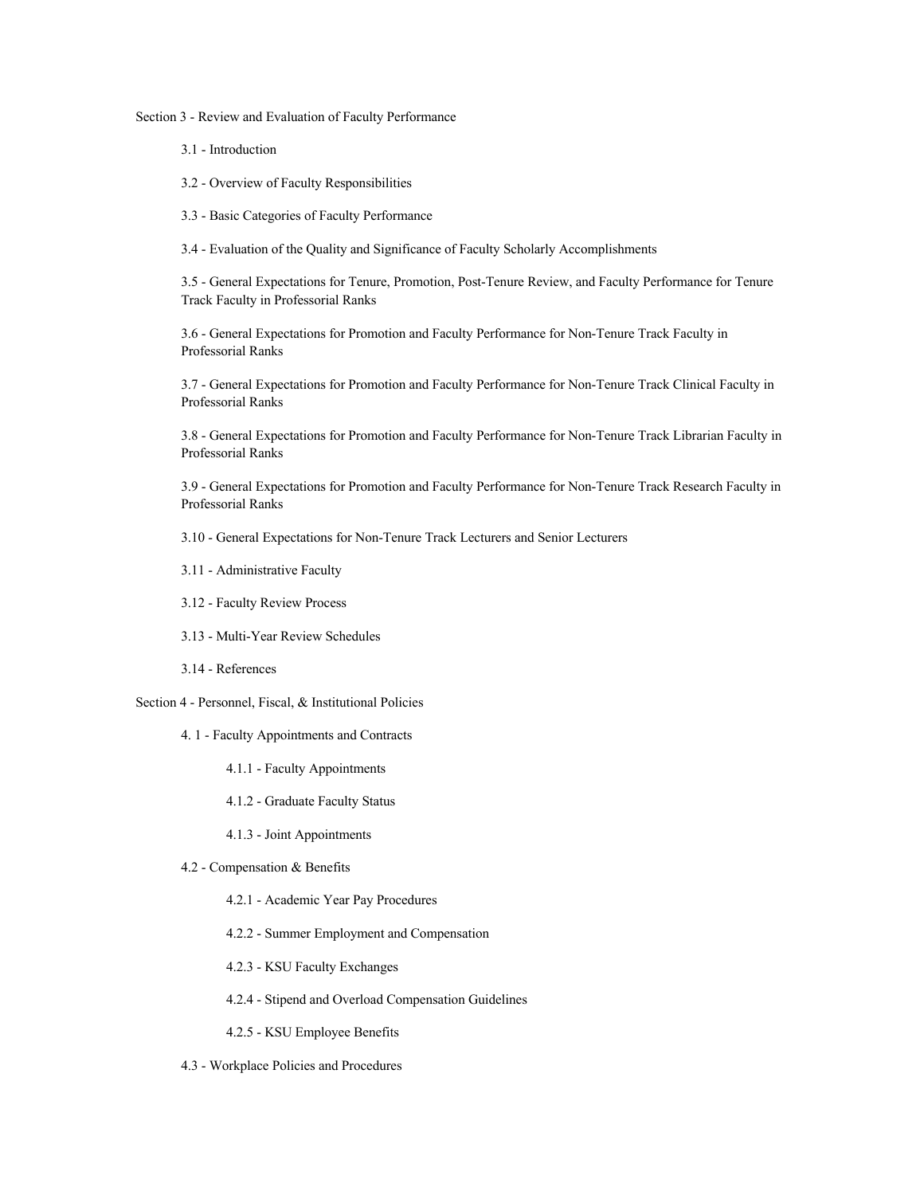Section 3 - Review and Evaluation of Faculty Performance

- 3.1 - Introduction
- 3.2 - Overview of Faculty Responsibilities
- 3.3 - Basic Categories of Faculty Performance
- 3.4 - Evaluation of the Quality and Significance of Faculty Scholarly Accomplishments
- 3.5 - General Expectations for Tenure, Promotion, Post-Tenure Review, and Faculty Performance for Tenure Track Faculty in Professorial Ranks
- 3.6 - General Expectations for Promotion and Faculty Performance for Non-Tenure Track Faculty in Professorial Ranks
- 3.7 - General Expectations for Promotion and Faculty Performance for Non-Tenure Track Clinical Faculty in Professorial Ranks
- 3.8 - General Expectations for Promotion and Faculty Performance for Non-Tenure Track Librarian Faculty in Professorial Ranks
- 3.9 - General Expectations for Promotion and Faculty Performance for Non-Tenure Track Research Faculty in Professorial Ranks
- 3.10 - General Expectations for Non-Tenure Track Lecturers and Senior Lecturers
- 3.11 - Administrative Faculty
- 3.12 - Faculty Review Process
- 3.13 - Multi-Year Review Schedules
- 3.14 - References

Section 4 - Personnel, Fiscal, & Institutional Policies

- 4. 1 - Faculty Appointments and Contracts
  - 4.1.1 - Faculty Appointments
  - 4.1.2 - Graduate Faculty Status
  - 4.1.3 - Joint Appointments
- 4.2 - Compensation & Benefits
  - 4.2.1 - Academic Year Pay Procedures
  - 4.2.2 - Summer Employment and Compensation
  - 4.2.3 - KSU Faculty Exchanges
  - 4.2.4 - Stipend and Overload Compensation Guidelines
  - 4.2.5 - KSU Employee Benefits
- 4.3 - Workplace Policies and Procedures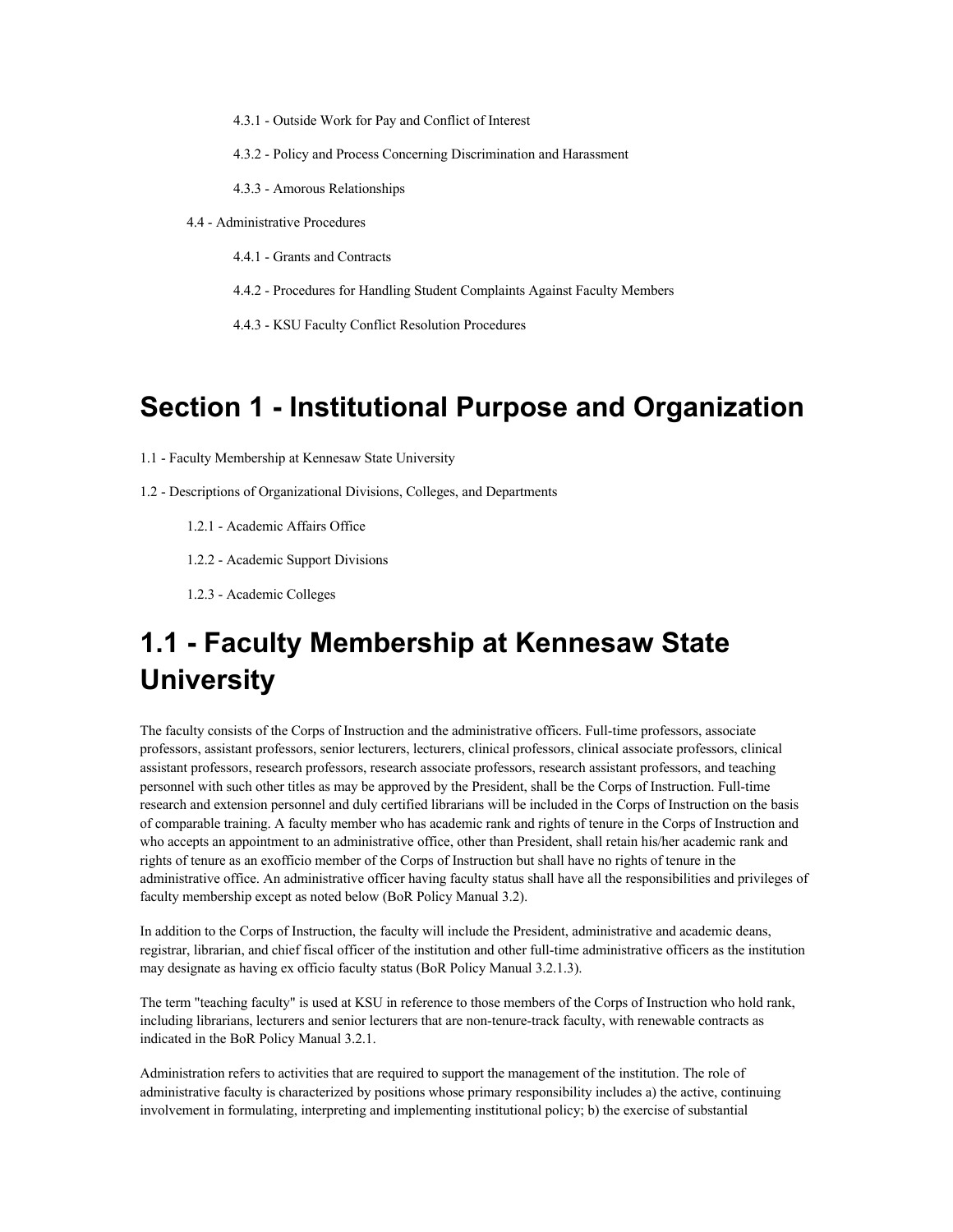4.3.1 - Outside Work for Pay and Conflict of Interest

4.3.2 - Policy and Process Concerning Discrimination and Harassment

4.3.3 - Amorous Relationships

4.4 - Administrative Procedures

4.4.1 - Grants and Contracts

4.4.2 - Procedures for Handling Student Complaints Against Faculty Members

4.4.3 - KSU Faculty Conflict Resolution Procedures

# Section 1 - Institutional Purpose and Organization

1.1 - Faculty Membership at Kennesaw State University

1.2 - Descriptions of Organizational Divisions, Colleges, and Departments

1.2.1 - Academic Affairs Office

1.2.2 - Academic Support Divisions

1.2.3 - Academic Colleges

# 1.1 - Faculty Membership at Kennesaw State University

The faculty consists of the Corps of Instruction and the administrative officers. Full-time professors, associate professors, assistant professors, senior lecturers, lecturers, clinical professors, clinical associate professors, clinical assistant professors, research professors, research associate professors, research assistant professors, and teaching personnel with such other titles as may be approved by the President, shall be the Corps of Instruction. Full-time research and extension personnel and duly certified librarians will be included in the Corps of Instruction on the basis of comparable training. A faculty member who has academic rank and rights of tenure in the Corps of Instruction and who accepts an appointment to an administrative office, other than President, shall retain his/her academic rank and rights of tenure as an exofficio member of the Corps of Instruction but shall have no rights of tenure in the administrative office. An administrative officer having faculty status shall have all the responsibilities and privileges of faculty membership except as noted below (BoR Policy Manual 3.2).

In addition to the Corps of Instruction, the faculty will include the President, administrative and academic deans, registrar, librarian, and chief fiscal officer of the institution and other full-time administrative officers as the institution may designate as having ex officio faculty status (BoR Policy Manual 3.2.1.3).

The term "teaching faculty" is used at KSU in reference to those members of the Corps of Instruction who hold rank, including librarians, lecturers and senior lecturers that are non-tenure-track faculty, with renewable contracts as indicated in the BoR Policy Manual 3.2.1.

Administration refers to activities that are required to support the management of the institution. The role of administrative faculty is characterized by positions whose primary responsibility includes a) the active, continuing involvement in formulating, interpreting and implementing institutional policy; b) the exercise of substantial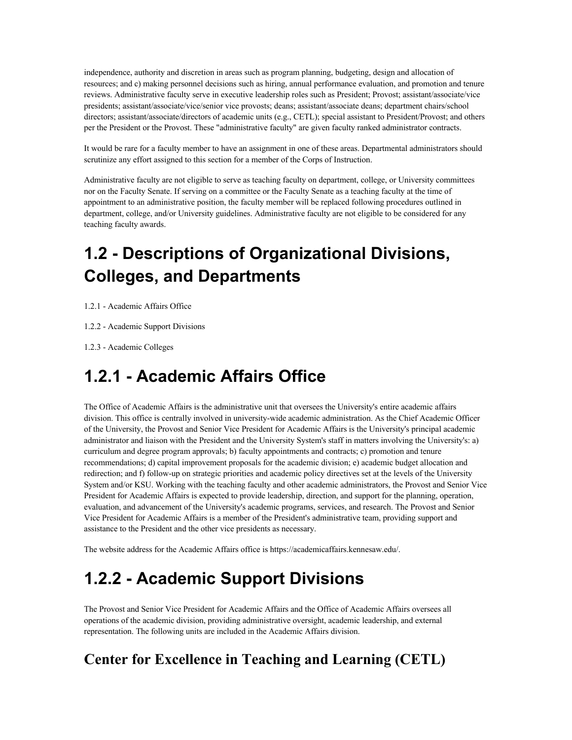independence, authority and discretion in areas such as program planning, budgeting, design and allocation of resources; and c) making personnel decisions such as hiring, annual performance evaluation, and promotion and tenure reviews. Administrative faculty serve in executive leadership roles such as President; Provost; assistant/associate/vice presidents; assistant/associate/vice/senior vice provosts; deans; assistant/associate deans; department chairs/school directors; assistant/associate/directors of academic units (e.g., CETL); special assistant to President/Provost; and others per the President or the Provost. These "administrative faculty" are given faculty ranked administrator contracts.

It would be rare for a faculty member to have an assignment in one of these areas. Departmental administrators should scrutinize any effort assigned to this section for a member of the Corps of Instruction.

Administrative faculty are not eligible to serve as teaching faculty on department, college, or University committees nor on the Faculty Senate. If serving on a committee or the Faculty Senate as a teaching faculty at the time of appointment to an administrative position, the faculty member will be replaced following procedures outlined in department, college, and/or University guidelines. Administrative faculty are not eligible to be considered for any teaching faculty awards.

# 1.2 - Descriptions of Organizational Divisions, Colleges, and Departments

1.2.1 - Academic Affairs Office

1.2.2 - Academic Support Divisions

1.2.3 - Academic Colleges

# 1.2.1 - Academic Affairs Office

The Office of Academic Affairs is the administrative unit that oversees the University's entire academic affairs division. This office is centrally involved in university-wide academic administration. As the Chief Academic Officer of the University, the Provost and Senior Vice President for Academic Affairs is the University's principal academic administrator and liaison with the President and the University System's staff in matters involving the University's: a) curriculum and degree program approvals; b) faculty appointments and contracts; c) promotion and tenure recommendations; d) capital improvement proposals for the academic division; e) academic budget allocation and redirection; and f) follow-up on strategic priorities and academic policy directives set at the levels of the University System and/or KSU. Working with the teaching faculty and other academic administrators, the Provost and Senior Vice President for Academic Affairs is expected to provide leadership, direction, and support for the planning, operation, evaluation, and advancement of the University's academic programs, services, and research. The Provost and Senior Vice President for Academic Affairs is a member of the President's administrative team, providing support and assistance to the President and the other vice presidents as necessary.

The website address for the Academic Affairs office is https://academicaffairs.kennesaw.edu/.

# 1.2.2 - Academic Support Divisions

The Provost and Senior Vice President for Academic Affairs and the Office of Academic Affairs oversees all operations of the academic division, providing administrative oversight, academic leadership, and external representation. The following units are included in the Academic Affairs division.

## Center for Excellence in Teaching and Learning (CETL)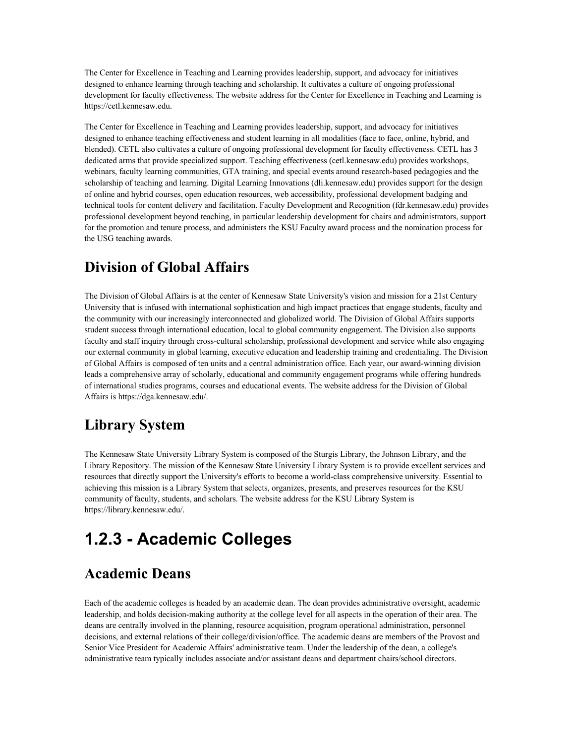The Center for Excellence in Teaching and Learning provides leadership, support, and advocacy for initiatives designed to enhance learning through teaching and scholarship. It cultivates a culture of ongoing professional development for faculty effectiveness. The website address for the Center for Excellence in Teaching and Learning is https://cetl.kennesaw.edu.

The Center for Excellence in Teaching and Learning provides leadership, support, and advocacy for initiatives designed to enhance teaching effectiveness and student learning in all modalities (face to face, online, hybrid, and blended). CETL also cultivates a culture of ongoing professional development for faculty effectiveness. CETL has 3 dedicated arms that provide specialized support. Teaching effectiveness (cetl.kennesaw.edu) provides workshops, webinars, faculty learning communities, GTA training, and special events around research-based pedagogies and the scholarship of teaching and learning. Digital Learning Innovations (dli.kennesaw.edu) provides support for the design of online and hybrid courses, open education resources, web accessibility, professional development badging and technical tools for content delivery and facilitation. Faculty Development and Recognition (fdr.kennesaw.edu) provides professional development beyond teaching, in particular leadership development for chairs and administrators, support for the promotion and tenure process, and administers the KSU Faculty award process and the nomination process for the USG teaching awards.

## Division of Global Affairs

The Division of Global Affairs is at the center of Kennesaw State University's vision and mission for a 21st Century University that is infused with international sophistication and high impact practices that engage students, faculty and the community with our increasingly interconnected and globalized world. The Division of Global Affairs supports student success through international education, local to global community engagement. The Division also supports faculty and staff inquiry through cross-cultural scholarship, professional development and service while also engaging our external community in global learning, executive education and leadership training and credentialing. The Division of Global Affairs is composed of ten units and a central administration office. Each year, our award-winning division leads a comprehensive array of scholarly, educational and community engagement programs while offering hundreds of international studies programs, courses and educational events. The website address for the Division of Global Affairs is https://dga.kennesaw.edu/.

## Library System

The Kennesaw State University Library System is composed of the Sturgis Library, the Johnson Library, and the Library Repository. The mission of the Kennesaw State University Library System is to provide excellent services and resources that directly support the University's efforts to become a world-class comprehensive university. Essential to achieving this mission is a Library System that selects, organizes, presents, and preserves resources for the KSU community of faculty, students, and scholars. The website address for the KSU Library System is https://library.kennesaw.edu/.

# 1.2.3 - Academic Colleges

## Academic Deans

Each of the academic colleges is headed by an academic dean. The dean provides administrative oversight, academic leadership, and holds decision-making authority at the college level for all aspects in the operation of their area. The deans are centrally involved in the planning, resource acquisition, program operational administration, personnel decisions, and external relations of their college/division/office. The academic deans are members of the Provost and Senior Vice President for Academic Affairs' administrative team. Under the leadership of the dean, a college's administrative team typically includes associate and/or assistant deans and department chairs/school directors.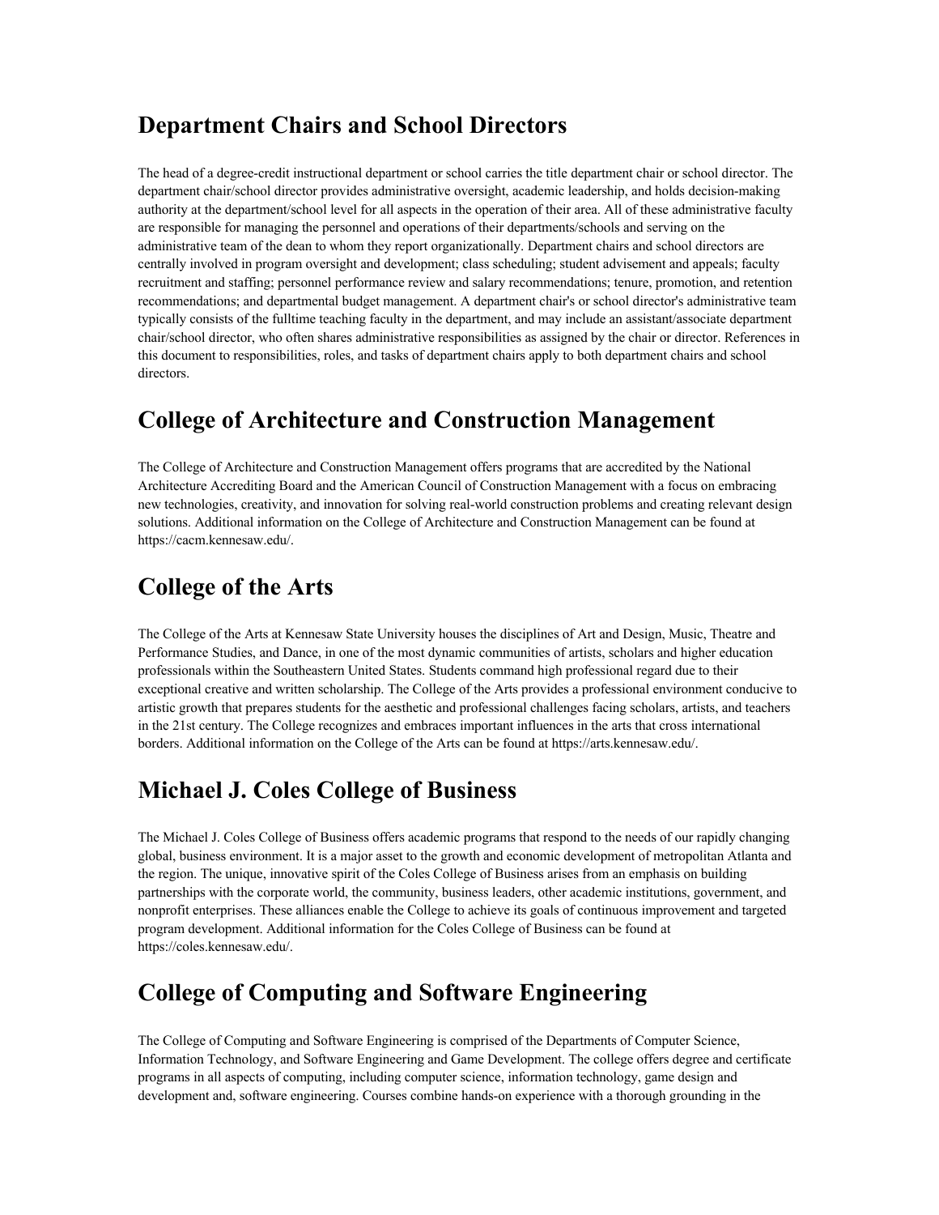## Department Chairs and School Directors

The head of a degree-credit instructional department or school carries the title department chair or school director. The department chair/school director provides administrative oversight, academic leadership, and holds decision-making authority at the department/school level for all aspects in the operation of their area. All of these administrative faculty are responsible for managing the personnel and operations of their departments/schools and serving on the administrative team of the dean to whom they report organizationally. Department chairs and school directors are centrally involved in program oversight and development; class scheduling; student advisement and appeals; faculty recruitment and staffing; personnel performance review and salary recommendations; tenure, promotion, and retention recommendations; and departmental budget management. A department chair's or school director's administrative team typically consists of the fulltime teaching faculty in the department, and may include an assistant/associate department chair/school director, who often shares administrative responsibilities as assigned by the chair or director. References in this document to responsibilities, roles, and tasks of department chairs apply to both department chairs and school directors.

## College of Architecture and Construction Management

The College of Architecture and Construction Management offers programs that are accredited by the National Architecture Accrediting Board and the American Council of Construction Management with a focus on embracing new technologies, creativity, and innovation for solving real-world construction problems and creating relevant design solutions. Additional information on the College of Architecture and Construction Management can be found at https://cacm.kennesaw.edu/.

## College of the Arts

The College of the Arts at Kennesaw State University houses the disciplines of Art and Design, Music, Theatre and Performance Studies, and Dance, in one of the most dynamic communities of artists, scholars and higher education professionals within the Southeastern United States. Students command high professional regard due to their exceptional creative and written scholarship. The College of the Arts provides a professional environment conducive to artistic growth that prepares students for the aesthetic and professional challenges facing scholars, artists, and teachers in the 21st century. The College recognizes and embraces important influences in the arts that cross international borders. Additional information on the College of the Arts can be found at https://arts.kennesaw.edu/.

## Michael J. Coles College of Business

The Michael J. Coles College of Business offers academic programs that respond to the needs of our rapidly changing global, business environment. It is a major asset to the growth and economic development of metropolitan Atlanta and the region. The unique, innovative spirit of the Coles College of Business arises from an emphasis on building partnerships with the corporate world, the community, business leaders, other academic institutions, government, and nonprofit enterprises. These alliances enable the College to achieve its goals of continuous improvement and targeted program development. Additional information for the Coles College of Business can be found at https://coles.kennesaw.edu/.

## College of Computing and Software Engineering

The College of Computing and Software Engineering is comprised of the Departments of Computer Science, Information Technology, and Software Engineering and Game Development. The college offers degree and certificate programs in all aspects of computing, including computer science, information technology, game design and development and, software engineering. Courses combine hands-on experience with a thorough grounding in the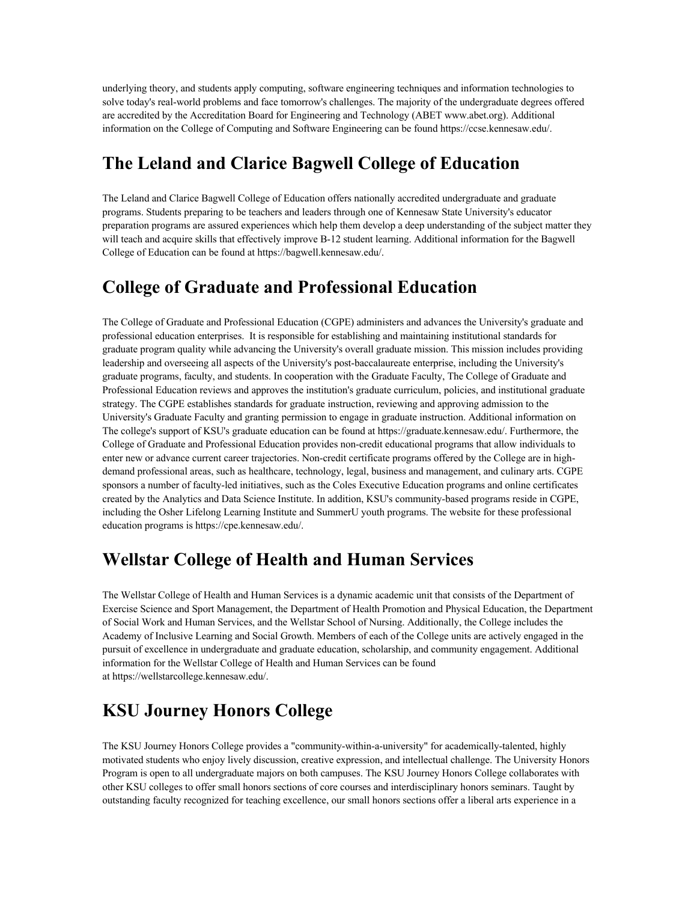underlying theory, and students apply computing, software engineering techniques and information technologies to solve today's real-world problems and face tomorrow's challenges. The majority of the undergraduate degrees offered are accredited by the Accreditation Board for Engineering and Technology (ABET www.abet.org). Additional information on the College of Computing and Software Engineering can be found https://ccse.kennesaw.edu/.

## The Leland and Clarice Bagwell College of Education

The Leland and Clarice Bagwell College of Education offers nationally accredited undergraduate and graduate programs. Students preparing to be teachers and leaders through one of Kennesaw State University's educator preparation programs are assured experiences which help them develop a deep understanding of the subject matter they will teach and acquire skills that effectively improve B-12 student learning. Additional information for the Bagwell College of Education can be found at https://bagwell.kennesaw.edu/.

## College of Graduate and Professional Education

The College of Graduate and Professional Education (CGPE) administers and advances the University's graduate and professional education enterprises. It is responsible for establishing and maintaining institutional standards for graduate program quality while advancing the University's overall graduate mission. This mission includes providing leadership and overseeing all aspects of the University's post-baccalaureate enterprise, including the University's graduate programs, faculty, and students. In cooperation with the Graduate Faculty, The College of Graduate and Professional Education reviews and approves the institution's graduate curriculum, policies, and institutional graduate strategy. The CGPE establishes standards for graduate instruction, reviewing and approving admission to the University's Graduate Faculty and granting permission to engage in graduate instruction. Additional information on The college's support of KSU's graduate education can be found at https://graduate.kennesaw.edu/. Furthermore, the College of Graduate and Professional Education provides non-credit educational programs that allow individuals to enter new or advance current career trajectories. Non-credit certificate programs offered by the College are in high-demand professional areas, such as healthcare, technology, legal, business and management, and culinary arts. CGPE sponsors a number of faculty-led initiatives, such as the Coles Executive Education programs and online certificates created by the Analytics and Data Science Institute. In addition, KSU's community-based programs reside in CGPE, including the Osher Lifelong Learning Institute and SummerU youth programs. The website for these professional education programs is https://cpe.kennesaw.edu/.

## Wellstar College of Health and Human Services

The Wellstar College of Health and Human Services is a dynamic academic unit that consists of the Department of Exercise Science and Sport Management, the Department of Health Promotion and Physical Education, the Department of Social Work and Human Services, and the Wellstar School of Nursing. Additionally, the College includes the Academy of Inclusive Learning and Social Growth. Members of each of the College units are actively engaged in the pursuit of excellence in undergraduate and graduate education, scholarship, and community engagement. Additional information for the Wellstar College of Health and Human Services can be found at https://wellstarcollege.kennesaw.edu/.

## KSU Journey Honors College

The KSU Journey Honors College provides a "community-within-a-university" for academically-talented, highly motivated students who enjoy lively discussion, creative expression, and intellectual challenge. The University Honors Program is open to all undergraduate majors on both campuses. The KSU Journey Honors College collaborates with other KSU colleges to offer small honors sections of core courses and interdisciplinary honors seminars. Taught by outstanding faculty recognized for teaching excellence, our small honors sections offer a liberal arts experience in a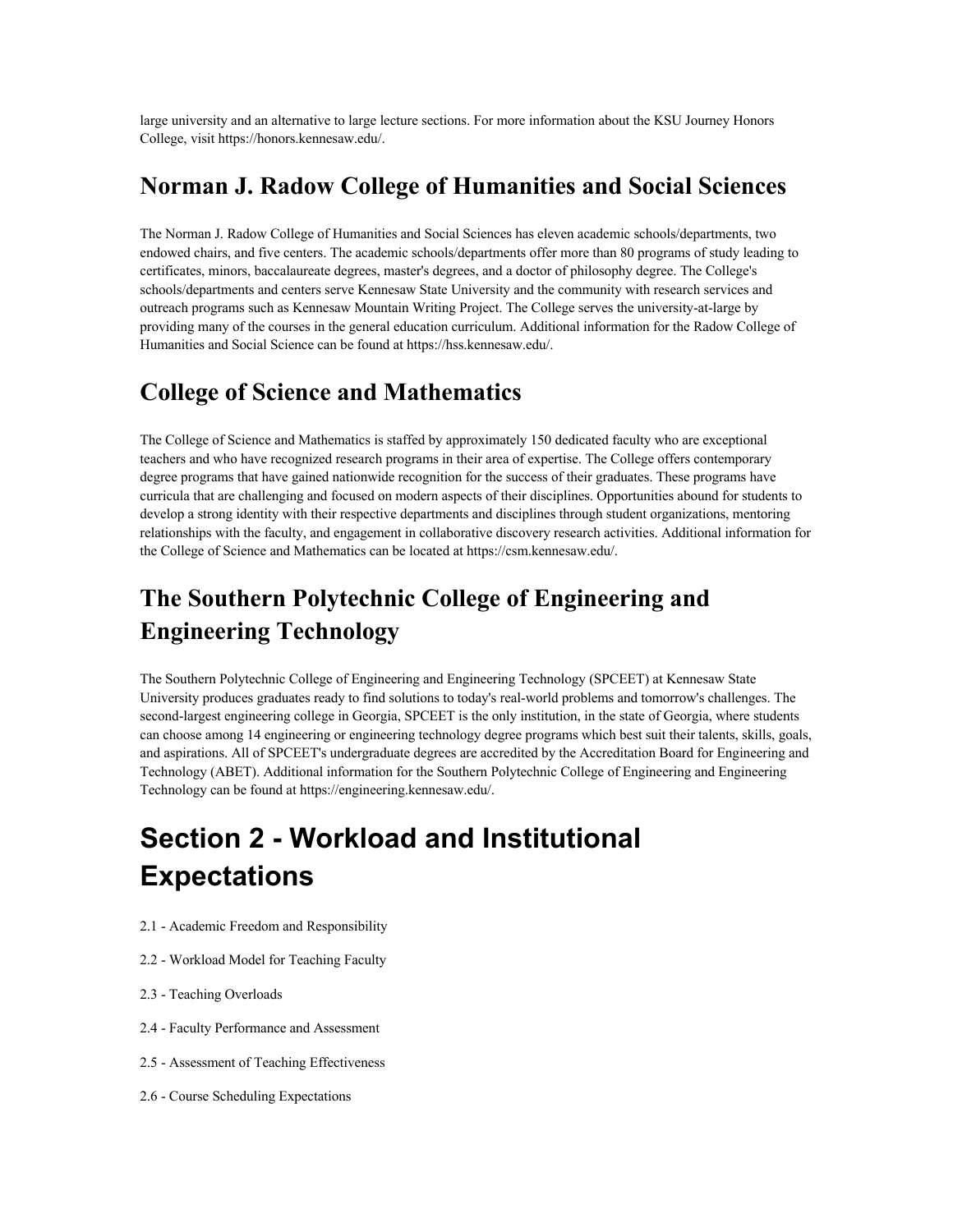large university and an alternative to large lecture sections. For more information about the KSU Journey Honors College, visit https://honors.kennesaw.edu/.

## Norman J. Radow College of Humanities and Social Sciences

The Norman J. Radow College of Humanities and Social Sciences has eleven academic schools/departments, two endowed chairs, and five centers. The academic schools/departments offer more than 80 programs of study leading to certificates, minors, baccalaureate degrees, master's degrees, and a doctor of philosophy degree. The College's schools/departments and centers serve Kennesaw State University and the community with research services and outreach programs such as Kennesaw Mountain Writing Project. The College serves the university-at-large by providing many of the courses in the general education curriculum. Additional information for the Radow College of Humanities and Social Science can be found at https://hss.kennesaw.edu/.

## College of Science and Mathematics

The College of Science and Mathematics is staffed by approximately 150 dedicated faculty who are exceptional teachers and who have recognized research programs in their area of expertise. The College offers contemporary degree programs that have gained nationwide recognition for the success of their graduates. These programs have curricula that are challenging and focused on modern aspects of their disciplines. Opportunities abound for students to develop a strong identity with their respective departments and disciplines through student organizations, mentoring relationships with the faculty, and engagement in collaborative discovery research activities. Additional information for the College of Science and Mathematics can be located at https://csm.kennesaw.edu/.

## The Southern Polytechnic College of Engineering and Engineering Technology

The Southern Polytechnic College of Engineering and Engineering Technology (SPCEET) at Kennesaw State University produces graduates ready to find solutions to today's real-world problems and tomorrow's challenges. The second-largest engineering college in Georgia, SPCEET is the only institution, in the state of Georgia, where students can choose among 14 engineering or engineering technology degree programs which best suit their talents, skills, goals, and aspirations. All of SPCEET's undergraduate degrees are accredited by the Accreditation Board for Engineering and Technology (ABET). Additional information for the Southern Polytechnic College of Engineering and Engineering Technology can be found at https://engineering.kennesaw.edu/.

# Section 2 - Workload and Institutional Expectations

2.1 - Academic Freedom and Responsibility

2.2 - Workload Model for Teaching Faculty

2.3 - Teaching Overloads

2.4 - Faculty Performance and Assessment

2.5 - Assessment of Teaching Effectiveness

2.6 - Course Scheduling Expectations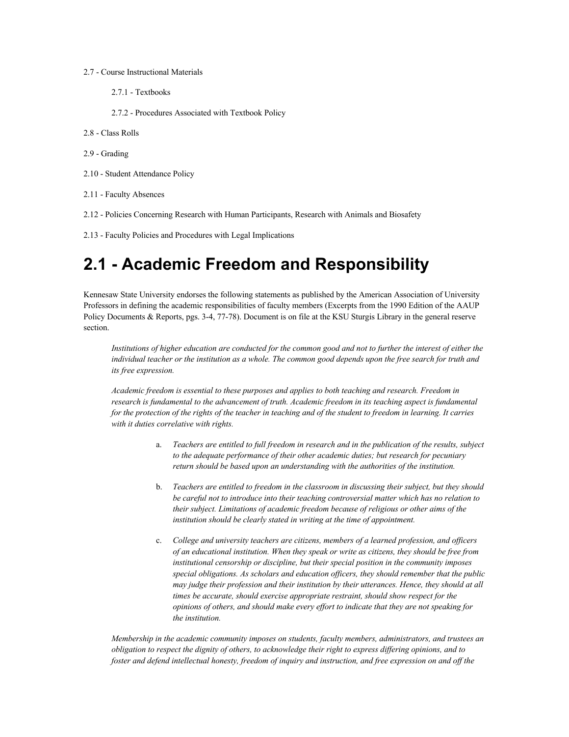2.7 - Course Instructional Materials

2.7.1 - Textbooks

2.7.2 - Procedures Associated with Textbook Policy

2.8 - Class Rolls

2.9 - Grading

2.10 - Student Attendance Policy

2.11 - Faculty Absences

2.12 - Policies Concerning Research with Human Participants, Research with Animals and Biosafety

2.13 - Faculty Policies and Procedures with Legal Implications

# 2.1 - Academic Freedom and Responsibility

Kennesaw State University endorses the following statements as published by the American Association of University Professors in defining the academic responsibilities of faculty members (Excerpts from the 1990 Edition of the AAUP Policy Documents & Reports, pgs. 3-4, 77-78). Document is on file at the KSU Sturgis Library in the general reserve section.

> *Institutions of higher education are conducted for the common good and not to further the interest of either the individual teacher or the institution as a whole. The common good depends upon the free search for truth and its free expression.*
>
> *Academic freedom is essential to these purposes and applies to both teaching and research. Freedom in research is fundamental to the advancement of truth. Academic freedom in its teaching aspect is fundamental for the protection of the rights of the teacher in teaching and of the student to freedom in learning. It carries with it duties correlative with rights.*
>
> a. *Teachers are entitled to full freedom in research and in the publication of the results, subject to the adequate performance of their other academic duties; but research for pecuniary return should be based upon an understanding with the authorities of the institution.*
>
> b. *Teachers are entitled to freedom in the classroom in discussing their subject, but they should be careful not to introduce into their teaching controversial matter which has no relation to their subject. Limitations of academic freedom because of religious or other aims of the institution should be clearly stated in writing at the time of appointment.*
>
> c. *College and university teachers are citizens, members of a learned profession, and officers of an educational institution. When they speak or write as citizens, they should be free from institutional censorship or discipline, but their special position in the community imposes special obligations. As scholars and education officers, they should remember that the public may judge their profession and their institution by their utterances. Hence, they should at all times be accurate, should exercise appropriate restraint, should show respect for the opinions of others, and should make every effort to indicate that they are not speaking for the institution.*
>
> *Membership in the academic community imposes on students, faculty members, administrators, and trustees an obligation to respect the dignity of others, to acknowledge their right to express differing opinions, and to foster and defend intellectual honesty, freedom of inquiry and instruction, and free expression on and off the*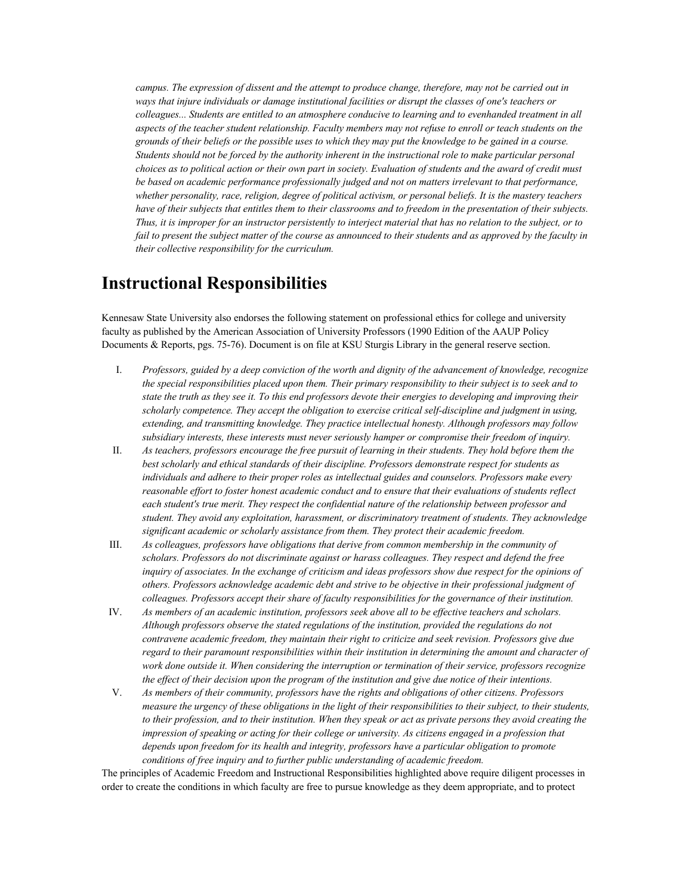*campus. The expression of dissent and the attempt to produce change, therefore, may not be carried out in ways that injure individuals or damage institutional facilities or disrupt the classes of one's teachers or colleagues... Students are entitled to an atmosphere conducive to learning and to evenhanded treatment in all aspects of the teacher student relationship. Faculty members may not refuse to enroll or teach students on the grounds of their beliefs or the possible uses to which they may put the knowledge to be gained in a course. Students should not be forced by the authority inherent in the instructional role to make particular personal choices as to political action or their own part in society. Evaluation of students and the award of credit must be based on academic performance professionally judged and not on matters irrelevant to that performance, whether personality, race, religion, degree of political activism, or personal beliefs. It is the mastery teachers have of their subjects that entitles them to their classrooms and to freedom in the presentation of their subjects. Thus, it is improper for an instructor persistently to interject material that has no relation to the subject, or to fail to present the subject matter of the course as announced to their students and as approved by the faculty in their collective responsibility for the curriculum.*

# Instructional Responsibilities

Kennesaw State University also endorses the following statement on professional ethics for college and university faculty as published by the American Association of University Professors (1990 Edition of the AAUP Policy Documents & Reports, pgs. 75-76). Document is on file at KSU Sturgis Library in the general reserve section.

I. *Professors, guided by a deep conviction of the worth and dignity of the advancement of knowledge, recognize the special responsibilities placed upon them. Their primary responsibility to their subject is to seek and to state the truth as they see it. To this end professors devote their energies to developing and improving their scholarly competence. They accept the obligation to exercise critical self-discipline and judgment in using, extending, and transmitting knowledge. They practice intellectual honesty. Although professors may follow subsidiary interests, these interests must never seriously hamper or compromise their freedom of inquiry.*

II. *As teachers, professors encourage the free pursuit of learning in their students. They hold before them the best scholarly and ethical standards of their discipline. Professors demonstrate respect for students as individuals and adhere to their proper roles as intellectual guides and counselors. Professors make every reasonable effort to foster honest academic conduct and to ensure that their evaluations of students reflect each student's true merit. They respect the confidential nature of the relationship between professor and student. They avoid any exploitation, harassment, or discriminatory treatment of students. They acknowledge significant academic or scholarly assistance from them. They protect their academic freedom.*

III. *As colleagues, professors have obligations that derive from common membership in the community of scholars. Professors do not discriminate against or harass colleagues. They respect and defend the free inquiry of associates. In the exchange of criticism and ideas professors show due respect for the opinions of others. Professors acknowledge academic debt and strive to be objective in their professional judgment of colleagues. Professors accept their share of faculty responsibilities for the governance of their institution.*

IV. *As members of an academic institution, professors seek above all to be effective teachers and scholars. Although professors observe the stated regulations of the institution, provided the regulations do not contravene academic freedom, they maintain their right to criticize and seek revision. Professors give due regard to their paramount responsibilities within their institution in determining the amount and character of work done outside it. When considering the interruption or termination of their service, professors recognize the effect of their decision upon the program of the institution and give due notice of their intentions.*

V. *As members of their community, professors have the rights and obligations of other citizens. Professors measure the urgency of these obligations in the light of their responsibilities to their subject, to their students, to their profession, and to their institution. When they speak or act as private persons they avoid creating the impression of speaking or acting for their college or university. As citizens engaged in a profession that depends upon freedom for its health and integrity, professors have a particular obligation to promote conditions of free inquiry and to further public understanding of academic freedom.*

The principles of Academic Freedom and Instructional Responsibilities highlighted above require diligent processes in order to create the conditions in which faculty are free to pursue knowledge as they deem appropriate, and to protect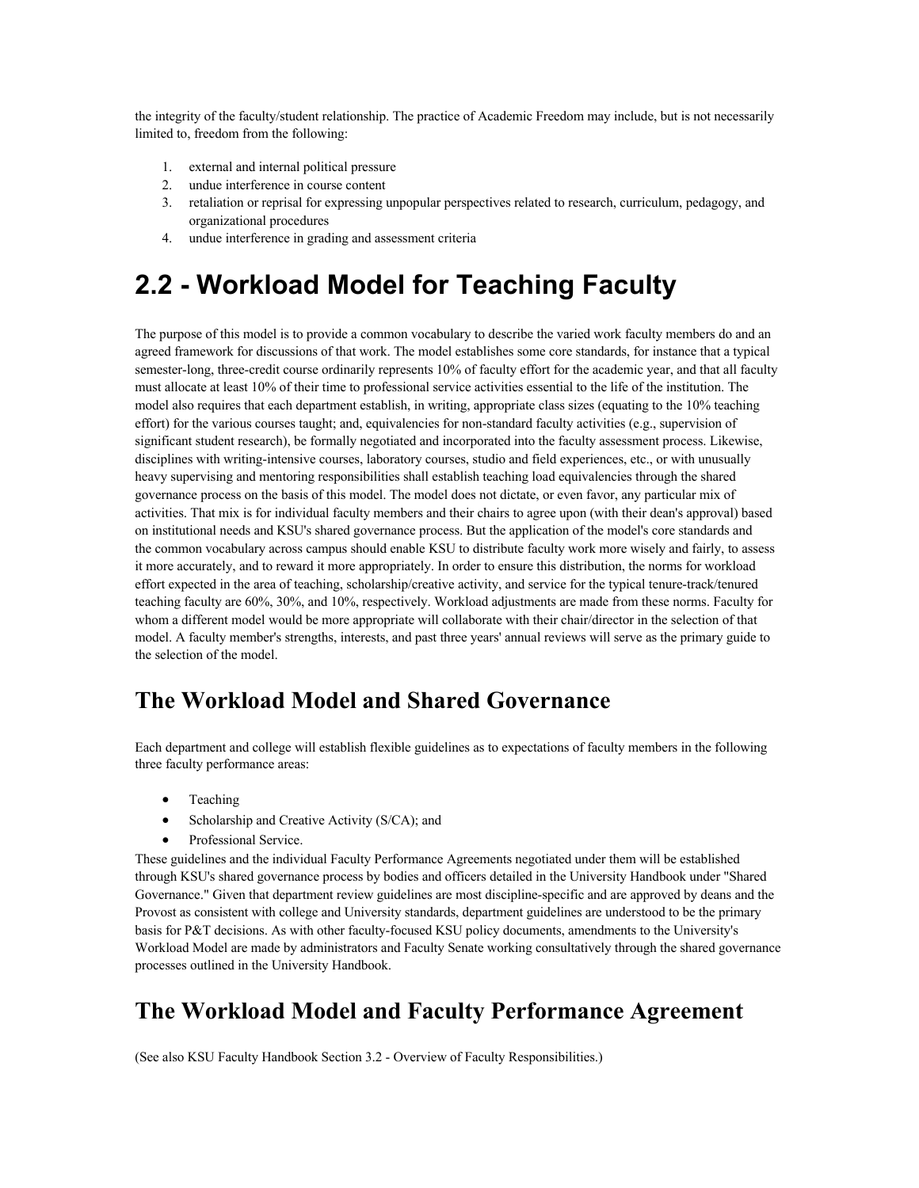the integrity of the faculty/student relationship. The practice of Academic Freedom may include, but is not necessarily limited to, freedom from the following:

1. external and internal political pressure
2. undue interference in course content
3. retaliation or reprisal for expressing unpopular perspectives related to research, curriculum, pedagogy, and organizational procedures
4. undue interference in grading and assessment criteria

# 2.2 - Workload Model for Teaching Faculty

The purpose of this model is to provide a common vocabulary to describe the varied work faculty members do and an agreed framework for discussions of that work. The model establishes some core standards, for instance that a typical semester-long, three-credit course ordinarily represents 10% of faculty effort for the academic year, and that all faculty must allocate at least 10% of their time to professional service activities essential to the life of the institution. The model also requires that each department establish, in writing, appropriate class sizes (equating to the 10% teaching effort) for the various courses taught; and, equivalencies for non-standard faculty activities (e.g., supervision of significant student research), be formally negotiated and incorporated into the faculty assessment process. Likewise, disciplines with writing-intensive courses, laboratory courses, studio and field experiences, etc., or with unusually heavy supervising and mentoring responsibilities shall establish teaching load equivalencies through the shared governance process on the basis of this model. The model does not dictate, or even favor, any particular mix of activities. That mix is for individual faculty members and their chairs to agree upon (with their dean's approval) based on institutional needs and KSU's shared governance process. But the application of the model's core standards and the common vocabulary across campus should enable KSU to distribute faculty work more wisely and fairly, to assess it more accurately, and to reward it more appropriately. In order to ensure this distribution, the norms for workload effort expected in the area of teaching, scholarship/creative activity, and service for the typical tenure-track/tenured teaching faculty are 60%, 30%, and 10%, respectively. Workload adjustments are made from these norms. Faculty for whom a different model would be more appropriate will collaborate with their chair/director in the selection of that model. A faculty member's strengths, interests, and past three years' annual reviews will serve as the primary guide to the selection of the model.

## The Workload Model and Shared Governance

Each department and college will establish flexible guidelines as to expectations of faculty members in the following three faculty performance areas:

- Teaching
- Scholarship and Creative Activity (S/CA); and
- Professional Service.

These guidelines and the individual Faculty Performance Agreements negotiated under them will be established through KSU's shared governance process by bodies and officers detailed in the University Handbook under "Shared Governance." Given that department review guidelines are most discipline-specific and are approved by deans and the Provost as consistent with college and University standards, department guidelines are understood to be the primary basis for P&T decisions. As with other faculty-focused KSU policy documents, amendments to the University's Workload Model are made by administrators and Faculty Senate working consultatively through the shared governance processes outlined in the University Handbook.

## The Workload Model and Faculty Performance Agreement

(See also KSU Faculty Handbook Section 3.2 - Overview of Faculty Responsibilities.)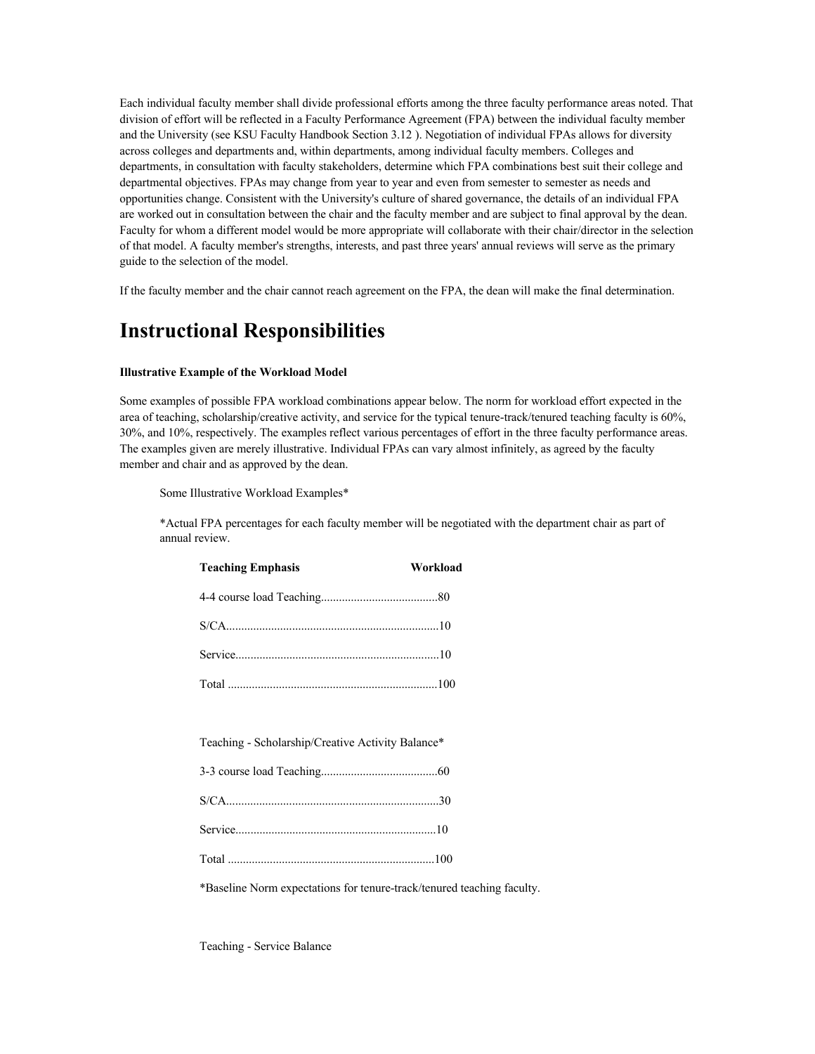Each individual faculty member shall divide professional efforts among the three faculty performance areas noted. That division of effort will be reflected in a Faculty Performance Agreement (FPA) between the individual faculty member and the University (see KSU Faculty Handbook Section 3.12 ). Negotiation of individual FPAs allows for diversity across colleges and departments and, within departments, among individual faculty members. Colleges and departments, in consultation with faculty stakeholders, determine which FPA combinations best suit their college and departmental objectives. FPAs may change from year to year and even from semester to semester as needs and opportunities change. Consistent with the University's culture of shared governance, the details of an individual FPA are worked out in consultation between the chair and the faculty member and are subject to final approval by the dean. Faculty for whom a different model would be more appropriate will collaborate with their chair/director in the selection of that model. A faculty member's strengths, interests, and past three years' annual reviews will serve as the primary guide to the selection of the model.

If the faculty member and the chair cannot reach agreement on the FPA, the dean will make the final determination.

# Instructional Responsibilities

**Illustrative Example of the Workload Model**

Some examples of possible FPA workload combinations appear below. The norm for workload effort expected in the area of teaching, scholarship/creative activity, and service for the typical tenure-track/tenured teaching faculty is 60%, 30%, and 10%, respectively. The examples reflect various percentages of effort in the three faculty performance areas. The examples given are merely illustrative. Individual FPAs can vary almost infinitely, as agreed by the faculty member and chair and as approved by the dean.

Some Illustrative Workload Examples*

*Actual FPA percentages for each faculty member will be negotiated with the department chair as part of annual review.

| **Teaching Emphasis** | **Workload** |
|---|---|
| 4-4 course load Teaching | 80 |
| S/CA | 10 |
| Service | 10 |
| Total | 100 |

Teaching - Scholarship/Creative Activity Balance*

| | |
|---|---|
| 3-3 course load Teaching | 60 |
| S/CA | 30 |
| Service | 10 |
| Total | 100 |

*Baseline Norm expectations for tenure-track/tenured teaching faculty.

Teaching - Service Balance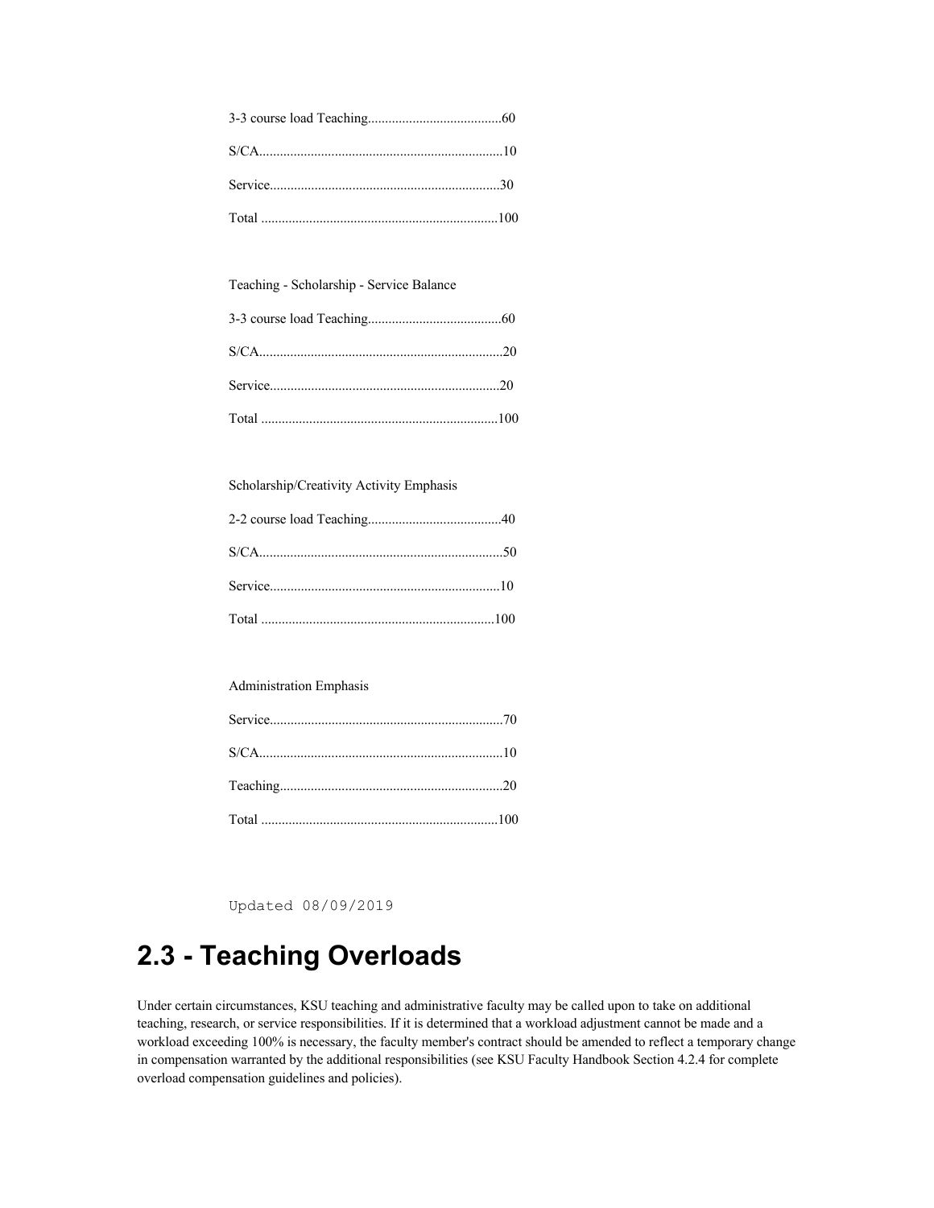3-3 course load Teaching.......................................60

S/CA.......................................................................10

Service...................................................................30

Total .....................................................................100

Teaching - Scholarship - Service Balance

3-3 course load Teaching.......................................60

S/CA.......................................................................20

Service...................................................................20

Total .....................................................................100

Scholarship/Creativity Activity Emphasis

2-2 course load Teaching.......................................40

S/CA.......................................................................50

Service...................................................................10

Total ....................................................................100

Administration Emphasis

Service....................................................................70

S/CA.......................................................................10

Teaching.................................................................20

Total .....................................................................100

Updated 08/09/2019

## 2.3 - Teaching Overloads

Under certain circumstances, KSU teaching and administrative faculty may be called upon to take on additional teaching, research, or service responsibilities. If it is determined that a workload adjustment cannot be made and a workload exceeding 100% is necessary, the faculty member's contract should be amended to reflect a temporary change in compensation warranted by the additional responsibilities (see KSU Faculty Handbook Section 4.2.4 for complete overload compensation guidelines and policies).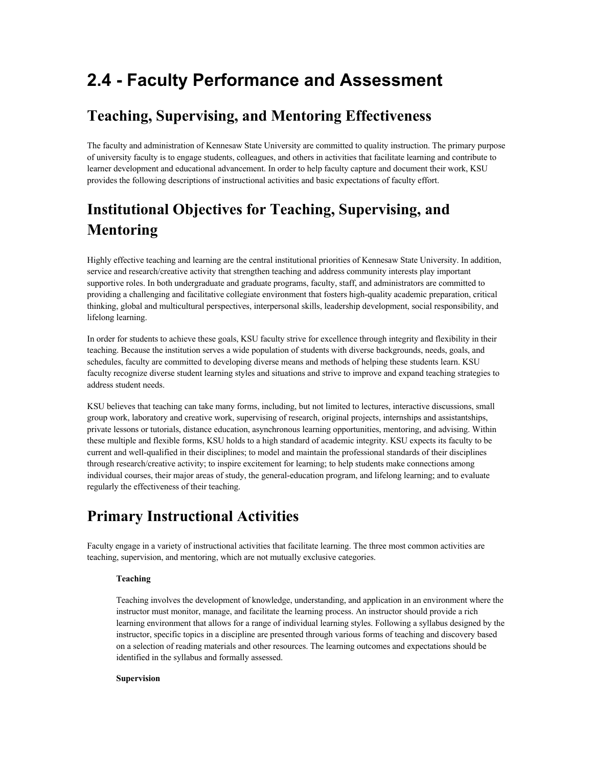# 2.4 - Faculty Performance and Assessment

## Teaching, Supervising, and Mentoring Effectiveness

The faculty and administration of Kennesaw State University are committed to quality instruction. The primary purpose of university faculty is to engage students, colleagues, and others in activities that facilitate learning and contribute to learner development and educational advancement. In order to help faculty capture and document their work, KSU provides the following descriptions of instructional activities and basic expectations of faculty effort.

## Institutional Objectives for Teaching, Supervising, and Mentoring

Highly effective teaching and learning are the central institutional priorities of Kennesaw State University. In addition, service and research/creative activity that strengthen teaching and address community interests play important supportive roles. In both undergraduate and graduate programs, faculty, staff, and administrators are committed to providing a challenging and facilitative collegiate environment that fosters high-quality academic preparation, critical thinking, global and multicultural perspectives, interpersonal skills, leadership development, social responsibility, and lifelong learning.

In order for students to achieve these goals, KSU faculty strive for excellence through integrity and flexibility in their teaching. Because the institution serves a wide population of students with diverse backgrounds, needs, goals, and schedules, faculty are committed to developing diverse means and methods of helping these students learn. KSU faculty recognize diverse student learning styles and situations and strive to improve and expand teaching strategies to address student needs.

KSU believes that teaching can take many forms, including, but not limited to lectures, interactive discussions, small group work, laboratory and creative work, supervising of research, original projects, internships and assistantships, private lessons or tutorials, distance education, asynchronous learning opportunities, mentoring, and advising. Within these multiple and flexible forms, KSU holds to a high standard of academic integrity. KSU expects its faculty to be current and well-qualified in their disciplines; to model and maintain the professional standards of their disciplines through research/creative activity; to inspire excitement for learning; to help students make connections among individual courses, their major areas of study, the general-education program, and lifelong learning; and to evaluate regularly the effectiveness of their teaching.

## Primary Instructional Activities

Faculty engage in a variety of instructional activities that facilitate learning. The three most common activities are teaching, supervision, and mentoring, which are not mutually exclusive categories.

**Teaching**

Teaching involves the development of knowledge, understanding, and application in an environment where the instructor must monitor, manage, and facilitate the learning process. An instructor should provide a rich learning environment that allows for a range of individual learning styles. Following a syllabus designed by the instructor, specific topics in a discipline are presented through various forms of teaching and discovery based on a selection of reading materials and other resources. The learning outcomes and expectations should be identified in the syllabus and formally assessed.

**Supervision**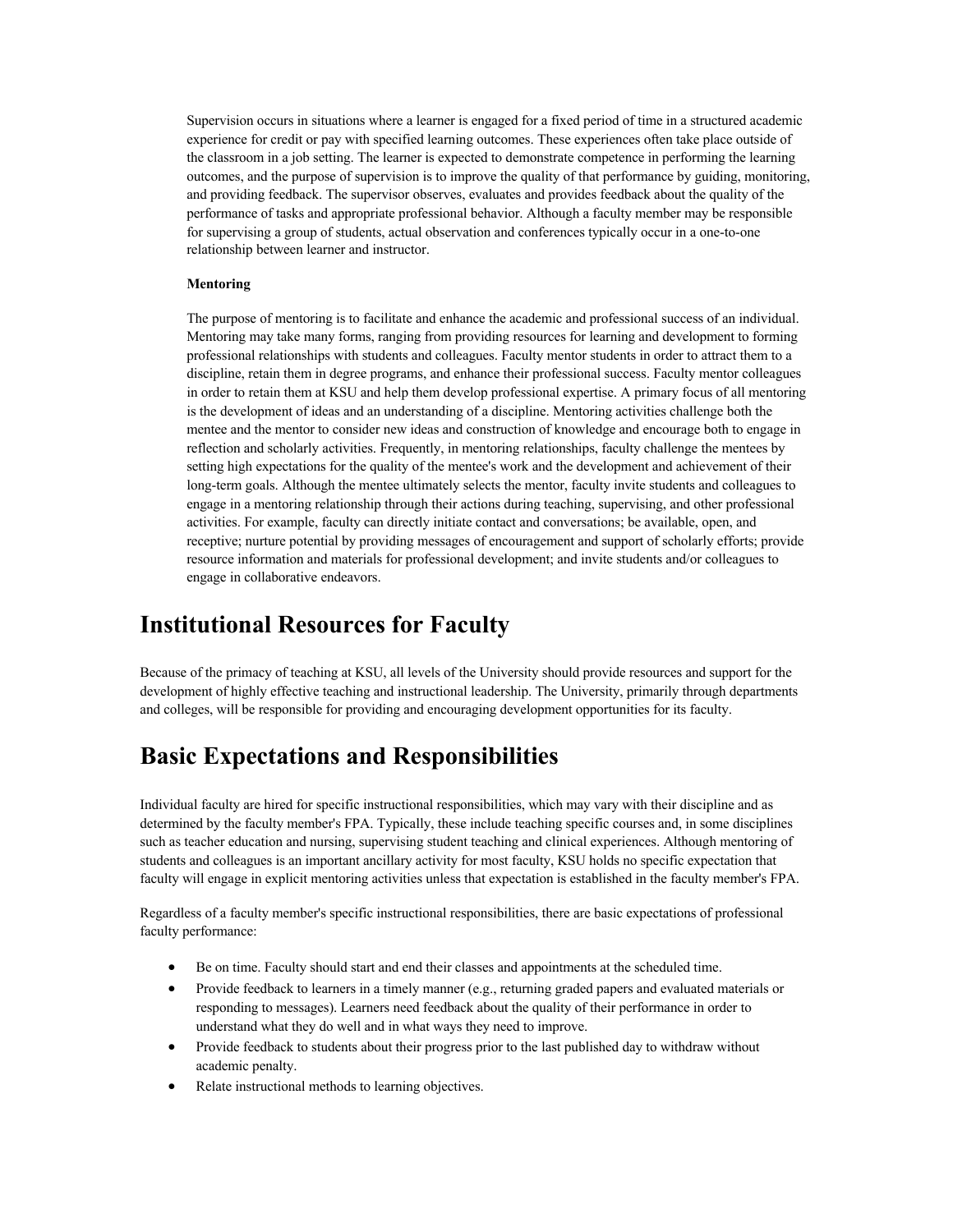Supervision occurs in situations where a learner is engaged for a fixed period of time in a structured academic experience for credit or pay with specified learning outcomes. These experiences often take place outside of the classroom in a job setting. The learner is expected to demonstrate competence in performing the learning outcomes, and the purpose of supervision is to improve the quality of that performance by guiding, monitoring, and providing feedback. The supervisor observes, evaluates and provides feedback about the quality of the performance of tasks and appropriate professional behavior. Although a faculty member may be responsible for supervising a group of students, actual observation and conferences typically occur in a one-to-one relationship between learner and instructor.

**Mentoring**

The purpose of mentoring is to facilitate and enhance the academic and professional success of an individual. Mentoring may take many forms, ranging from providing resources for learning and development to forming professional relationships with students and colleagues. Faculty mentor students in order to attract them to a discipline, retain them in degree programs, and enhance their professional success. Faculty mentor colleagues in order to retain them at KSU and help them develop professional expertise. A primary focus of all mentoring is the development of ideas and an understanding of a discipline. Mentoring activities challenge both the mentee and the mentor to consider new ideas and construction of knowledge and encourage both to engage in reflection and scholarly activities. Frequently, in mentoring relationships, faculty challenge the mentees by setting high expectations for the quality of the mentee's work and the development and achievement of their long-term goals. Although the mentee ultimately selects the mentor, faculty invite students and colleagues to engage in a mentoring relationship through their actions during teaching, supervising, and other professional activities. For example, faculty can directly initiate contact and conversations; be available, open, and receptive; nurture potential by providing messages of encouragement and support of scholarly efforts; provide resource information and materials for professional development; and invite students and/or colleagues to engage in collaborative endeavors.

# Institutional Resources for Faculty

Because of the primacy of teaching at KSU, all levels of the University should provide resources and support for the development of highly effective teaching and instructional leadership. The University, primarily through departments and colleges, will be responsible for providing and encouraging development opportunities for its faculty.

# Basic Expectations and Responsibilities

Individual faculty are hired for specific instructional responsibilities, which may vary with their discipline and as determined by the faculty member's FPA. Typically, these include teaching specific courses and, in some disciplines such as teacher education and nursing, supervising student teaching and clinical experiences. Although mentoring of students and colleagues is an important ancillary activity for most faculty, KSU holds no specific expectation that faculty will engage in explicit mentoring activities unless that expectation is established in the faculty member's FPA.

Regardless of a faculty member's specific instructional responsibilities, there are basic expectations of professional faculty performance:

- Be on time. Faculty should start and end their classes and appointments at the scheduled time.
- Provide feedback to learners in a timely manner (e.g., returning graded papers and evaluated materials or responding to messages). Learners need feedback about the quality of their performance in order to understand what they do well and in what ways they need to improve.
- Provide feedback to students about their progress prior to the last published day to withdraw without academic penalty.
- Relate instructional methods to learning objectives.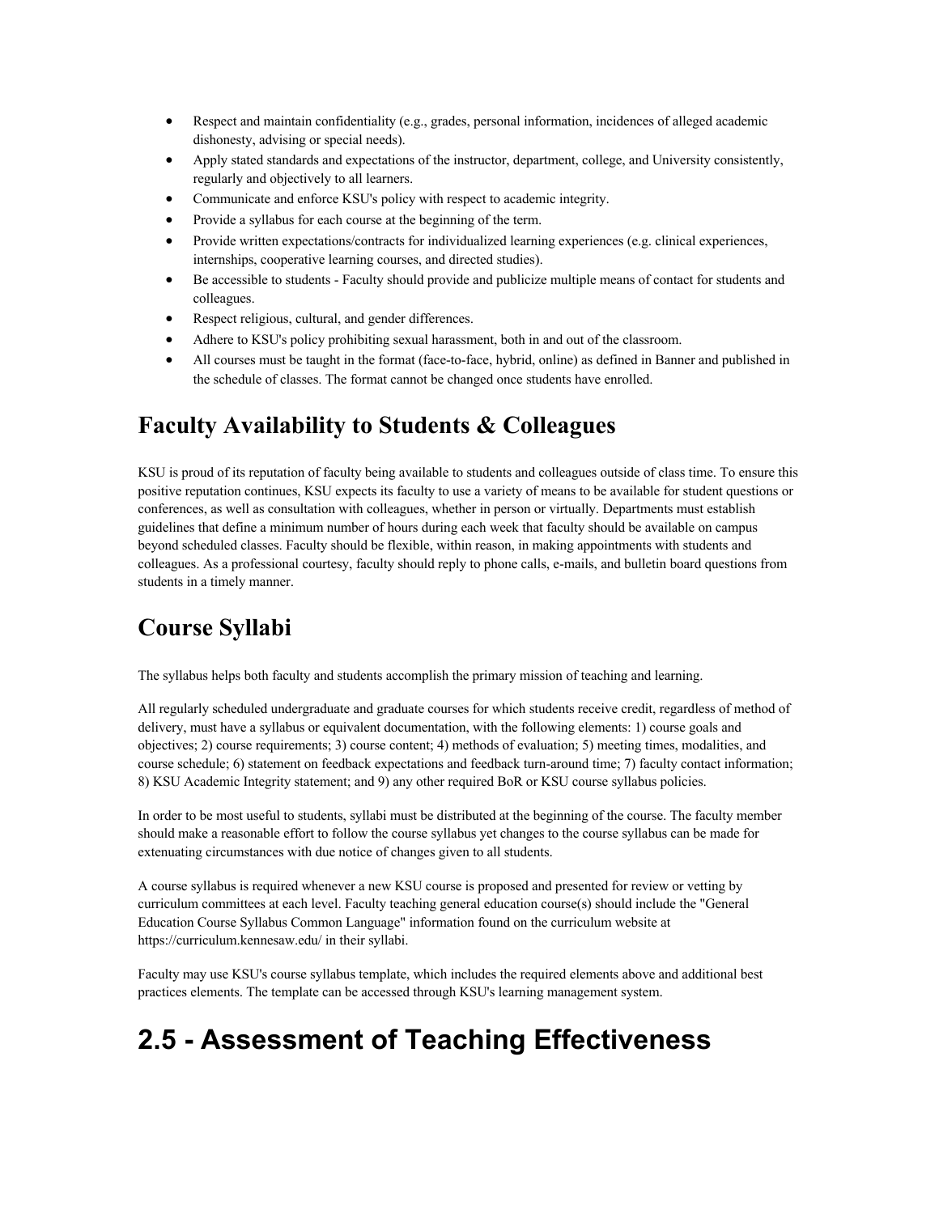- Respect and maintain confidentiality (e.g., grades, personal information, incidences of alleged academic dishonesty, advising or special needs).
- Apply stated standards and expectations of the instructor, department, college, and University consistently, regularly and objectively to all learners.
- Communicate and enforce KSU's policy with respect to academic integrity.
- Provide a syllabus for each course at the beginning of the term.
- Provide written expectations/contracts for individualized learning experiences (e.g. clinical experiences, internships, cooperative learning courses, and directed studies).
- Be accessible to students - Faculty should provide and publicize multiple means of contact for students and colleagues.
- Respect religious, cultural, and gender differences.
- Adhere to KSU's policy prohibiting sexual harassment, both in and out of the classroom.
- All courses must be taught in the format (face-to-face, hybrid, online) as defined in Banner and published in the schedule of classes. The format cannot be changed once students have enrolled.

## Faculty Availability to Students & Colleagues

KSU is proud of its reputation of faculty being available to students and colleagues outside of class time. To ensure this positive reputation continues, KSU expects its faculty to use a variety of means to be available for student questions or conferences, as well as consultation with colleagues, whether in person or virtually. Departments must establish guidelines that define a minimum number of hours during each week that faculty should be available on campus beyond scheduled classes. Faculty should be flexible, within reason, in making appointments with students and colleagues. As a professional courtesy, faculty should reply to phone calls, e-mails, and bulletin board questions from students in a timely manner.

## Course Syllabi

The syllabus helps both faculty and students accomplish the primary mission of teaching and learning.

All regularly scheduled undergraduate and graduate courses for which students receive credit, regardless of method of delivery, must have a syllabus or equivalent documentation, with the following elements: 1) course goals and objectives; 2) course requirements; 3) course content; 4) methods of evaluation; 5) meeting times, modalities, and course schedule; 6) statement on feedback expectations and feedback turn-around time; 7) faculty contact information; 8) KSU Academic Integrity statement; and 9) any other required BoR or KSU course syllabus policies.

In order to be most useful to students, syllabi must be distributed at the beginning of the course. The faculty member should make a reasonable effort to follow the course syllabus yet changes to the course syllabus can be made for extenuating circumstances with due notice of changes given to all students.

A course syllabus is required whenever a new KSU course is proposed and presented for review or vetting by curriculum committees at each level. Faculty teaching general education course(s) should include the "General Education Course Syllabus Common Language" information found on the curriculum website at https://curriculum.kennesaw.edu/ in their syllabi.

Faculty may use KSU's course syllabus template, which includes the required elements above and additional best practices elements. The template can be accessed through KSU's learning management system.

# 2.5 - Assessment of Teaching Effectiveness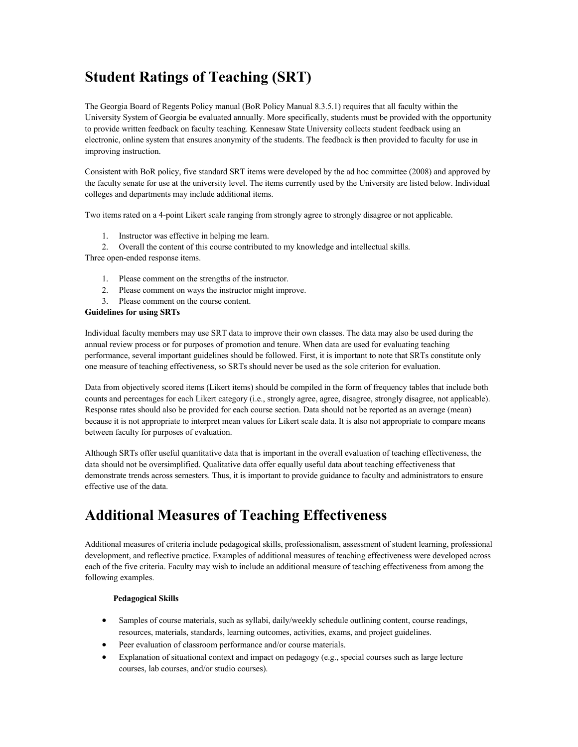# Student Ratings of Teaching (SRT)

The Georgia Board of Regents Policy manual (BoR Policy Manual 8.3.5.1) requires that all faculty within the University System of Georgia be evaluated annually. More specifically, students must be provided with the opportunity to provide written feedback on faculty teaching. Kennesaw State University collects student feedback using an electronic, online system that ensures anonymity of the students. The feedback is then provided to faculty for use in improving instruction.

Consistent with BoR policy, five standard SRT items were developed by the ad hoc committee (2008) and approved by the faculty senate for use at the university level. The items currently used by the University are listed below. Individual colleges and departments may include additional items.

Two items rated on a 4-point Likert scale ranging from strongly agree to strongly disagree or not applicable.

1. Instructor was effective in helping me learn.
2. Overall the content of this course contributed to my knowledge and intellectual skills.

Three open-ended response items.

1. Please comment on the strengths of the instructor.
2. Please comment on ways the instructor might improve.
3. Please comment on the course content.

**Guidelines for using SRTs**

Individual faculty members may use SRT data to improve their own classes. The data may also be used during the annual review process or for purposes of promotion and tenure. When data are used for evaluating teaching performance, several important guidelines should be followed. First, it is important to note that SRTs constitute only one measure of teaching effectiveness, so SRTs should never be used as the sole criterion for evaluation.

Data from objectively scored items (Likert items) should be compiled in the form of frequency tables that include both counts and percentages for each Likert category (i.e., strongly agree, agree, disagree, strongly disagree, not applicable). Response rates should also be provided for each course section. Data should not be reported as an average (mean) because it is not appropriate to interpret mean values for Likert scale data. It is also not appropriate to compare means between faculty for purposes of evaluation.

Although SRTs offer useful quantitative data that is important in the overall evaluation of teaching effectiveness, the data should not be oversimplified. Qualitative data offer equally useful data about teaching effectiveness that demonstrate trends across semesters. Thus, it is important to provide guidance to faculty and administrators to ensure effective use of the data.

# Additional Measures of Teaching Effectiveness

Additional measures of criteria include pedagogical skills, professionalism, assessment of student learning, professional development, and reflective practice. Examples of additional measures of teaching effectiveness were developed across each of the five criteria. Faculty may wish to include an additional measure of teaching effectiveness from among the following examples.

**Pedagogical Skills**

- Samples of course materials, such as syllabi, daily/weekly schedule outlining content, course readings, resources, materials, standards, learning outcomes, activities, exams, and project guidelines.
- Peer evaluation of classroom performance and/or course materials.
- Explanation of situational context and impact on pedagogy (e.g., special courses such as large lecture courses, lab courses, and/or studio courses).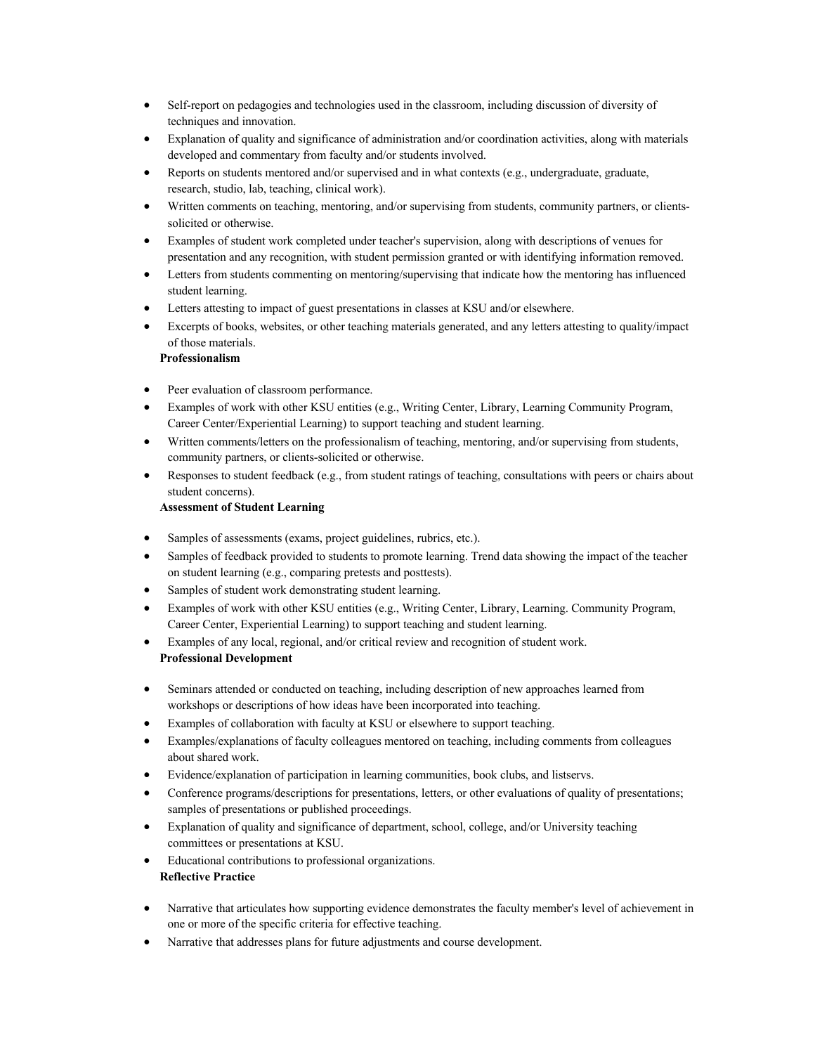- Self-report on pedagogies and technologies used in the classroom, including discussion of diversity of techniques and innovation.
- Explanation of quality and significance of administration and/or coordination activities, along with materials developed and commentary from faculty and/or students involved.
- Reports on students mentored and/or supervised and in what contexts (e.g., undergraduate, graduate, research, studio, lab, teaching, clinical work).
- Written comments on teaching, mentoring, and/or supervising from students, community partners, or clients-solicited or otherwise.
- Examples of student work completed under teacher's supervision, along with descriptions of venues for presentation and any recognition, with student permission granted or with identifying information removed.
- Letters from students commenting on mentoring/supervising that indicate how the mentoring has influenced student learning.
- Letters attesting to impact of guest presentations in classes at KSU and/or elsewhere.
- Excerpts of books, websites, or other teaching materials generated, and any letters attesting to quality/impact of those materials.

**Professionalism**

- Peer evaluation of classroom performance.
- Examples of work with other KSU entities (e.g., Writing Center, Library, Learning Community Program, Career Center/Experiential Learning) to support teaching and student learning.
- Written comments/letters on the professionalism of teaching, mentoring, and/or supervising from students, community partners, or clients-solicited or otherwise.
- Responses to student feedback (e.g., from student ratings of teaching, consultations with peers or chairs about student concerns).

**Assessment of Student Learning**

- Samples of assessments (exams, project guidelines, rubrics, etc.).
- Samples of feedback provided to students to promote learning. Trend data showing the impact of the teacher on student learning (e.g., comparing pretests and posttests).
- Samples of student work demonstrating student learning.
- Examples of work with other KSU entities (e.g., Writing Center, Library, Learning. Community Program, Career Center, Experiential Learning) to support teaching and student learning.
- Examples of any local, regional, and/or critical review and recognition of student work.

**Professional Development**

- Seminars attended or conducted on teaching, including description of new approaches learned from workshops or descriptions of how ideas have been incorporated into teaching.
- Examples of collaboration with faculty at KSU or elsewhere to support teaching.
- Examples/explanations of faculty colleagues mentored on teaching, including comments from colleagues about shared work.
- Evidence/explanation of participation in learning communities, book clubs, and listservs.
- Conference programs/descriptions for presentations, letters, or other evaluations of quality of presentations; samples of presentations or published proceedings.
- Explanation of quality and significance of department, school, college, and/or University teaching committees or presentations at KSU.
- Educational contributions to professional organizations.

**Reflective Practice**

- Narrative that articulates how supporting evidence demonstrates the faculty member's level of achievement in one or more of the specific criteria for effective teaching.
- Narrative that addresses plans for future adjustments and course development.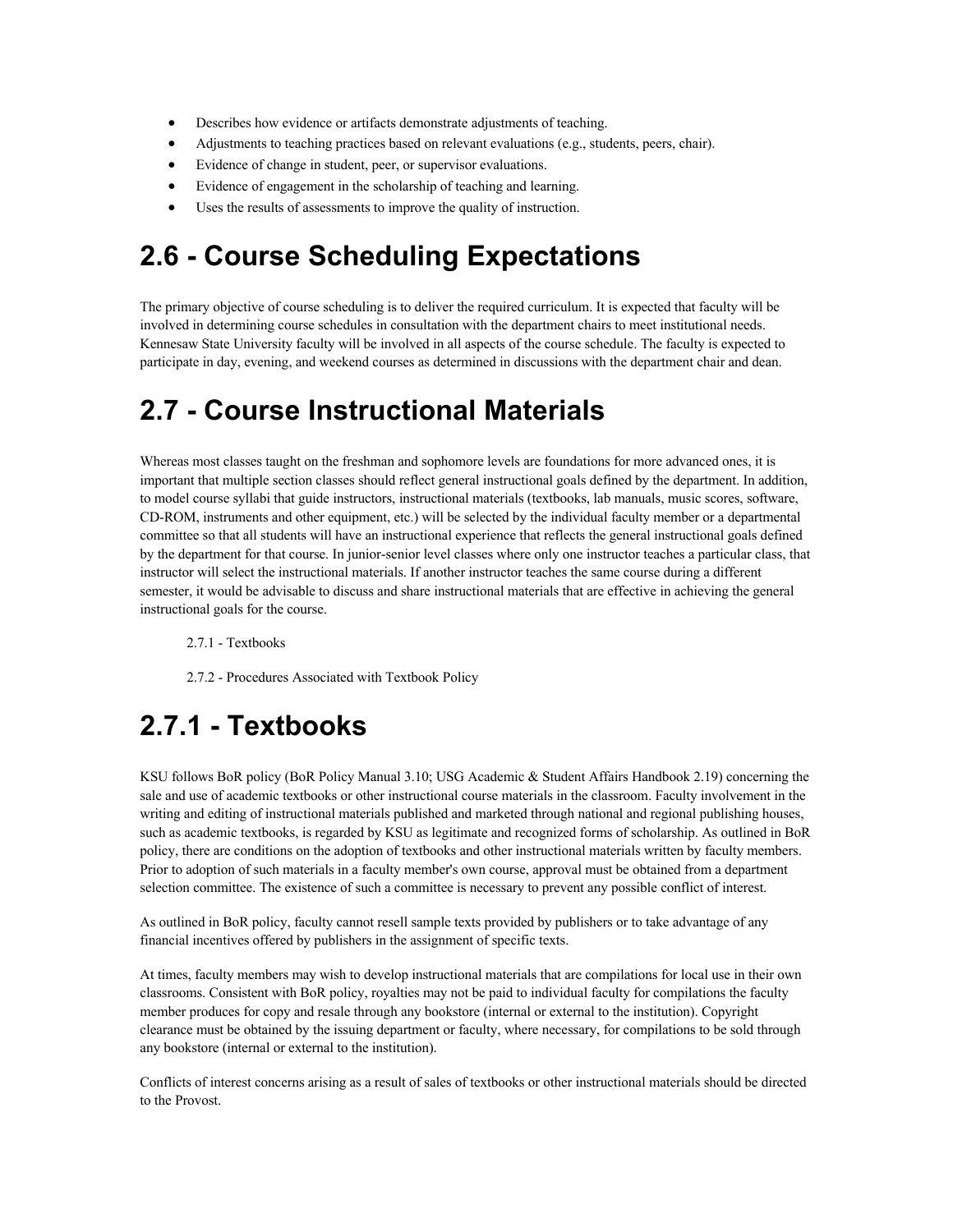- Describes how evidence or artifacts demonstrate adjustments of teaching.
- Adjustments to teaching practices based on relevant evaluations (e.g., students, peers, chair).
- Evidence of change in student, peer, or supervisor evaluations.
- Evidence of engagement in the scholarship of teaching and learning.
- Uses the results of assessments to improve the quality of instruction.

# 2.6 - Course Scheduling Expectations

The primary objective of course scheduling is to deliver the required curriculum. It is expected that faculty will be involved in determining course schedules in consultation with the department chairs to meet institutional needs. Kennesaw State University faculty will be involved in all aspects of the course schedule. The faculty is expected to participate in day, evening, and weekend courses as determined in discussions with the department chair and dean.

# 2.7 - Course Instructional Materials

Whereas most classes taught on the freshman and sophomore levels are foundations for more advanced ones, it is important that multiple section classes should reflect general instructional goals defined by the department. In addition, to model course syllabi that guide instructors, instructional materials (textbooks, lab manuals, music scores, software, CD-ROM, instruments and other equipment, etc.) will be selected by the individual faculty member or a departmental committee so that all students will have an instructional experience that reflects the general instructional goals defined by the department for that course. In junior-senior level classes where only one instructor teaches a particular class, that instructor will select the instructional materials. If another instructor teaches the same course during a different semester, it would be advisable to discuss and share instructional materials that are effective in achieving the general instructional goals for the course.

2.7.1 - Textbooks

2.7.2 - Procedures Associated with Textbook Policy

# 2.7.1 - Textbooks

KSU follows BoR policy (BoR Policy Manual 3.10; USG Academic & Student Affairs Handbook 2.19) concerning the sale and use of academic textbooks or other instructional course materials in the classroom. Faculty involvement in the writing and editing of instructional materials published and marketed through national and regional publishing houses, such as academic textbooks, is regarded by KSU as legitimate and recognized forms of scholarship. As outlined in BoR policy, there are conditions on the adoption of textbooks and other instructional materials written by faculty members. Prior to adoption of such materials in a faculty member's own course, approval must be obtained from a department selection committee. The existence of such a committee is necessary to prevent any possible conflict of interest.

As outlined in BoR policy, faculty cannot resell sample texts provided by publishers or to take advantage of any financial incentives offered by publishers in the assignment of specific texts.

At times, faculty members may wish to develop instructional materials that are compilations for local use in their own classrooms. Consistent with BoR policy, royalties may not be paid to individual faculty for compilations the faculty member produces for copy and resale through any bookstore (internal or external to the institution). Copyright clearance must be obtained by the issuing department or faculty, where necessary, for compilations to be sold through any bookstore (internal or external to the institution).

Conflicts of interest concerns arising as a result of sales of textbooks or other instructional materials should be directed to the Provost.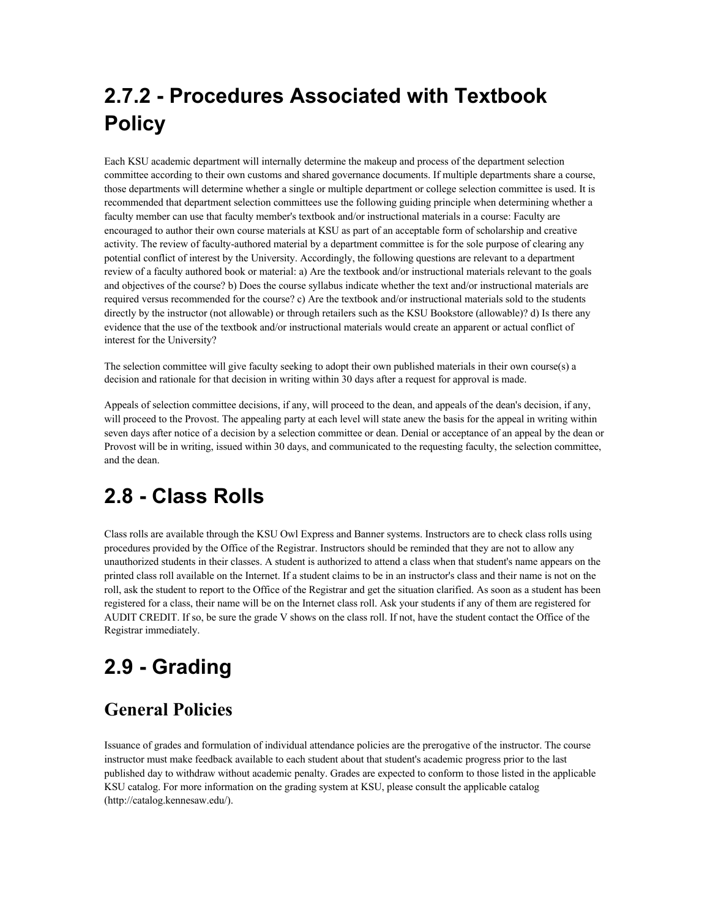# 2.7.2 - Procedures Associated with Textbook Policy

Each KSU academic department will internally determine the makeup and process of the department selection committee according to their own customs and shared governance documents. If multiple departments share a course, those departments will determine whether a single or multiple department or college selection committee is used. It is recommended that department selection committees use the following guiding principle when determining whether a faculty member can use that faculty member's textbook and/or instructional materials in a course: Faculty are encouraged to author their own course materials at KSU as part of an acceptable form of scholarship and creative activity. The review of faculty-authored material by a department committee is for the sole purpose of clearing any potential conflict of interest by the University. Accordingly, the following questions are relevant to a department review of a faculty authored book or material: a) Are the textbook and/or instructional materials relevant to the goals and objectives of the course? b) Does the course syllabus indicate whether the text and/or instructional materials are required versus recommended for the course? c) Are the textbook and/or instructional materials sold to the students directly by the instructor (not allowable) or through retailers such as the KSU Bookstore (allowable)? d) Is there any evidence that the use of the textbook and/or instructional materials would create an apparent or actual conflict of interest for the University?

The selection committee will give faculty seeking to adopt their own published materials in their own course(s) a decision and rationale for that decision in writing within 30 days after a request for approval is made.

Appeals of selection committee decisions, if any, will proceed to the dean, and appeals of the dean's decision, if any, will proceed to the Provost. The appealing party at each level will state anew the basis for the appeal in writing within seven days after notice of a decision by a selection committee or dean. Denial or acceptance of an appeal by the dean or Provost will be in writing, issued within 30 days, and communicated to the requesting faculty, the selection committee, and the dean.

# 2.8 - Class Rolls

Class rolls are available through the KSU Owl Express and Banner systems. Instructors are to check class rolls using procedures provided by the Office of the Registrar. Instructors should be reminded that they are not to allow any unauthorized students in their classes. A student is authorized to attend a class when that student's name appears on the printed class roll available on the Internet. If a student claims to be in an instructor's class and their name is not on the roll, ask the student to report to the Office of the Registrar and get the situation clarified. As soon as a student has been registered for a class, their name will be on the Internet class roll. Ask your students if any of them are registered for AUDIT CREDIT. If so, be sure the grade V shows on the class roll. If not, have the student contact the Office of the Registrar immediately.

# 2.9 - Grading

## General Policies

Issuance of grades and formulation of individual attendance policies are the prerogative of the instructor. The course instructor must make feedback available to each student about that student's academic progress prior to the last published day to withdraw without academic penalty. Grades are expected to conform to those listed in the applicable KSU catalog. For more information on the grading system at KSU, please consult the applicable catalog (http://catalog.kennesaw.edu/).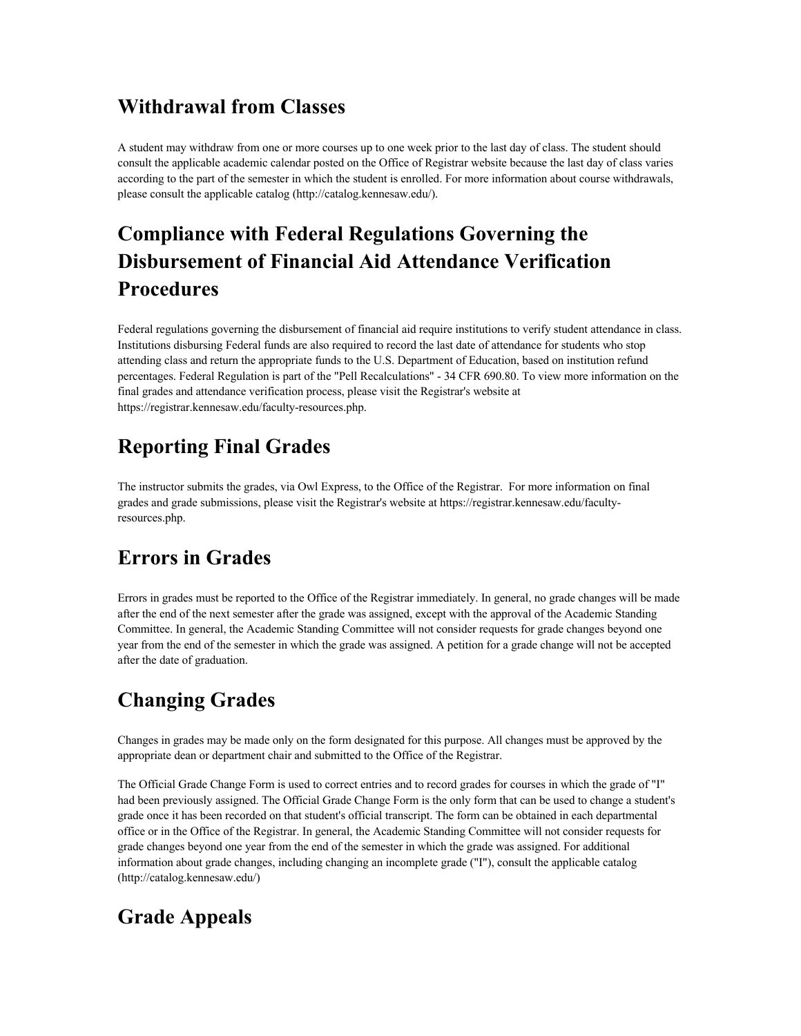## Withdrawal from Classes

A student may withdraw from one or more courses up to one week prior to the last day of class. The student should consult the applicable academic calendar posted on the Office of Registrar website because the last day of class varies according to the part of the semester in which the student is enrolled. For more information about course withdrawals, please consult the applicable catalog (http://catalog.kennesaw.edu/).

## Compliance with Federal Regulations Governing the Disbursement of Financial Aid Attendance Verification Procedures

Federal regulations governing the disbursement of financial aid require institutions to verify student attendance in class. Institutions disbursing Federal funds are also required to record the last date of attendance for students who stop attending class and return the appropriate funds to the U.S. Department of Education, based on institution refund percentages. Federal Regulation is part of the "Pell Recalculations" - 34 CFR 690.80. To view more information on the final grades and attendance verification process, please visit the Registrar's website at https://registrar.kennesaw.edu/faculty-resources.php.

## Reporting Final Grades

The instructor submits the grades, via Owl Express, to the Office of the Registrar. For more information on final grades and grade submissions, please visit the Registrar's website at https://registrar.kennesaw.edu/faculty-resources.php.

## Errors in Grades

Errors in grades must be reported to the Office of the Registrar immediately. In general, no grade changes will be made after the end of the next semester after the grade was assigned, except with the approval of the Academic Standing Committee. In general, the Academic Standing Committee will not consider requests for grade changes beyond one year from the end of the semester in which the grade was assigned. A petition for a grade change will not be accepted after the date of graduation.

## Changing Grades

Changes in grades may be made only on the form designated for this purpose. All changes must be approved by the appropriate dean or department chair and submitted to the Office of the Registrar.

The Official Grade Change Form is used to correct entries and to record grades for courses in which the grade of "I" had been previously assigned. The Official Grade Change Form is the only form that can be used to change a student's grade once it has been recorded on that student's official transcript. The form can be obtained in each departmental office or in the Office of the Registrar. In general, the Academic Standing Committee will not consider requests for grade changes beyond one year from the end of the semester in which the grade was assigned. For additional information about grade changes, including changing an incomplete grade ("I"), consult the applicable catalog (http://catalog.kennesaw.edu/)

## Grade Appeals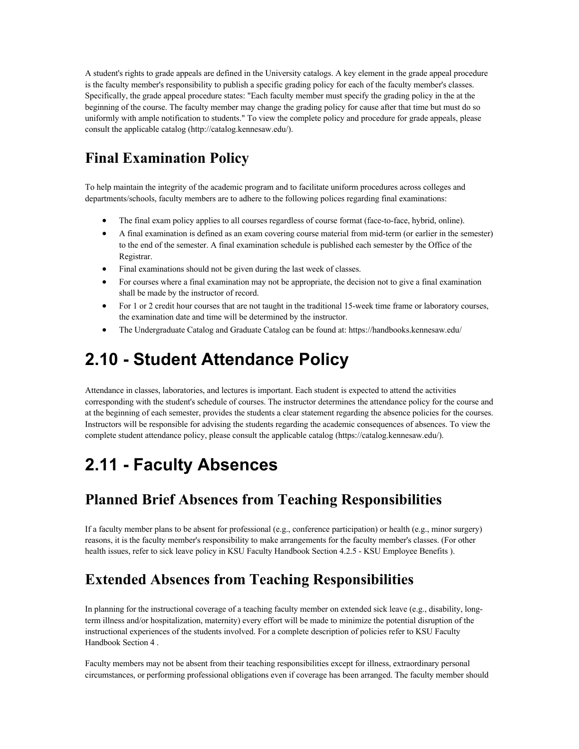A student's rights to grade appeals are defined in the University catalogs. A key element in the grade appeal procedure is the faculty member's responsibility to publish a specific grading policy for each of the faculty member's classes. Specifically, the grade appeal procedure states: "Each faculty member must specify the grading policy in the at the beginning of the course. The faculty member may change the grading policy for cause after that time but must do so uniformly with ample notification to students." To view the complete policy and procedure for grade appeals, please consult the applicable catalog (http://catalog.kennesaw.edu/).

## Final Examination Policy

To help maintain the integrity of the academic program and to facilitate uniform procedures across colleges and departments/schools, faculty members are to adhere to the following polices regarding final examinations:

- The final exam policy applies to all courses regardless of course format (face-to-face, hybrid, online).
- A final examination is defined as an exam covering course material from mid-term (or earlier in the semester) to the end of the semester. A final examination schedule is published each semester by the Office of the Registrar.
- Final examinations should not be given during the last week of classes.
- For courses where a final examination may not be appropriate, the decision not to give a final examination shall be made by the instructor of record.
- For 1 or 2 credit hour courses that are not taught in the traditional 15-week time frame or laboratory courses, the examination date and time will be determined by the instructor.
- The Undergraduate Catalog and Graduate Catalog can be found at: https://handbooks.kennesaw.edu/

# 2.10 - Student Attendance Policy

Attendance in classes, laboratories, and lectures is important. Each student is expected to attend the activities corresponding with the student's schedule of courses. The instructor determines the attendance policy for the course and at the beginning of each semester, provides the students a clear statement regarding the absence policies for the courses. Instructors will be responsible for advising the students regarding the academic consequences of absences. To view the complete student attendance policy, please consult the applicable catalog (https://catalog.kennesaw.edu/).

# 2.11 - Faculty Absences

## Planned Brief Absences from Teaching Responsibilities

If a faculty member plans to be absent for professional (e.g., conference participation) or health (e.g., minor surgery) reasons, it is the faculty member's responsibility to make arrangements for the faculty member's classes. (For other health issues, refer to sick leave policy in KSU Faculty Handbook Section 4.2.5 - KSU Employee Benefits ).

## Extended Absences from Teaching Responsibilities

In planning for the instructional coverage of a teaching faculty member on extended sick leave (e.g., disability, long-term illness and/or hospitalization, maternity) every effort will be made to minimize the potential disruption of the instructional experiences of the students involved. For a complete description of policies refer to KSU Faculty Handbook Section 4 .

Faculty members may not be absent from their teaching responsibilities except for illness, extraordinary personal circumstances, or performing professional obligations even if coverage has been arranged. The faculty member should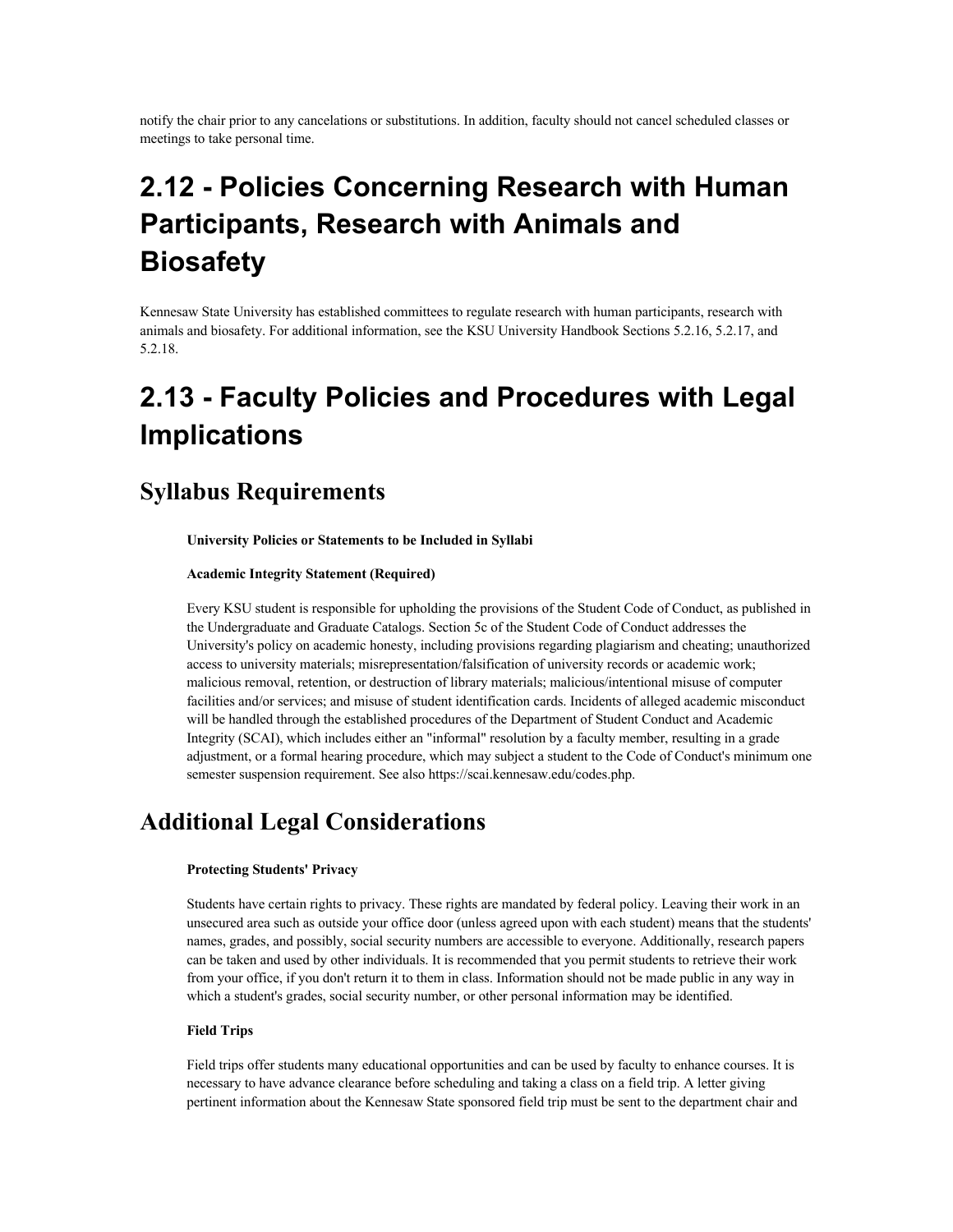notify the chair prior to any cancelations or substitutions. In addition, faculty should not cancel scheduled classes or meetings to take personal time.

# 2.12 - Policies Concerning Research with Human Participants, Research with Animals and Biosafety

Kennesaw State University has established committees to regulate research with human participants, research with animals and biosafety. For additional information, see the KSU University Handbook Sections 5.2.16, 5.2.17, and 5.2.18.

# 2.13 - Faculty Policies and Procedures with Legal Implications

## Syllabus Requirements

**University Policies or Statements to be Included in Syllabi**

**Academic Integrity Statement (Required)**

Every KSU student is responsible for upholding the provisions of the Student Code of Conduct, as published in the Undergraduate and Graduate Catalogs. Section 5c of the Student Code of Conduct addresses the University's policy on academic honesty, including provisions regarding plagiarism and cheating; unauthorized access to university materials; misrepresentation/falsification of university records or academic work; malicious removal, retention, or destruction of library materials; malicious/intentional misuse of computer facilities and/or services; and misuse of student identification cards. Incidents of alleged academic misconduct will be handled through the established procedures of the Department of Student Conduct and Academic Integrity (SCAI), which includes either an "informal" resolution by a faculty member, resulting in a grade adjustment, or a formal hearing procedure, which may subject a student to the Code of Conduct's minimum one semester suspension requirement. See also https://scai.kennesaw.edu/codes.php.

## Additional Legal Considerations

**Protecting Students' Privacy**

Students have certain rights to privacy. These rights are mandated by federal policy. Leaving their work in an unsecured area such as outside your office door (unless agreed upon with each student) means that the students' names, grades, and possibly, social security numbers are accessible to everyone. Additionally, research papers can be taken and used by other individuals. It is recommended that you permit students to retrieve their work from your office, if you don't return it to them in class. Information should not be made public in any way in which a student's grades, social security number, or other personal information may be identified.

**Field Trips**

Field trips offer students many educational opportunities and can be used by faculty to enhance courses. It is necessary to have advance clearance before scheduling and taking a class on a field trip. A letter giving pertinent information about the Kennesaw State sponsored field trip must be sent to the department chair and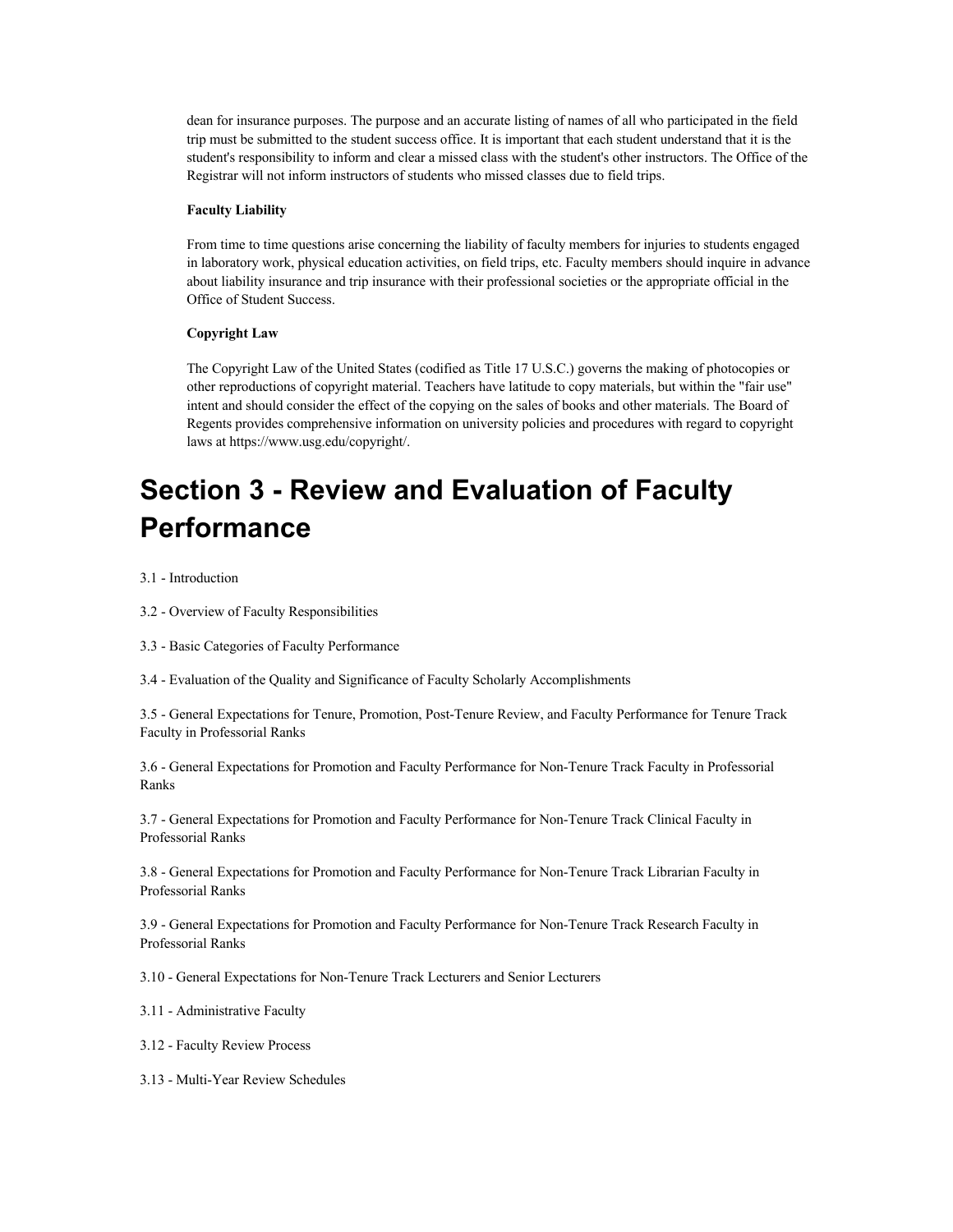dean for insurance purposes. The purpose and an accurate listing of names of all who participated in the field trip must be submitted to the student success office. It is important that each student understand that it is the student's responsibility to inform and clear a missed class with the student's other instructors. The Office of the Registrar will not inform instructors of students who missed classes due to field trips.

**Faculty Liability**

From time to time questions arise concerning the liability of faculty members for injuries to students engaged in laboratory work, physical education activities, on field trips, etc. Faculty members should inquire in advance about liability insurance and trip insurance with their professional societies or the appropriate official in the Office of Student Success.

**Copyright Law**

The Copyright Law of the United States (codified as Title 17 U.S.C.) governs the making of photocopies or other reproductions of copyright material. Teachers have latitude to copy materials, but within the "fair use" intent and should consider the effect of the copying on the sales of books and other materials. The Board of Regents provides comprehensive information on university policies and procedures with regard to copyright laws at https://www.usg.edu/copyright/.

# Section 3 - Review and Evaluation of Faculty Performance

3.1 - Introduction

3.2 - Overview of Faculty Responsibilities

3.3 - Basic Categories of Faculty Performance

3.4 - Evaluation of the Quality and Significance of Faculty Scholarly Accomplishments

3.5 - General Expectations for Tenure, Promotion, Post-Tenure Review, and Faculty Performance for Tenure Track Faculty in Professorial Ranks

3.6 - General Expectations for Promotion and Faculty Performance for Non-Tenure Track Faculty in Professorial Ranks

3.7 - General Expectations for Promotion and Faculty Performance for Non-Tenure Track Clinical Faculty in Professorial Ranks

3.8 - General Expectations for Promotion and Faculty Performance for Non-Tenure Track Librarian Faculty in Professorial Ranks

3.9 - General Expectations for Promotion and Faculty Performance for Non-Tenure Track Research Faculty in Professorial Ranks

3.10 - General Expectations for Non-Tenure Track Lecturers and Senior Lecturers

3.11 - Administrative Faculty

3.12 - Faculty Review Process

3.13 - Multi-Year Review Schedules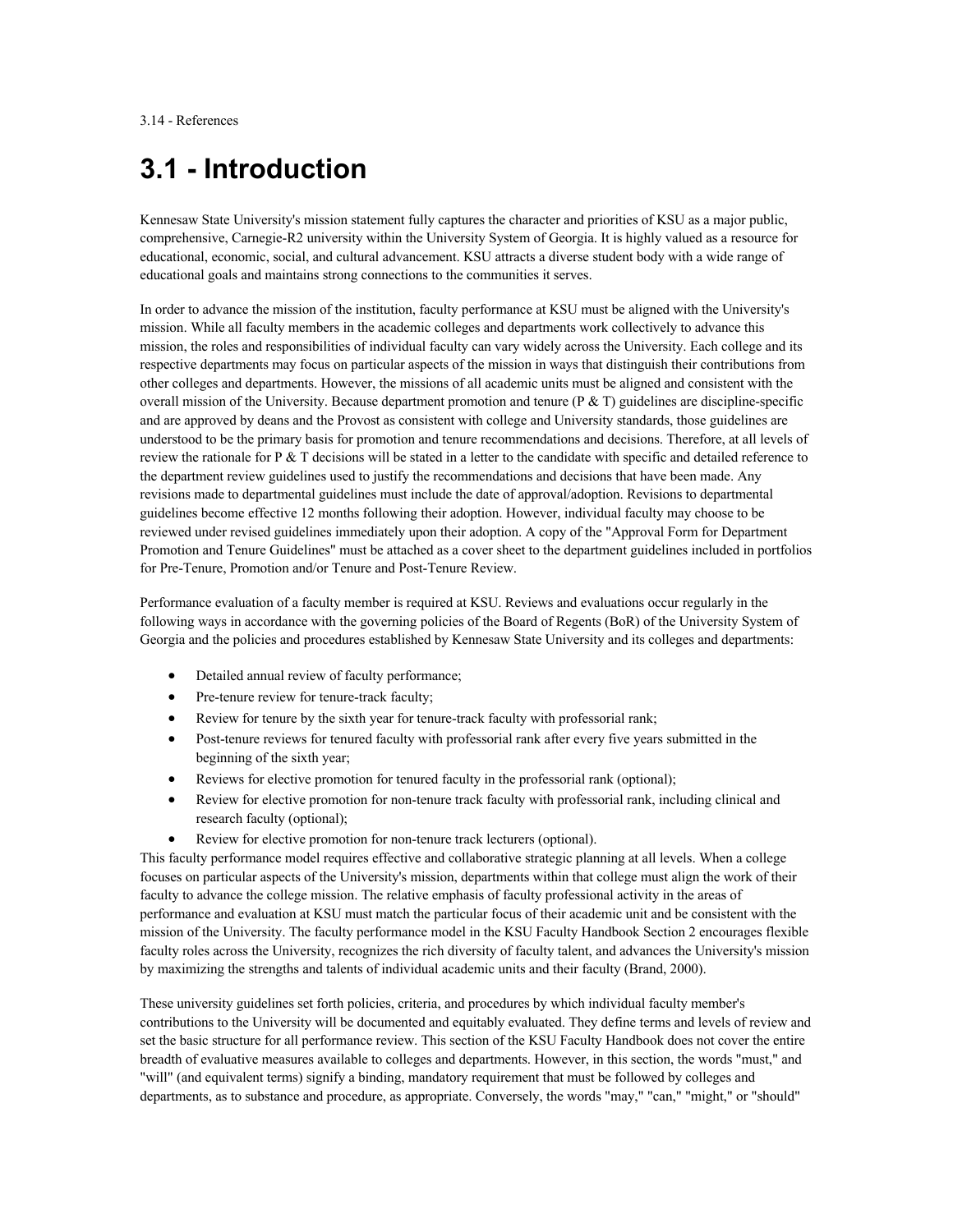3.14 - References

# 3.1 - Introduction

Kennesaw State University's mission statement fully captures the character and priorities of KSU as a major public, comprehensive, Carnegie-R2 university within the University System of Georgia. It is highly valued as a resource for educational, economic, social, and cultural advancement. KSU attracts a diverse student body with a wide range of educational goals and maintains strong connections to the communities it serves.

In order to advance the mission of the institution, faculty performance at KSU must be aligned with the University's mission. While all faculty members in the academic colleges and departments work collectively to advance this mission, the roles and responsibilities of individual faculty can vary widely across the University. Each college and its respective departments may focus on particular aspects of the mission in ways that distinguish their contributions from other colleges and departments. However, the missions of all academic units must be aligned and consistent with the overall mission of the University. Because department promotion and tenure (P & T) guidelines are discipline-specific and are approved by deans and the Provost as consistent with college and University standards, those guidelines are understood to be the primary basis for promotion and tenure recommendations and decisions. Therefore, at all levels of review the rationale for P & T decisions will be stated in a letter to the candidate with specific and detailed reference to the department review guidelines used to justify the recommendations and decisions that have been made. Any revisions made to departmental guidelines must include the date of approval/adoption. Revisions to departmental guidelines become effective 12 months following their adoption. However, individual faculty may choose to be reviewed under revised guidelines immediately upon their adoption. A copy of the "Approval Form for Department Promotion and Tenure Guidelines" must be attached as a cover sheet to the department guidelines included in portfolios for Pre-Tenure, Promotion and/or Tenure and Post-Tenure Review.

Performance evaluation of a faculty member is required at KSU. Reviews and evaluations occur regularly in the following ways in accordance with the governing policies of the Board of Regents (BoR) of the University System of Georgia and the policies and procedures established by Kennesaw State University and its colleges and departments:

- Detailed annual review of faculty performance;
- Pre-tenure review for tenure-track faculty;
- Review for tenure by the sixth year for tenure-track faculty with professorial rank;
- Post-tenure reviews for tenured faculty with professorial rank after every five years submitted in the beginning of the sixth year;
- Reviews for elective promotion for tenured faculty in the professorial rank (optional);
- Review for elective promotion for non-tenure track faculty with professorial rank, including clinical and research faculty (optional);
- Review for elective promotion for non-tenure track lecturers (optional).

This faculty performance model requires effective and collaborative strategic planning at all levels. When a college focuses on particular aspects of the University's mission, departments within that college must align the work of their faculty to advance the college mission. The relative emphasis of faculty professional activity in the areas of performance and evaluation at KSU must match the particular focus of their academic unit and be consistent with the mission of the University. The faculty performance model in the KSU Faculty Handbook Section 2 encourages flexible faculty roles across the University, recognizes the rich diversity of faculty talent, and advances the University's mission by maximizing the strengths and talents of individual academic units and their faculty (Brand, 2000).

These university guidelines set forth policies, criteria, and procedures by which individual faculty member's contributions to the University will be documented and equitably evaluated. They define terms and levels of review and set the basic structure for all performance review. This section of the KSU Faculty Handbook does not cover the entire breadth of evaluative measures available to colleges and departments. However, in this section, the words "must," and "will" (and equivalent terms) signify a binding, mandatory requirement that must be followed by colleges and departments, as to substance and procedure, as appropriate. Conversely, the words "may," "can," "might," or "should"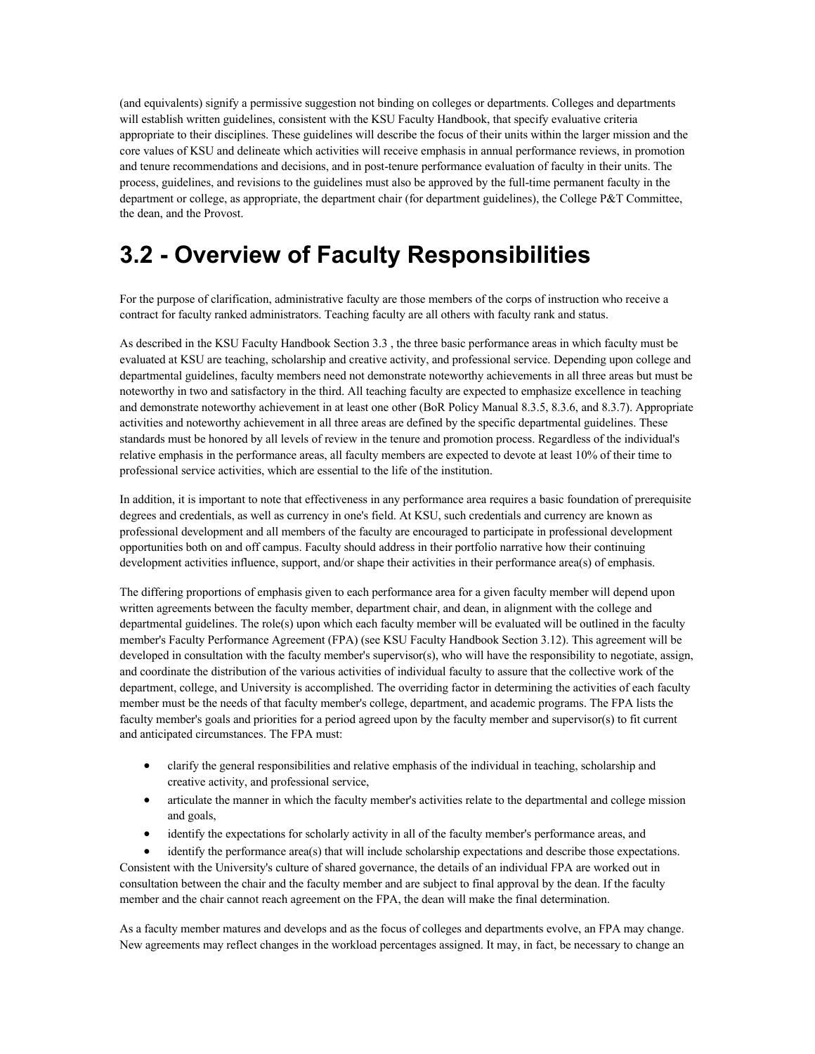(and equivalents) signify a permissive suggestion not binding on colleges or departments. Colleges and departments will establish written guidelines, consistent with the KSU Faculty Handbook, that specify evaluative criteria appropriate to their disciplines. These guidelines will describe the focus of their units within the larger mission and the core values of KSU and delineate which activities will receive emphasis in annual performance reviews, in promotion and tenure recommendations and decisions, and in post-tenure performance evaluation of faculty in their units. The process, guidelines, and revisions to the guidelines must also be approved by the full-time permanent faculty in the department or college, as appropriate, the department chair (for department guidelines), the College P&T Committee, the dean, and the Provost.

# 3.2 - Overview of Faculty Responsibilities

For the purpose of clarification, administrative faculty are those members of the corps of instruction who receive a contract for faculty ranked administrators. Teaching faculty are all others with faculty rank and status.

As described in the KSU Faculty Handbook Section 3.3 , the three basic performance areas in which faculty must be evaluated at KSU are teaching, scholarship and creative activity, and professional service. Depending upon college and departmental guidelines, faculty members need not demonstrate noteworthy achievements in all three areas but must be noteworthy in two and satisfactory in the third. All teaching faculty are expected to emphasize excellence in teaching and demonstrate noteworthy achievement in at least one other (BoR Policy Manual 8.3.5, 8.3.6, and 8.3.7). Appropriate activities and noteworthy achievement in all three areas are defined by the specific departmental guidelines. These standards must be honored by all levels of review in the tenure and promotion process. Regardless of the individual's relative emphasis in the performance areas, all faculty members are expected to devote at least 10% of their time to professional service activities, which are essential to the life of the institution.

In addition, it is important to note that effectiveness in any performance area requires a basic foundation of prerequisite degrees and credentials, as well as currency in one's field. At KSU, such credentials and currency are known as professional development and all members of the faculty are encouraged to participate in professional development opportunities both on and off campus. Faculty should address in their portfolio narrative how their continuing development activities influence, support, and/or shape their activities in their performance area(s) of emphasis.

The differing proportions of emphasis given to each performance area for a given faculty member will depend upon written agreements between the faculty member, department chair, and dean, in alignment with the college and departmental guidelines. The role(s) upon which each faculty member will be evaluated will be outlined in the faculty member's Faculty Performance Agreement (FPA) (see KSU Faculty Handbook Section 3.12). This agreement will be developed in consultation with the faculty member's supervisor(s), who will have the responsibility to negotiate, assign, and coordinate the distribution of the various activities of individual faculty to assure that the collective work of the department, college, and University is accomplished. The overriding factor in determining the activities of each faculty member must be the needs of that faculty member's college, department, and academic programs. The FPA lists the faculty member's goals and priorities for a period agreed upon by the faculty member and supervisor(s) to fit current and anticipated circumstances. The FPA must:

- clarify the general responsibilities and relative emphasis of the individual in teaching, scholarship and creative activity, and professional service,
- articulate the manner in which the faculty member's activities relate to the departmental and college mission and goals,
- identify the expectations for scholarly activity in all of the faculty member's performance areas, and
- identify the performance area(s) that will include scholarship expectations and describe those expectations.

Consistent with the University's culture of shared governance, the details of an individual FPA are worked out in consultation between the chair and the faculty member and are subject to final approval by the dean. If the faculty member and the chair cannot reach agreement on the FPA, the dean will make the final determination.

As a faculty member matures and develops and as the focus of colleges and departments evolve, an FPA may change. New agreements may reflect changes in the workload percentages assigned. It may, in fact, be necessary to change an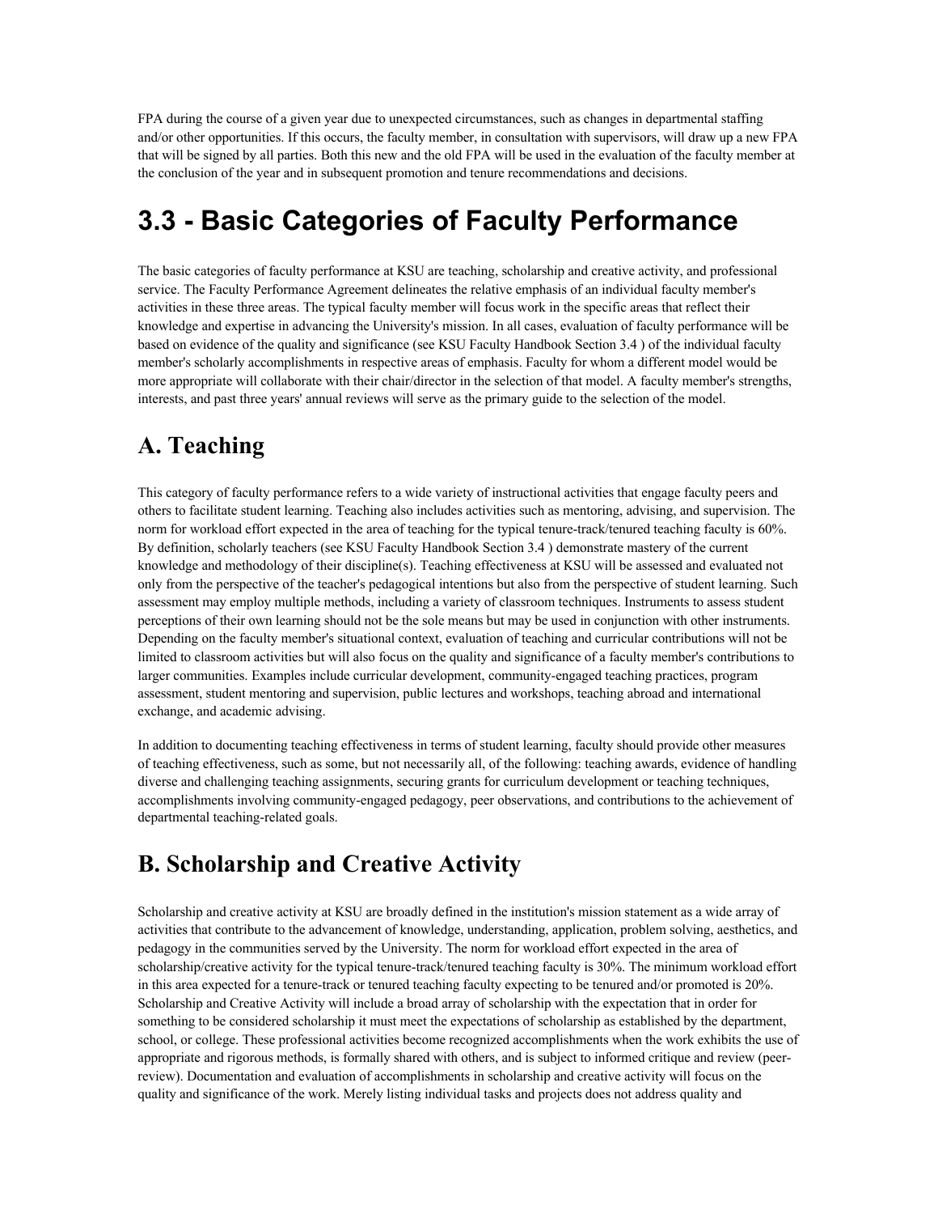FPA during the course of a given year due to unexpected circumstances, such as changes in departmental staffing and/or other opportunities. If this occurs, the faculty member, in consultation with supervisors, will draw up a new FPA that will be signed by all parties. Both this new and the old FPA will be used in the evaluation of the faculty member at the conclusion of the year and in subsequent promotion and tenure recommendations and decisions.

# 3.3 - Basic Categories of Faculty Performance

The basic categories of faculty performance at KSU are teaching, scholarship and creative activity, and professional service. The Faculty Performance Agreement delineates the relative emphasis of an individual faculty member's activities in these three areas. The typical faculty member will focus work in the specific areas that reflect their knowledge and expertise in advancing the University's mission. In all cases, evaluation of faculty performance will be based on evidence of the quality and significance (see KSU Faculty Handbook Section 3.4 ) of the individual faculty member's scholarly accomplishments in respective areas of emphasis. Faculty for whom a different model would be more appropriate will collaborate with their chair/director in the selection of that model. A faculty member's strengths, interests, and past three years' annual reviews will serve as the primary guide to the selection of the model.

## A. Teaching

This category of faculty performance refers to a wide variety of instructional activities that engage faculty peers and others to facilitate student learning. Teaching also includes activities such as mentoring, advising, and supervision. The norm for workload effort expected in the area of teaching for the typical tenure-track/tenured teaching faculty is 60%. By definition, scholarly teachers (see KSU Faculty Handbook Section 3.4 ) demonstrate mastery of the current knowledge and methodology of their discipline(s). Teaching effectiveness at KSU will be assessed and evaluated not only from the perspective of the teacher's pedagogical intentions but also from the perspective of student learning. Such assessment may employ multiple methods, including a variety of classroom techniques. Instruments to assess student perceptions of their own learning should not be the sole means but may be used in conjunction with other instruments. Depending on the faculty member's situational context, evaluation of teaching and curricular contributions will not be limited to classroom activities but will also focus on the quality and significance of a faculty member's contributions to larger communities. Examples include curricular development, community-engaged teaching practices, program assessment, student mentoring and supervision, public lectures and workshops, teaching abroad and international exchange, and academic advising.

In addition to documenting teaching effectiveness in terms of student learning, faculty should provide other measures of teaching effectiveness, such as some, but not necessarily all, of the following: teaching awards, evidence of handling diverse and challenging teaching assignments, securing grants for curriculum development or teaching techniques, accomplishments involving community-engaged pedagogy, peer observations, and contributions to the achievement of departmental teaching-related goals.

## B. Scholarship and Creative Activity

Scholarship and creative activity at KSU are broadly defined in the institution's mission statement as a wide array of activities that contribute to the advancement of knowledge, understanding, application, problem solving, aesthetics, and pedagogy in the communities served by the University. The norm for workload effort expected in the area of scholarship/creative activity for the typical tenure-track/tenured teaching faculty is 30%. The minimum workload effort in this area expected for a tenure-track or tenured teaching faculty expecting to be tenured and/or promoted is 20%. Scholarship and Creative Activity will include a broad array of scholarship with the expectation that in order for something to be considered scholarship it must meet the expectations of scholarship as established by the department, school, or college. These professional activities become recognized accomplishments when the work exhibits the use of appropriate and rigorous methods, is formally shared with others, and is subject to informed critique and review (peer-review). Documentation and evaluation of accomplishments in scholarship and creative activity will focus on the quality and significance of the work. Merely listing individual tasks and projects does not address quality and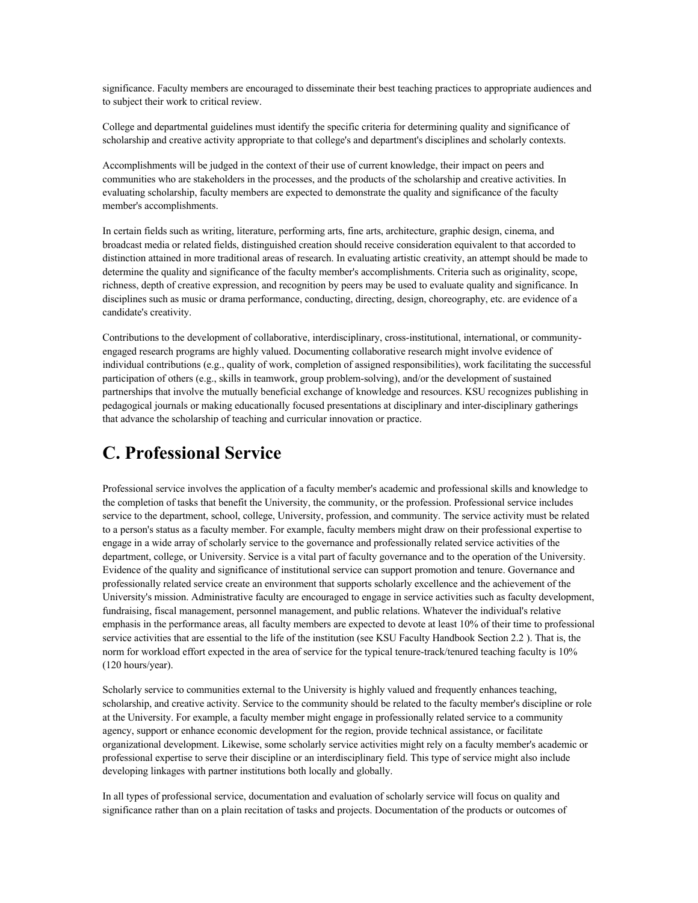significance. Faculty members are encouraged to disseminate their best teaching practices to appropriate audiences and to subject their work to critical review.

College and departmental guidelines must identify the specific criteria for determining quality and significance of scholarship and creative activity appropriate to that college's and department's disciplines and scholarly contexts.

Accomplishments will be judged in the context of their use of current knowledge, their impact on peers and communities who are stakeholders in the processes, and the products of the scholarship and creative activities. In evaluating scholarship, faculty members are expected to demonstrate the quality and significance of the faculty member's accomplishments.

In certain fields such as writing, literature, performing arts, fine arts, architecture, graphic design, cinema, and broadcast media or related fields, distinguished creation should receive consideration equivalent to that accorded to distinction attained in more traditional areas of research. In evaluating artistic creativity, an attempt should be made to determine the quality and significance of the faculty member's accomplishments. Criteria such as originality, scope, richness, depth of creative expression, and recognition by peers may be used to evaluate quality and significance. In disciplines such as music or drama performance, conducting, directing, design, choreography, etc. are evidence of a candidate's creativity.

Contributions to the development of collaborative, interdisciplinary, cross-institutional, international, or community-engaged research programs are highly valued. Documenting collaborative research might involve evidence of individual contributions (e.g., quality of work, completion of assigned responsibilities), work facilitating the successful participation of others (e.g., skills in teamwork, group problem-solving), and/or the development of sustained partnerships that involve the mutually beneficial exchange of knowledge and resources. KSU recognizes publishing in pedagogical journals or making educationally focused presentations at disciplinary and inter-disciplinary gatherings that advance the scholarship of teaching and curricular innovation or practice.

# C. Professional Service

Professional service involves the application of a faculty member's academic and professional skills and knowledge to the completion of tasks that benefit the University, the community, or the profession. Professional service includes service to the department, school, college, University, profession, and community. The service activity must be related to a person's status as a faculty member. For example, faculty members might draw on their professional expertise to engage in a wide array of scholarly service to the governance and professionally related service activities of the department, college, or University. Service is a vital part of faculty governance and to the operation of the University. Evidence of the quality and significance of institutional service can support promotion and tenure. Governance and professionally related service create an environment that supports scholarly excellence and the achievement of the University's mission. Administrative faculty are encouraged to engage in service activities such as faculty development, fundraising, fiscal management, personnel management, and public relations. Whatever the individual's relative emphasis in the performance areas, all faculty members are expected to devote at least 10% of their time to professional service activities that are essential to the life of the institution (see KSU Faculty Handbook Section 2.2 ). That is, the norm for workload effort expected in the area of service for the typical tenure-track/tenured teaching faculty is 10% (120 hours/year).

Scholarly service to communities external to the University is highly valued and frequently enhances teaching, scholarship, and creative activity. Service to the community should be related to the faculty member's discipline or role at the University. For example, a faculty member might engage in professionally related service to a community agency, support or enhance economic development for the region, provide technical assistance, or facilitate organizational development. Likewise, some scholarly service activities might rely on a faculty member's academic or professional expertise to serve their discipline or an interdisciplinary field. This type of service might also include developing linkages with partner institutions both locally and globally.

In all types of professional service, documentation and evaluation of scholarly service will focus on quality and significance rather than on a plain recitation of tasks and projects. Documentation of the products or outcomes of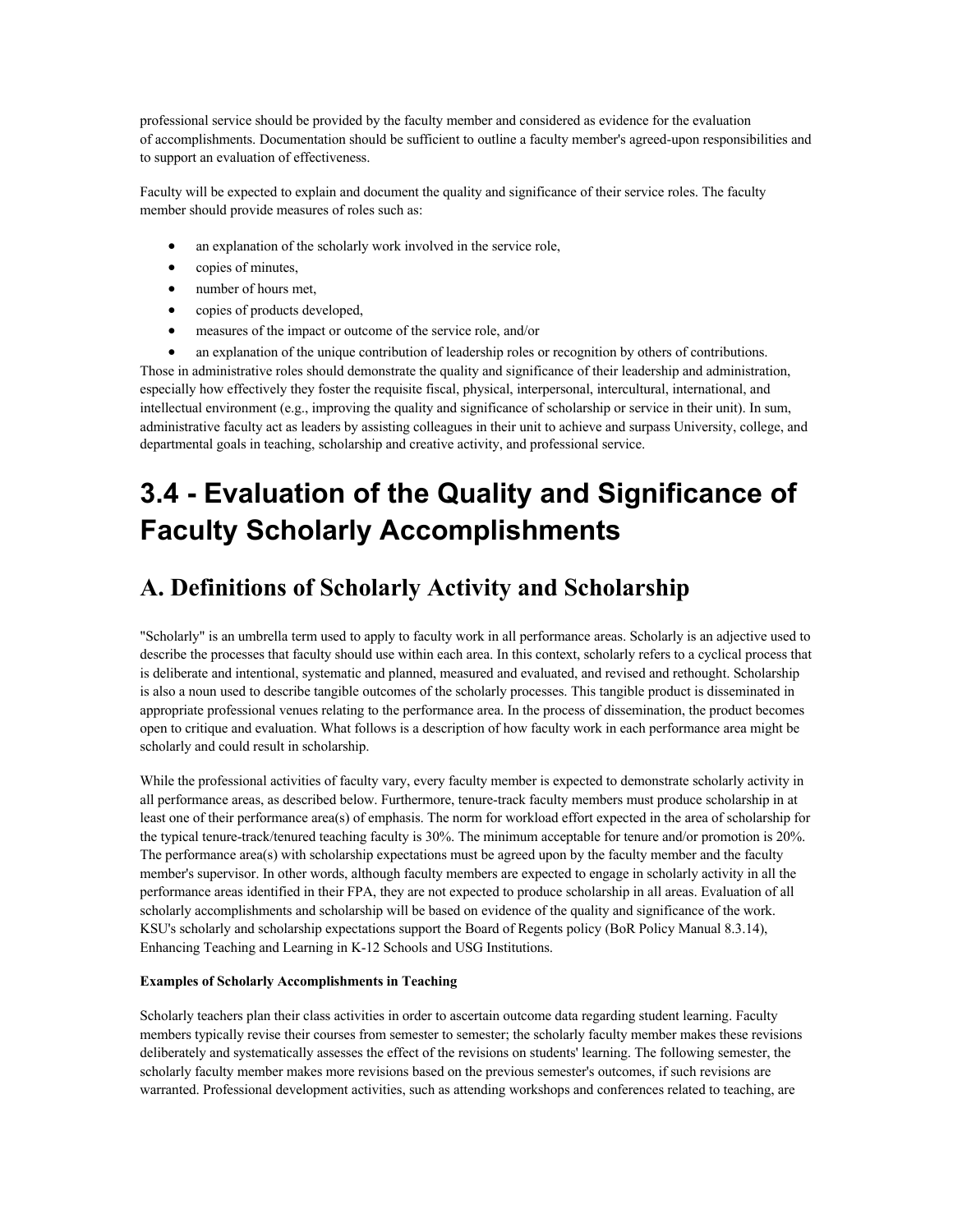professional service should be provided by the faculty member and considered as evidence for the evaluation of accomplishments. Documentation should be sufficient to outline a faculty member's agreed-upon responsibilities and to support an evaluation of effectiveness.

Faculty will be expected to explain and document the quality and significance of their service roles. The faculty member should provide measures of roles such as:

- an explanation of the scholarly work involved in the service role,
- copies of minutes,
- number of hours met,
- copies of products developed,
- measures of the impact or outcome of the service role, and/or
- an explanation of the unique contribution of leadership roles or recognition by others of contributions.

Those in administrative roles should demonstrate the quality and significance of their leadership and administration, especially how effectively they foster the requisite fiscal, physical, interpersonal, intercultural, international, and intellectual environment (e.g., improving the quality and significance of scholarship or service in their unit). In sum, administrative faculty act as leaders by assisting colleagues in their unit to achieve and surpass University, college, and departmental goals in teaching, scholarship and creative activity, and professional service.

# 3.4 - Evaluation of the Quality and Significance of Faculty Scholarly Accomplishments

## A. Definitions of Scholarly Activity and Scholarship

"Scholarly" is an umbrella term used to apply to faculty work in all performance areas. Scholarly is an adjective used to describe the processes that faculty should use within each area. In this context, scholarly refers to a cyclical process that is deliberate and intentional, systematic and planned, measured and evaluated, and revised and rethought. Scholarship is also a noun used to describe tangible outcomes of the scholarly processes. This tangible product is disseminated in appropriate professional venues relating to the performance area. In the process of dissemination, the product becomes open to critique and evaluation. What follows is a description of how faculty work in each performance area might be scholarly and could result in scholarship.

While the professional activities of faculty vary, every faculty member is expected to demonstrate scholarly activity in all performance areas, as described below. Furthermore, tenure-track faculty members must produce scholarship in at least one of their performance area(s) of emphasis. The norm for workload effort expected in the area of scholarship for the typical tenure-track/tenured teaching faculty is 30%. The minimum acceptable for tenure and/or promotion is 20%. The performance area(s) with scholarship expectations must be agreed upon by the faculty member and the faculty member's supervisor. In other words, although faculty members are expected to engage in scholarly activity in all the performance areas identified in their FPA, they are not expected to produce scholarship in all areas. Evaluation of all scholarly accomplishments and scholarship will be based on evidence of the quality and significance of the work. KSU's scholarly and scholarship expectations support the Board of Regents policy (BoR Policy Manual 8.3.14), Enhancing Teaching and Learning in K-12 Schools and USG Institutions.

**Examples of Scholarly Accomplishments in Teaching**

Scholarly teachers plan their class activities in order to ascertain outcome data regarding student learning. Faculty members typically revise their courses from semester to semester; the scholarly faculty member makes these revisions deliberately and systematically assesses the effect of the revisions on students' learning. The following semester, the scholarly faculty member makes more revisions based on the previous semester's outcomes, if such revisions are warranted. Professional development activities, such as attending workshops and conferences related to teaching, are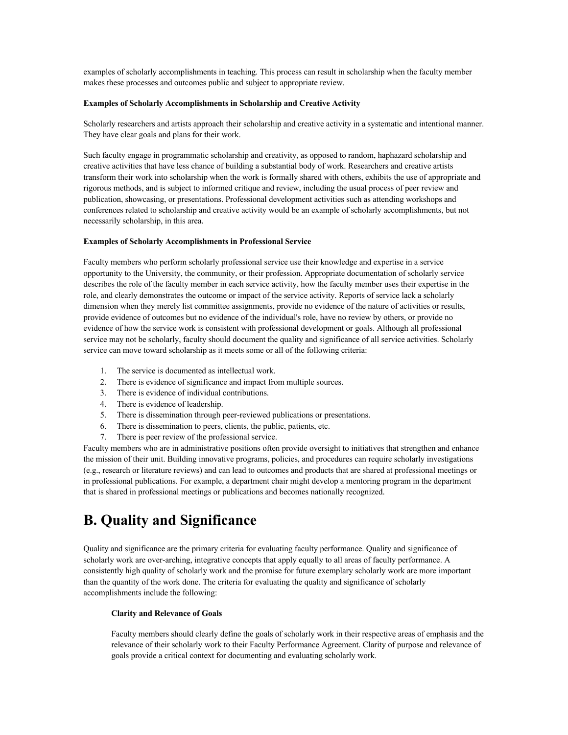examples of scholarly accomplishments in teaching. This process can result in scholarship when the faculty member makes these processes and outcomes public and subject to appropriate review.

**Examples of Scholarly Accomplishments in Scholarship and Creative Activity**

Scholarly researchers and artists approach their scholarship and creative activity in a systematic and intentional manner. They have clear goals and plans for their work.

Such faculty engage in programmatic scholarship and creativity, as opposed to random, haphazard scholarship and creative activities that have less chance of building a substantial body of work. Researchers and creative artists transform their work into scholarship when the work is formally shared with others, exhibits the use of appropriate and rigorous methods, and is subject to informed critique and review, including the usual process of peer review and publication, showcasing, or presentations. Professional development activities such as attending workshops and conferences related to scholarship and creative activity would be an example of scholarly accomplishments, but not necessarily scholarship, in this area.

**Examples of Scholarly Accomplishments in Professional Service**

Faculty members who perform scholarly professional service use their knowledge and expertise in a service opportunity to the University, the community, or their profession. Appropriate documentation of scholarly service describes the role of the faculty member in each service activity, how the faculty member uses their expertise in the role, and clearly demonstrates the outcome or impact of the service activity. Reports of service lack a scholarly dimension when they merely list committee assignments, provide no evidence of the nature of activities or results, provide evidence of outcomes but no evidence of the individual's role, have no review by others, or provide no evidence of how the service work is consistent with professional development or goals. Although all professional service may not be scholarly, faculty should document the quality and significance of all service activities. Scholarly service can move toward scholarship as it meets some or all of the following criteria:

1. The service is documented as intellectual work.
2. There is evidence of significance and impact from multiple sources.
3. There is evidence of individual contributions.
4. There is evidence of leadership.
5. There is dissemination through peer-reviewed publications or presentations.
6. There is dissemination to peers, clients, the public, patients, etc.
7. There is peer review of the professional service.

Faculty members who are in administrative positions often provide oversight to initiatives that strengthen and enhance the mission of their unit. Building innovative programs, policies, and procedures can require scholarly investigations (e.g., research or literature reviews) and can lead to outcomes and products that are shared at professional meetings or in professional publications. For example, a department chair might develop a mentoring program in the department that is shared in professional meetings or publications and becomes nationally recognized.

# B. Quality and Significance

Quality and significance are the primary criteria for evaluating faculty performance. Quality and significance of scholarly work are over-arching, integrative concepts that apply equally to all areas of faculty performance. A consistently high quality of scholarly work and the promise for future exemplary scholarly work are more important than the quantity of the work done. The criteria for evaluating the quality and significance of scholarly accomplishments include the following:

**Clarity and Relevance of Goals**

Faculty members should clearly define the goals of scholarly work in their respective areas of emphasis and the relevance of their scholarly work to their Faculty Performance Agreement. Clarity of purpose and relevance of goals provide a critical context for documenting and evaluating scholarly work.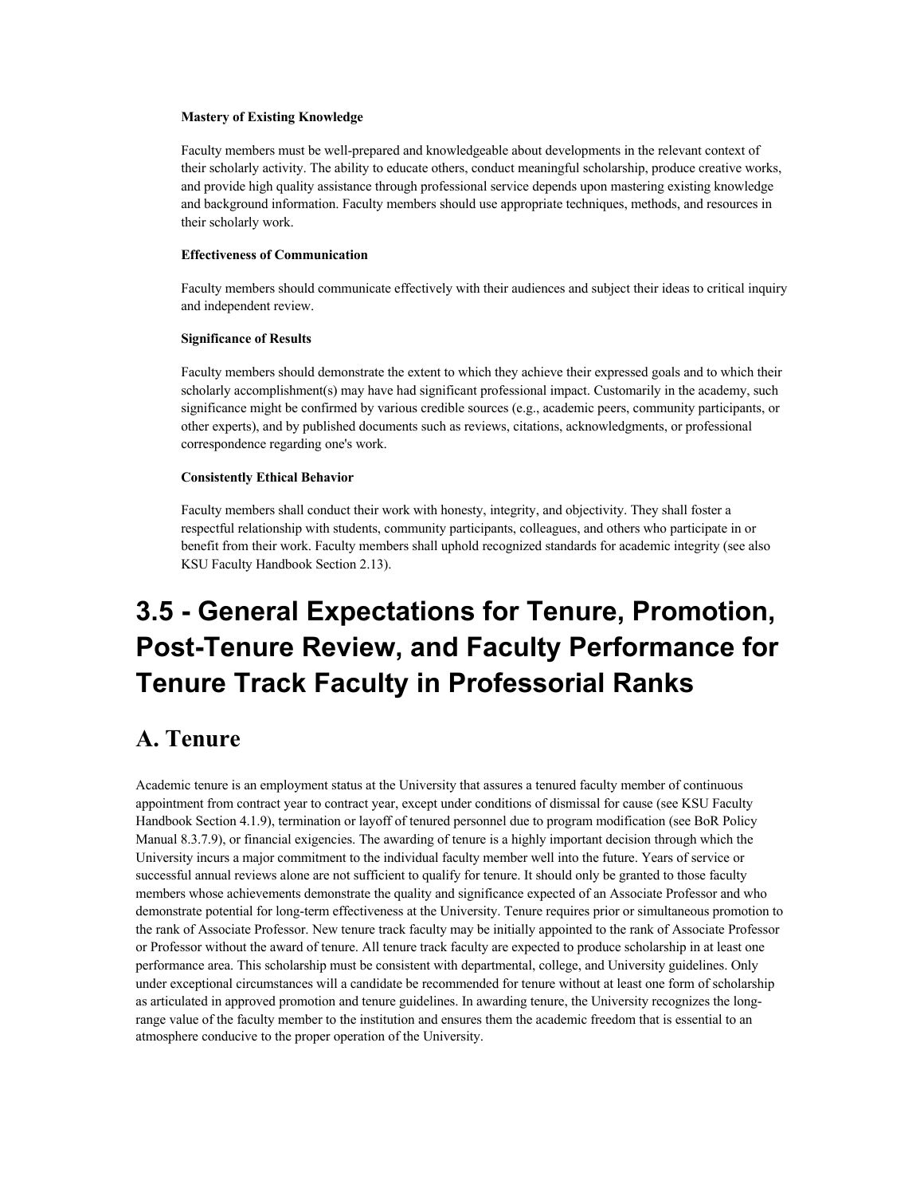**Mastery of Existing Knowledge**

Faculty members must be well-prepared and knowledgeable about developments in the relevant context of their scholarly activity. The ability to educate others, conduct meaningful scholarship, produce creative works, and provide high quality assistance through professional service depends upon mastering existing knowledge and background information. Faculty members should use appropriate techniques, methods, and resources in their scholarly work.

**Effectiveness of Communication**

Faculty members should communicate effectively with their audiences and subject their ideas to critical inquiry and independent review.

**Significance of Results**

Faculty members should demonstrate the extent to which they achieve their expressed goals and to which their scholarly accomplishment(s) may have had significant professional impact. Customarily in the academy, such significance might be confirmed by various credible sources (e.g., academic peers, community participants, or other experts), and by published documents such as reviews, citations, acknowledgments, or professional correspondence regarding one's work.

**Consistently Ethical Behavior**

Faculty members shall conduct their work with honesty, integrity, and objectivity. They shall foster a respectful relationship with students, community participants, colleagues, and others who participate in or benefit from their work. Faculty members shall uphold recognized standards for academic integrity (see also KSU Faculty Handbook Section 2.13).

# 3.5 - General Expectations for Tenure, Promotion, Post-Tenure Review, and Faculty Performance for Tenure Track Faculty in Professorial Ranks

## A. Tenure

Academic tenure is an employment status at the University that assures a tenured faculty member of continuous appointment from contract year to contract year, except under conditions of dismissal for cause (see KSU Faculty Handbook Section 4.1.9), termination or layoff of tenured personnel due to program modification (see BoR Policy Manual 8.3.7.9), or financial exigencies. The awarding of tenure is a highly important decision through which the University incurs a major commitment to the individual faculty member well into the future. Years of service or successful annual reviews alone are not sufficient to qualify for tenure. It should only be granted to those faculty members whose achievements demonstrate the quality and significance expected of an Associate Professor and who demonstrate potential for long-term effectiveness at the University. Tenure requires prior or simultaneous promotion to the rank of Associate Professor. New tenure track faculty may be initially appointed to the rank of Associate Professor or Professor without the award of tenure. All tenure track faculty are expected to produce scholarship in at least one performance area. This scholarship must be consistent with departmental, college, and University guidelines. Only under exceptional circumstances will a candidate be recommended for tenure without at least one form of scholarship as articulated in approved promotion and tenure guidelines. In awarding tenure, the University recognizes the long-range value of the faculty member to the institution and ensures them the academic freedom that is essential to an atmosphere conducive to the proper operation of the University.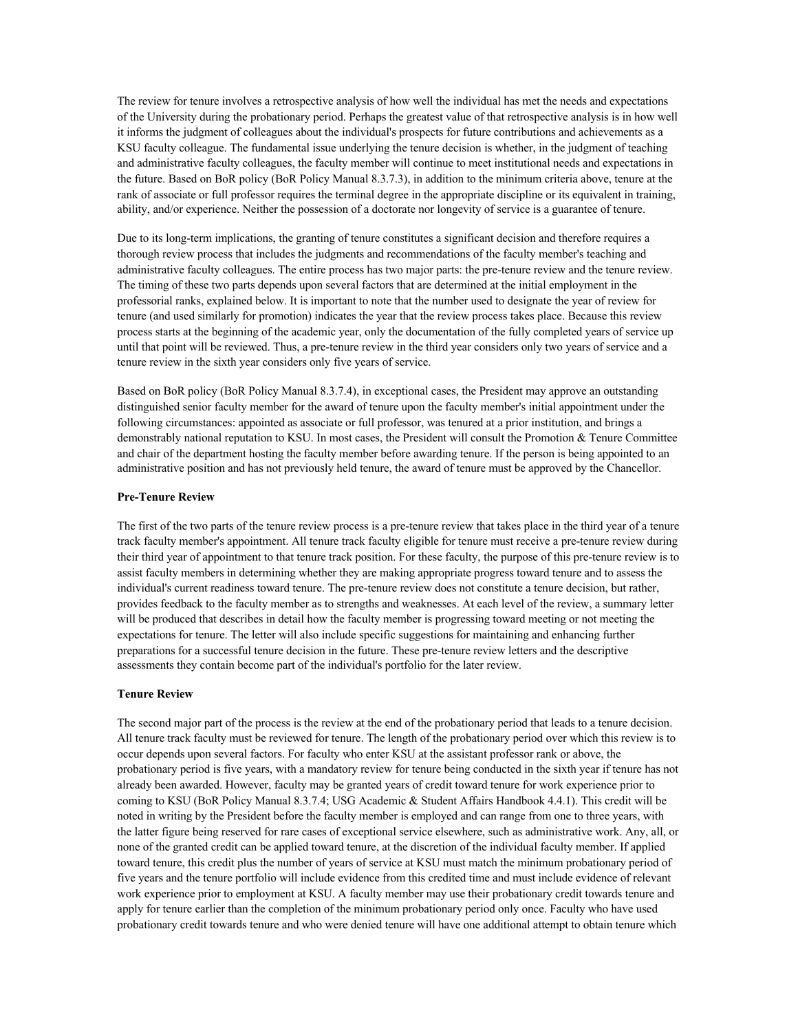The review for tenure involves a retrospective analysis of how well the individual has met the needs and expectations of the University during the probationary period. Perhaps the greatest value of that retrospective analysis is in how well it informs the judgment of colleagues about the individual's prospects for future contributions and achievements as a KSU faculty colleague. The fundamental issue underlying the tenure decision is whether, in the judgment of teaching and administrative faculty colleagues, the faculty member will continue to meet institutional needs and expectations in the future. Based on BoR policy (BoR Policy Manual 8.3.7.3), in addition to the minimum criteria above, tenure at the rank of associate or full professor requires the terminal degree in the appropriate discipline or its equivalent in training, ability, and/or experience. Neither the possession of a doctorate nor longevity of service is a guarantee of tenure.

Due to its long-term implications, the granting of tenure constitutes a significant decision and therefore requires a thorough review process that includes the judgments and recommendations of the faculty member's teaching and administrative faculty colleagues. The entire process has two major parts: the pre-tenure review and the tenure review. The timing of these two parts depends upon several factors that are determined at the initial employment in the professorial ranks, explained below. It is important to note that the number used to designate the year of review for tenure (and used similarly for promotion) indicates the year that the review process takes place. Because this review process starts at the beginning of the academic year, only the documentation of the fully completed years of service up until that point will be reviewed. Thus, a pre-tenure review in the third year considers only two years of service and a tenure review in the sixth year considers only five years of service.

Based on BoR policy (BoR Policy Manual 8.3.7.4), in exceptional cases, the President may approve an outstanding distinguished senior faculty member for the award of tenure upon the faculty member's initial appointment under the following circumstances: appointed as associate or full professor, was tenured at a prior institution, and brings a demonstrably national reputation to KSU. In most cases, the President will consult the Promotion & Tenure Committee and chair of the department hosting the faculty member before awarding tenure. If the person is being appointed to an administrative position and has not previously held tenure, the award of tenure must be approved by the Chancellor.

**Pre-Tenure Review**

The first of the two parts of the tenure review process is a pre-tenure review that takes place in the third year of a tenure track faculty member's appointment. All tenure track faculty eligible for tenure must receive a pre-tenure review during their third year of appointment to that tenure track position. For these faculty, the purpose of this pre-tenure review is to assist faculty members in determining whether they are making appropriate progress toward tenure and to assess the individual's current readiness toward tenure. The pre-tenure review does not constitute a tenure decision, but rather, provides feedback to the faculty member as to strengths and weaknesses. At each level of the review, a summary letter will be produced that describes in detail how the faculty member is progressing toward meeting or not meeting the expectations for tenure. The letter will also include specific suggestions for maintaining and enhancing further preparations for a successful tenure decision in the future. These pre-tenure review letters and the descriptive assessments they contain become part of the individual's portfolio for the later review.

**Tenure Review**

The second major part of the process is the review at the end of the probationary period that leads to a tenure decision. All tenure track faculty must be reviewed for tenure. The length of the probationary period over which this review is to occur depends upon several factors. For faculty who enter KSU at the assistant professor rank or above, the probationary period is five years, with a mandatory review for tenure being conducted in the sixth year if tenure has not already been awarded. However, faculty may be granted years of credit toward tenure for work experience prior to coming to KSU (BoR Policy Manual 8.3.7.4; USG Academic & Student Affairs Handbook 4.4.1). This credit will be noted in writing by the President before the faculty member is employed and can range from one to three years, with the latter figure being reserved for rare cases of exceptional service elsewhere, such as administrative work. Any, all, or none of the granted credit can be applied toward tenure, at the discretion of the individual faculty member. If applied toward tenure, this credit plus the number of years of service at KSU must match the minimum probationary period of five years and the tenure portfolio will include evidence from this credited time and must include evidence of relevant work experience prior to employment at KSU. A faculty member may use their probationary credit towards tenure and apply for tenure earlier than the completion of the minimum probationary period only once. Faculty who have used probationary credit towards tenure and who were denied tenure will have one additional attempt to obtain tenure which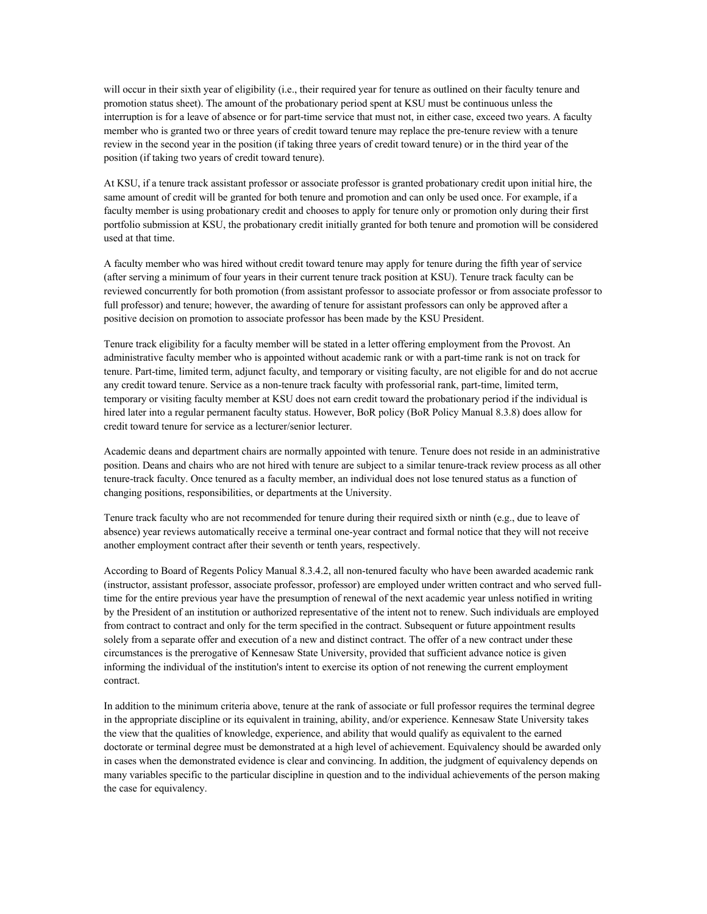will occur in their sixth year of eligibility (i.e., their required year for tenure as outlined on their faculty tenure and promotion status sheet). The amount of the probationary period spent at KSU must be continuous unless the interruption is for a leave of absence or for part-time service that must not, in either case, exceed two years. A faculty member who is granted two or three years of credit toward tenure may replace the pre-tenure review with a tenure review in the second year in the position (if taking three years of credit toward tenure) or in the third year of the position (if taking two years of credit toward tenure).

At KSU, if a tenure track assistant professor or associate professor is granted probationary credit upon initial hire, the same amount of credit will be granted for both tenure and promotion and can only be used once. For example, if a faculty member is using probationary credit and chooses to apply for tenure only or promotion only during their first portfolio submission at KSU, the probationary credit initially granted for both tenure and promotion will be considered used at that time.

A faculty member who was hired without credit toward tenure may apply for tenure during the fifth year of service (after serving a minimum of four years in their current tenure track position at KSU). Tenure track faculty can be reviewed concurrently for both promotion (from assistant professor to associate professor or from associate professor to full professor) and tenure; however, the awarding of tenure for assistant professors can only be approved after a positive decision on promotion to associate professor has been made by the KSU President.

Tenure track eligibility for a faculty member will be stated in a letter offering employment from the Provost. An administrative faculty member who is appointed without academic rank or with a part-time rank is not on track for tenure. Part-time, limited term, adjunct faculty, and temporary or visiting faculty, are not eligible for and do not accrue any credit toward tenure. Service as a non-tenure track faculty with professorial rank, part-time, limited term, temporary or visiting faculty member at KSU does not earn credit toward the probationary period if the individual is hired later into a regular permanent faculty status. However, BoR policy (BoR Policy Manual 8.3.8) does allow for credit toward tenure for service as a lecturer/senior lecturer.

Academic deans and department chairs are normally appointed with tenure. Tenure does not reside in an administrative position. Deans and chairs who are not hired with tenure are subject to a similar tenure-track review process as all other tenure-track faculty. Once tenured as a faculty member, an individual does not lose tenured status as a function of changing positions, responsibilities, or departments at the University.

Tenure track faculty who are not recommended for tenure during their required sixth or ninth (e.g., due to leave of absence) year reviews automatically receive a terminal one-year contract and formal notice that they will not receive another employment contract after their seventh or tenth years, respectively.

According to Board of Regents Policy Manual 8.3.4.2, all non-tenured faculty who have been awarded academic rank (instructor, assistant professor, associate professor, professor) are employed under written contract and who served full-time for the entire previous year have the presumption of renewal of the next academic year unless notified in writing by the President of an institution or authorized representative of the intent not to renew. Such individuals are employed from contract to contract and only for the term specified in the contract. Subsequent or future appointment results solely from a separate offer and execution of a new and distinct contract. The offer of a new contract under these circumstances is the prerogative of Kennesaw State University, provided that sufficient advance notice is given informing the individual of the institution's intent to exercise its option of not renewing the current employment contract.

In addition to the minimum criteria above, tenure at the rank of associate or full professor requires the terminal degree in the appropriate discipline or its equivalent in training, ability, and/or experience. Kennesaw State University takes the view that the qualities of knowledge, experience, and ability that would qualify as equivalent to the earned doctorate or terminal degree must be demonstrated at a high level of achievement. Equivalency should be awarded only in cases when the demonstrated evidence is clear and convincing. In addition, the judgment of equivalency depends on many variables specific to the particular discipline in question and to the individual achievements of the person making the case for equivalency.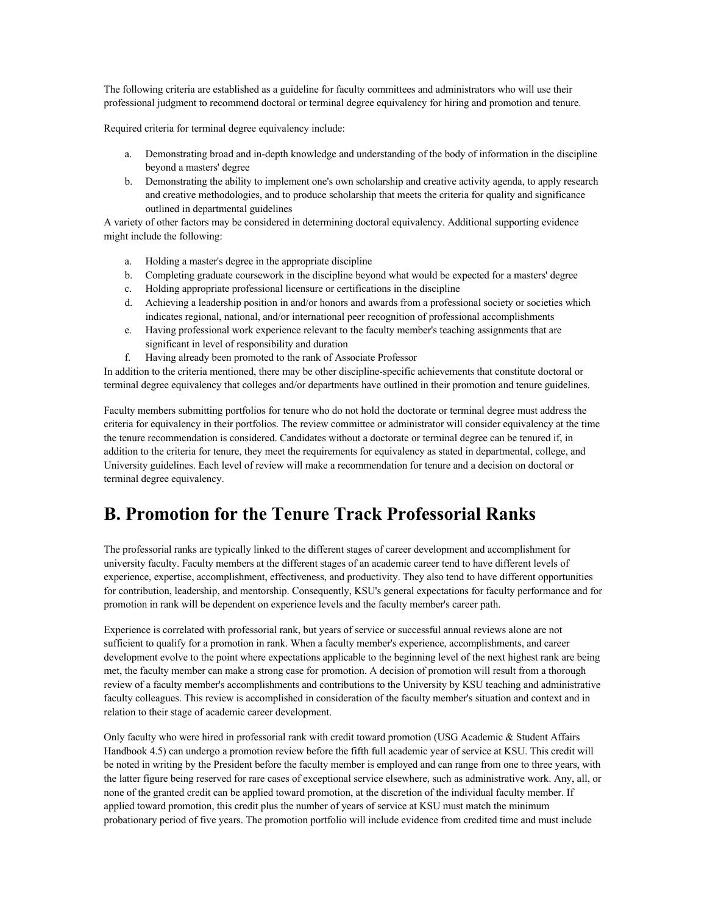The following criteria are established as a guideline for faculty committees and administrators who will use their professional judgment to recommend doctoral or terminal degree equivalency for hiring and promotion and tenure.

Required criteria for terminal degree equivalency include:

a. Demonstrating broad and in-depth knowledge and understanding of the body of information in the discipline beyond a masters' degree
b. Demonstrating the ability to implement one's own scholarship and creative activity agenda, to apply research and creative methodologies, and to produce scholarship that meets the criteria for quality and significance outlined in departmental guidelines

A variety of other factors may be considered in determining doctoral equivalency. Additional supporting evidence might include the following:

a. Holding a master's degree in the appropriate discipline
b. Completing graduate coursework in the discipline beyond what would be expected for a masters' degree
c. Holding appropriate professional licensure or certifications in the discipline
d. Achieving a leadership position in and/or honors and awards from a professional society or societies which indicates regional, national, and/or international peer recognition of professional accomplishments
e. Having professional work experience relevant to the faculty member's teaching assignments that are significant in level of responsibility and duration
f. Having already been promoted to the rank of Associate Professor

In addition to the criteria mentioned, there may be other discipline-specific achievements that constitute doctoral or terminal degree equivalency that colleges and/or departments have outlined in their promotion and tenure guidelines.

Faculty members submitting portfolios for tenure who do not hold the doctorate or terminal degree must address the criteria for equivalency in their portfolios. The review committee or administrator will consider equivalency at the time the tenure recommendation is considered. Candidates without a doctorate or terminal degree can be tenured if, in addition to the criteria for tenure, they meet the requirements for equivalency as stated in departmental, college, and University guidelines. Each level of review will make a recommendation for tenure and a decision on doctoral or terminal degree equivalency.

# B. Promotion for the Tenure Track Professorial Ranks

The professorial ranks are typically linked to the different stages of career development and accomplishment for university faculty. Faculty members at the different stages of an academic career tend to have different levels of experience, expertise, accomplishment, effectiveness, and productivity. They also tend to have different opportunities for contribution, leadership, and mentorship. Consequently, KSU's general expectations for faculty performance and for promotion in rank will be dependent on experience levels and the faculty member's career path.

Experience is correlated with professorial rank, but years of service or successful annual reviews alone are not sufficient to qualify for a promotion in rank. When a faculty member's experience, accomplishments, and career development evolve to the point where expectations applicable to the beginning level of the next highest rank are being met, the faculty member can make a strong case for promotion. A decision of promotion will result from a thorough review of a faculty member's accomplishments and contributions to the University by KSU teaching and administrative faculty colleagues. This review is accomplished in consideration of the faculty member's situation and context and in relation to their stage of academic career development.

Only faculty who were hired in professorial rank with credit toward promotion (USG Academic & Student Affairs Handbook 4.5) can undergo a promotion review before the fifth full academic year of service at KSU. This credit will be noted in writing by the President before the faculty member is employed and can range from one to three years, with the latter figure being reserved for rare cases of exceptional service elsewhere, such as administrative work. Any, all, or none of the granted credit can be applied toward promotion, at the discretion of the individual faculty member. If applied toward promotion, this credit plus the number of years of service at KSU must match the minimum probationary period of five years. The promotion portfolio will include evidence from credited time and must include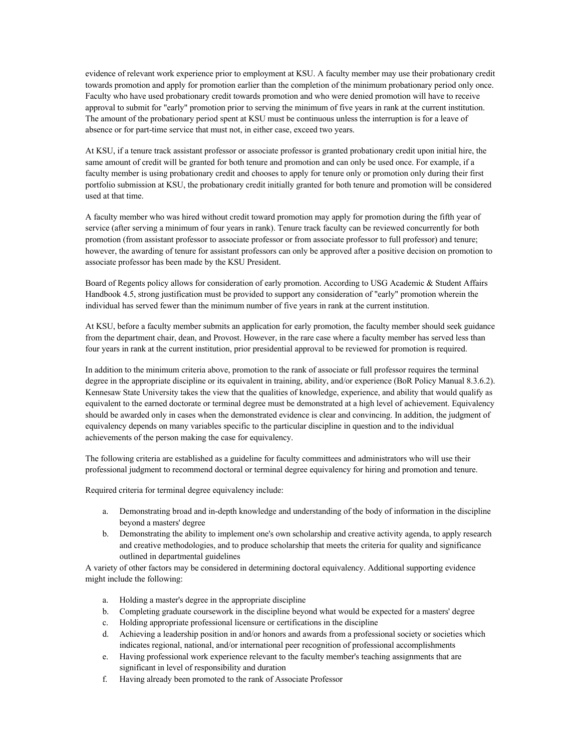evidence of relevant work experience prior to employment at KSU. A faculty member may use their probationary credit towards promotion and apply for promotion earlier than the completion of the minimum probationary period only once. Faculty who have used probationary credit towards promotion and who were denied promotion will have to receive approval to submit for "early" promotion prior to serving the minimum of five years in rank at the current institution. The amount of the probationary period spent at KSU must be continuous unless the interruption is for a leave of absence or for part-time service that must not, in either case, exceed two years.

At KSU, if a tenure track assistant professor or associate professor is granted probationary credit upon initial hire, the same amount of credit will be granted for both tenure and promotion and can only be used once. For example, if a faculty member is using probationary credit and chooses to apply for tenure only or promotion only during their first portfolio submission at KSU, the probationary credit initially granted for both tenure and promotion will be considered used at that time.

A faculty member who was hired without credit toward promotion may apply for promotion during the fifth year of service (after serving a minimum of four years in rank). Tenure track faculty can be reviewed concurrently for both promotion (from assistant professor to associate professor or from associate professor to full professor) and tenure; however, the awarding of tenure for assistant professors can only be approved after a positive decision on promotion to associate professor has been made by the KSU President.

Board of Regents policy allows for consideration of early promotion. According to USG Academic & Student Affairs Handbook 4.5, strong justification must be provided to support any consideration of "early" promotion wherein the individual has served fewer than the minimum number of five years in rank at the current institution.

At KSU, before a faculty member submits an application for early promotion, the faculty member should seek guidance from the department chair, dean, and Provost. However, in the rare case where a faculty member has served less than four years in rank at the current institution, prior presidential approval to be reviewed for promotion is required.

In addition to the minimum criteria above, promotion to the rank of associate or full professor requires the terminal degree in the appropriate discipline or its equivalent in training, ability, and/or experience (BoR Policy Manual 8.3.6.2). Kennesaw State University takes the view that the qualities of knowledge, experience, and ability that would qualify as equivalent to the earned doctorate or terminal degree must be demonstrated at a high level of achievement. Equivalency should be awarded only in cases when the demonstrated evidence is clear and convincing. In addition, the judgment of equivalency depends on many variables specific to the particular discipline in question and to the individual achievements of the person making the case for equivalency.

The following criteria are established as a guideline for faculty committees and administrators who will use their professional judgment to recommend doctoral or terminal degree equivalency for hiring and promotion and tenure.

Required criteria for terminal degree equivalency include:

a. Demonstrating broad and in-depth knowledge and understanding of the body of information in the discipline beyond a masters' degree
b. Demonstrating the ability to implement one's own scholarship and creative activity agenda, to apply research and creative methodologies, and to produce scholarship that meets the criteria for quality and significance outlined in departmental guidelines

A variety of other factors may be considered in determining doctoral equivalency. Additional supporting evidence might include the following:

a. Holding a master's degree in the appropriate discipline
b. Completing graduate coursework in the discipline beyond what would be expected for a masters' degree
c. Holding appropriate professional licensure or certifications in the discipline
d. Achieving a leadership position in and/or honors and awards from a professional society or societies which indicates regional, national, and/or international peer recognition of professional accomplishments
e. Having professional work experience relevant to the faculty member's teaching assignments that are significant in level of responsibility and duration
f. Having already been promoted to the rank of Associate Professor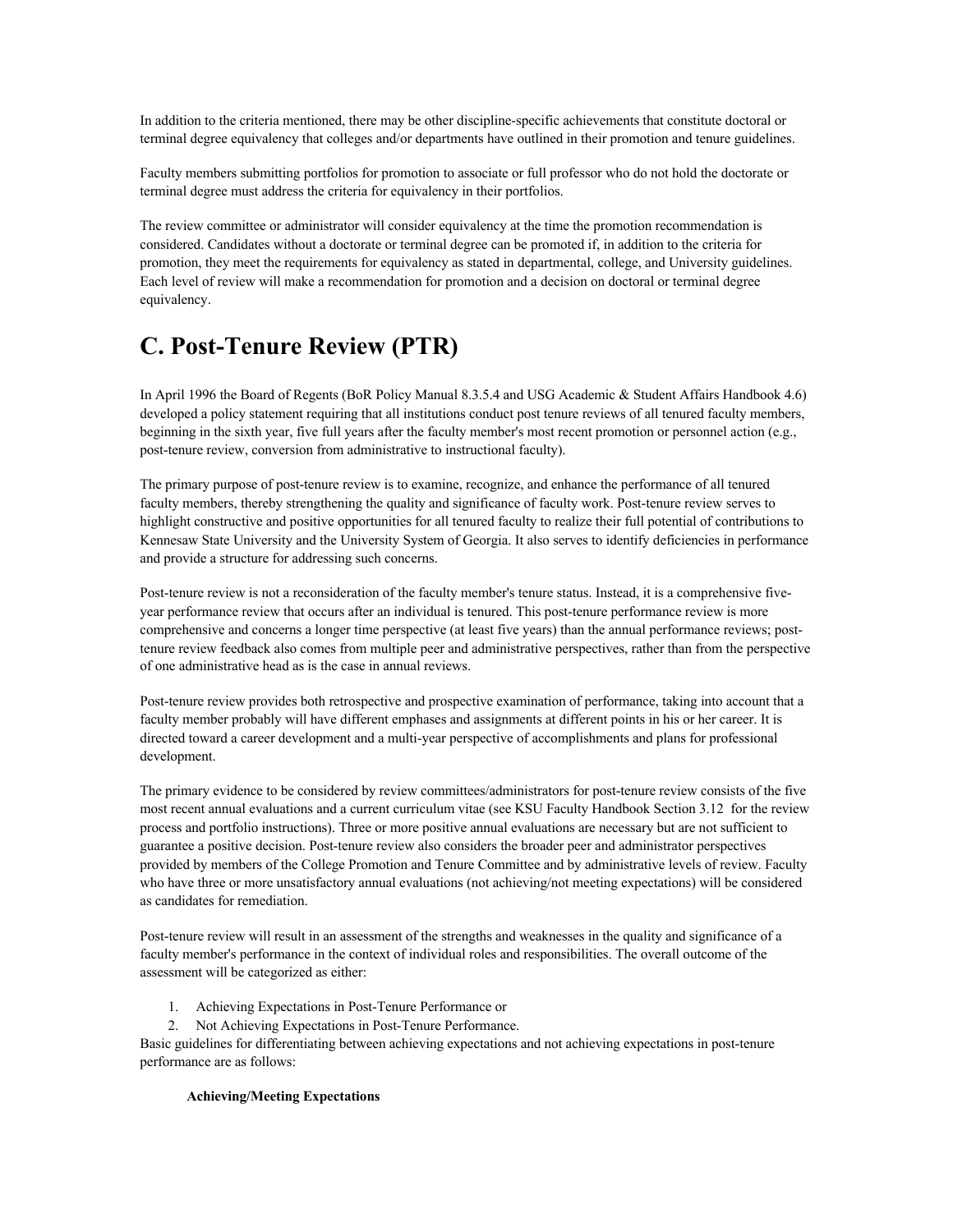In addition to the criteria mentioned, there may be other discipline-specific achievements that constitute doctoral or terminal degree equivalency that colleges and/or departments have outlined in their promotion and tenure guidelines.

Faculty members submitting portfolios for promotion to associate or full professor who do not hold the doctorate or terminal degree must address the criteria for equivalency in their portfolios.

The review committee or administrator will consider equivalency at the time the promotion recommendation is considered. Candidates without a doctorate or terminal degree can be promoted if, in addition to the criteria for promotion, they meet the requirements for equivalency as stated in departmental, college, and University guidelines. Each level of review will make a recommendation for promotion and a decision on doctoral or terminal degree equivalency.

# C. Post-Tenure Review (PTR)

In April 1996 the Board of Regents (BoR Policy Manual 8.3.5.4 and USG Academic & Student Affairs Handbook 4.6) developed a policy statement requiring that all institutions conduct post tenure reviews of all tenured faculty members, beginning in the sixth year, five full years after the faculty member's most recent promotion or personnel action (e.g., post-tenure review, conversion from administrative to instructional faculty).

The primary purpose of post-tenure review is to examine, recognize, and enhance the performance of all tenured faculty members, thereby strengthening the quality and significance of faculty work. Post-tenure review serves to highlight constructive and positive opportunities for all tenured faculty to realize their full potential of contributions to Kennesaw State University and the University System of Georgia. It also serves to identify deficiencies in performance and provide a structure for addressing such concerns.

Post-tenure review is not a reconsideration of the faculty member's tenure status. Instead, it is a comprehensive five-year performance review that occurs after an individual is tenured. This post-tenure performance review is more comprehensive and concerns a longer time perspective (at least five years) than the annual performance reviews; post-tenure review feedback also comes from multiple peer and administrative perspectives, rather than from the perspective of one administrative head as is the case in annual reviews.

Post-tenure review provides both retrospective and prospective examination of performance, taking into account that a faculty member probably will have different emphases and assignments at different points in his or her career. It is directed toward a career development and a multi-year perspective of accomplishments and plans for professional development.

The primary evidence to be considered by review committees/administrators for post-tenure review consists of the five most recent annual evaluations and a current curriculum vitae (see KSU Faculty Handbook Section 3.12 for the review process and portfolio instructions). Three or more positive annual evaluations are necessary but are not sufficient to guarantee a positive decision. Post-tenure review also considers the broader peer and administrator perspectives provided by members of the College Promotion and Tenure Committee and by administrative levels of review. Faculty who have three or more unsatisfactory annual evaluations (not achieving/not meeting expectations) will be considered as candidates for remediation.

Post-tenure review will result in an assessment of the strengths and weaknesses in the quality and significance of a faculty member's performance in the context of individual roles and responsibilities. The overall outcome of the assessment will be categorized as either:

1. Achieving Expectations in Post-Tenure Performance or
2. Not Achieving Expectations in Post-Tenure Performance.

Basic guidelines for differentiating between achieving expectations and not achieving expectations in post-tenure performance are as follows:

**Achieving/Meeting Expectations**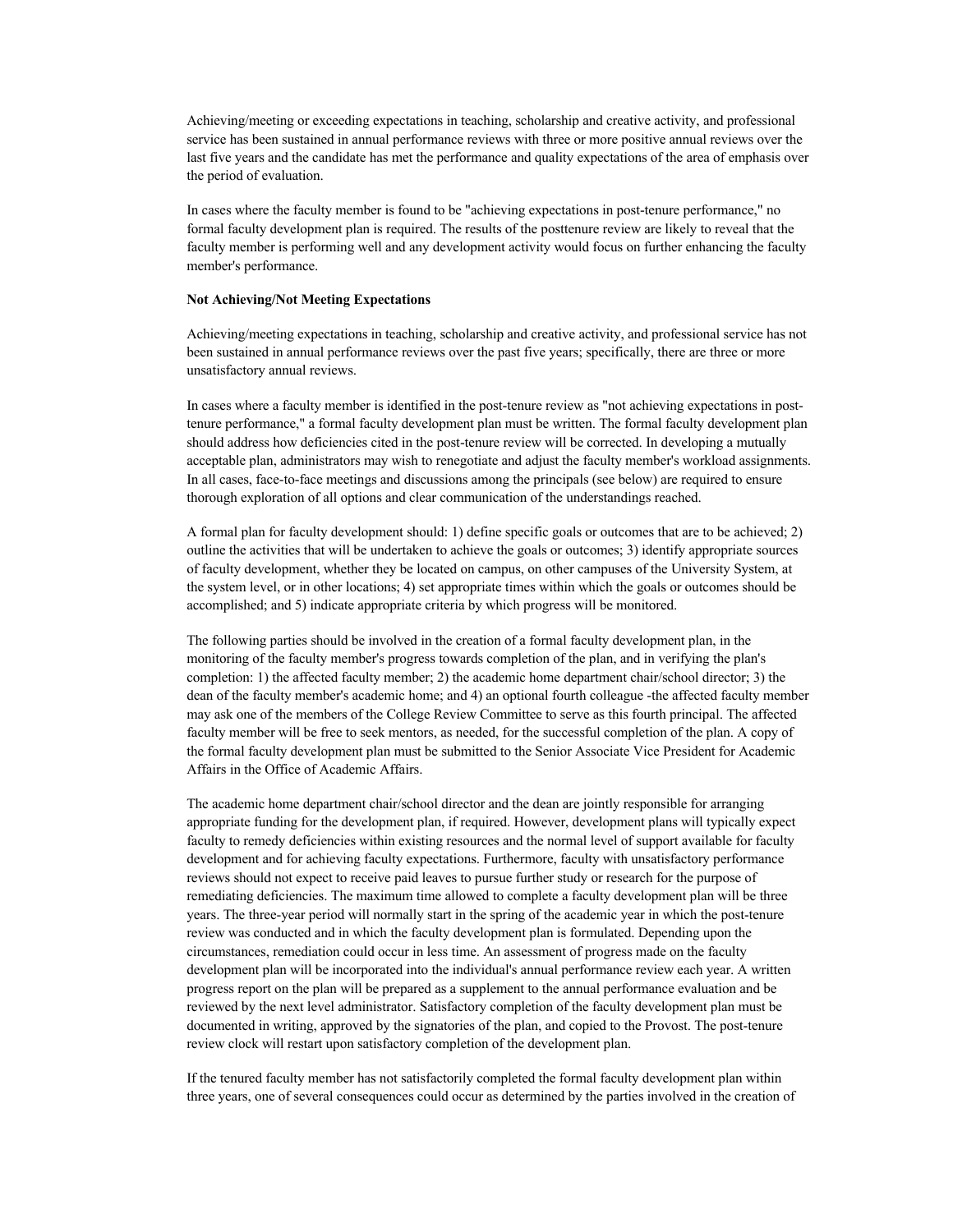Achieving/meeting or exceeding expectations in teaching, scholarship and creative activity, and professional service has been sustained in annual performance reviews with three or more positive annual reviews over the last five years and the candidate has met the performance and quality expectations of the area of emphasis over the period of evaluation.

In cases where the faculty member is found to be "achieving expectations in post-tenure performance," no formal faculty development plan is required. The results of the posttenure review are likely to reveal that the faculty member is performing well and any development activity would focus on further enhancing the faculty member's performance.

**Not Achieving/Not Meeting Expectations**

Achieving/meeting expectations in teaching, scholarship and creative activity, and professional service has not been sustained in annual performance reviews over the past five years; specifically, there are three or more unsatisfactory annual reviews.

In cases where a faculty member is identified in the post-tenure review as "not achieving expectations in post-tenure performance," a formal faculty development plan must be written. The formal faculty development plan should address how deficiencies cited in the post-tenure review will be corrected. In developing a mutually acceptable plan, administrators may wish to renegotiate and adjust the faculty member's workload assignments. In all cases, face-to-face meetings and discussions among the principals (see below) are required to ensure thorough exploration of all options and clear communication of the understandings reached.

A formal plan for faculty development should: 1) define specific goals or outcomes that are to be achieved; 2) outline the activities that will be undertaken to achieve the goals or outcomes; 3) identify appropriate sources of faculty development, whether they be located on campus, on other campuses of the University System, at the system level, or in other locations; 4) set appropriate times within which the goals or outcomes should be accomplished; and 5) indicate appropriate criteria by which progress will be monitored.

The following parties should be involved in the creation of a formal faculty development plan, in the monitoring of the faculty member's progress towards completion of the plan, and in verifying the plan's completion: 1) the affected faculty member; 2) the academic home department chair/school director; 3) the dean of the faculty member's academic home; and 4) an optional fourth colleague -the affected faculty member may ask one of the members of the College Review Committee to serve as this fourth principal. The affected faculty member will be free to seek mentors, as needed, for the successful completion of the plan. A copy of the formal faculty development plan must be submitted to the Senior Associate Vice President for Academic Affairs in the Office of Academic Affairs.

The academic home department chair/school director and the dean are jointly responsible for arranging appropriate funding for the development plan, if required. However, development plans will typically expect faculty to remedy deficiencies within existing resources and the normal level of support available for faculty development and for achieving faculty expectations. Furthermore, faculty with unsatisfactory performance reviews should not expect to receive paid leaves to pursue further study or research for the purpose of remediating deficiencies. The maximum time allowed to complete a faculty development plan will be three years. The three-year period will normally start in the spring of the academic year in which the post-tenure review was conducted and in which the faculty development plan is formulated. Depending upon the circumstances, remediation could occur in less time. An assessment of progress made on the faculty development plan will be incorporated into the individual's annual performance review each year. A written progress report on the plan will be prepared as a supplement to the annual performance evaluation and be reviewed by the next level administrator. Satisfactory completion of the faculty development plan must be documented in writing, approved by the signatories of the plan, and copied to the Provost. The post-tenure review clock will restart upon satisfactory completion of the development plan.

If the tenured faculty member has not satisfactorily completed the formal faculty development plan within three years, one of several consequences could occur as determined by the parties involved in the creation of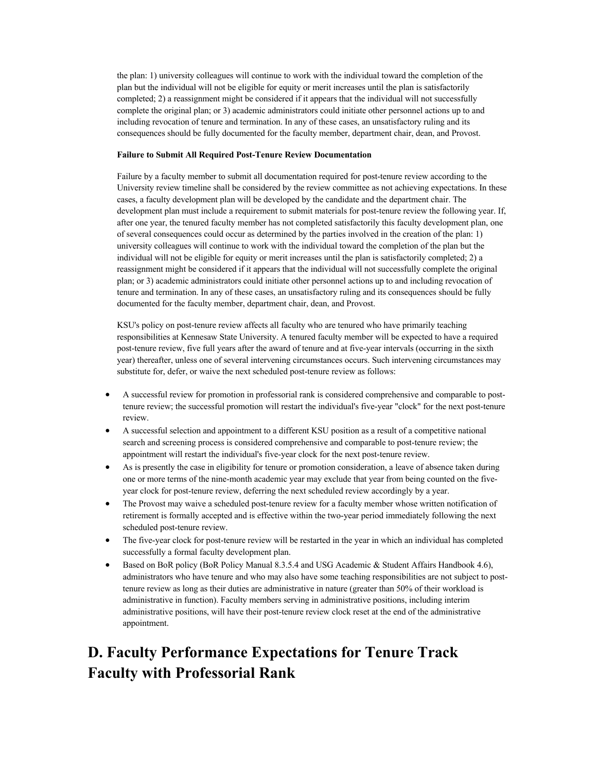the plan: 1) university colleagues will continue to work with the individual toward the completion of the plan but the individual will not be eligible for equity or merit increases until the plan is satisfactorily completed; 2) a reassignment might be considered if it appears that the individual will not successfully complete the original plan; or 3) academic administrators could initiate other personnel actions up to and including revocation of tenure and termination. In any of these cases, an unsatisfactory ruling and its consequences should be fully documented for the faculty member, department chair, dean, and Provost.

**Failure to Submit All Required Post-Tenure Review Documentation**

Failure by a faculty member to submit all documentation required for post-tenure review according to the University review timeline shall be considered by the review committee as not achieving expectations. In these cases, a faculty development plan will be developed by the candidate and the department chair. The development plan must include a requirement to submit materials for post-tenure review the following year. If, after one year, the tenured faculty member has not completed satisfactorily this faculty development plan, one of several consequences could occur as determined by the parties involved in the creation of the plan: 1) university colleagues will continue to work with the individual toward the completion of the plan but the individual will not be eligible for equity or merit increases until the plan is satisfactorily completed; 2) a reassignment might be considered if it appears that the individual will not successfully complete the original plan; or 3) academic administrators could initiate other personnel actions up to and including revocation of tenure and termination. In any of these cases, an unsatisfactory ruling and its consequences should be fully documented for the faculty member, department chair, dean, and Provost.

KSU's policy on post-tenure review affects all faculty who are tenured who have primarily teaching responsibilities at Kennesaw State University. A tenured faculty member will be expected to have a required post-tenure review, five full years after the award of tenure and at five-year intervals (occurring in the sixth year) thereafter, unless one of several intervening circumstances occurs. Such intervening circumstances may substitute for, defer, or waive the next scheduled post-tenure review as follows:

- A successful review for promotion in professorial rank is considered comprehensive and comparable to post-tenure review; the successful promotion will restart the individual's five-year "clock" for the next post-tenure review.
- A successful selection and appointment to a different KSU position as a result of a competitive national search and screening process is considered comprehensive and comparable to post-tenure review; the appointment will restart the individual's five-year clock for the next post-tenure review.
- As is presently the case in eligibility for tenure or promotion consideration, a leave of absence taken during one or more terms of the nine-month academic year may exclude that year from being counted on the five-year clock for post-tenure review, deferring the next scheduled review accordingly by a year.
- The Provost may waive a scheduled post-tenure review for a faculty member whose written notification of retirement is formally accepted and is effective within the two-year period immediately following the next scheduled post-tenure review.
- The five-year clock for post-tenure review will be restarted in the year in which an individual has completed successfully a formal faculty development plan.
- Based on BoR policy (BoR Policy Manual 8.3.5.4 and USG Academic & Student Affairs Handbook 4.6), administrators who have tenure and who may also have some teaching responsibilities are not subject to post-tenure review as long as their duties are administrative in nature (greater than 50% of their workload is administrative in function). Faculty members serving in administrative positions, including interim administrative positions, will have their post-tenure review clock reset at the end of the administrative appointment.

# D. Faculty Performance Expectations for Tenure Track Faculty with Professorial Rank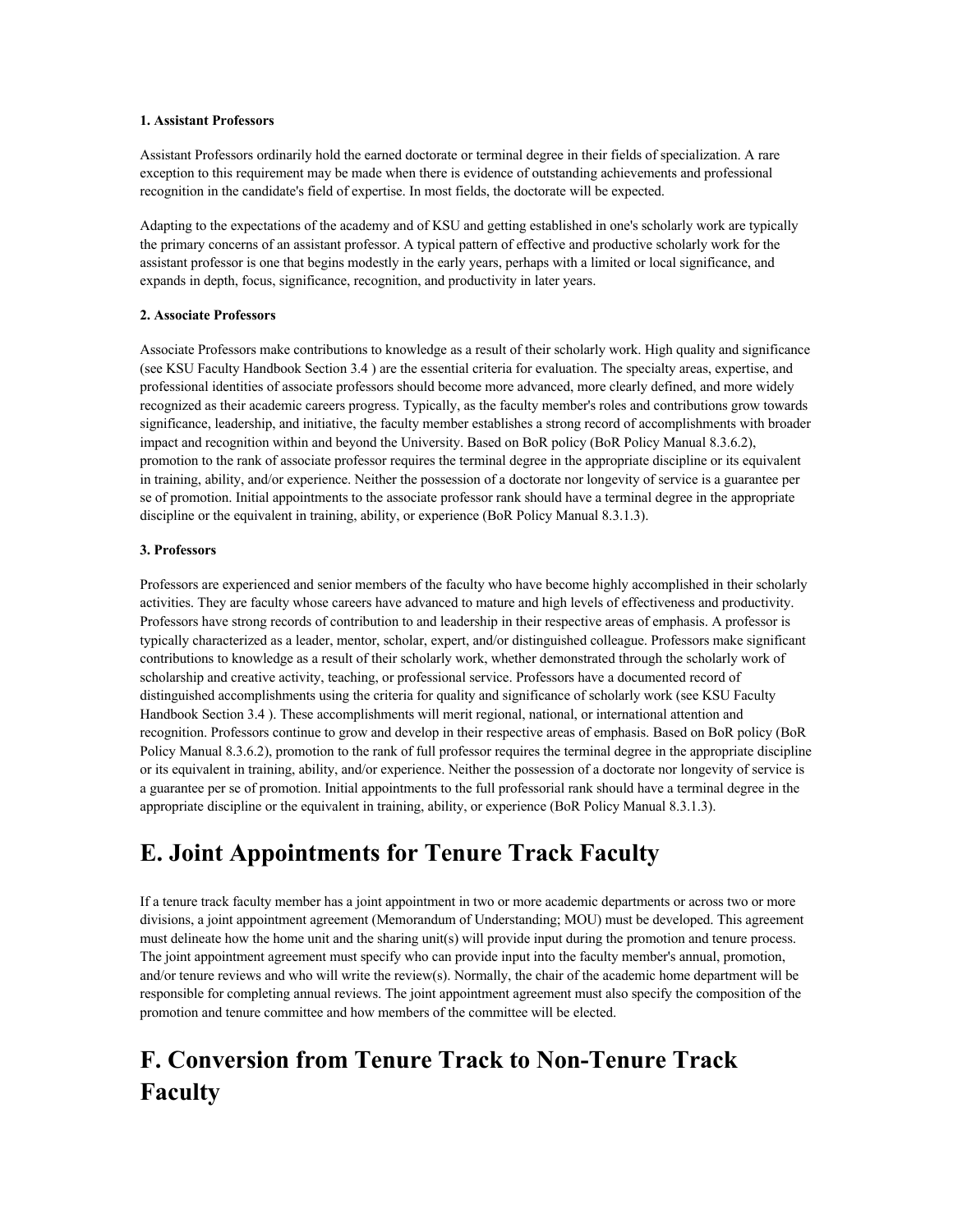**1. Assistant Professors**

Assistant Professors ordinarily hold the earned doctorate or terminal degree in their fields of specialization. A rare exception to this requirement may be made when there is evidence of outstanding achievements and professional recognition in the candidate's field of expertise. In most fields, the doctorate will be expected.

Adapting to the expectations of the academy and of KSU and getting established in one's scholarly work are typically the primary concerns of an assistant professor. A typical pattern of effective and productive scholarly work for the assistant professor is one that begins modestly in the early years, perhaps with a limited or local significance, and expands in depth, focus, significance, recognition, and productivity in later years.

**2. Associate Professors**

Associate Professors make contributions to knowledge as a result of their scholarly work. High quality and significance (see KSU Faculty Handbook Section 3.4 ) are the essential criteria for evaluation. The specialty areas, expertise, and professional identities of associate professors should become more advanced, more clearly defined, and more widely recognized as their academic careers progress. Typically, as the faculty member's roles and contributions grow towards significance, leadership, and initiative, the faculty member establishes a strong record of accomplishments with broader impact and recognition within and beyond the University. Based on BoR policy (BoR Policy Manual 8.3.6.2), promotion to the rank of associate professor requires the terminal degree in the appropriate discipline or its equivalent in training, ability, and/or experience. Neither the possession of a doctorate nor longevity of service is a guarantee per se of promotion. Initial appointments to the associate professor rank should have a terminal degree in the appropriate discipline or the equivalent in training, ability, or experience (BoR Policy Manual 8.3.1.3).

**3. Professors**

Professors are experienced and senior members of the faculty who have become highly accomplished in their scholarly activities. They are faculty whose careers have advanced to mature and high levels of effectiveness and productivity. Professors have strong records of contribution to and leadership in their respective areas of emphasis. A professor is typically characterized as a leader, mentor, scholar, expert, and/or distinguished colleague. Professors make significant contributions to knowledge as a result of their scholarly work, whether demonstrated through the scholarly work of scholarship and creative activity, teaching, or professional service. Professors have a documented record of distinguished accomplishments using the criteria for quality and significance of scholarly work (see KSU Faculty Handbook Section 3.4 ). These accomplishments will merit regional, national, or international attention and recognition. Professors continue to grow and develop in their respective areas of emphasis. Based on BoR policy (BoR Policy Manual 8.3.6.2), promotion to the rank of full professor requires the terminal degree in the appropriate discipline or its equivalent in training, ability, and/or experience. Neither the possession of a doctorate nor longevity of service is a guarantee per se of promotion. Initial appointments to the full professorial rank should have a terminal degree in the appropriate discipline or the equivalent in training, ability, or experience (BoR Policy Manual 8.3.1.3).

# E. Joint Appointments for Tenure Track Faculty

If a tenure track faculty member has a joint appointment in two or more academic departments or across two or more divisions, a joint appointment agreement (Memorandum of Understanding; MOU) must be developed. This agreement must delineate how the home unit and the sharing unit(s) will provide input during the promotion and tenure process. The joint appointment agreement must specify who can provide input into the faculty member's annual, promotion, and/or tenure reviews and who will write the review(s). Normally, the chair of the academic home department will be responsible for completing annual reviews. The joint appointment agreement must also specify the composition of the promotion and tenure committee and how members of the committee will be elected.

# F. Conversion from Tenure Track to Non-Tenure Track Faculty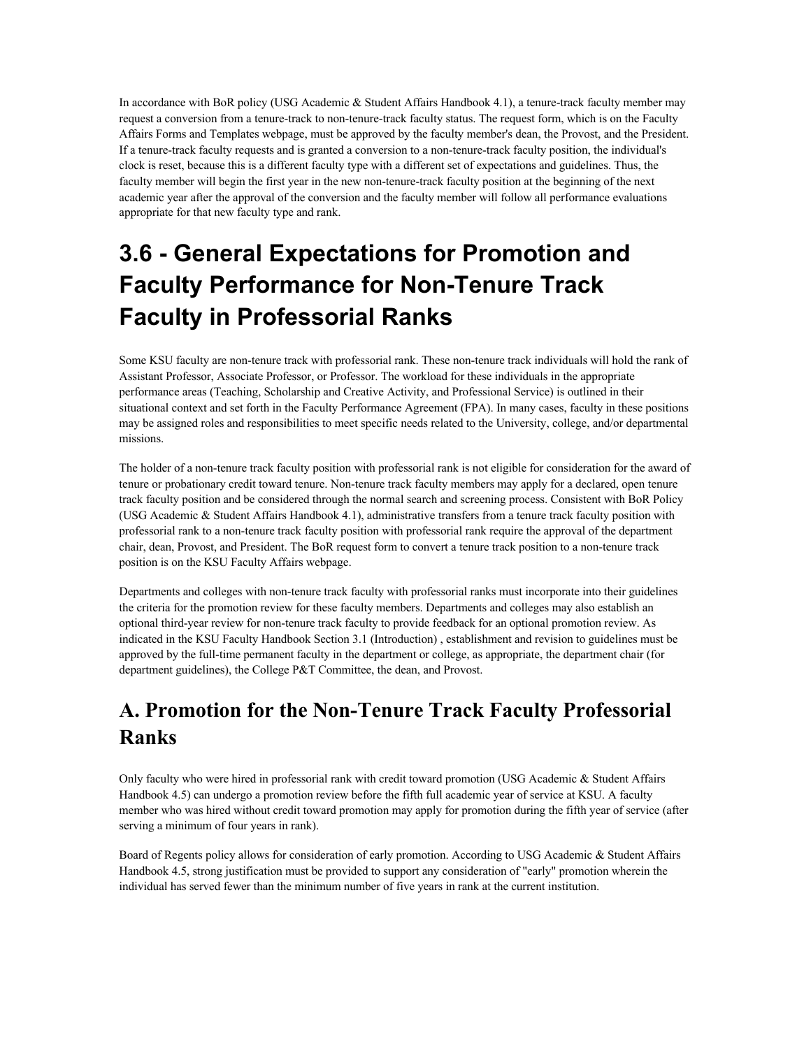In accordance with BoR policy (USG Academic & Student Affairs Handbook 4.1), a tenure-track faculty member may request a conversion from a tenure-track to non-tenure-track faculty status. The request form, which is on the Faculty Affairs Forms and Templates webpage, must be approved by the faculty member's dean, the Provost, and the President. If a tenure-track faculty requests and is granted a conversion to a non-tenure-track faculty position, the individual's clock is reset, because this is a different faculty type with a different set of expectations and guidelines. Thus, the faculty member will begin the first year in the new non-tenure-track faculty position at the beginning of the next academic year after the approval of the conversion and the faculty member will follow all performance evaluations appropriate for that new faculty type and rank.

# 3.6 - General Expectations for Promotion and Faculty Performance for Non-Tenure Track Faculty in Professorial Ranks

Some KSU faculty are non-tenure track with professorial rank. These non-tenure track individuals will hold the rank of Assistant Professor, Associate Professor, or Professor. The workload for these individuals in the appropriate performance areas (Teaching, Scholarship and Creative Activity, and Professional Service) is outlined in their situational context and set forth in the Faculty Performance Agreement (FPA). In many cases, faculty in these positions may be assigned roles and responsibilities to meet specific needs related to the University, college, and/or departmental missions.

The holder of a non-tenure track faculty position with professorial rank is not eligible for consideration for the award of tenure or probationary credit toward tenure. Non-tenure track faculty members may apply for a declared, open tenure track faculty position and be considered through the normal search and screening process. Consistent with BoR Policy (USG Academic & Student Affairs Handbook 4.1), administrative transfers from a tenure track faculty position with professorial rank to a non-tenure track faculty position with professorial rank require the approval of the department chair, dean, Provost, and President. The BoR request form to convert a tenure track position to a non-tenure track position is on the KSU Faculty Affairs webpage.

Departments and colleges with non-tenure track faculty with professorial ranks must incorporate into their guidelines the criteria for the promotion review for these faculty members. Departments and colleges may also establish an optional third-year review for non-tenure track faculty to provide feedback for an optional promotion review. As indicated in the KSU Faculty Handbook Section 3.1 (Introduction) , establishment and revision to guidelines must be approved by the full-time permanent faculty in the department or college, as appropriate, the department chair (for department guidelines), the College P&T Committee, the dean, and Provost.

## A. Promotion for the Non-Tenure Track Faculty Professorial Ranks

Only faculty who were hired in professorial rank with credit toward promotion (USG Academic & Student Affairs Handbook 4.5) can undergo a promotion review before the fifth full academic year of service at KSU. A faculty member who was hired without credit toward promotion may apply for promotion during the fifth year of service (after serving a minimum of four years in rank).

Board of Regents policy allows for consideration of early promotion. According to USG Academic & Student Affairs Handbook 4.5, strong justification must be provided to support any consideration of "early" promotion wherein the individual has served fewer than the minimum number of five years in rank at the current institution.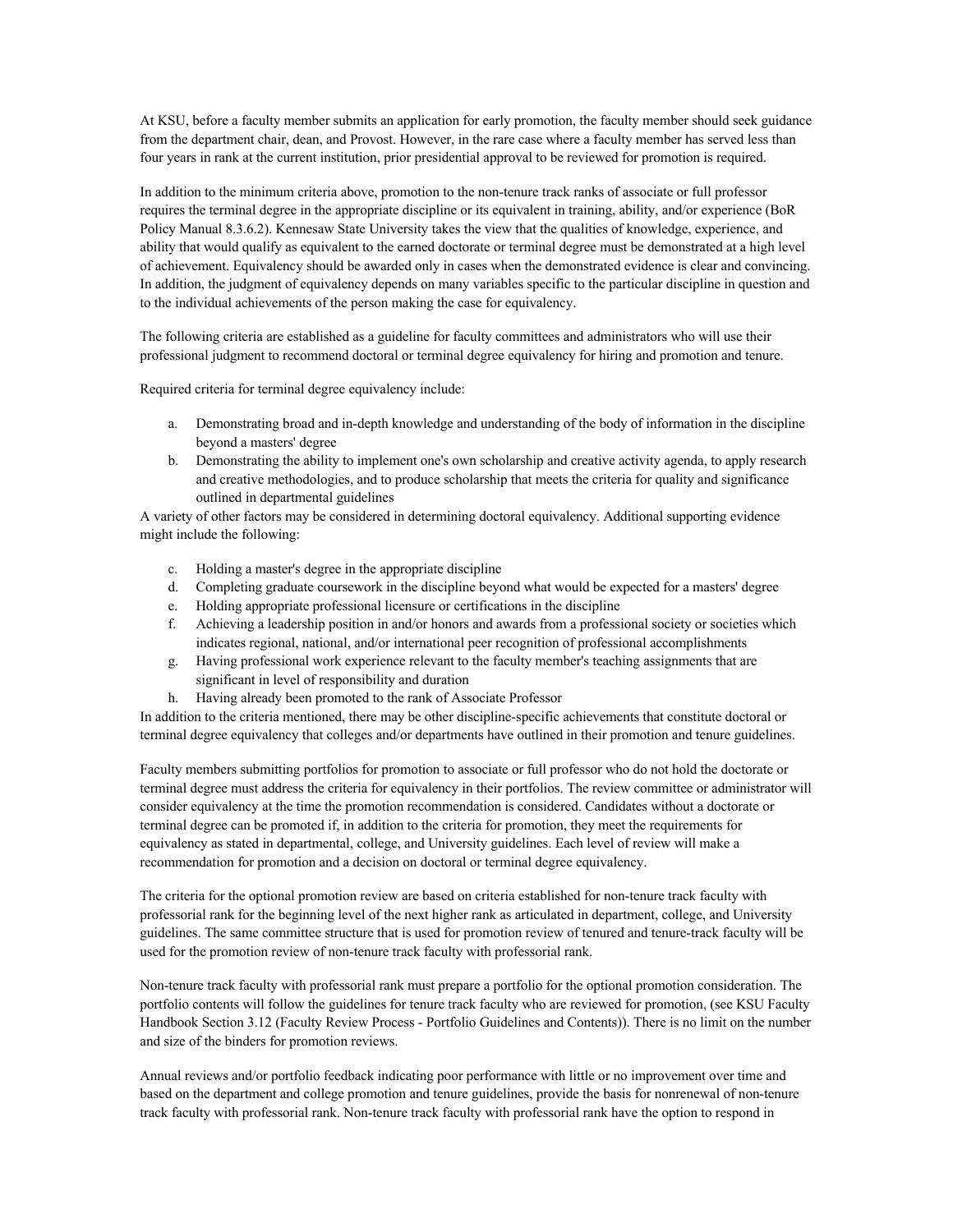At KSU, before a faculty member submits an application for early promotion, the faculty member should seek guidance from the department chair, dean, and Provost. However, in the rare case where a faculty member has served less than four years in rank at the current institution, prior presidential approval to be reviewed for promotion is required.

In addition to the minimum criteria above, promotion to the non-tenure track ranks of associate or full professor requires the terminal degree in the appropriate discipline or its equivalent in training, ability, and/or experience (BoR Policy Manual 8.3.6.2). Kennesaw State University takes the view that the qualities of knowledge, experience, and ability that would qualify as equivalent to the earned doctorate or terminal degree must be demonstrated at a high level of achievement. Equivalency should be awarded only in cases when the demonstrated evidence is clear and convincing. In addition, the judgment of equivalency depends on many variables specific to the particular discipline in question and to the individual achievements of the person making the case for equivalency.

The following criteria are established as a guideline for faculty committees and administrators who will use their professional judgment to recommend doctoral or terminal degree equivalency for hiring and promotion and tenure.

Required criteria for terminal degree equivalency include:

a. Demonstrating broad and in-depth knowledge and understanding of the body of information in the discipline beyond a masters' degree
b. Demonstrating the ability to implement one's own scholarship and creative activity agenda, to apply research and creative methodologies, and to produce scholarship that meets the criteria for quality and significance outlined in departmental guidelines

A variety of other factors may be considered in determining doctoral equivalency. Additional supporting evidence might include the following:

c. Holding a master's degree in the appropriate discipline
d. Completing graduate coursework in the discipline beyond what would be expected for a masters' degree
e. Holding appropriate professional licensure or certifications in the discipline
f. Achieving a leadership position in and/or honors and awards from a professional society or societies which indicates regional, national, and/or international peer recognition of professional accomplishments
g. Having professional work experience relevant to the faculty member's teaching assignments that are significant in level of responsibility and duration
h. Having already been promoted to the rank of Associate Professor

In addition to the criteria mentioned, there may be other discipline-specific achievements that constitute doctoral or terminal degree equivalency that colleges and/or departments have outlined in their promotion and tenure guidelines.

Faculty members submitting portfolios for promotion to associate or full professor who do not hold the doctorate or terminal degree must address the criteria for equivalency in their portfolios. The review committee or administrator will consider equivalency at the time the promotion recommendation is considered. Candidates without a doctorate or terminal degree can be promoted if, in addition to the criteria for promotion, they meet the requirements for equivalency as stated in departmental, college, and University guidelines. Each level of review will make a recommendation for promotion and a decision on doctoral or terminal degree equivalency.

The criteria for the optional promotion review are based on criteria established for non-tenure track faculty with professorial rank for the beginning level of the next higher rank as articulated in department, college, and University guidelines. The same committee structure that is used for promotion review of tenured and tenure-track faculty will be used for the promotion review of non-tenure track faculty with professorial rank.

Non-tenure track faculty with professorial rank must prepare a portfolio for the optional promotion consideration. The portfolio contents will follow the guidelines for tenure track faculty who are reviewed for promotion, (see KSU Faculty Handbook Section 3.12 (Faculty Review Process - Portfolio Guidelines and Contents)). There is no limit on the number and size of the binders for promotion reviews.

Annual reviews and/or portfolio feedback indicating poor performance with little or no improvement over time and based on the department and college promotion and tenure guidelines, provide the basis for nonrenewal of non-tenure track faculty with professorial rank. Non-tenure track faculty with professorial rank have the option to respond in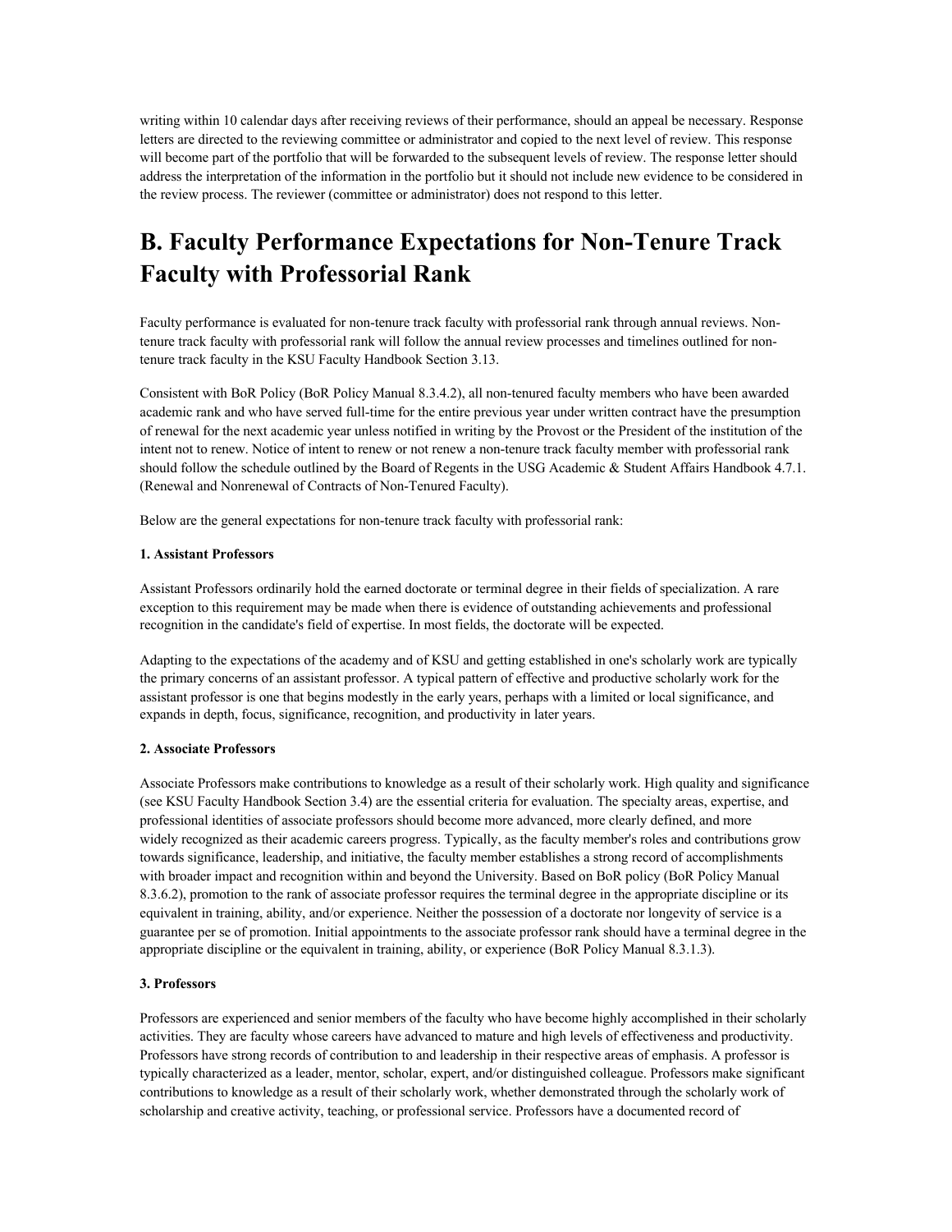writing within 10 calendar days after receiving reviews of their performance, should an appeal be necessary. Response letters are directed to the reviewing committee or administrator and copied to the next level of review. This response will become part of the portfolio that will be forwarded to the subsequent levels of review. The response letter should address the interpretation of the information in the portfolio but it should not include new evidence to be considered in the review process. The reviewer (committee or administrator) does not respond to this letter.

# B. Faculty Performance Expectations for Non-Tenure Track Faculty with Professorial Rank

Faculty performance is evaluated for non-tenure track faculty with professorial rank through annual reviews. Non-tenure track faculty with professorial rank will follow the annual review processes and timelines outlined for non-tenure track faculty in the KSU Faculty Handbook Section 3.13.

Consistent with BoR Policy (BoR Policy Manual 8.3.4.2), all non-tenured faculty members who have been awarded academic rank and who have served full-time for the entire previous year under written contract have the presumption of renewal for the next academic year unless notified in writing by the Provost or the President of the institution of the intent not to renew. Notice of intent to renew or not renew a non-tenure track faculty member with professorial rank should follow the schedule outlined by the Board of Regents in the USG Academic & Student Affairs Handbook 4.7.1. (Renewal and Nonrenewal of Contracts of Non-Tenured Faculty).

Below are the general expectations for non-tenure track faculty with professorial rank:

**1. Assistant Professors**

Assistant Professors ordinarily hold the earned doctorate or terminal degree in their fields of specialization. A rare exception to this requirement may be made when there is evidence of outstanding achievements and professional recognition in the candidate's field of expertise. In most fields, the doctorate will be expected.

Adapting to the expectations of the academy and of KSU and getting established in one's scholarly work are typically the primary concerns of an assistant professor. A typical pattern of effective and productive scholarly work for the assistant professor is one that begins modestly in the early years, perhaps with a limited or local significance, and expands in depth, focus, significance, recognition, and productivity in later years.

**2. Associate Professors**

Associate Professors make contributions to knowledge as a result of their scholarly work. High quality and significance (see KSU Faculty Handbook Section 3.4) are the essential criteria for evaluation. The specialty areas, expertise, and professional identities of associate professors should become more advanced, more clearly defined, and more widely recognized as their academic careers progress. Typically, as the faculty member's roles and contributions grow towards significance, leadership, and initiative, the faculty member establishes a strong record of accomplishments with broader impact and recognition within and beyond the University. Based on BoR policy (BoR Policy Manual 8.3.6.2), promotion to the rank of associate professor requires the terminal degree in the appropriate discipline or its equivalent in training, ability, and/or experience. Neither the possession of a doctorate nor longevity of service is a guarantee per se of promotion. Initial appointments to the associate professor rank should have a terminal degree in the appropriate discipline or the equivalent in training, ability, or experience (BoR Policy Manual 8.3.1.3).

**3. Professors**

Professors are experienced and senior members of the faculty who have become highly accomplished in their scholarly activities. They are faculty whose careers have advanced to mature and high levels of effectiveness and productivity. Professors have strong records of contribution to and leadership in their respective areas of emphasis. A professor is typically characterized as a leader, mentor, scholar, expert, and/or distinguished colleague. Professors make significant contributions to knowledge as a result of their scholarly work, whether demonstrated through the scholarly work of scholarship and creative activity, teaching, or professional service. Professors have a documented record of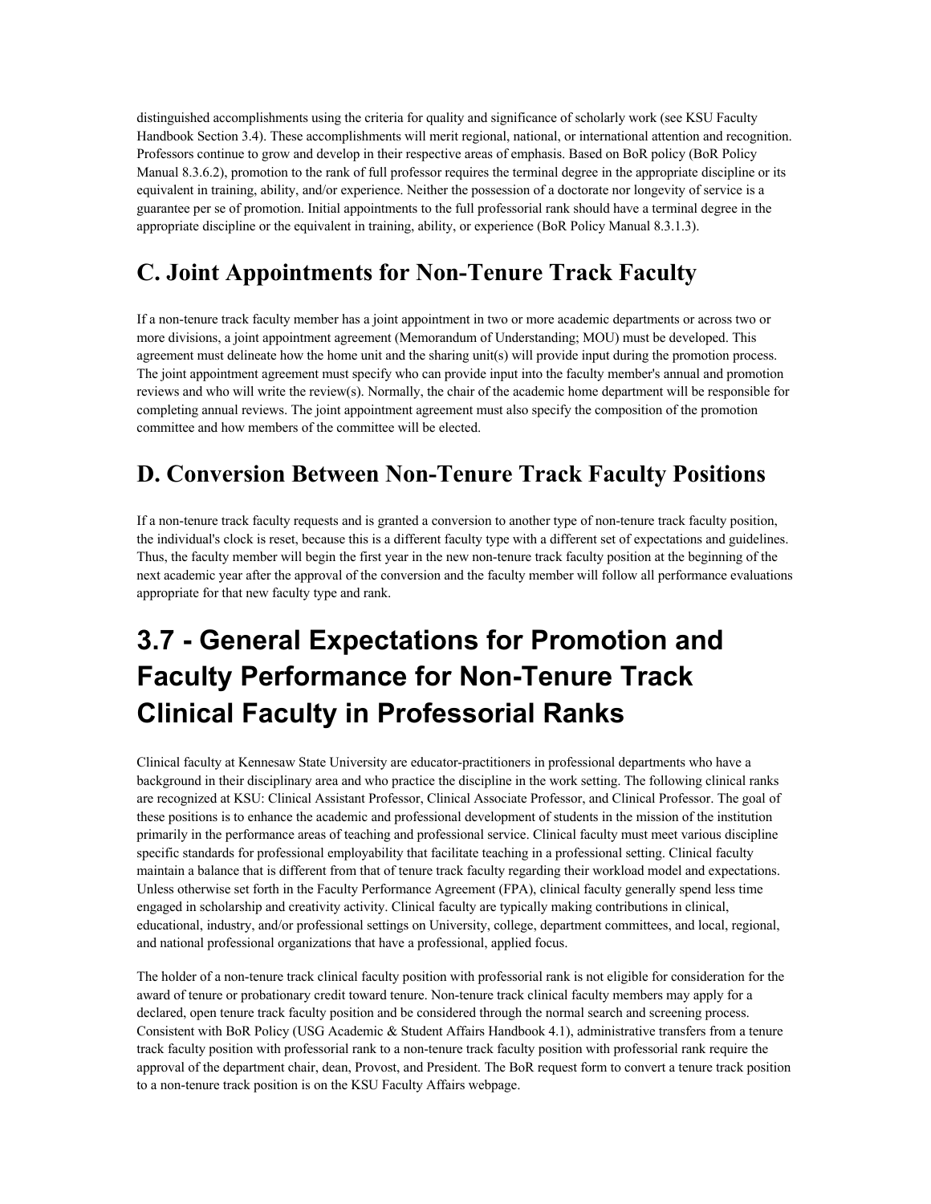distinguished accomplishments using the criteria for quality and significance of scholarly work (see KSU Faculty Handbook Section 3.4). These accomplishments will merit regional, national, or international attention and recognition. Professors continue to grow and develop in their respective areas of emphasis. Based on BoR policy (BoR Policy Manual 8.3.6.2), promotion to the rank of full professor requires the terminal degree in the appropriate discipline or its equivalent in training, ability, and/or experience. Neither the possession of a doctorate nor longevity of service is a guarantee per se of promotion. Initial appointments to the full professorial rank should have a terminal degree in the appropriate discipline or the equivalent in training, ability, or experience (BoR Policy Manual 8.3.1.3).

## C. Joint Appointments for Non-Tenure Track Faculty

If a non-tenure track faculty member has a joint appointment in two or more academic departments or across two or more divisions, a joint appointment agreement (Memorandum of Understanding; MOU) must be developed. This agreement must delineate how the home unit and the sharing unit(s) will provide input during the promotion process. The joint appointment agreement must specify who can provide input into the faculty member's annual and promotion reviews and who will write the review(s). Normally, the chair of the academic home department will be responsible for completing annual reviews. The joint appointment agreement must also specify the composition of the promotion committee and how members of the committee will be elected.

## D. Conversion Between Non-Tenure Track Faculty Positions

If a non-tenure track faculty requests and is granted a conversion to another type of non-tenure track faculty position, the individual's clock is reset, because this is a different faculty type with a different set of expectations and guidelines. Thus, the faculty member will begin the first year in the new non-tenure track faculty position at the beginning of the next academic year after the approval of the conversion and the faculty member will follow all performance evaluations appropriate for that new faculty type and rank.

# 3.7 - General Expectations for Promotion and Faculty Performance for Non-Tenure Track Clinical Faculty in Professorial Ranks

Clinical faculty at Kennesaw State University are educator-practitioners in professional departments who have a background in their disciplinary area and who practice the discipline in the work setting. The following clinical ranks are recognized at KSU: Clinical Assistant Professor, Clinical Associate Professor, and Clinical Professor. The goal of these positions is to enhance the academic and professional development of students in the mission of the institution primarily in the performance areas of teaching and professional service. Clinical faculty must meet various discipline specific standards for professional employability that facilitate teaching in a professional setting. Clinical faculty maintain a balance that is different from that of tenure track faculty regarding their workload model and expectations. Unless otherwise set forth in the Faculty Performance Agreement (FPA), clinical faculty generally spend less time engaged in scholarship and creativity activity. Clinical faculty are typically making contributions in clinical, educational, industry, and/or professional settings on University, college, department committees, and local, regional, and national professional organizations that have a professional, applied focus.

The holder of a non-tenure track clinical faculty position with professorial rank is not eligible for consideration for the award of tenure or probationary credit toward tenure. Non-tenure track clinical faculty members may apply for a declared, open tenure track faculty position and be considered through the normal search and screening process. Consistent with BoR Policy (USG Academic & Student Affairs Handbook 4.1), administrative transfers from a tenure track faculty position with professorial rank to a non-tenure track faculty position with professorial rank require the approval of the department chair, dean, Provost, and President. The BoR request form to convert a tenure track position to a non-tenure track position is on the KSU Faculty Affairs webpage.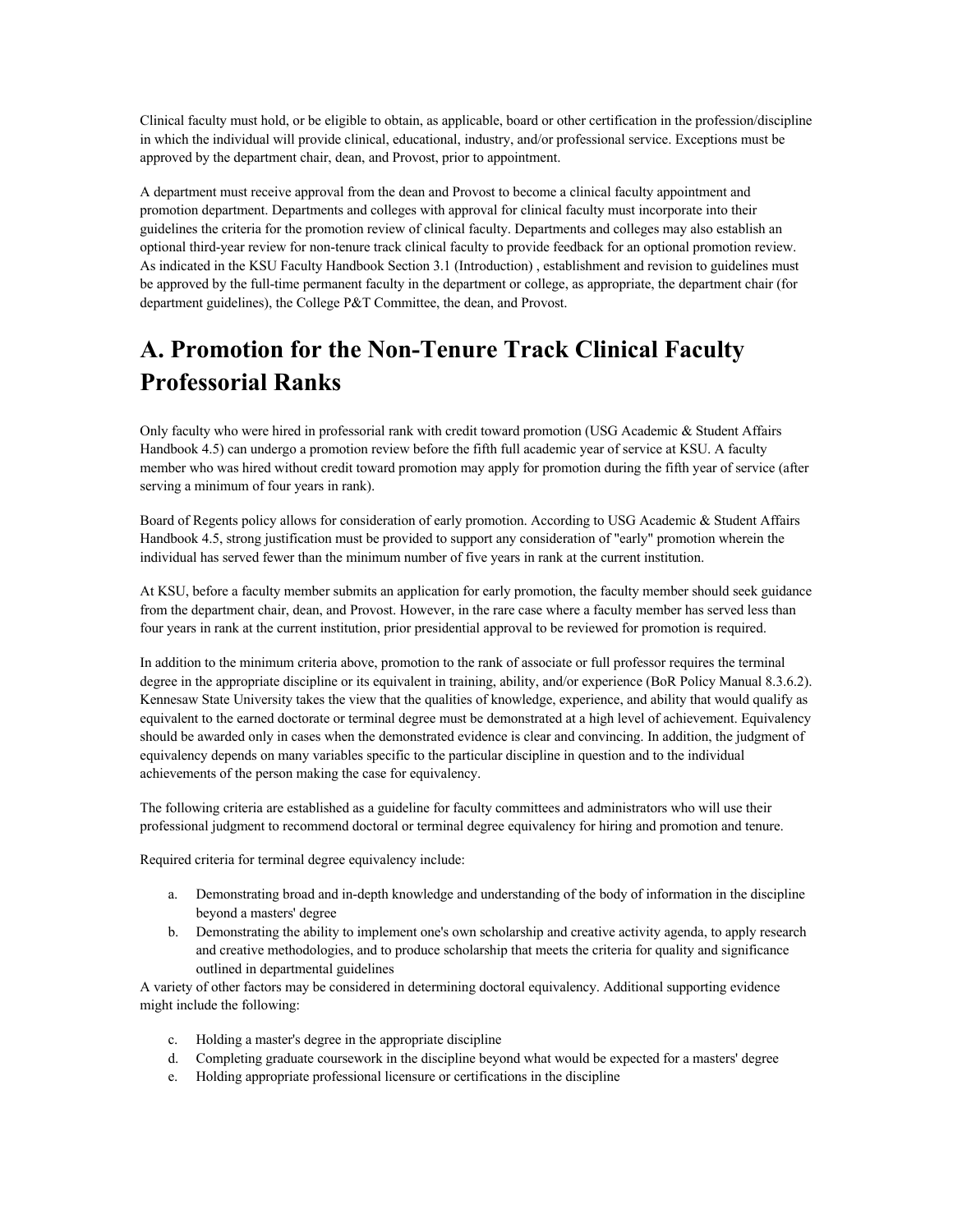Clinical faculty must hold, or be eligible to obtain, as applicable, board or other certification in the profession/discipline in which the individual will provide clinical, educational, industry, and/or professional service. Exceptions must be approved by the department chair, dean, and Provost, prior to appointment.

A department must receive approval from the dean and Provost to become a clinical faculty appointment and promotion department. Departments and colleges with approval for clinical faculty must incorporate into their guidelines the criteria for the promotion review of clinical faculty. Departments and colleges may also establish an optional third-year review for non-tenure track clinical faculty to provide feedback for an optional promotion review. As indicated in the KSU Faculty Handbook Section 3.1 (Introduction) , establishment and revision to guidelines must be approved by the full-time permanent faculty in the department or college, as appropriate, the department chair (for department guidelines), the College P&T Committee, the dean, and Provost.

# A. Promotion for the Non-Tenure Track Clinical Faculty Professorial Ranks

Only faculty who were hired in professorial rank with credit toward promotion (USG Academic & Student Affairs Handbook 4.5) can undergo a promotion review before the fifth full academic year of service at KSU. A faculty member who was hired without credit toward promotion may apply for promotion during the fifth year of service (after serving a minimum of four years in rank).

Board of Regents policy allows for consideration of early promotion. According to USG Academic & Student Affairs Handbook 4.5, strong justification must be provided to support any consideration of "early" promotion wherein the individual has served fewer than the minimum number of five years in rank at the current institution.

At KSU, before a faculty member submits an application for early promotion, the faculty member should seek guidance from the department chair, dean, and Provost. However, in the rare case where a faculty member has served less than four years in rank at the current institution, prior presidential approval to be reviewed for promotion is required.

In addition to the minimum criteria above, promotion to the rank of associate or full professor requires the terminal degree in the appropriate discipline or its equivalent in training, ability, and/or experience (BoR Policy Manual 8.3.6.2). Kennesaw State University takes the view that the qualities of knowledge, experience, and ability that would qualify as equivalent to the earned doctorate or terminal degree must be demonstrated at a high level of achievement. Equivalency should be awarded only in cases when the demonstrated evidence is clear and convincing. In addition, the judgment of equivalency depends on many variables specific to the particular discipline in question and to the individual achievements of the person making the case for equivalency.

The following criteria are established as a guideline for faculty committees and administrators who will use their professional judgment to recommend doctoral or terminal degree equivalency for hiring and promotion and tenure.

Required criteria for terminal degree equivalency include:

a. Demonstrating broad and in-depth knowledge and understanding of the body of information in the discipline beyond a masters' degree
b. Demonstrating the ability to implement one's own scholarship and creative activity agenda, to apply research and creative methodologies, and to produce scholarship that meets the criteria for quality and significance outlined in departmental guidelines

A variety of other factors may be considered in determining doctoral equivalency. Additional supporting evidence might include the following:

c. Holding a master's degree in the appropriate discipline
d. Completing graduate coursework in the discipline beyond what would be expected for a masters' degree
e. Holding appropriate professional licensure or certifications in the discipline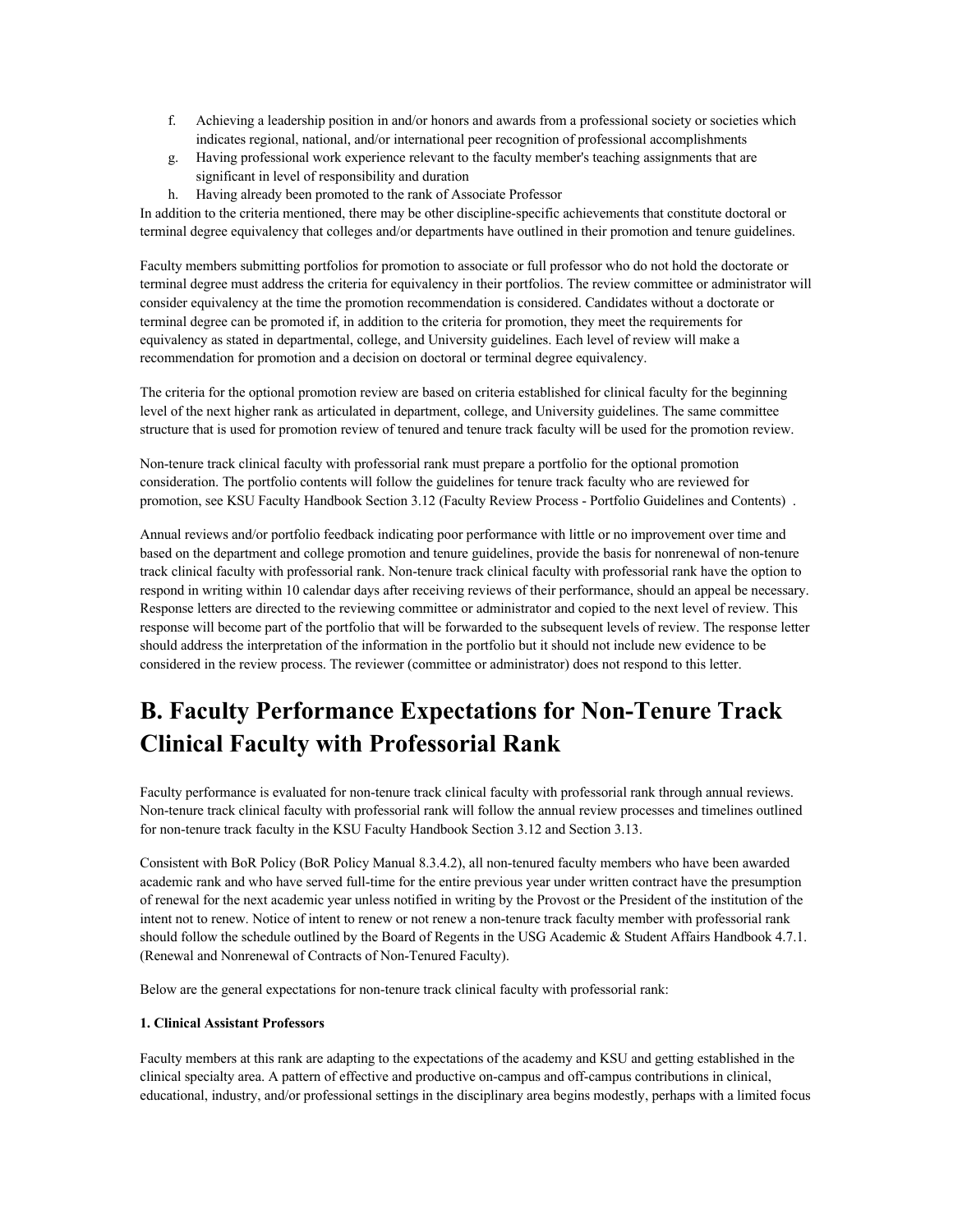f. Achieving a leadership position in and/or honors and awards from a professional society or societies which indicates regional, national, and/or international peer recognition of professional accomplishments
g. Having professional work experience relevant to the faculty member's teaching assignments that are significant in level of responsibility and duration
h. Having already been promoted to the rank of Associate Professor

In addition to the criteria mentioned, there may be other discipline-specific achievements that constitute doctoral or terminal degree equivalency that colleges and/or departments have outlined in their promotion and tenure guidelines.

Faculty members submitting portfolios for promotion to associate or full professor who do not hold the doctorate or terminal degree must address the criteria for equivalency in their portfolios. The review committee or administrator will consider equivalency at the time the promotion recommendation is considered. Candidates without a doctorate or terminal degree can be promoted if, in addition to the criteria for promotion, they meet the requirements for equivalency as stated in departmental, college, and University guidelines. Each level of review will make a recommendation for promotion and a decision on doctoral or terminal degree equivalency.

The criteria for the optional promotion review are based on criteria established for clinical faculty for the beginning level of the next higher rank as articulated in department, college, and University guidelines. The same committee structure that is used for promotion review of tenured and tenure track faculty will be used for the promotion review.

Non-tenure track clinical faculty with professorial rank must prepare a portfolio for the optional promotion consideration. The portfolio contents will follow the guidelines for tenure track faculty who are reviewed for promotion, see KSU Faculty Handbook Section 3.12 (Faculty Review Process - Portfolio Guidelines and Contents) .

Annual reviews and/or portfolio feedback indicating poor performance with little or no improvement over time and based on the department and college promotion and tenure guidelines, provide the basis for nonrenewal of non-tenure track clinical faculty with professorial rank. Non-tenure track clinical faculty with professorial rank have the option to respond in writing within 10 calendar days after receiving reviews of their performance, should an appeal be necessary. Response letters are directed to the reviewing committee or administrator and copied to the next level of review. This response will become part of the portfolio that will be forwarded to the subsequent levels of review. The response letter should address the interpretation of the information in the portfolio but it should not include new evidence to be considered in the review process. The reviewer (committee or administrator) does not respond to this letter.

# B. Faculty Performance Expectations for Non-Tenure Track Clinical Faculty with Professorial Rank

Faculty performance is evaluated for non-tenure track clinical faculty with professorial rank through annual reviews. Non-tenure track clinical faculty with professorial rank will follow the annual review processes and timelines outlined for non-tenure track faculty in the KSU Faculty Handbook Section 3.12 and Section 3.13.

Consistent with BoR Policy (BoR Policy Manual 8.3.4.2), all non-tenured faculty members who have been awarded academic rank and who have served full-time for the entire previous year under written contract have the presumption of renewal for the next academic year unless notified in writing by the Provost or the President of the institution of the intent not to renew. Notice of intent to renew or not renew a non-tenure track faculty member with professorial rank should follow the schedule outlined by the Board of Regents in the USG Academic & Student Affairs Handbook 4.7.1. (Renewal and Nonrenewal of Contracts of Non-Tenured Faculty).

Below are the general expectations for non-tenure track clinical faculty with professorial rank:

**1. Clinical Assistant Professors**

Faculty members at this rank are adapting to the expectations of the academy and KSU and getting established in the clinical specialty area. A pattern of effective and productive on-campus and off-campus contributions in clinical, educational, industry, and/or professional settings in the disciplinary area begins modestly, perhaps with a limited focus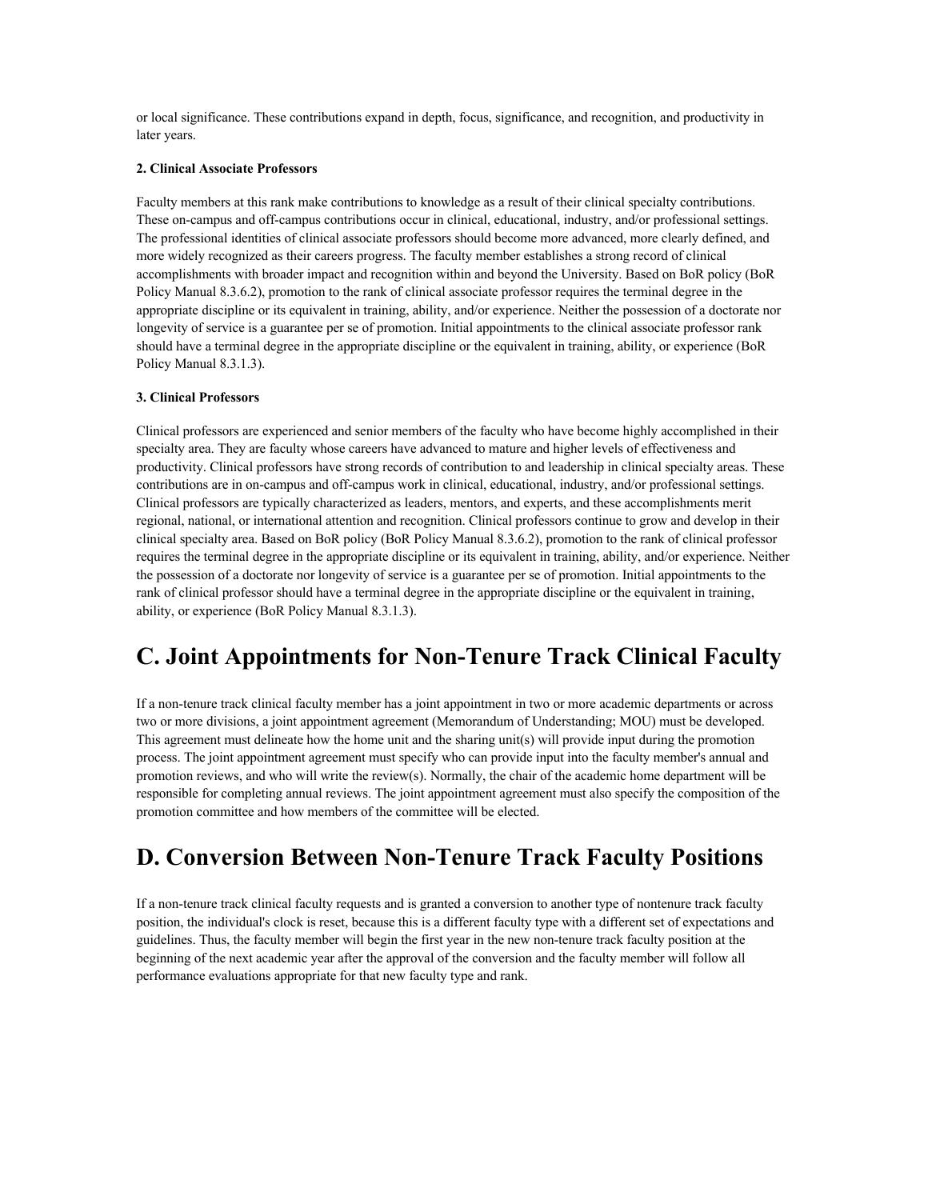or local significance. These contributions expand in depth, focus, significance, and recognition, and productivity in later years.

**2. Clinical Associate Professors**

Faculty members at this rank make contributions to knowledge as a result of their clinical specialty contributions. These on-campus and off-campus contributions occur in clinical, educational, industry, and/or professional settings. The professional identities of clinical associate professors should become more advanced, more clearly defined, and more widely recognized as their careers progress. The faculty member establishes a strong record of clinical accomplishments with broader impact and recognition within and beyond the University. Based on BoR policy (BoR Policy Manual 8.3.6.2), promotion to the rank of clinical associate professor requires the terminal degree in the appropriate discipline or its equivalent in training, ability, and/or experience. Neither the possession of a doctorate nor longevity of service is a guarantee per se of promotion. Initial appointments to the clinical associate professor rank should have a terminal degree in the appropriate discipline or the equivalent in training, ability, or experience (BoR Policy Manual 8.3.1.3).

**3. Clinical Professors**

Clinical professors are experienced and senior members of the faculty who have become highly accomplished in their specialty area. They are faculty whose careers have advanced to mature and higher levels of effectiveness and productivity. Clinical professors have strong records of contribution to and leadership in clinical specialty areas. These contributions are in on-campus and off-campus work in clinical, educational, industry, and/or professional settings. Clinical professors are typically characterized as leaders, mentors, and experts, and these accomplishments merit regional, national, or international attention and recognition. Clinical professors continue to grow and develop in their clinical specialty area. Based on BoR policy (BoR Policy Manual 8.3.6.2), promotion to the rank of clinical professor requires the terminal degree in the appropriate discipline or its equivalent in training, ability, and/or experience. Neither the possession of a doctorate nor longevity of service is a guarantee per se of promotion. Initial appointments to the rank of clinical professor should have a terminal degree in the appropriate discipline or the equivalent in training, ability, or experience (BoR Policy Manual 8.3.1.3).

# C. Joint Appointments for Non-Tenure Track Clinical Faculty

If a non-tenure track clinical faculty member has a joint appointment in two or more academic departments or across two or more divisions, a joint appointment agreement (Memorandum of Understanding; MOU) must be developed. This agreement must delineate how the home unit and the sharing unit(s) will provide input during the promotion process. The joint appointment agreement must specify who can provide input into the faculty member's annual and promotion reviews, and who will write the review(s). Normally, the chair of the academic home department will be responsible for completing annual reviews. The joint appointment agreement must also specify the composition of the promotion committee and how members of the committee will be elected.

# D. Conversion Between Non-Tenure Track Faculty Positions

If a non-tenure track clinical faculty requests and is granted a conversion to another type of nontenure track faculty position, the individual's clock is reset, because this is a different faculty type with a different set of expectations and guidelines. Thus, the faculty member will begin the first year in the new non-tenure track faculty position at the beginning of the next academic year after the approval of the conversion and the faculty member will follow all performance evaluations appropriate for that new faculty type and rank.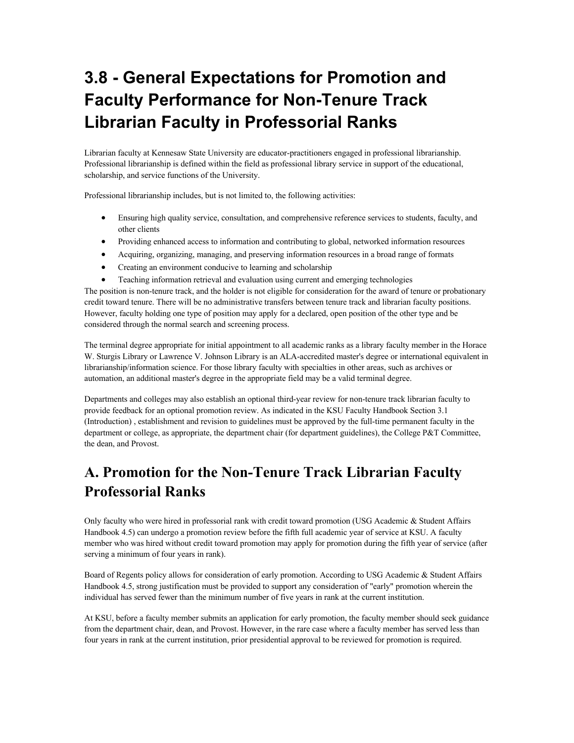# 3.8 - General Expectations for Promotion and Faculty Performance for Non-Tenure Track Librarian Faculty in Professorial Ranks

Librarian faculty at Kennesaw State University are educator-practitioners engaged in professional librarianship. Professional librarianship is defined within the field as professional library service in support of the educational, scholarship, and service functions of the University.

Professional librarianship includes, but is not limited to, the following activities:

- Ensuring high quality service, consultation, and comprehensive reference services to students, faculty, and other clients
- Providing enhanced access to information and contributing to global, networked information resources
- Acquiring, organizing, managing, and preserving information resources in a broad range of formats
- Creating an environment conducive to learning and scholarship
- Teaching information retrieval and evaluation using current and emerging technologies

The position is non-tenure track, and the holder is not eligible for consideration for the award of tenure or probationary credit toward tenure. There will be no administrative transfers between tenure track and librarian faculty positions. However, faculty holding one type of position may apply for a declared, open position of the other type and be considered through the normal search and screening process.

The terminal degree appropriate for initial appointment to all academic ranks as a library faculty member in the Horace W. Sturgis Library or Lawrence V. Johnson Library is an ALA-accredited master's degree or international equivalent in librarianship/information science. For those library faculty with specialties in other areas, such as archives or automation, an additional master's degree in the appropriate field may be a valid terminal degree.

Departments and colleges may also establish an optional third-year review for non-tenure track librarian faculty to provide feedback for an optional promotion review. As indicated in the KSU Faculty Handbook Section 3.1 (Introduction) , establishment and revision to guidelines must be approved by the full-time permanent faculty in the department or college, as appropriate, the department chair (for department guidelines), the College P&T Committee, the dean, and Provost.

## A. Promotion for the Non-Tenure Track Librarian Faculty Professorial Ranks

Only faculty who were hired in professorial rank with credit toward promotion (USG Academic & Student Affairs Handbook 4.5) can undergo a promotion review before the fifth full academic year of service at KSU. A faculty member who was hired without credit toward promotion may apply for promotion during the fifth year of service (after serving a minimum of four years in rank).

Board of Regents policy allows for consideration of early promotion. According to USG Academic & Student Affairs Handbook 4.5, strong justification must be provided to support any consideration of "early" promotion wherein the individual has served fewer than the minimum number of five years in rank at the current institution.

At KSU, before a faculty member submits an application for early promotion, the faculty member should seek guidance from the department chair, dean, and Provost. However, in the rare case where a faculty member has served less than four years in rank at the current institution, prior presidential approval to be reviewed for promotion is required.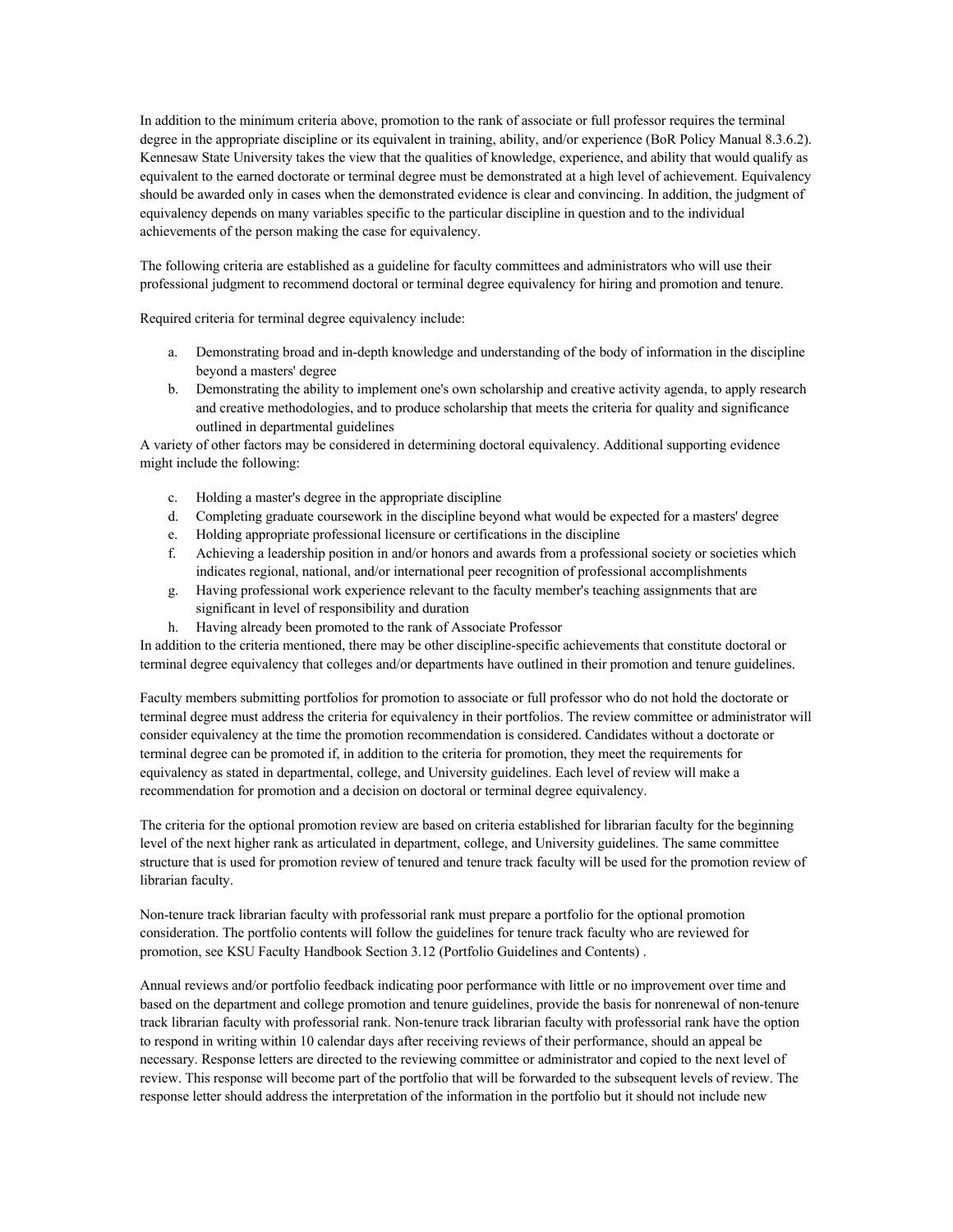In addition to the minimum criteria above, promotion to the rank of associate or full professor requires the terminal degree in the appropriate discipline or its equivalent in training, ability, and/or experience (BoR Policy Manual 8.3.6.2). Kennesaw State University takes the view that the qualities of knowledge, experience, and ability that would qualify as equivalent to the earned doctorate or terminal degree must be demonstrated at a high level of achievement. Equivalency should be awarded only in cases when the demonstrated evidence is clear and convincing. In addition, the judgment of equivalency depends on many variables specific to the particular discipline in question and to the individual achievements of the person making the case for equivalency.

The following criteria are established as a guideline for faculty committees and administrators who will use their professional judgment to recommend doctoral or terminal degree equivalency for hiring and promotion and tenure.

Required criteria for terminal degree equivalency include:

a. Demonstrating broad and in-depth knowledge and understanding of the body of information in the discipline beyond a masters' degree
b. Demonstrating the ability to implement one's own scholarship and creative activity agenda, to apply research and creative methodologies, and to produce scholarship that meets the criteria for quality and significance outlined in departmental guidelines

A variety of other factors may be considered in determining doctoral equivalency. Additional supporting evidence might include the following:

c. Holding a master's degree in the appropriate discipline
d. Completing graduate coursework in the discipline beyond what would be expected for a masters' degree
e. Holding appropriate professional licensure or certifications in the discipline
f. Achieving a leadership position in and/or honors and awards from a professional society or societies which indicates regional, national, and/or international peer recognition of professional accomplishments
g. Having professional work experience relevant to the faculty member's teaching assignments that are significant in level of responsibility and duration
h. Having already been promoted to the rank of Associate Professor

In addition to the criteria mentioned, there may be other discipline-specific achievements that constitute doctoral or terminal degree equivalency that colleges and/or departments have outlined in their promotion and tenure guidelines.

Faculty members submitting portfolios for promotion to associate or full professor who do not hold the doctorate or terminal degree must address the criteria for equivalency in their portfolios. The review committee or administrator will consider equivalency at the time the promotion recommendation is considered. Candidates without a doctorate or terminal degree can be promoted if, in addition to the criteria for promotion, they meet the requirements for equivalency as stated in departmental, college, and University guidelines. Each level of review will make a recommendation for promotion and a decision on doctoral or terminal degree equivalency.

The criteria for the optional promotion review are based on criteria established for librarian faculty for the beginning level of the next higher rank as articulated in department, college, and University guidelines. The same committee structure that is used for promotion review of tenured and tenure track faculty will be used for the promotion review of librarian faculty.

Non-tenure track librarian faculty with professorial rank must prepare a portfolio for the optional promotion consideration. The portfolio contents will follow the guidelines for tenure track faculty who are reviewed for promotion, see KSU Faculty Handbook Section 3.12 (Portfolio Guidelines and Contents) .

Annual reviews and/or portfolio feedback indicating poor performance with little or no improvement over time and based on the department and college promotion and tenure guidelines, provide the basis for nonrenewal of non-tenure track librarian faculty with professorial rank. Non-tenure track librarian faculty with professorial rank have the option to respond in writing within 10 calendar days after receiving reviews of their performance, should an appeal be necessary. Response letters are directed to the reviewing committee or administrator and copied to the next level of review. This response will become part of the portfolio that will be forwarded to the subsequent levels of review. The response letter should address the interpretation of the information in the portfolio but it should not include new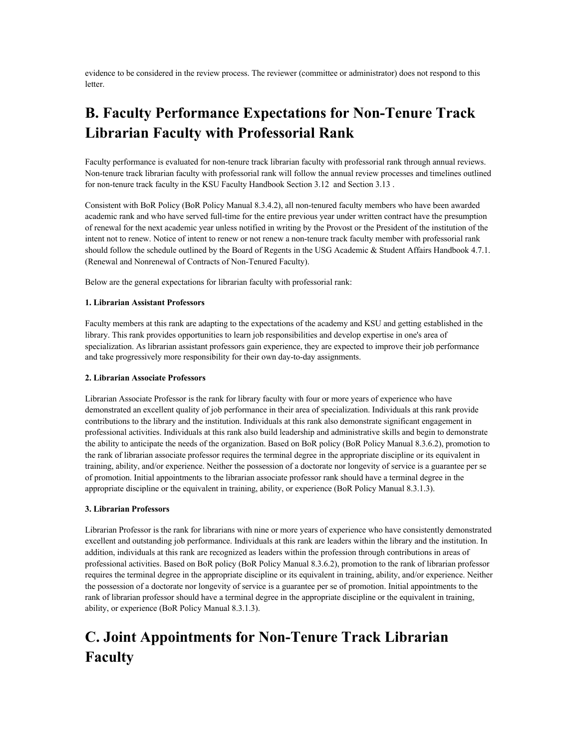evidence to be considered in the review process. The reviewer (committee or administrator) does not respond to this letter.

# B. Faculty Performance Expectations for Non-Tenure Track Librarian Faculty with Professorial Rank

Faculty performance is evaluated for non-tenure track librarian faculty with professorial rank through annual reviews. Non-tenure track librarian faculty with professorial rank will follow the annual review processes and timelines outlined for non-tenure track faculty in the KSU Faculty Handbook Section 3.12 and Section 3.13 .

Consistent with BoR Policy (BoR Policy Manual 8.3.4.2), all non-tenured faculty members who have been awarded academic rank and who have served full-time for the entire previous year under written contract have the presumption of renewal for the next academic year unless notified in writing by the Provost or the President of the institution of the intent not to renew. Notice of intent to renew or not renew a non-tenure track faculty member with professorial rank should follow the schedule outlined by the Board of Regents in the USG Academic & Student Affairs Handbook 4.7.1. (Renewal and Nonrenewal of Contracts of Non-Tenured Faculty).

Below are the general expectations for librarian faculty with professorial rank:

#### 1. Librarian Assistant Professors

Faculty members at this rank are adapting to the expectations of the academy and KSU and getting established in the library. This rank provides opportunities to learn job responsibilities and develop expertise in one's area of specialization. As librarian assistant professors gain experience, they are expected to improve their job performance and take progressively more responsibility for their own day-to-day assignments.

#### 2. Librarian Associate Professors

Librarian Associate Professor is the rank for library faculty with four or more years of experience who have demonstrated an excellent quality of job performance in their area of specialization. Individuals at this rank provide contributions to the library and the institution. Individuals at this rank also demonstrate significant engagement in professional activities. Individuals at this rank also build leadership and administrative skills and begin to demonstrate the ability to anticipate the needs of the organization. Based on BoR policy (BoR Policy Manual 8.3.6.2), promotion to the rank of librarian associate professor requires the terminal degree in the appropriate discipline or its equivalent in training, ability, and/or experience. Neither the possession of a doctorate nor longevity of service is a guarantee per se of promotion. Initial appointments to the librarian associate professor rank should have a terminal degree in the appropriate discipline or the equivalent in training, ability, or experience (BoR Policy Manual 8.3.1.3).

#### 3. Librarian Professors

Librarian Professor is the rank for librarians with nine or more years of experience who have consistently demonstrated excellent and outstanding job performance. Individuals at this rank are leaders within the library and the institution. In addition, individuals at this rank are recognized as leaders within the profession through contributions in areas of professional activities. Based on BoR policy (BoR Policy Manual 8.3.6.2), promotion to the rank of librarian professor requires the terminal degree in the appropriate discipline or its equivalent in training, ability, and/or experience. Neither the possession of a doctorate nor longevity of service is a guarantee per se of promotion. Initial appointments to the rank of librarian professor should have a terminal degree in the appropriate discipline or the equivalent in training, ability, or experience (BoR Policy Manual 8.3.1.3).

# C. Joint Appointments for Non-Tenure Track Librarian Faculty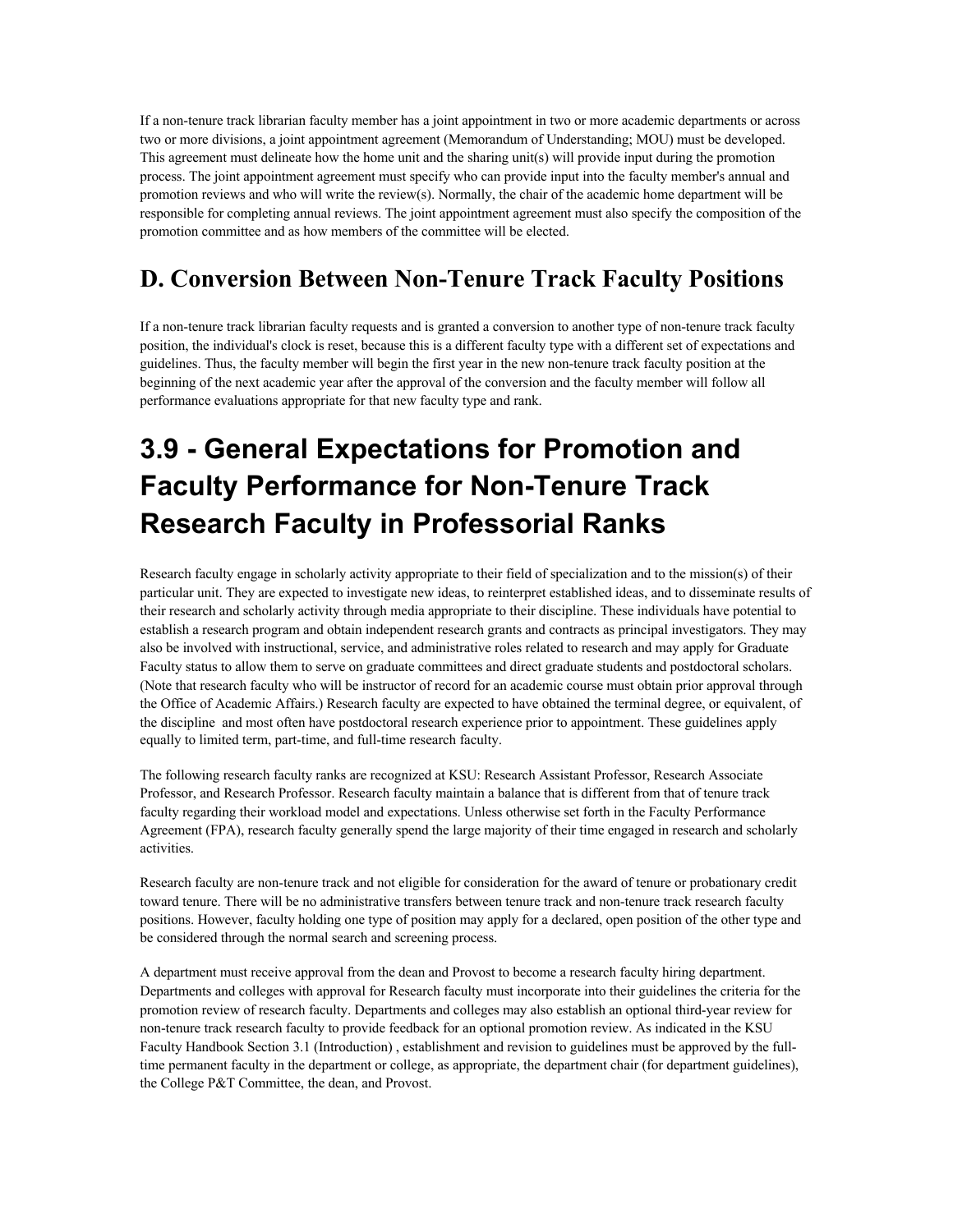If a non-tenure track librarian faculty member has a joint appointment in two or more academic departments or across two or more divisions, a joint appointment agreement (Memorandum of Understanding; MOU) must be developed. This agreement must delineate how the home unit and the sharing unit(s) will provide input during the promotion process. The joint appointment agreement must specify who can provide input into the faculty member's annual and promotion reviews and who will write the review(s). Normally, the chair of the academic home department will be responsible for completing annual reviews. The joint appointment agreement must also specify the composition of the promotion committee and as how members of the committee will be elected.

## D. Conversion Between Non-Tenure Track Faculty Positions

If a non-tenure track librarian faculty requests and is granted a conversion to another type of non-tenure track faculty position, the individual's clock is reset, because this is a different faculty type with a different set of expectations and guidelines. Thus, the faculty member will begin the first year in the new non-tenure track faculty position at the beginning of the next academic year after the approval of the conversion and the faculty member will follow all performance evaluations appropriate for that new faculty type and rank.

# 3.9 - General Expectations for Promotion and Faculty Performance for Non-Tenure Track Research Faculty in Professorial Ranks

Research faculty engage in scholarly activity appropriate to their field of specialization and to the mission(s) of their particular unit. They are expected to investigate new ideas, to reinterpret established ideas, and to disseminate results of their research and scholarly activity through media appropriate to their discipline. These individuals have potential to establish a research program and obtain independent research grants and contracts as principal investigators. They may also be involved with instructional, service, and administrative roles related to research and may apply for Graduate Faculty status to allow them to serve on graduate committees and direct graduate students and postdoctoral scholars. (Note that research faculty who will be instructor of record for an academic course must obtain prior approval through the Office of Academic Affairs.) Research faculty are expected to have obtained the terminal degree, or equivalent, of the discipline and most often have postdoctoral research experience prior to appointment. These guidelines apply equally to limited term, part-time, and full-time research faculty.

The following research faculty ranks are recognized at KSU: Research Assistant Professor, Research Associate Professor, and Research Professor. Research faculty maintain a balance that is different from that of tenure track faculty regarding their workload model and expectations. Unless otherwise set forth in the Faculty Performance Agreement (FPA), research faculty generally spend the large majority of their time engaged in research and scholarly activities.

Research faculty are non-tenure track and not eligible for consideration for the award of tenure or probationary credit toward tenure. There will be no administrative transfers between tenure track and non-tenure track research faculty positions. However, faculty holding one type of position may apply for a declared, open position of the other type and be considered through the normal search and screening process.

A department must receive approval from the dean and Provost to become a research faculty hiring department. Departments and colleges with approval for Research faculty must incorporate into their guidelines the criteria for the promotion review of research faculty. Departments and colleges may also establish an optional third-year review for non-tenure track research faculty to provide feedback for an optional promotion review. As indicated in the KSU Faculty Handbook Section 3.1 (Introduction) , establishment and revision to guidelines must be approved by the full-time permanent faculty in the department or college, as appropriate, the department chair (for department guidelines), the College P&T Committee, the dean, and Provost.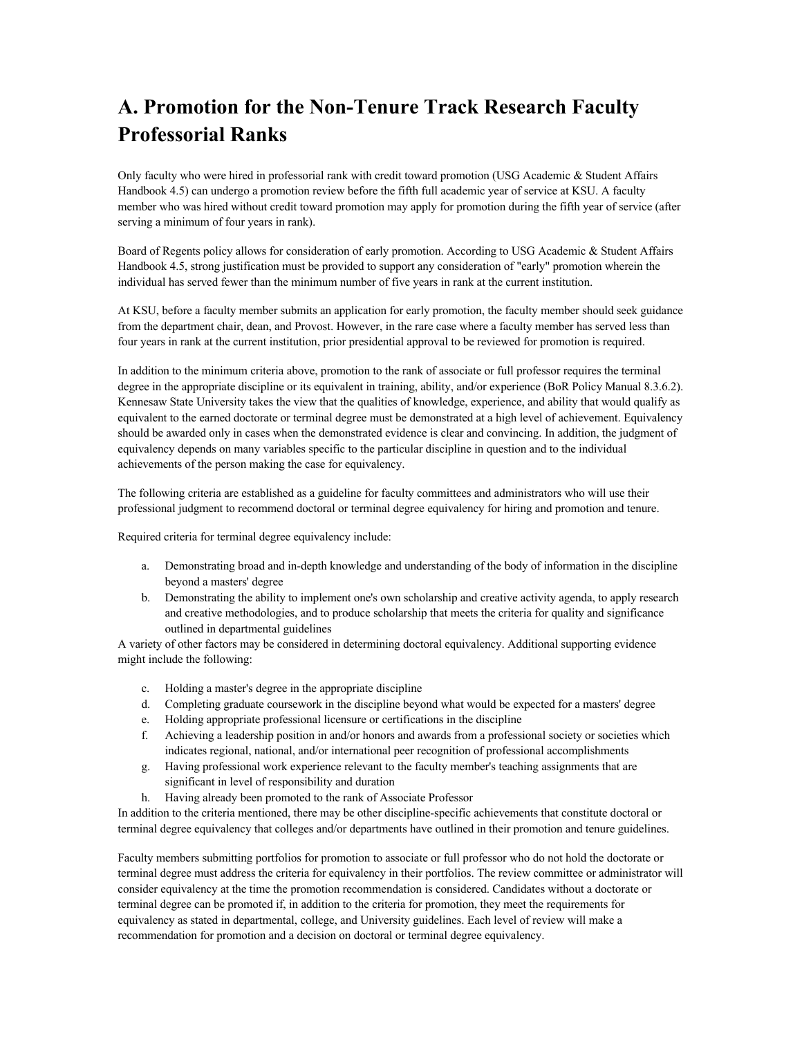# A. Promotion for the Non-Tenure Track Research Faculty Professorial Ranks

Only faculty who were hired in professorial rank with credit toward promotion (USG Academic & Student Affairs Handbook 4.5) can undergo a promotion review before the fifth full academic year of service at KSU. A faculty member who was hired without credit toward promotion may apply for promotion during the fifth year of service (after serving a minimum of four years in rank).

Board of Regents policy allows for consideration of early promotion. According to USG Academic & Student Affairs Handbook 4.5, strong justification must be provided to support any consideration of "early" promotion wherein the individual has served fewer than the minimum number of five years in rank at the current institution.

At KSU, before a faculty member submits an application for early promotion, the faculty member should seek guidance from the department chair, dean, and Provost. However, in the rare case where a faculty member has served less than four years in rank at the current institution, prior presidential approval to be reviewed for promotion is required.

In addition to the minimum criteria above, promotion to the rank of associate or full professor requires the terminal degree in the appropriate discipline or its equivalent in training, ability, and/or experience (BoR Policy Manual 8.3.6.2). Kennesaw State University takes the view that the qualities of knowledge, experience, and ability that would qualify as equivalent to the earned doctorate or terminal degree must be demonstrated at a high level of achievement. Equivalency should be awarded only in cases when the demonstrated evidence is clear and convincing. In addition, the judgment of equivalency depends on many variables specific to the particular discipline in question and to the individual achievements of the person making the case for equivalency.

The following criteria are established as a guideline for faculty committees and administrators who will use their professional judgment to recommend doctoral or terminal degree equivalency for hiring and promotion and tenure.

Required criteria for terminal degree equivalency include:

a. Demonstrating broad and in-depth knowledge and understanding of the body of information in the discipline beyond a masters' degree
b. Demonstrating the ability to implement one's own scholarship and creative activity agenda, to apply research and creative methodologies, and to produce scholarship that meets the criteria for quality and significance outlined in departmental guidelines

A variety of other factors may be considered in determining doctoral equivalency. Additional supporting evidence might include the following:

c. Holding a master's degree in the appropriate discipline
d. Completing graduate coursework in the discipline beyond what would be expected for a masters' degree
e. Holding appropriate professional licensure or certifications in the discipline
f. Achieving a leadership position in and/or honors and awards from a professional society or societies which indicates regional, national, and/or international peer recognition of professional accomplishments
g. Having professional work experience relevant to the faculty member's teaching assignments that are significant in level of responsibility and duration
h. Having already been promoted to the rank of Associate Professor

In addition to the criteria mentioned, there may be other discipline-specific achievements that constitute doctoral or terminal degree equivalency that colleges and/or departments have outlined in their promotion and tenure guidelines.

Faculty members submitting portfolios for promotion to associate or full professor who do not hold the doctorate or terminal degree must address the criteria for equivalency in their portfolios. The review committee or administrator will consider equivalency at the time the promotion recommendation is considered. Candidates without a doctorate or terminal degree can be promoted if, in addition to the criteria for promotion, they meet the requirements for equivalency as stated in departmental, college, and University guidelines. Each level of review will make a recommendation for promotion and a decision on doctoral or terminal degree equivalency.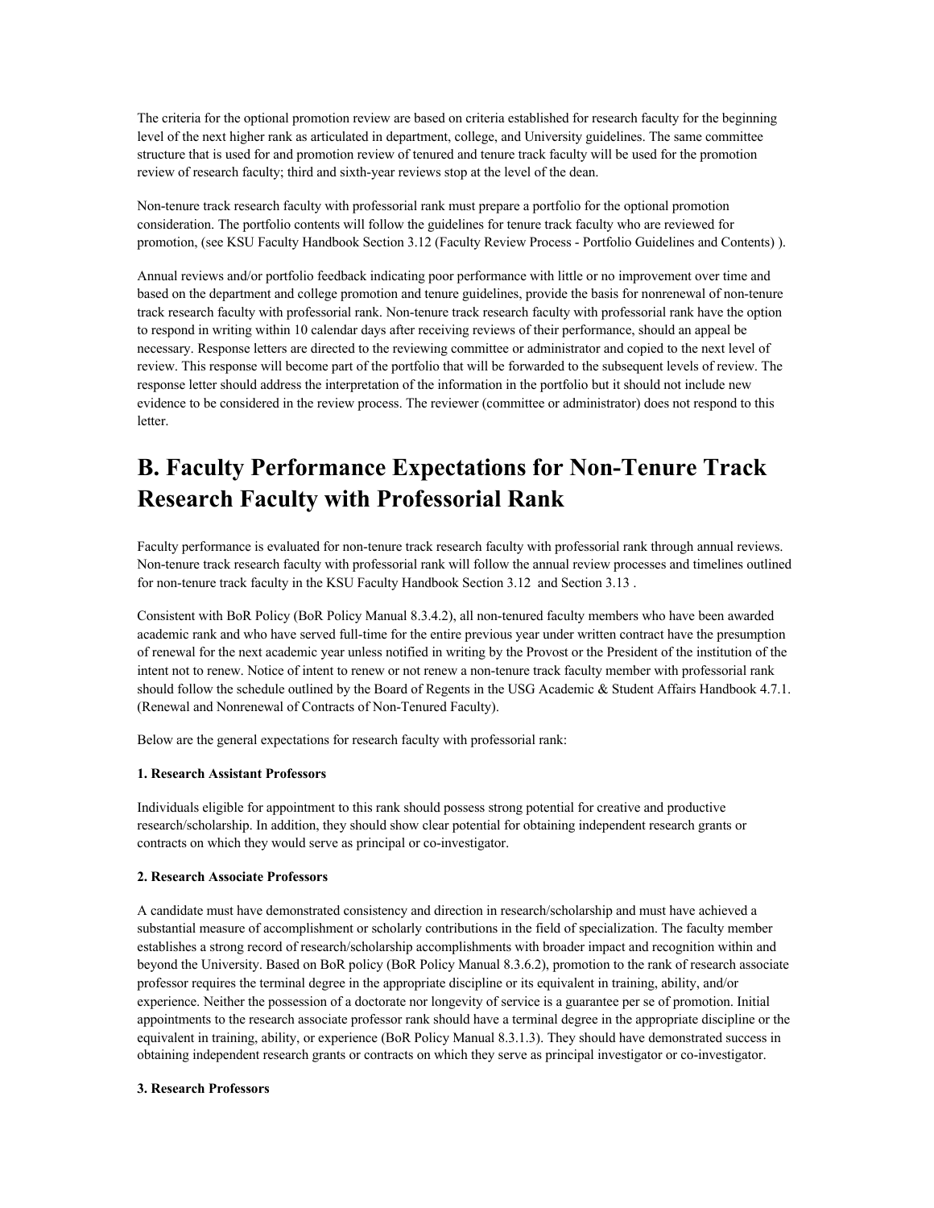The criteria for the optional promotion review are based on criteria established for research faculty for the beginning level of the next higher rank as articulated in department, college, and University guidelines. The same committee structure that is used for and promotion review of tenured and tenure track faculty will be used for the promotion review of research faculty; third and sixth-year reviews stop at the level of the dean.

Non-tenure track research faculty with professorial rank must prepare a portfolio for the optional promotion consideration. The portfolio contents will follow the guidelines for tenure track faculty who are reviewed for promotion, (see KSU Faculty Handbook Section 3.12 (Faculty Review Process - Portfolio Guidelines and Contents) ).

Annual reviews and/or portfolio feedback indicating poor performance with little or no improvement over time and based on the department and college promotion and tenure guidelines, provide the basis for nonrenewal of non-tenure track research faculty with professorial rank. Non-tenure track research faculty with professorial rank have the option to respond in writing within 10 calendar days after receiving reviews of their performance, should an appeal be necessary. Response letters are directed to the reviewing committee or administrator and copied to the next level of review. This response will become part of the portfolio that will be forwarded to the subsequent levels of review. The response letter should address the interpretation of the information in the portfolio but it should not include new evidence to be considered in the review process. The reviewer (committee or administrator) does not respond to this letter.

# B. Faculty Performance Expectations for Non-Tenure Track Research Faculty with Professorial Rank

Faculty performance is evaluated for non-tenure track research faculty with professorial rank through annual reviews. Non-tenure track research faculty with professorial rank will follow the annual review processes and timelines outlined for non-tenure track faculty in the KSU Faculty Handbook Section 3.12 and Section 3.13 .

Consistent with BoR Policy (BoR Policy Manual 8.3.4.2), all non-tenured faculty members who have been awarded academic rank and who have served full-time for the entire previous year under written contract have the presumption of renewal for the next academic year unless notified in writing by the Provost or the President of the institution of the intent not to renew. Notice of intent to renew or not renew a non-tenure track faculty member with professorial rank should follow the schedule outlined by the Board of Regents in the USG Academic & Student Affairs Handbook 4.7.1. (Renewal and Nonrenewal of Contracts of Non-Tenured Faculty).

Below are the general expectations for research faculty with professorial rank:

**1. Research Assistant Professors**

Individuals eligible for appointment to this rank should possess strong potential for creative and productive research/scholarship. In addition, they should show clear potential for obtaining independent research grants or contracts on which they would serve as principal or co-investigator.

**2. Research Associate Professors**

A candidate must have demonstrated consistency and direction in research/scholarship and must have achieved a substantial measure of accomplishment or scholarly contributions in the field of specialization. The faculty member establishes a strong record of research/scholarship accomplishments with broader impact and recognition within and beyond the University. Based on BoR policy (BoR Policy Manual 8.3.6.2), promotion to the rank of research associate professor requires the terminal degree in the appropriate discipline or its equivalent in training, ability, and/or experience. Neither the possession of a doctorate nor longevity of service is a guarantee per se of promotion. Initial appointments to the research associate professor rank should have a terminal degree in the appropriate discipline or the equivalent in training, ability, or experience (BoR Policy Manual 8.3.1.3). They should have demonstrated success in obtaining independent research grants or contracts on which they serve as principal investigator or co-investigator.

**3. Research Professors**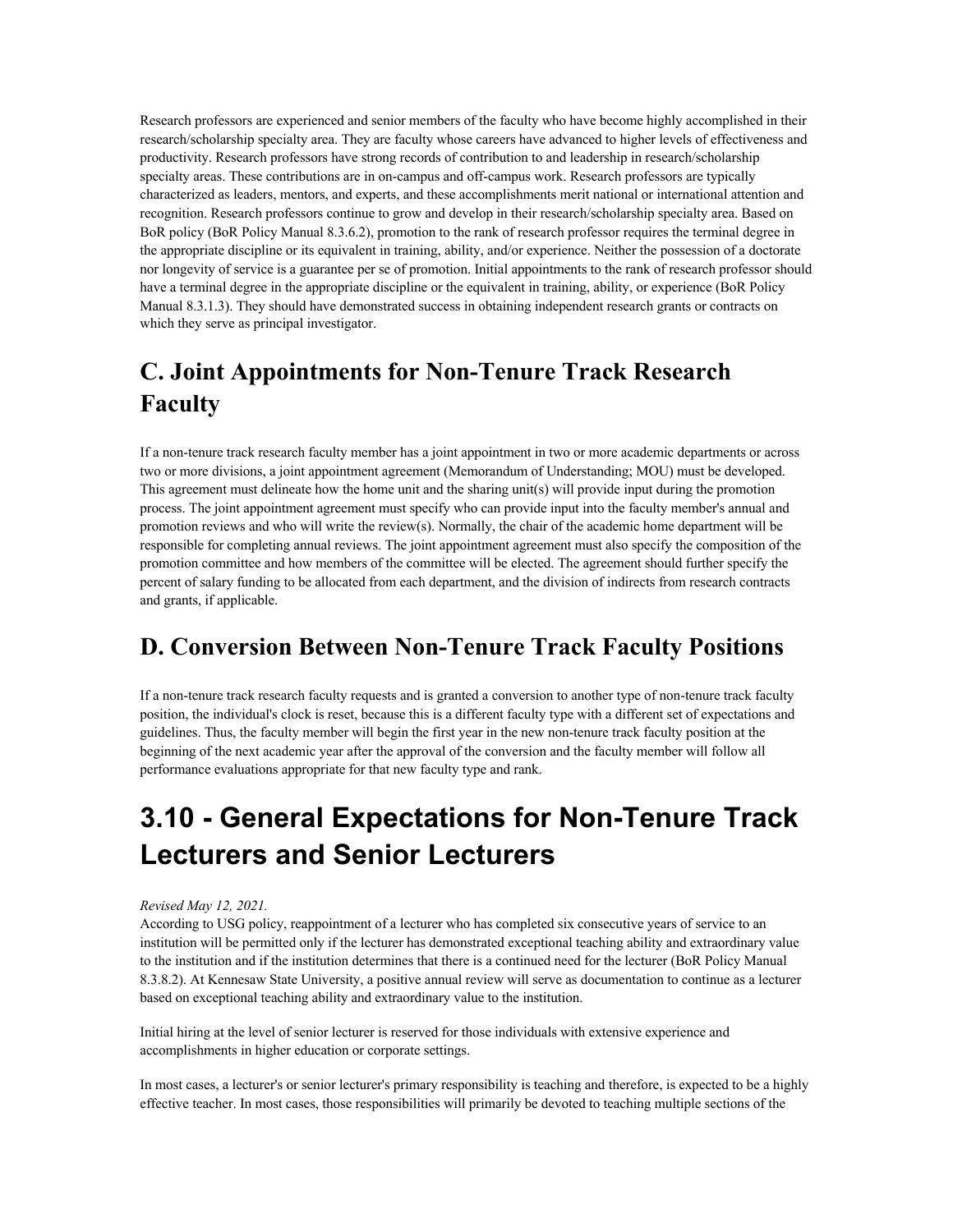Research professors are experienced and senior members of the faculty who have become highly accomplished in their research/scholarship specialty area. They are faculty whose careers have advanced to higher levels of effectiveness and productivity. Research professors have strong records of contribution to and leadership in research/scholarship specialty areas. These contributions are in on-campus and off-campus work. Research professors are typically characterized as leaders, mentors, and experts, and these accomplishments merit national or international attention and recognition. Research professors continue to grow and develop in their research/scholarship specialty area. Based on BoR policy (BoR Policy Manual 8.3.6.2), promotion to the rank of research professor requires the terminal degree in the appropriate discipline or its equivalent in training, ability, and/or experience. Neither the possession of a doctorate nor longevity of service is a guarantee per se of promotion. Initial appointments to the rank of research professor should have a terminal degree in the appropriate discipline or the equivalent in training, ability, or experience (BoR Policy Manual 8.3.1.3). They should have demonstrated success in obtaining independent research grants or contracts on which they serve as principal investigator.

## C. Joint Appointments for Non-Tenure Track Research Faculty

If a non-tenure track research faculty member has a joint appointment in two or more academic departments or across two or more divisions, a joint appointment agreement (Memorandum of Understanding; MOU) must be developed. This agreement must delineate how the home unit and the sharing unit(s) will provide input during the promotion process. The joint appointment agreement must specify who can provide input into the faculty member's annual and promotion reviews and who will write the review(s). Normally, the chair of the academic home department will be responsible for completing annual reviews. The joint appointment agreement must also specify the composition of the promotion committee and how members of the committee will be elected. The agreement should further specify the percent of salary funding to be allocated from each department, and the division of indirects from research contracts and grants, if applicable.

## D. Conversion Between Non-Tenure Track Faculty Positions

If a non-tenure track research faculty requests and is granted a conversion to another type of non-tenure track faculty position, the individual's clock is reset, because this is a different faculty type with a different set of expectations and guidelines. Thus, the faculty member will begin the first year in the new non-tenure track faculty position at the beginning of the next academic year after the approval of the conversion and the faculty member will follow all performance evaluations appropriate for that new faculty type and rank.

# 3.10 - General Expectations for Non-Tenure Track Lecturers and Senior Lecturers

*Revised May 12, 2021.*
According to USG policy, reappointment of a lecturer who has completed six consecutive years of service to an institution will be permitted only if the lecturer has demonstrated exceptional teaching ability and extraordinary value to the institution and if the institution determines that there is a continued need for the lecturer (BoR Policy Manual 8.3.8.2). At Kennesaw State University, a positive annual review will serve as documentation to continue as a lecturer based on exceptional teaching ability and extraordinary value to the institution.

Initial hiring at the level of senior lecturer is reserved for those individuals with extensive experience and accomplishments in higher education or corporate settings.

In most cases, a lecturer's or senior lecturer's primary responsibility is teaching and therefore, is expected to be a highly effective teacher. In most cases, those responsibilities will primarily be devoted to teaching multiple sections of the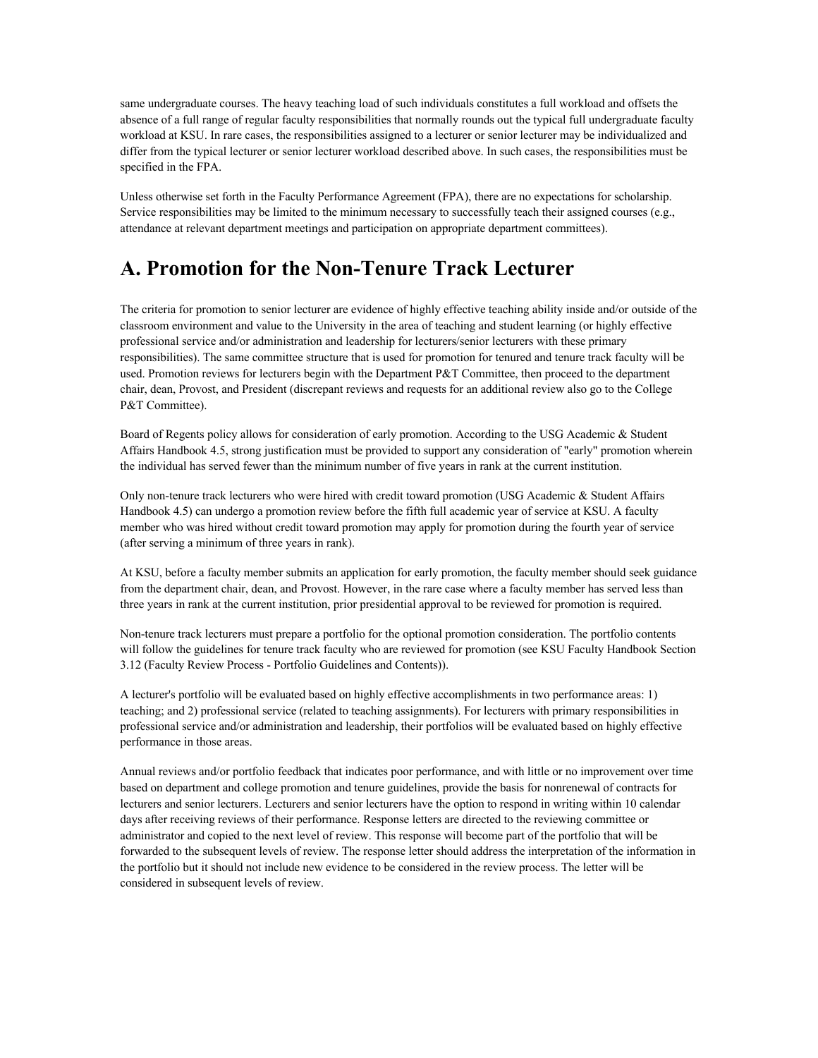same undergraduate courses. The heavy teaching load of such individuals constitutes a full workload and offsets the absence of a full range of regular faculty responsibilities that normally rounds out the typical full undergraduate faculty workload at KSU. In rare cases, the responsibilities assigned to a lecturer or senior lecturer may be individualized and differ from the typical lecturer or senior lecturer workload described above. In such cases, the responsibilities must be specified in the FPA.

Unless otherwise set forth in the Faculty Performance Agreement (FPA), there are no expectations for scholarship. Service responsibilities may be limited to the minimum necessary to successfully teach their assigned courses (e.g., attendance at relevant department meetings and participation on appropriate department committees).

# A. Promotion for the Non-Tenure Track Lecturer

The criteria for promotion to senior lecturer are evidence of highly effective teaching ability inside and/or outside of the classroom environment and value to the University in the area of teaching and student learning (or highly effective professional service and/or administration and leadership for lecturers/senior lecturers with these primary responsibilities). The same committee structure that is used for promotion for tenured and tenure track faculty will be used. Promotion reviews for lecturers begin with the Department P&T Committee, then proceed to the department chair, dean, Provost, and President (discrepant reviews and requests for an additional review also go to the College P&T Committee).

Board of Regents policy allows for consideration of early promotion. According to the USG Academic & Student Affairs Handbook 4.5, strong justification must be provided to support any consideration of "early" promotion wherein the individual has served fewer than the minimum number of five years in rank at the current institution.

Only non-tenure track lecturers who were hired with credit toward promotion (USG Academic & Student Affairs Handbook 4.5) can undergo a promotion review before the fifth full academic year of service at KSU. A faculty member who was hired without credit toward promotion may apply for promotion during the fourth year of service (after serving a minimum of three years in rank).

At KSU, before a faculty member submits an application for early promotion, the faculty member should seek guidance from the department chair, dean, and Provost. However, in the rare case where a faculty member has served less than three years in rank at the current institution, prior presidential approval to be reviewed for promotion is required.

Non-tenure track lecturers must prepare a portfolio for the optional promotion consideration. The portfolio contents will follow the guidelines for tenure track faculty who are reviewed for promotion (see KSU Faculty Handbook Section 3.12 (Faculty Review Process - Portfolio Guidelines and Contents)).

A lecturer's portfolio will be evaluated based on highly effective accomplishments in two performance areas: 1) teaching; and 2) professional service (related to teaching assignments). For lecturers with primary responsibilities in professional service and/or administration and leadership, their portfolios will be evaluated based on highly effective performance in those areas.

Annual reviews and/or portfolio feedback that indicates poor performance, and with little or no improvement over time based on department and college promotion and tenure guidelines, provide the basis for nonrenewal of contracts for lecturers and senior lecturers. Lecturers and senior lecturers have the option to respond in writing within 10 calendar days after receiving reviews of their performance. Response letters are directed to the reviewing committee or administrator and copied to the next level of review. This response will become part of the portfolio that will be forwarded to the subsequent levels of review. The response letter should address the interpretation of the information in the portfolio but it should not include new evidence to be considered in the review process. The letter will be considered in subsequent levels of review.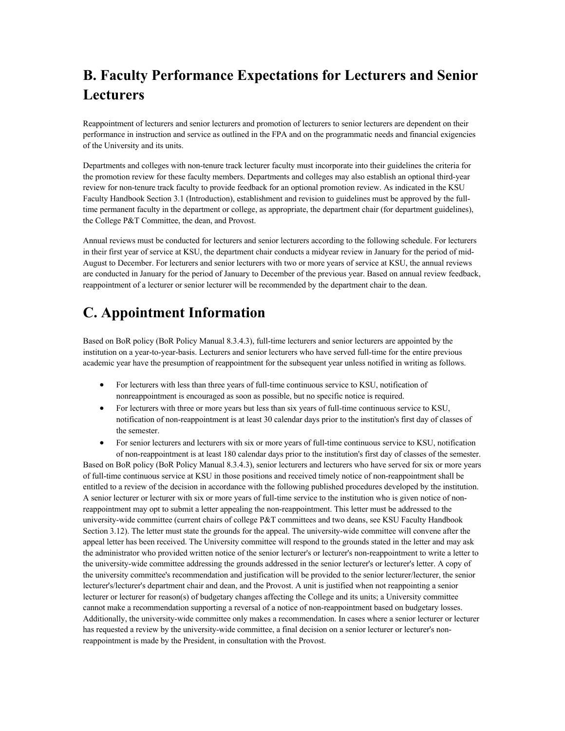## B. Faculty Performance Expectations for Lecturers and Senior Lecturers

Reappointment of lecturers and senior lecturers and promotion of lecturers to senior lecturers are dependent on their performance in instruction and service as outlined in the FPA and on the programmatic needs and financial exigencies of the University and its units.

Departments and colleges with non-tenure track lecturer faculty must incorporate into their guidelines the criteria for the promotion review for these faculty members. Departments and colleges may also establish an optional third-year review for non-tenure track faculty to provide feedback for an optional promotion review. As indicated in the KSU Faculty Handbook Section 3.1 (Introduction), establishment and revision to guidelines must be approved by the full-time permanent faculty in the department or college, as appropriate, the department chair (for department guidelines), the College P&T Committee, the dean, and Provost.

Annual reviews must be conducted for lecturers and senior lecturers according to the following schedule. For lecturers in their first year of service at KSU, the department chair conducts a midyear review in January for the period of mid-August to December. For lecturers and senior lecturers with two or more years of service at KSU, the annual reviews are conducted in January for the period of January to December of the previous year. Based on annual review feedback, reappointment of a lecturer or senior lecturer will be recommended by the department chair to the dean.

## C. Appointment Information

Based on BoR policy (BoR Policy Manual 8.3.4.3), full-time lecturers and senior lecturers are appointed by the institution on a year-to-year-basis. Lecturers and senior lecturers who have served full-time for the entire previous academic year have the presumption of reappointment for the subsequent year unless notified in writing as follows.

- For lecturers with less than three years of full-time continuous service to KSU, notification of nonreappointment is encouraged as soon as possible, but no specific notice is required.
- For lecturers with three or more years but less than six years of full-time continuous service to KSU, notification of non-reappointment is at least 30 calendar days prior to the institution's first day of classes of the semester.
- For senior lecturers and lecturers with six or more years of full-time continuous service to KSU, notification of non-reappointment is at least 180 calendar days prior to the institution's first day of classes of the semester.

Based on BoR policy (BoR Policy Manual 8.3.4.3), senior lecturers and lecturers who have served for six or more years of full-time continuous service at KSU in those positions and received timely notice of non-reappointment shall be entitled to a review of the decision in accordance with the following published procedures developed by the institution. A senior lecturer or lecturer with six or more years of full-time service to the institution who is given notice of non-reappointment may opt to submit a letter appealing the non-reappointment. This letter must be addressed to the university-wide committee (current chairs of college P&T committees and two deans, see KSU Faculty Handbook Section 3.12). The letter must state the grounds for the appeal. The university-wide committee will convene after the appeal letter has been received. The University committee will respond to the grounds stated in the letter and may ask the administrator who provided written notice of the senior lecturer's or lecturer's non-reappointment to write a letter to the university-wide committee addressing the grounds addressed in the senior lecturer's or lecturer's letter. A copy of the university committee's recommendation and justification will be provided to the senior lecturer/lecturer, the senior lecturer's/lecturer's department chair and dean, and the Provost. A unit is justified when not reappointing a senior lecturer or lecturer for reason(s) of budgetary changes affecting the College and its units; a University committee cannot make a recommendation supporting a reversal of a notice of non-reappointment based on budgetary losses. Additionally, the university-wide committee only makes a recommendation. In cases where a senior lecturer or lecturer has requested a review by the university-wide committee, a final decision on a senior lecturer or lecturer's non-reappointment is made by the President, in consultation with the Provost.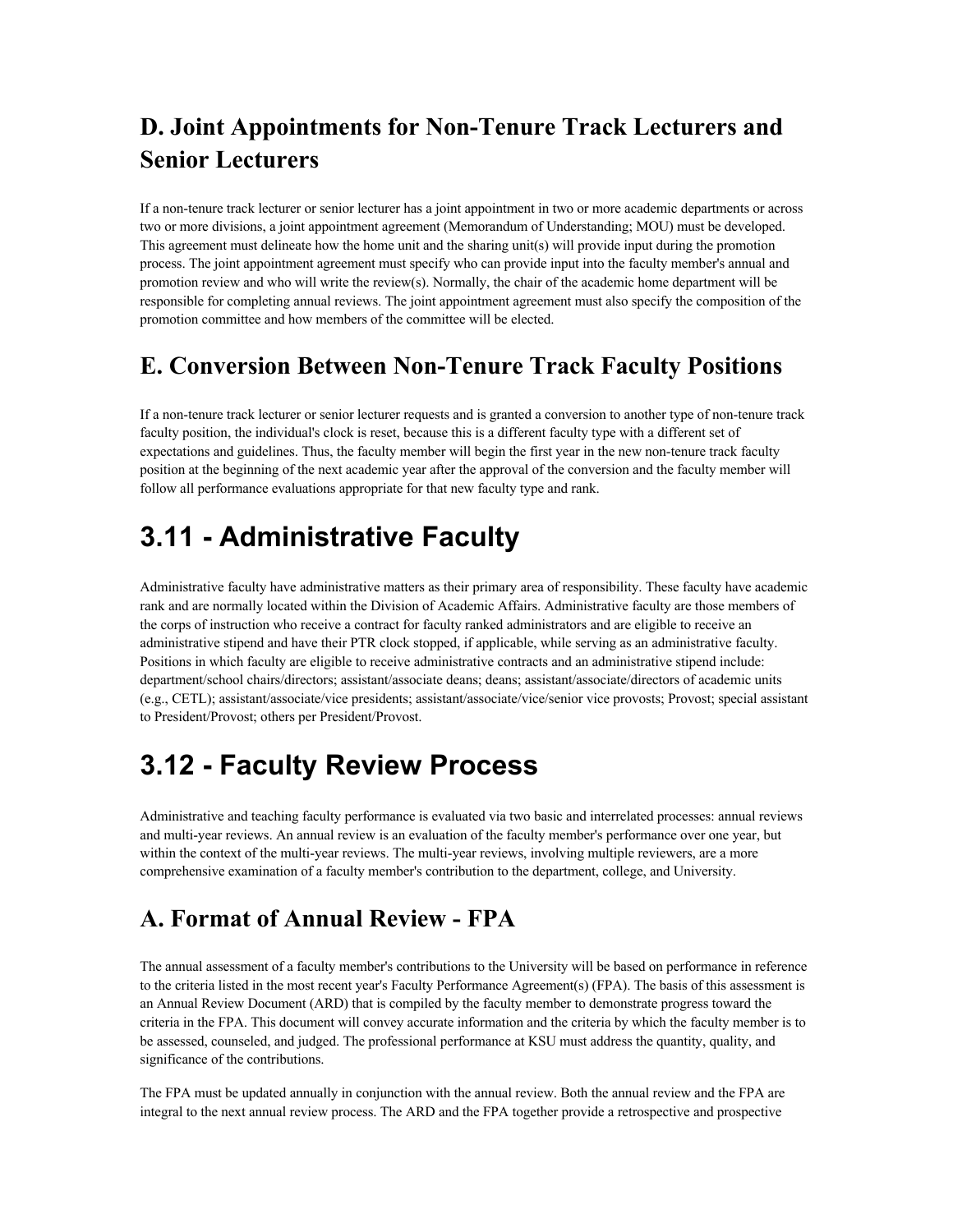## D. Joint Appointments for Non-Tenure Track Lecturers and Senior Lecturers

If a non-tenure track lecturer or senior lecturer has a joint appointment in two or more academic departments or across two or more divisions, a joint appointment agreement (Memorandum of Understanding; MOU) must be developed. This agreement must delineate how the home unit and the sharing unit(s) will provide input during the promotion process. The joint appointment agreement must specify who can provide input into the faculty member's annual and promotion review and who will write the review(s). Normally, the chair of the academic home department will be responsible for completing annual reviews. The joint appointment agreement must also specify the composition of the promotion committee and how members of the committee will be elected.

## E. Conversion Between Non-Tenure Track Faculty Positions

If a non-tenure track lecturer or senior lecturer requests and is granted a conversion to another type of non-tenure track faculty position, the individual's clock is reset, because this is a different faculty type with a different set of expectations and guidelines. Thus, the faculty member will begin the first year in the new non-tenure track faculty position at the beginning of the next academic year after the approval of the conversion and the faculty member will follow all performance evaluations appropriate for that new faculty type and rank.

# 3.11 - Administrative Faculty

Administrative faculty have administrative matters as their primary area of responsibility. These faculty have academic rank and are normally located within the Division of Academic Affairs. Administrative faculty are those members of the corps of instruction who receive a contract for faculty ranked administrators and are eligible to receive an administrative stipend and have their PTR clock stopped, if applicable, while serving as an administrative faculty. Positions in which faculty are eligible to receive administrative contracts and an administrative stipend include: department/school chairs/directors; assistant/associate deans; deans; assistant/associate/directors of academic units (e.g., CETL); assistant/associate/vice presidents; assistant/associate/vice/senior vice provosts; Provost; special assistant to President/Provost; others per President/Provost.

# 3.12 - Faculty Review Process

Administrative and teaching faculty performance is evaluated via two basic and interrelated processes: annual reviews and multi-year reviews. An annual review is an evaluation of the faculty member's performance over one year, but within the context of the multi-year reviews. The multi-year reviews, involving multiple reviewers, are a more comprehensive examination of a faculty member's contribution to the department, college, and University.

## A. Format of Annual Review - FPA

The annual assessment of a faculty member's contributions to the University will be based on performance in reference to the criteria listed in the most recent year's Faculty Performance Agreement(s) (FPA). The basis of this assessment is an Annual Review Document (ARD) that is compiled by the faculty member to demonstrate progress toward the criteria in the FPA. This document will convey accurate information and the criteria by which the faculty member is to be assessed, counseled, and judged. The professional performance at KSU must address the quantity, quality, and significance of the contributions.

The FPA must be updated annually in conjunction with the annual review. Both the annual review and the FPA are integral to the next annual review process. The ARD and the FPA together provide a retrospective and prospective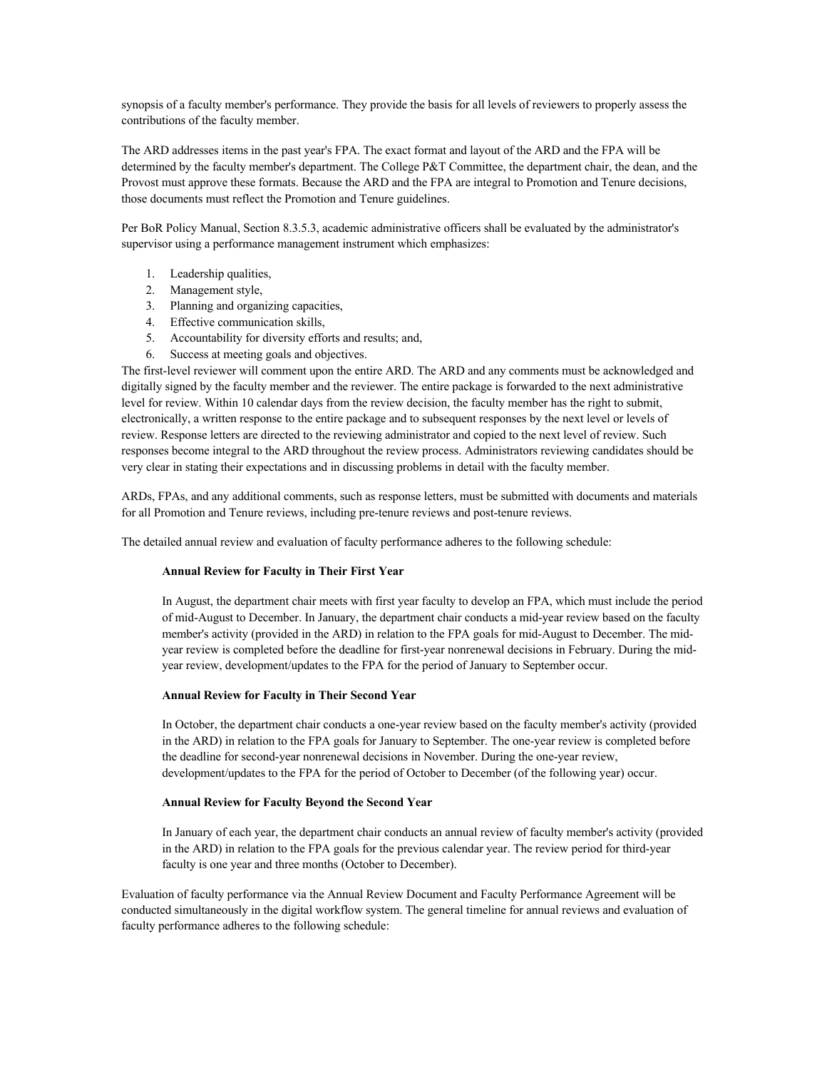synopsis of a faculty member's performance. They provide the basis for all levels of reviewers to properly assess the contributions of the faculty member.

The ARD addresses items in the past year's FPA. The exact format and layout of the ARD and the FPA will be determined by the faculty member's department. The College P&T Committee, the department chair, the dean, and the Provost must approve these formats. Because the ARD and the FPA are integral to Promotion and Tenure decisions, those documents must reflect the Promotion and Tenure guidelines.

Per BoR Policy Manual, Section 8.3.5.3, academic administrative officers shall be evaluated by the administrator's supervisor using a performance management instrument which emphasizes:

1. Leadership qualities,
2. Management style,
3. Planning and organizing capacities,
4. Effective communication skills,
5. Accountability for diversity efforts and results; and,
6. Success at meeting goals and objectives.

The first-level reviewer will comment upon the entire ARD. The ARD and any comments must be acknowledged and digitally signed by the faculty member and the reviewer. The entire package is forwarded to the next administrative level for review. Within 10 calendar days from the review decision, the faculty member has the right to submit, electronically, a written response to the entire package and to subsequent responses by the next level or levels of review. Response letters are directed to the reviewing administrator and copied to the next level of review. Such responses become integral to the ARD throughout the review process. Administrators reviewing candidates should be very clear in stating their expectations and in discussing problems in detail with the faculty member.

ARDs, FPAs, and any additional comments, such as response letters, must be submitted with documents and materials for all Promotion and Tenure reviews, including pre-tenure reviews and post-tenure reviews.

The detailed annual review and evaluation of faculty performance adheres to the following schedule:

**Annual Review for Faculty in Their First Year**

In August, the department chair meets with first year faculty to develop an FPA, which must include the period of mid-August to December. In January, the department chair conducts a mid-year review based on the faculty member's activity (provided in the ARD) in relation to the FPA goals for mid-August to December. The mid-year review is completed before the deadline for first-year nonrenewal decisions in February. During the mid-year review, development/updates to the FPA for the period of January to September occur.

**Annual Review for Faculty in Their Second Year**

In October, the department chair conducts a one-year review based on the faculty member's activity (provided in the ARD) in relation to the FPA goals for January to September. The one-year review is completed before the deadline for second-year nonrenewal decisions in November. During the one-year review, development/updates to the FPA for the period of October to December (of the following year) occur.

**Annual Review for Faculty Beyond the Second Year**

In January of each year, the department chair conducts an annual review of faculty member's activity (provided in the ARD) in relation to the FPA goals for the previous calendar year. The review period for third-year faculty is one year and three months (October to December).

Evaluation of faculty performance via the Annual Review Document and Faculty Performance Agreement will be conducted simultaneously in the digital workflow system. The general timeline for annual reviews and evaluation of faculty performance adheres to the following schedule: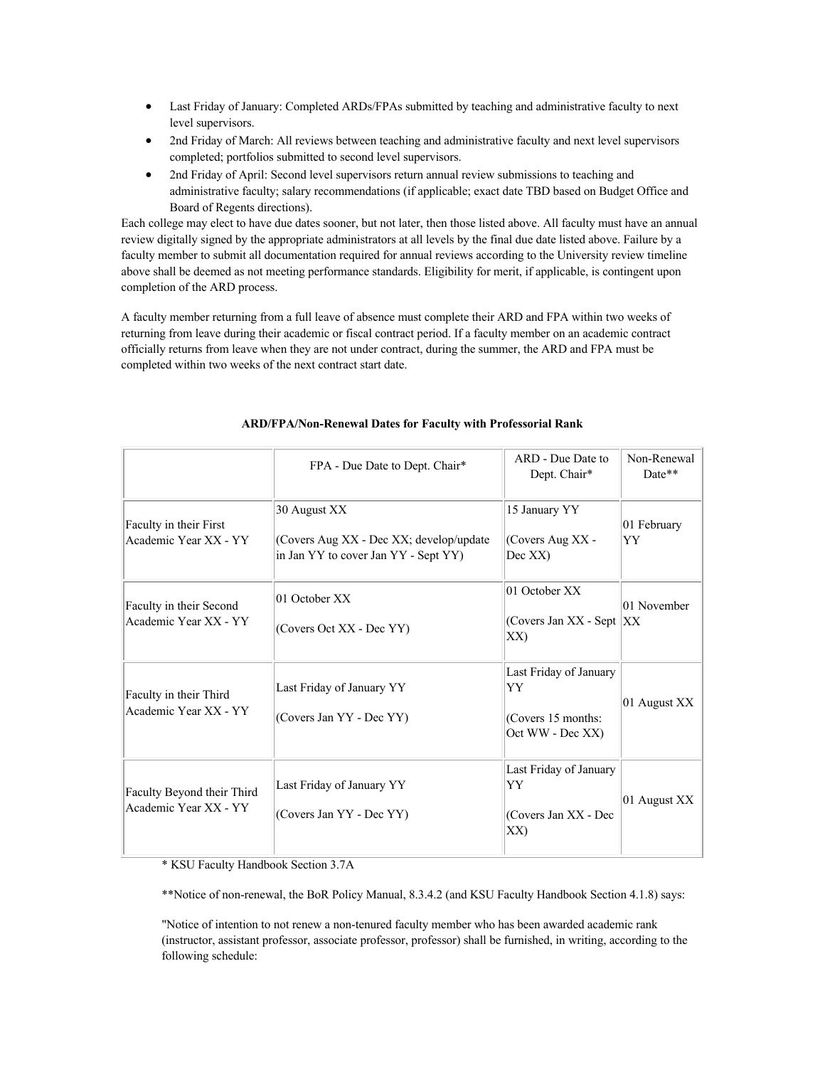- Last Friday of January: Completed ARDs/FPAs submitted by teaching and administrative faculty to next level supervisors.
- 2nd Friday of March: All reviews between teaching and administrative faculty and next level supervisors completed; portfolios submitted to second level supervisors.
- 2nd Friday of April: Second level supervisors return annual review submissions to teaching and administrative faculty; salary recommendations (if applicable; exact date TBD based on Budget Office and Board of Regents directions).

Each college may elect to have due dates sooner, but not later, then those listed above. All faculty must have an annual review digitally signed by the appropriate administrators at all levels by the final due date listed above. Failure by a faculty member to submit all documentation required for annual reviews according to the University review timeline above shall be deemed as not meeting performance standards. Eligibility for merit, if applicable, is contingent upon completion of the ARD process.

A faculty member returning from a full leave of absence must complete their ARD and FPA within two weeks of returning from leave during their academic or fiscal contract period. If a faculty member on an academic contract officially returns from leave when they are not under contract, during the summer, the ARD and FPA must be completed within two weeks of the next contract start date.

**ARD/FPA/Non-Renewal Dates for Faculty with Professorial Rank**

| | FPA - Due Date to Dept. Chair* | ARD - Due Date to Dept. Chair* | Non-Renewal Date** |
|---|---|---|---|
| Faculty in their First Academic Year XX - YY | 30 August XX<br><br>(Covers Aug XX - Dec XX; develop/update in Jan YY to cover Jan YY - Sept YY) | 15 January YY<br><br>(Covers Aug XX - Dec XX) | 01 February YY |
| Faculty in their Second Academic Year XX - YY | 01 October XX<br><br>(Covers Oct XX - Dec YY) | 01 October XX<br><br>(Covers Jan XX - Sept XX) | 01 November XX |
| Faculty in their Third Academic Year XX - YY | Last Friday of January YY<br><br>(Covers Jan YY - Dec YY) | Last Friday of January YY<br><br>(Covers 15 months: Oct WW - Dec XX) | 01 August XX |
| Faculty Beyond their Third Academic Year XX - YY | Last Friday of January YY<br><br>(Covers Jan YY - Dec YY) | Last Friday of January YY<br><br>(Covers Jan XX - Dec XX) | 01 August XX |

* KSU Faculty Handbook Section 3.7A

**Notice of non-renewal, the BoR Policy Manual, 8.3.4.2 (and KSU Faculty Handbook Section 4.1.8) says:

"Notice of intention to not renew a non-tenured faculty member who has been awarded academic rank (instructor, assistant professor, associate professor, professor) shall be furnished, in writing, according to the following schedule: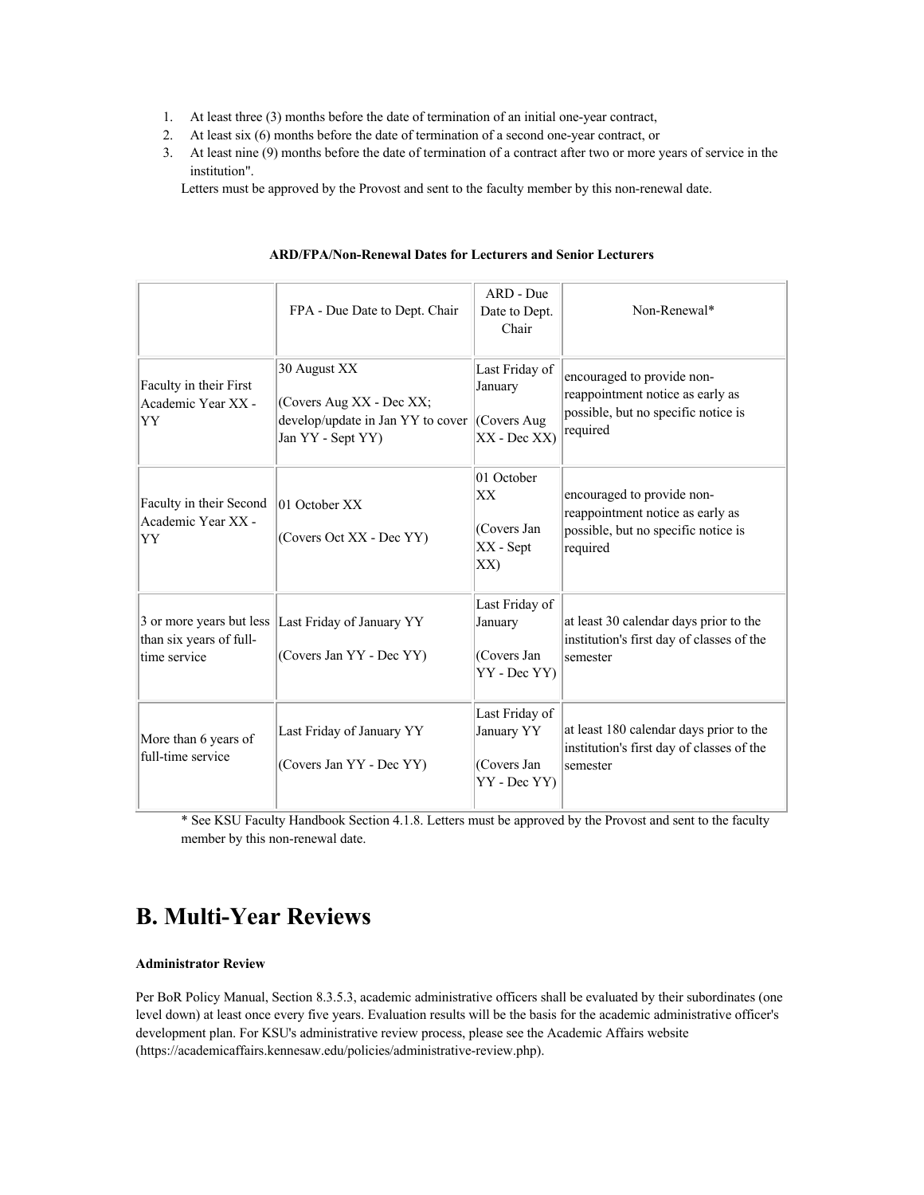1. At least three (3) months before the date of termination of an initial one-year contract,
2. At least six (6) months before the date of termination of a second one-year contract, or
3. At least nine (9) months before the date of termination of a contract after two or more years of service in the institution".

   Letters must be approved by the Provost and sent to the faculty member by this non-renewal date.

**ARD/FPA/Non-Renewal Dates for Lecturers and Senior Lecturers**

| | FPA - Due Date to Dept. Chair | ARD - Due Date to Dept. Chair | Non-Renewal* |
|---|---|---|---|
| Faculty in their First Academic Year XX - YY | 30 August XX (Covers Aug XX - Dec XX; develop/update in Jan YY to cover Jan YY - Sept YY) | Last Friday of January (Covers Aug XX - Dec XX) | encouraged to provide non-reappointment notice as early as possible, but no specific notice is required |
| Faculty in their Second Academic Year XX - YY | 01 October XX (Covers Oct XX - Dec YY) | 01 October XX (Covers Jan XX - Sept XX) | encouraged to provide non-reappointment notice as early as possible, but no specific notice is required |
| 3 or more years but less than six years of full-time service | Last Friday of January YY (Covers Jan YY - Dec YY) | Last Friday of January (Covers Jan YY - Dec YY) | at least 30 calendar days prior to the institution's first day of classes of the semester |
| More than 6 years of full-time service | Last Friday of January YY (Covers Jan YY - Dec YY) | Last Friday of January YY (Covers Jan YY - Dec YY) | at least 180 calendar days prior to the institution's first day of classes of the semester |

* See KSU Faculty Handbook Section 4.1.8. Letters must be approved by the Provost and sent to the faculty member by this non-renewal date.

# B. Multi-Year Reviews

**Administrator Review**

Per BoR Policy Manual, Section 8.3.5.3, academic administrative officers shall be evaluated by their subordinates (one level down) at least once every five years. Evaluation results will be the basis for the academic administrative officer's development plan. For KSU's administrative review process, please see the Academic Affairs website (https://academicaffairs.kennesaw.edu/policies/administrative-review.php).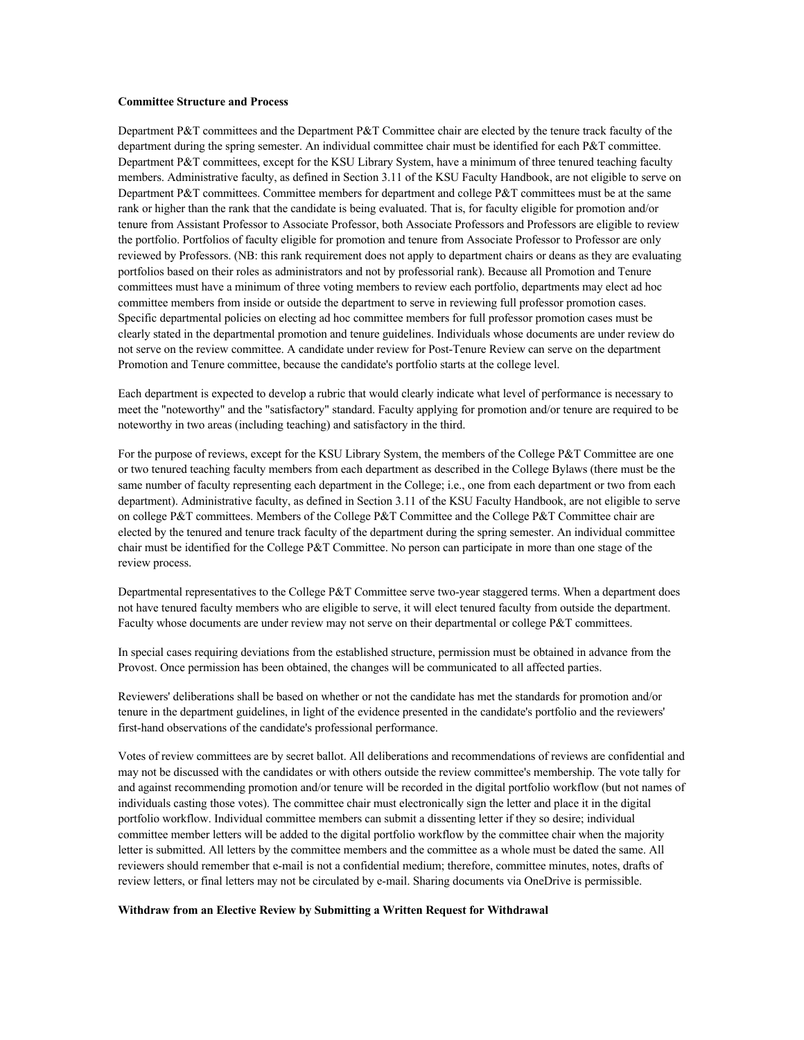**Committee Structure and Process**

Department P&T committees and the Department P&T Committee chair are elected by the tenure track faculty of the department during the spring semester. An individual committee chair must be identified for each P&T committee. Department P&T committees, except for the KSU Library System, have a minimum of three tenured teaching faculty members. Administrative faculty, as defined in Section 3.11 of the KSU Faculty Handbook, are not eligible to serve on Department P&T committees. Committee members for department and college P&T committees must be at the same rank or higher than the rank that the candidate is being evaluated. That is, for faculty eligible for promotion and/or tenure from Assistant Professor to Associate Professor, both Associate Professors and Professors are eligible to review the portfolio. Portfolios of faculty eligible for promotion and tenure from Associate Professor to Professor are only reviewed by Professors. (NB: this rank requirement does not apply to department chairs or deans as they are evaluating portfolios based on their roles as administrators and not by professorial rank). Because all Promotion and Tenure committees must have a minimum of three voting members to review each portfolio, departments may elect ad hoc committee members from inside or outside the department to serve in reviewing full professor promotion cases. Specific departmental policies on electing ad hoc committee members for full professor promotion cases must be clearly stated in the departmental promotion and tenure guidelines. Individuals whose documents are under review do not serve on the review committee. A candidate under review for Post-Tenure Review can serve on the department Promotion and Tenure committee, because the candidate's portfolio starts at the college level.

Each department is expected to develop a rubric that would clearly indicate what level of performance is necessary to meet the "noteworthy" and the "satisfactory" standard. Faculty applying for promotion and/or tenure are required to be noteworthy in two areas (including teaching) and satisfactory in the third.

For the purpose of reviews, except for the KSU Library System, the members of the College P&T Committee are one or two tenured teaching faculty members from each department as described in the College Bylaws (there must be the same number of faculty representing each department in the College; i.e., one from each department or two from each department). Administrative faculty, as defined in Section 3.11 of the KSU Faculty Handbook, are not eligible to serve on college P&T committees. Members of the College P&T Committee and the College P&T Committee chair are elected by the tenured and tenure track faculty of the department during the spring semester. An individual committee chair must be identified for the College P&T Committee. No person can participate in more than one stage of the review process.

Departmental representatives to the College P&T Committee serve two-year staggered terms. When a department does not have tenured faculty members who are eligible to serve, it will elect tenured faculty from outside the department. Faculty whose documents are under review may not serve on their departmental or college P&T committees.

In special cases requiring deviations from the established structure, permission must be obtained in advance from the Provost. Once permission has been obtained, the changes will be communicated to all affected parties.

Reviewers' deliberations shall be based on whether or not the candidate has met the standards for promotion and/or tenure in the department guidelines, in light of the evidence presented in the candidate's portfolio and the reviewers' first-hand observations of the candidate's professional performance.

Votes of review committees are by secret ballot. All deliberations and recommendations of reviews are confidential and may not be discussed with the candidates or with others outside the review committee's membership. The vote tally for and against recommending promotion and/or tenure will be recorded in the digital portfolio workflow (but not names of individuals casting those votes). The committee chair must electronically sign the letter and place it in the digital portfolio workflow. Individual committee members can submit a dissenting letter if they so desire; individual committee member letters will be added to the digital portfolio workflow by the committee chair when the majority letter is submitted. All letters by the committee members and the committee as a whole must be dated the same. All reviewers should remember that e-mail is not a confidential medium; therefore, committee minutes, notes, drafts of review letters, or final letters may not be circulated by e-mail. Sharing documents via OneDrive is permissible.

**Withdraw from an Elective Review by Submitting a Written Request for Withdrawal**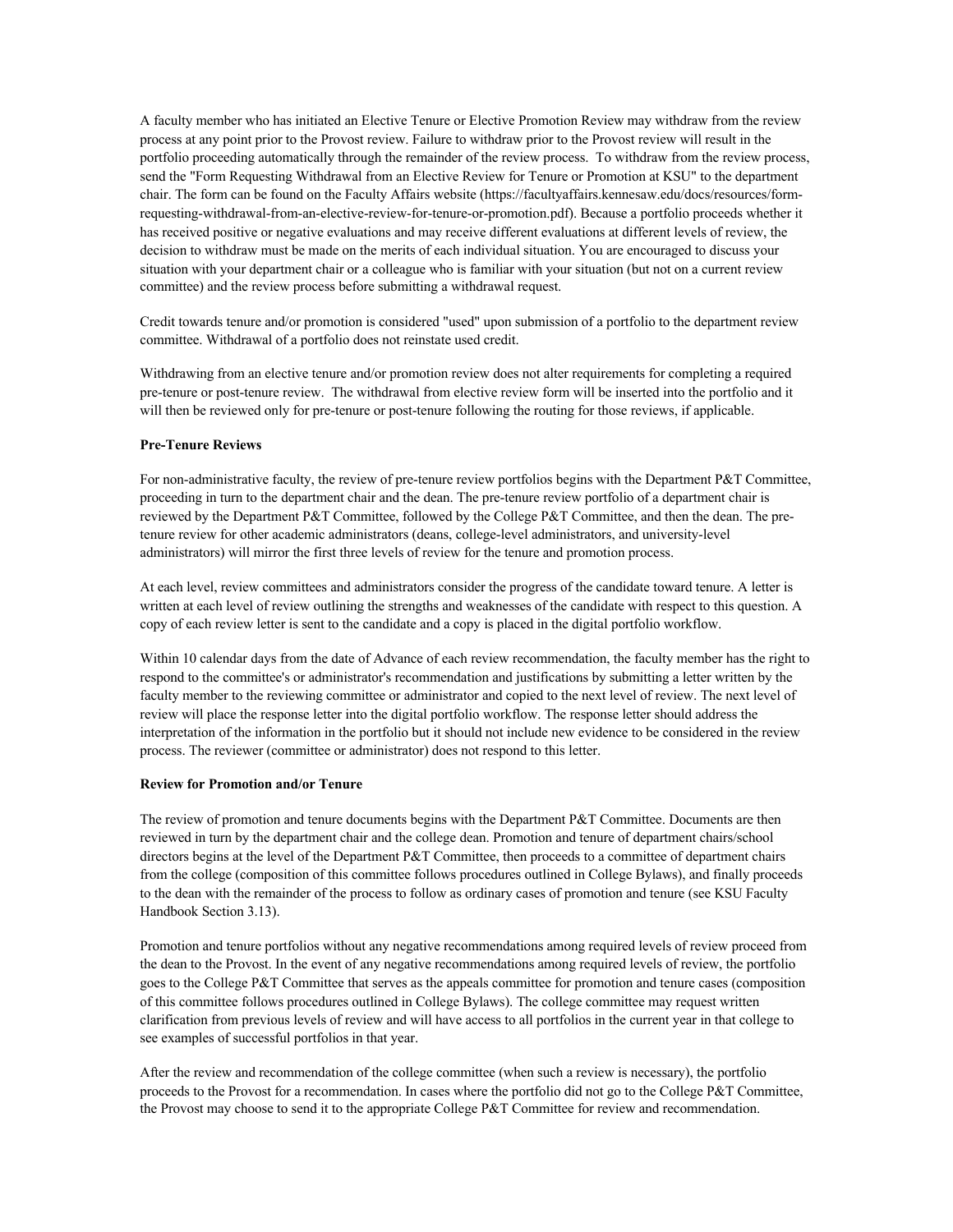A faculty member who has initiated an Elective Tenure or Elective Promotion Review may withdraw from the review process at any point prior to the Provost review. Failure to withdraw prior to the Provost review will result in the portfolio proceeding automatically through the remainder of the review process. To withdraw from the review process, send the "Form Requesting Withdrawal from an Elective Review for Tenure or Promotion at KSU" to the department chair. The form can be found on the Faculty Affairs website (https://facultyaffairs.kennesaw.edu/docs/resources/form-requesting-withdrawal-from-an-elective-review-for-tenure-or-promotion.pdf). Because a portfolio proceeds whether it has received positive or negative evaluations and may receive different evaluations at different levels of review, the decision to withdraw must be made on the merits of each individual situation. You are encouraged to discuss your situation with your department chair or a colleague who is familiar with your situation (but not on a current review committee) and the review process before submitting a withdrawal request.

Credit towards tenure and/or promotion is considered "used" upon submission of a portfolio to the department review committee. Withdrawal of a portfolio does not reinstate used credit.

Withdrawing from an elective tenure and/or promotion review does not alter requirements for completing a required pre-tenure or post-tenure review. The withdrawal from elective review form will be inserted into the portfolio and it will then be reviewed only for pre-tenure or post-tenure following the routing for those reviews, if applicable.

**Pre-Tenure Reviews**

For non-administrative faculty, the review of pre-tenure review portfolios begins with the Department P&T Committee, proceeding in turn to the department chair and the dean. The pre-tenure review portfolio of a department chair is reviewed by the Department P&T Committee, followed by the College P&T Committee, and then the dean. The pre-tenure review for other academic administrators (deans, college-level administrators, and university-level administrators) will mirror the first three levels of review for the tenure and promotion process.

At each level, review committees and administrators consider the progress of the candidate toward tenure. A letter is written at each level of review outlining the strengths and weaknesses of the candidate with respect to this question. A copy of each review letter is sent to the candidate and a copy is placed in the digital portfolio workflow.

Within 10 calendar days from the date of Advance of each review recommendation, the faculty member has the right to respond to the committee's or administrator's recommendation and justifications by submitting a letter written by the faculty member to the reviewing committee or administrator and copied to the next level of review. The next level of review will place the response letter into the digital portfolio workflow. The response letter should address the interpretation of the information in the portfolio but it should not include new evidence to be considered in the review process. The reviewer (committee or administrator) does not respond to this letter.

**Review for Promotion and/or Tenure**

The review of promotion and tenure documents begins with the Department P&T Committee. Documents are then reviewed in turn by the department chair and the college dean. Promotion and tenure of department chairs/school directors begins at the level of the Department P&T Committee, then proceeds to a committee of department chairs from the college (composition of this committee follows procedures outlined in College Bylaws), and finally proceeds to the dean with the remainder of the process to follow as ordinary cases of promotion and tenure (see KSU Faculty Handbook Section 3.13).

Promotion and tenure portfolios without any negative recommendations among required levels of review proceed from the dean to the Provost. In the event of any negative recommendations among required levels of review, the portfolio goes to the College P&T Committee that serves as the appeals committee for promotion and tenure cases (composition of this committee follows procedures outlined in College Bylaws). The college committee may request written clarification from previous levels of review and will have access to all portfolios in the current year in that college to see examples of successful portfolios in that year.

After the review and recommendation of the college committee (when such a review is necessary), the portfolio proceeds to the Provost for a recommendation. In cases where the portfolio did not go to the College P&T Committee, the Provost may choose to send it to the appropriate College P&T Committee for review and recommendation.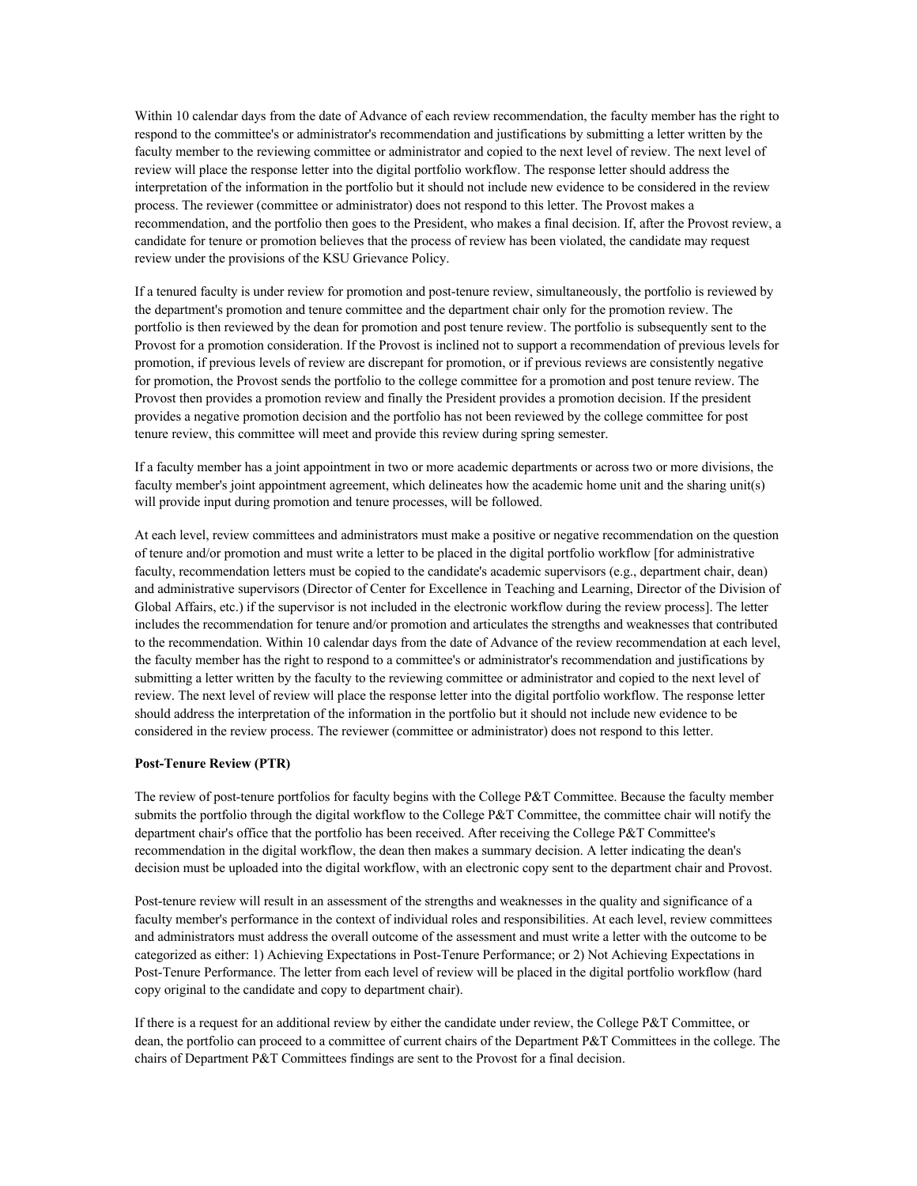Within 10 calendar days from the date of Advance of each review recommendation, the faculty member has the right to respond to the committee's or administrator's recommendation and justifications by submitting a letter written by the faculty member to the reviewing committee or administrator and copied to the next level of review. The next level of review will place the response letter into the digital portfolio workflow. The response letter should address the interpretation of the information in the portfolio but it should not include new evidence to be considered in the review process. The reviewer (committee or administrator) does not respond to this letter. The Provost makes a recommendation, and the portfolio then goes to the President, who makes a final decision. If, after the Provost review, a candidate for tenure or promotion believes that the process of review has been violated, the candidate may request review under the provisions of the KSU Grievance Policy.

If a tenured faculty is under review for promotion and post-tenure review, simultaneously, the portfolio is reviewed by the department's promotion and tenure committee and the department chair only for the promotion review. The portfolio is then reviewed by the dean for promotion and post tenure review. The portfolio is subsequently sent to the Provost for a promotion consideration. If the Provost is inclined not to support a recommendation of previous levels for promotion, if previous levels of review are discrepant for promotion, or if previous reviews are consistently negative for promotion, the Provost sends the portfolio to the college committee for a promotion and post tenure review. The Provost then provides a promotion review and finally the President provides a promotion decision. If the president provides a negative promotion decision and the portfolio has not been reviewed by the college committee for post tenure review, this committee will meet and provide this review during spring semester.

If a faculty member has a joint appointment in two or more academic departments or across two or more divisions, the faculty member's joint appointment agreement, which delineates how the academic home unit and the sharing unit(s) will provide input during promotion and tenure processes, will be followed.

At each level, review committees and administrators must make a positive or negative recommendation on the question of tenure and/or promotion and must write a letter to be placed in the digital portfolio workflow [for administrative faculty, recommendation letters must be copied to the candidate's academic supervisors (e.g., department chair, dean) and administrative supervisors (Director of Center for Excellence in Teaching and Learning, Director of the Division of Global Affairs, etc.) if the supervisor is not included in the electronic workflow during the review process]. The letter includes the recommendation for tenure and/or promotion and articulates the strengths and weaknesses that contributed to the recommendation. Within 10 calendar days from the date of Advance of the review recommendation at each level, the faculty member has the right to respond to a committee's or administrator's recommendation and justifications by submitting a letter written by the faculty to the reviewing committee or administrator and copied to the next level of review. The next level of review will place the response letter into the digital portfolio workflow. The response letter should address the interpretation of the information in the portfolio but it should not include new evidence to be considered in the review process. The reviewer (committee or administrator) does not respond to this letter.

**Post-Tenure Review (PTR)**

The review of post-tenure portfolios for faculty begins with the College P&T Committee. Because the faculty member submits the portfolio through the digital workflow to the College P&T Committee, the committee chair will notify the department chair's office that the portfolio has been received. After receiving the College P&T Committee's recommendation in the digital workflow, the dean then makes a summary decision. A letter indicating the dean's decision must be uploaded into the digital workflow, with an electronic copy sent to the department chair and Provost.

Post-tenure review will result in an assessment of the strengths and weaknesses in the quality and significance of a faculty member's performance in the context of individual roles and responsibilities. At each level, review committees and administrators must address the overall outcome of the assessment and must write a letter with the outcome to be categorized as either: 1) Achieving Expectations in Post-Tenure Performance; or 2) Not Achieving Expectations in Post-Tenure Performance. The letter from each level of review will be placed in the digital portfolio workflow (hard copy original to the candidate and copy to department chair).

If there is a request for an additional review by either the candidate under review, the College P&T Committee, or dean, the portfolio can proceed to a committee of current chairs of the Department P&T Committees in the college. The chairs of Department P&T Committees findings are sent to the Provost for a final decision.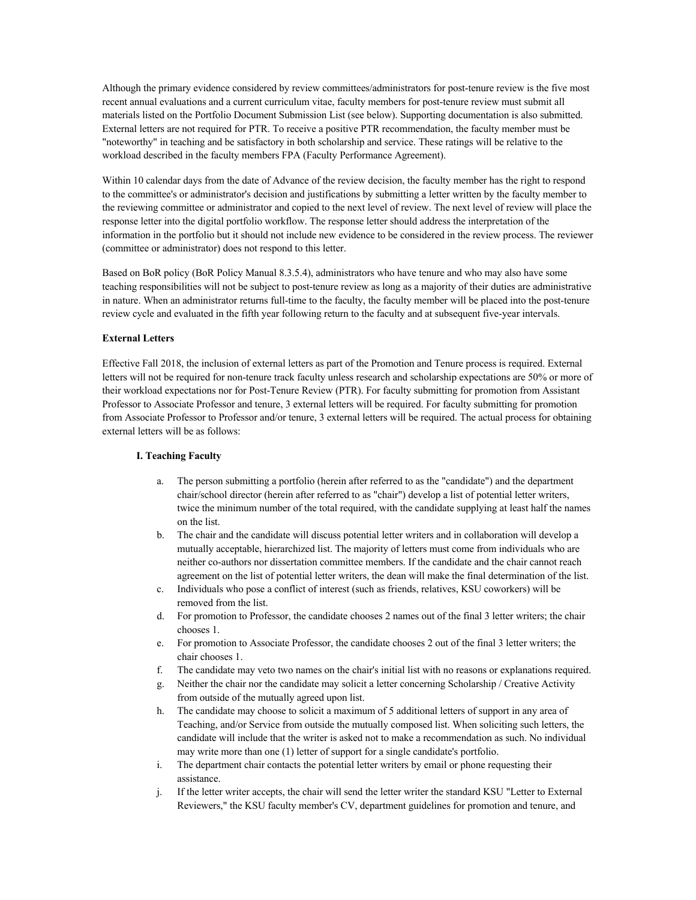Although the primary evidence considered by review committees/administrators for post-tenure review is the five most recent annual evaluations and a current curriculum vitae, faculty members for post-tenure review must submit all materials listed on the Portfolio Document Submission List (see below). Supporting documentation is also submitted. External letters are not required for PTR. To receive a positive PTR recommendation, the faculty member must be "noteworthy" in teaching and be satisfactory in both scholarship and service. These ratings will be relative to the workload described in the faculty members FPA (Faculty Performance Agreement).

Within 10 calendar days from the date of Advance of the review decision, the faculty member has the right to respond to the committee's or administrator's decision and justifications by submitting a letter written by the faculty member to the reviewing committee or administrator and copied to the next level of review. The next level of review will place the response letter into the digital portfolio workflow. The response letter should address the interpretation of the information in the portfolio but it should not include new evidence to be considered in the review process. The reviewer (committee or administrator) does not respond to this letter.

Based on BoR policy (BoR Policy Manual 8.3.5.4), administrators who have tenure and who may also have some teaching responsibilities will not be subject to post-tenure review as long as a majority of their duties are administrative in nature. When an administrator returns full-time to the faculty, the faculty member will be placed into the post-tenure review cycle and evaluated in the fifth year following return to the faculty and at subsequent five-year intervals.

**External Letters**

Effective Fall 2018, the inclusion of external letters as part of the Promotion and Tenure process is required. External letters will not be required for non-tenure track faculty unless research and scholarship expectations are 50% or more of their workload expectations nor for Post-Tenure Review (PTR). For faculty submitting for promotion from Assistant Professor to Associate Professor and tenure, 3 external letters will be required. For faculty submitting for promotion from Associate Professor to Professor and/or tenure, 3 external letters will be required. The actual process for obtaining external letters will be as follows:

**I. Teaching Faculty**

a. The person submitting a portfolio (herein after referred to as the "candidate") and the department chair/school director (herein after referred to as "chair") develop a list of potential letter writers, twice the minimum number of the total required, with the candidate supplying at least half the names on the list.
b. The chair and the candidate will discuss potential letter writers and in collaboration will develop a mutually acceptable, hierarchized list. The majority of letters must come from individuals who are neither co-authors nor dissertation committee members. If the candidate and the chair cannot reach agreement on the list of potential letter writers, the dean will make the final determination of the list.
c. Individuals who pose a conflict of interest (such as friends, relatives, KSU coworkers) will be removed from the list.
d. For promotion to Professor, the candidate chooses 2 names out of the final 3 letter writers; the chair chooses 1.
e. For promotion to Associate Professor, the candidate chooses 2 out of the final 3 letter writers; the chair chooses 1.
f. The candidate may veto two names on the chair's initial list with no reasons or explanations required.
g. Neither the chair nor the candidate may solicit a letter concerning Scholarship / Creative Activity from outside of the mutually agreed upon list.
h. The candidate may choose to solicit a maximum of 5 additional letters of support in any area of Teaching, and/or Service from outside the mutually composed list. When soliciting such letters, the candidate will include that the writer is asked not to make a recommendation as such. No individual may write more than one (1) letter of support for a single candidate's portfolio.
i. The department chair contacts the potential letter writers by email or phone requesting their assistance.
j. If the letter writer accepts, the chair will send the letter writer the standard KSU "Letter to External Reviewers," the KSU faculty member's CV, department guidelines for promotion and tenure, and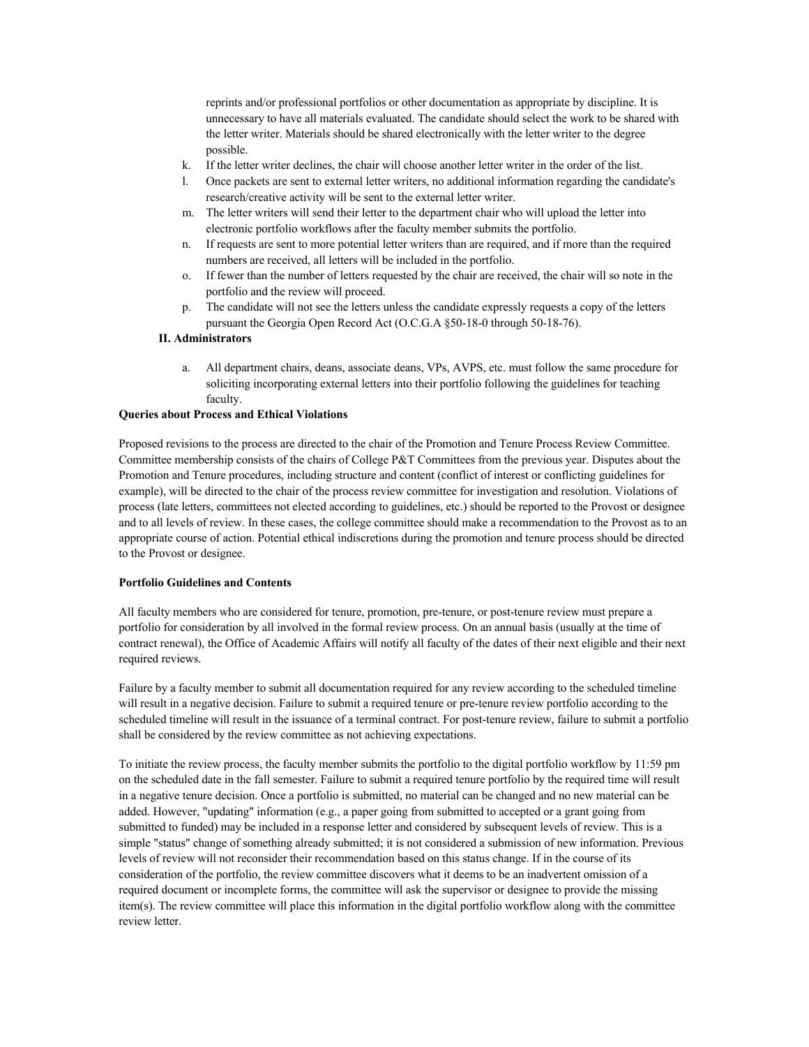reprints and/or professional portfolios or other documentation as appropriate by discipline. It is unnecessary to have all materials evaluated. The candidate should select the work to be shared with the letter writer. Materials should be shared electronically with the letter writer to the degree possible.

k. If the letter writer declines, the chair will choose another letter writer in the order of the list.
l. Once packets are sent to external letter writers, no additional information regarding the candidate's research/creative activity will be sent to the external letter writer.
m. The letter writers will send their letter to the department chair who will upload the letter into electronic portfolio workflows after the faculty member submits the portfolio.
n. If requests are sent to more potential letter writers than are required, and if more than the required numbers are received, all letters will be included in the portfolio.
o. If fewer than the number of letters requested by the chair are received, the chair will so note in the portfolio and the review will proceed.
p. The candidate will not see the letters unless the candidate expressly requests a copy of the letters pursuant the Georgia Open Record Act (O.C.G.A §50-18-0 through 50-18-76).

**II. Administrators**

a. All department chairs, deans, associate deans, VPs, AVPS, etc. must follow the same procedure for soliciting incorporating external letters into their portfolio following the guidelines for teaching faculty.

**Queries about Process and Ethical Violations**

Proposed revisions to the process are directed to the chair of the Promotion and Tenure Process Review Committee. Committee membership consists of the chairs of College P&T Committees from the previous year. Disputes about the Promotion and Tenure procedures, including structure and content (conflict of interest or conflicting guidelines for example), will be directed to the chair of the process review committee for investigation and resolution. Violations of process (late letters, committees not elected according to guidelines, etc.) should be reported to the Provost or designee and to all levels of review. In these cases, the college committee should make a recommendation to the Provost as to an appropriate course of action. Potential ethical indiscretions during the promotion and tenure process should be directed to the Provost or designee.

**Portfolio Guidelines and Contents**

All faculty members who are considered for tenure, promotion, pre-tenure, or post-tenure review must prepare a portfolio for consideration by all involved in the formal review process. On an annual basis (usually at the time of contract renewal), the Office of Academic Affairs will notify all faculty of the dates of their next eligible and their next required reviews.

Failure by a faculty member to submit all documentation required for any review according to the scheduled timeline will result in a negative decision. Failure to submit a required tenure or pre-tenure review portfolio according to the scheduled timeline will result in the issuance of a terminal contract. For post-tenure review, failure to submit a portfolio shall be considered by the review committee as not achieving expectations.

To initiate the review process, the faculty member submits the portfolio to the digital portfolio workflow by 11:59 pm on the scheduled date in the fall semester. Failure to submit a required tenure portfolio by the required time will result in a negative tenure decision. Once a portfolio is submitted, no material can be changed and no new material can be added. However, "updating" information (e.g., a paper going from submitted to accepted or a grant going from submitted to funded) may be included in a response letter and considered by subsequent levels of review. This is a simple "status" change of something already submitted; it is not considered a submission of new information. Previous levels of review will not reconsider their recommendation based on this status change. If in the course of its consideration of the portfolio, the review committee discovers what it deems to be an inadvertent omission of a required document or incomplete forms, the committee will ask the supervisor or designee to provide the missing item(s). The review committee will place this information in the digital portfolio workflow along with the committee review letter.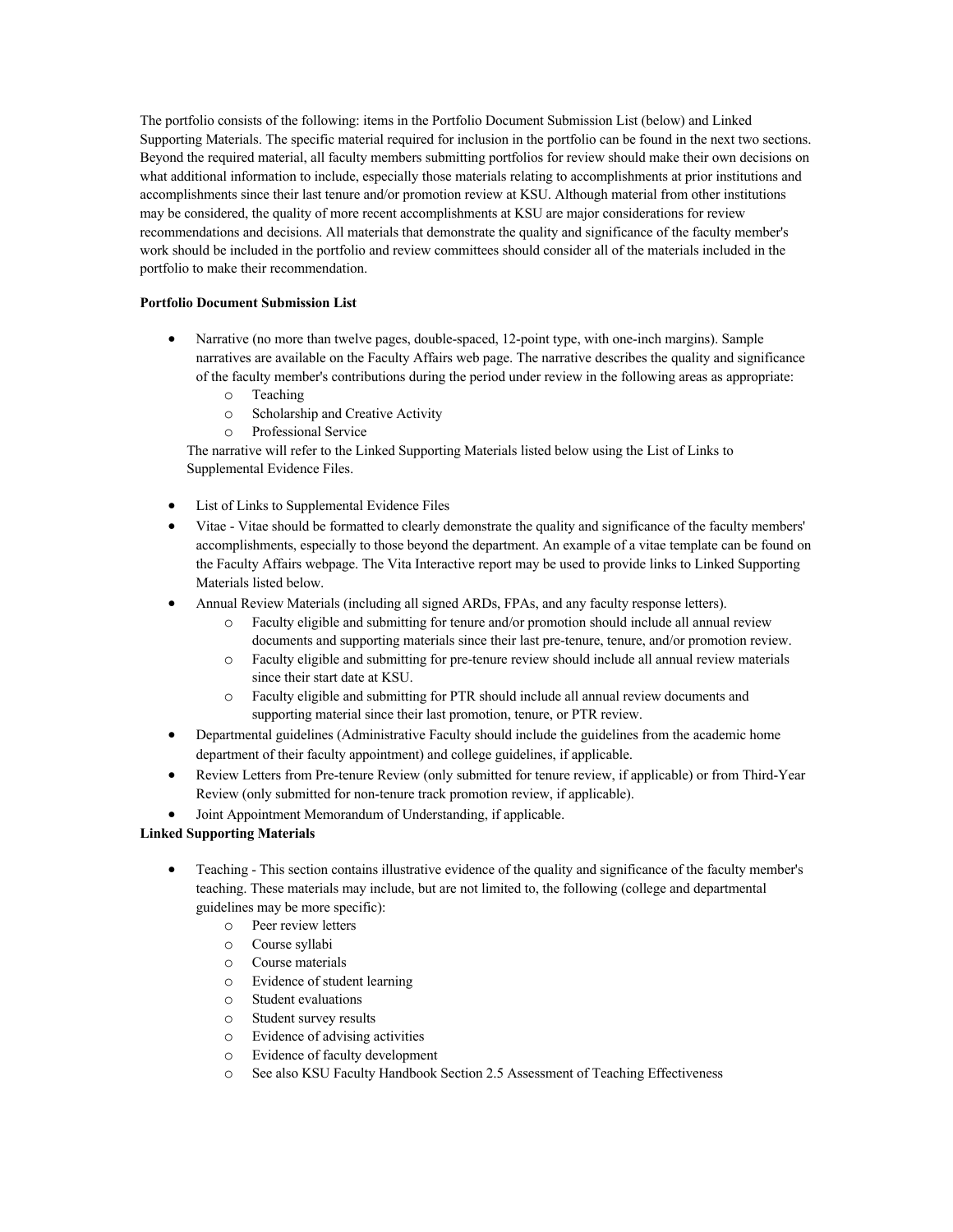The portfolio consists of the following: items in the Portfolio Document Submission List (below) and Linked Supporting Materials. The specific material required for inclusion in the portfolio can be found in the next two sections. Beyond the required material, all faculty members submitting portfolios for review should make their own decisions on what additional information to include, especially those materials relating to accomplishments at prior institutions and accomplishments since their last tenure and/or promotion review at KSU. Although material from other institutions may be considered, the quality of more recent accomplishments at KSU are major considerations for review recommendations and decisions. All materials that demonstrate the quality and significance of the faculty member's work should be included in the portfolio and review committees should consider all of the materials included in the portfolio to make their recommendation.

**Portfolio Document Submission List**

- Narrative (no more than twelve pages, double-spaced, 12-point type, with one-inch margins). Sample narratives are available on the Faculty Affairs web page. The narrative describes the quality and significance of the faculty member's contributions during the period under review in the following areas as appropriate:
    - Teaching
    - Scholarship and Creative Activity
    - Professional Service

  The narrative will refer to the Linked Supporting Materials listed below using the List of Links to Supplemental Evidence Files.

- List of Links to Supplemental Evidence Files
- Vitae - Vitae should be formatted to clearly demonstrate the quality and significance of the faculty members' accomplishments, especially to those beyond the department. An example of a vitae template can be found on the Faculty Affairs webpage. The Vita Interactive report may be used to provide links to Linked Supporting Materials listed below.
- Annual Review Materials (including all signed ARDs, FPAs, and any faculty response letters).
    - Faculty eligible and submitting for tenure and/or promotion should include all annual review documents and supporting materials since their last pre-tenure, tenure, and/or promotion review.
    - Faculty eligible and submitting for pre-tenure review should include all annual review materials since their start date at KSU.
    - Faculty eligible and submitting for PTR should include all annual review documents and supporting material since their last promotion, tenure, or PTR review.
- Departmental guidelines (Administrative Faculty should include the guidelines from the academic home department of their faculty appointment) and college guidelines, if applicable.
- Review Letters from Pre-tenure Review (only submitted for tenure review, if applicable) or from Third-Year Review (only submitted for non-tenure track promotion review, if applicable).
- Joint Appointment Memorandum of Understanding, if applicable.

**Linked Supporting Materials**

- Teaching - This section contains illustrative evidence of the quality and significance of the faculty member's teaching. These materials may include, but are not limited to, the following (college and departmental guidelines may be more specific):
    - Peer review letters
    - Course syllabi
    - Course materials
    - Evidence of student learning
    - Student evaluations
    - Student survey results
    - Evidence of advising activities
    - Evidence of faculty development
    - See also KSU Faculty Handbook Section 2.5 Assessment of Teaching Effectiveness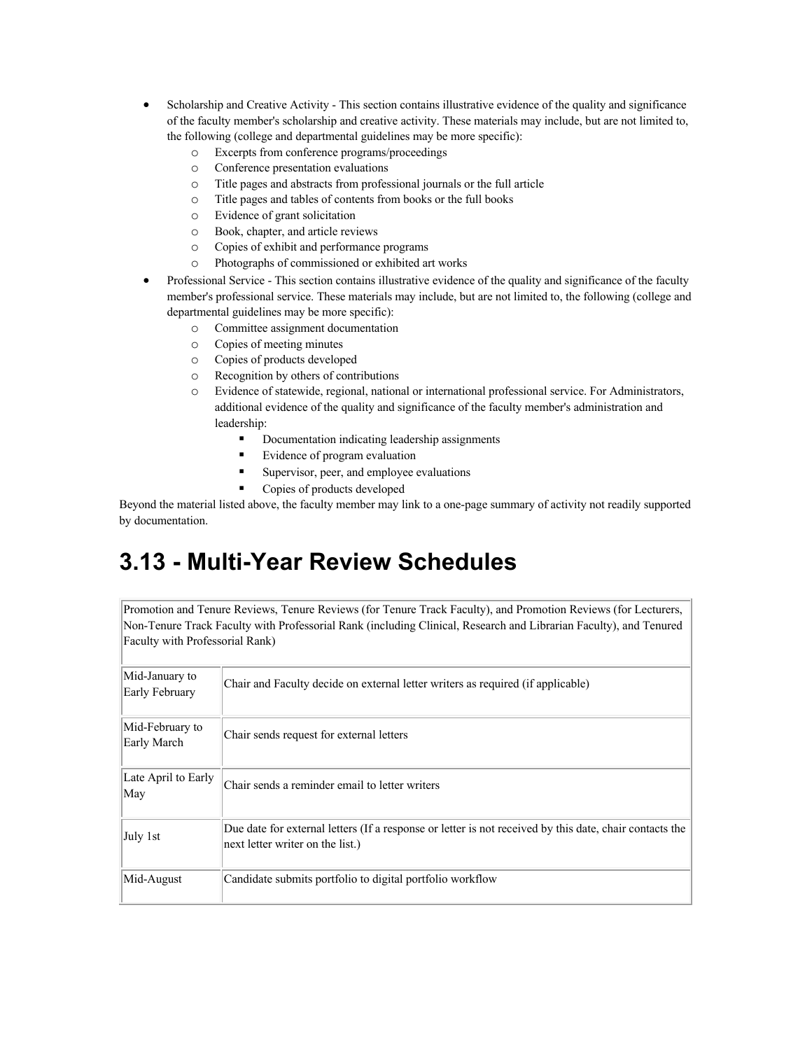- Scholarship and Creative Activity - This section contains illustrative evidence of the quality and significance of the faculty member's scholarship and creative activity. These materials may include, but are not limited to, the following (college and departmental guidelines may be more specific):
  - Excerpts from conference programs/proceedings
  - Conference presentation evaluations
  - Title pages and abstracts from professional journals or the full article
  - Title pages and tables of contents from books or the full books
  - Evidence of grant solicitation
  - Book, chapter, and article reviews
  - Copies of exhibit and performance programs
  - Photographs of commissioned or exhibited art works
- Professional Service - This section contains illustrative evidence of the quality and significance of the faculty member's professional service. These materials may include, but are not limited to, the following (college and departmental guidelines may be more specific):
  - Committee assignment documentation
  - Copies of meeting minutes
  - Copies of products developed
  - Recognition by others of contributions
  - Evidence of statewide, regional, national or international professional service. For Administrators, additional evidence of the quality and significance of the faculty member's administration and leadership:
    - Documentation indicating leadership assignments
    - Evidence of program evaluation
    - Supervisor, peer, and employee evaluations
    - Copies of products developed

Beyond the material listed above, the faculty member may link to a one-page summary of activity not readily supported by documentation.

# 3.13 - Multi-Year Review Schedules

| Promotion and Tenure Reviews, Tenure Reviews (for Tenure Track Faculty), and Promotion Reviews (for Lecturers, Non-Tenure Track Faculty with Professorial Rank (including Clinical, Research and Librarian Faculty), and Tenured Faculty with Professorial Rank) | |
|---|---|
| Mid-January to Early February | Chair and Faculty decide on external letter writers as required (if applicable) |
| Mid-February to Early March | Chair sends request for external letters |
| Late April to Early May | Chair sends a reminder email to letter writers |
| July 1st | Due date for external letters (If a response or letter is not received by this date, chair contacts the next letter writer on the list.) |
| Mid-August | Candidate submits portfolio to digital portfolio workflow |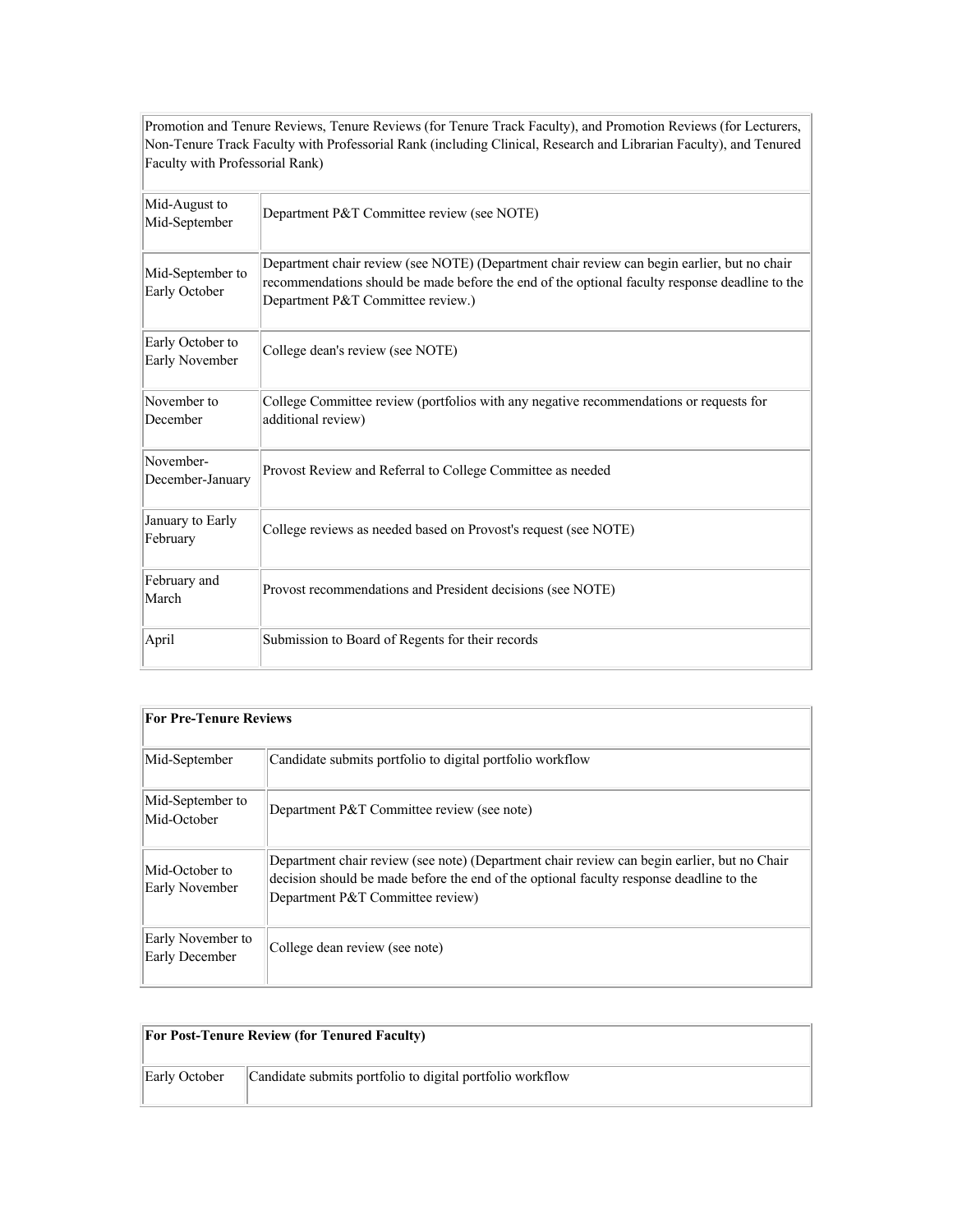| Promotion and Tenure Reviews, Tenure Reviews (for Tenure Track Faculty), and Promotion Reviews (for Lecturers, Non-Tenure Track Faculty with Professorial Rank (including Clinical, Research and Librarian Faculty), and Tenured Faculty with Professorial Rank) | |
|---|---|
| Mid-August to Mid-September | Department P&T Committee review (see NOTE) |
| Mid-September to Early October | Department chair review (see NOTE) (Department chair review can begin earlier, but no chair recommendations should be made before the end of the optional faculty response deadline to the Department P&T Committee review.) |
| Early October to Early November | College dean's review (see NOTE) |
| November to December | College Committee review (portfolios with any negative recommendations or requests for additional review) |
| November-December-January | Provost Review and Referral to College Committee as needed |
| January to Early February | College reviews as needed based on Provost's request (see NOTE) |
| February and March | Provost recommendations and President decisions (see NOTE) |
| April | Submission to Board of Regents for their records |

| **For Pre-Tenure Reviews** | |
|---|---|
| Mid-September | Candidate submits portfolio to digital portfolio workflow |
| Mid-September to Mid-October | Department P&T Committee review (see note) |
| Mid-October to Early November | Department chair review (see note) (Department chair review can begin earlier, but no Chair decision should be made before the end of the optional faculty response deadline to the Department P&T Committee review) |
| Early November to Early December | College dean review (see note) |

| **For Post-Tenure Review (for Tenured Faculty)** | |
|---|---|
| Early October | Candidate submits portfolio to digital portfolio workflow |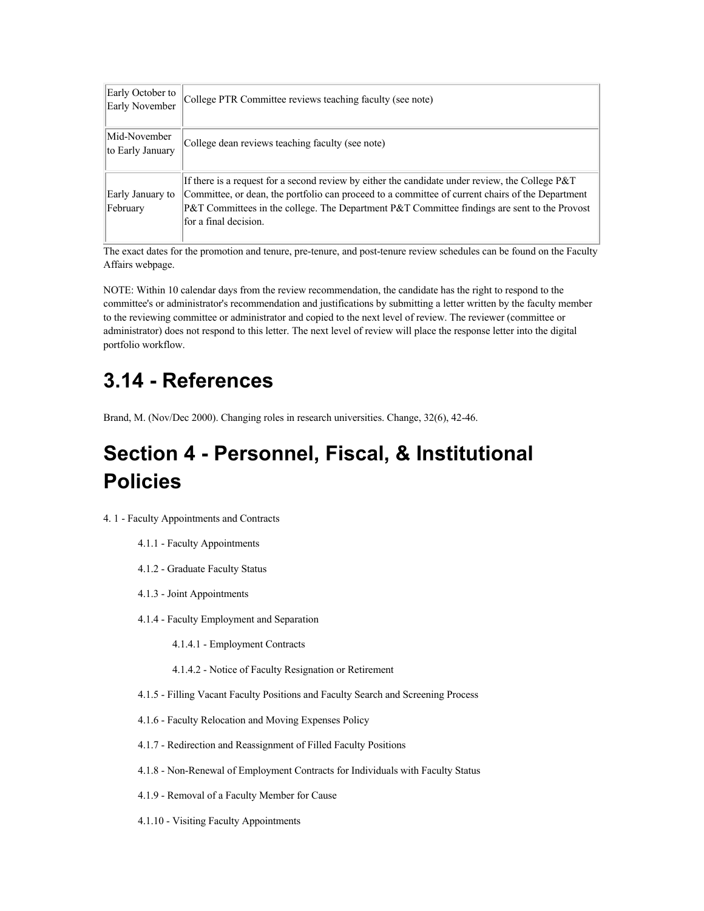| | |
|---|---|
| Early October to Early November | College PTR Committee reviews teaching faculty (see note) |
| Mid-November to Early January | College dean reviews teaching faculty (see note) |
| Early January to February | If there is a request for a second review by either the candidate under review, the College P&T Committee, or dean, the portfolio can proceed to a committee of current chairs of the Department P&T Committees in the college. The Department P&T Committee findings are sent to the Provost for a final decision. |

The exact dates for the promotion and tenure, pre-tenure, and post-tenure review schedules can be found on the Faculty Affairs webpage.

NOTE: Within 10 calendar days from the review recommendation, the candidate has the right to respond to the committee's or administrator's recommendation and justifications by submitting a letter written by the faculty member to the reviewing committee or administrator and copied to the next level of review. The reviewer (committee or administrator) does not respond to this letter. The next level of review will place the response letter into the digital portfolio workflow.

## 3.14 - References

Brand, M. (Nov/Dec 2000). Changing roles in research universities. Change, 32(6), 42-46.

# Section 4 - Personnel, Fiscal, & Institutional Policies

4. 1 - Faculty Appointments and Contracts

- 4.1.1 - Faculty Appointments
- 4.1.2 - Graduate Faculty Status
- 4.1.3 - Joint Appointments
- 4.1.4 - Faculty Employment and Separation
  - 4.1.4.1 - Employment Contracts
  - 4.1.4.2 - Notice of Faculty Resignation or Retirement
- 4.1.5 - Filling Vacant Faculty Positions and Faculty Search and Screening Process
- 4.1.6 - Faculty Relocation and Moving Expenses Policy
- 4.1.7 - Redirection and Reassignment of Filled Faculty Positions
- 4.1.8 - Non-Renewal of Employment Contracts for Individuals with Faculty Status
- 4.1.9 - Removal of a Faculty Member for Cause
- 4.1.10 - Visiting Faculty Appointments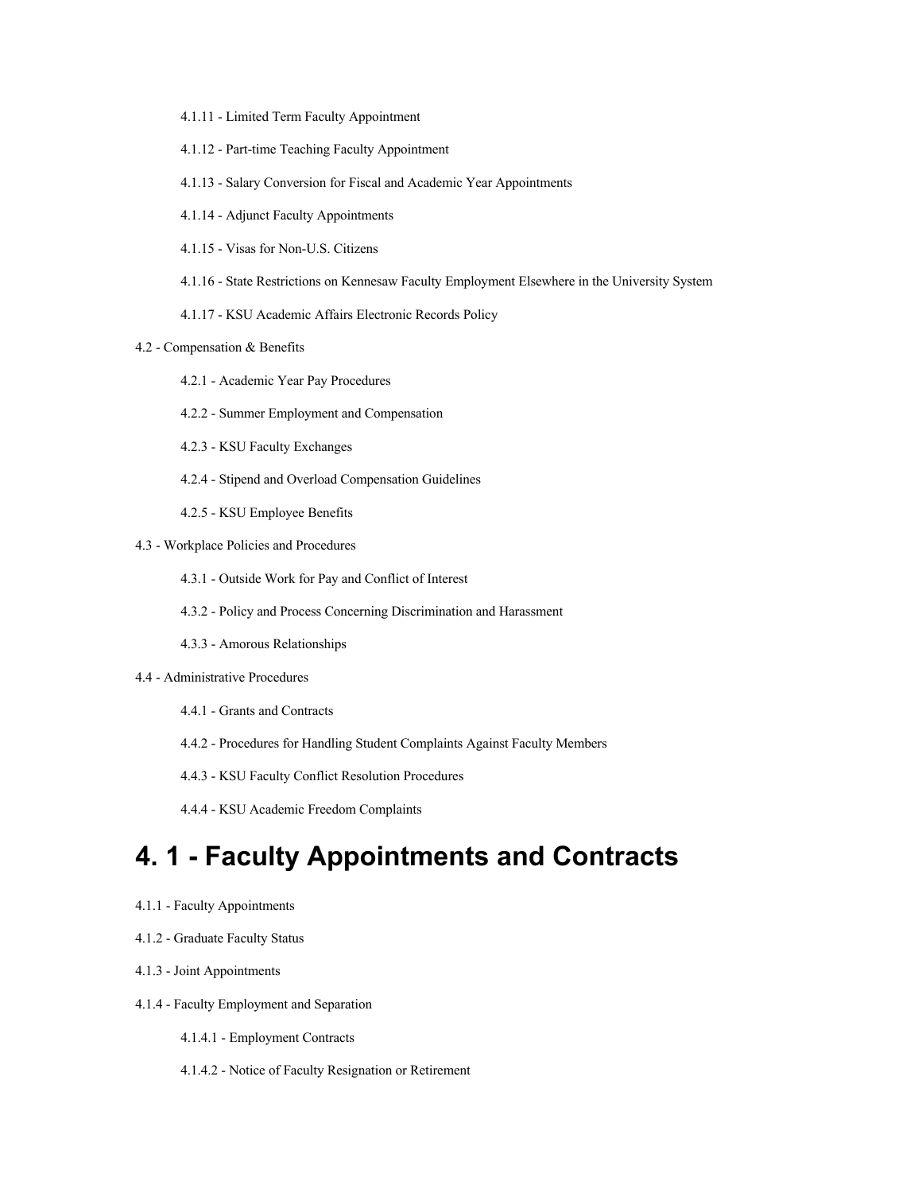- 4.1.11 - Limited Term Faculty Appointment
- 4.1.12 - Part-time Teaching Faculty Appointment
- 4.1.13 - Salary Conversion for Fiscal and Academic Year Appointments
- 4.1.14 - Adjunct Faculty Appointments
- 4.1.15 - Visas for Non-U.S. Citizens
- 4.1.16 - State Restrictions on Kennesaw Faculty Employment Elsewhere in the University System
- 4.1.17 - KSU Academic Affairs Electronic Records Policy

4.2 - Compensation & Benefits

- 4.2.1 - Academic Year Pay Procedures
- 4.2.2 - Summer Employment and Compensation
- 4.2.3 - KSU Faculty Exchanges
- 4.2.4 - Stipend and Overload Compensation Guidelines
- 4.2.5 - KSU Employee Benefits

4.3 - Workplace Policies and Procedures

- 4.3.1 - Outside Work for Pay and Conflict of Interest
- 4.3.2 - Policy and Process Concerning Discrimination and Harassment
- 4.3.3 - Amorous Relationships

4.4 - Administrative Procedures

- 4.4.1 - Grants and Contracts
- 4.4.2 - Procedures for Handling Student Complaints Against Faculty Members
- 4.4.3 - KSU Faculty Conflict Resolution Procedures
- 4.4.4 - KSU Academic Freedom Complaints

# 4. 1 - Faculty Appointments and Contracts

4.1.1 - Faculty Appointments

4.1.2 - Graduate Faculty Status

4.1.3 - Joint Appointments

4.1.4 - Faculty Employment and Separation

- 4.1.4.1 - Employment Contracts
- 4.1.4.2 - Notice of Faculty Resignation or Retirement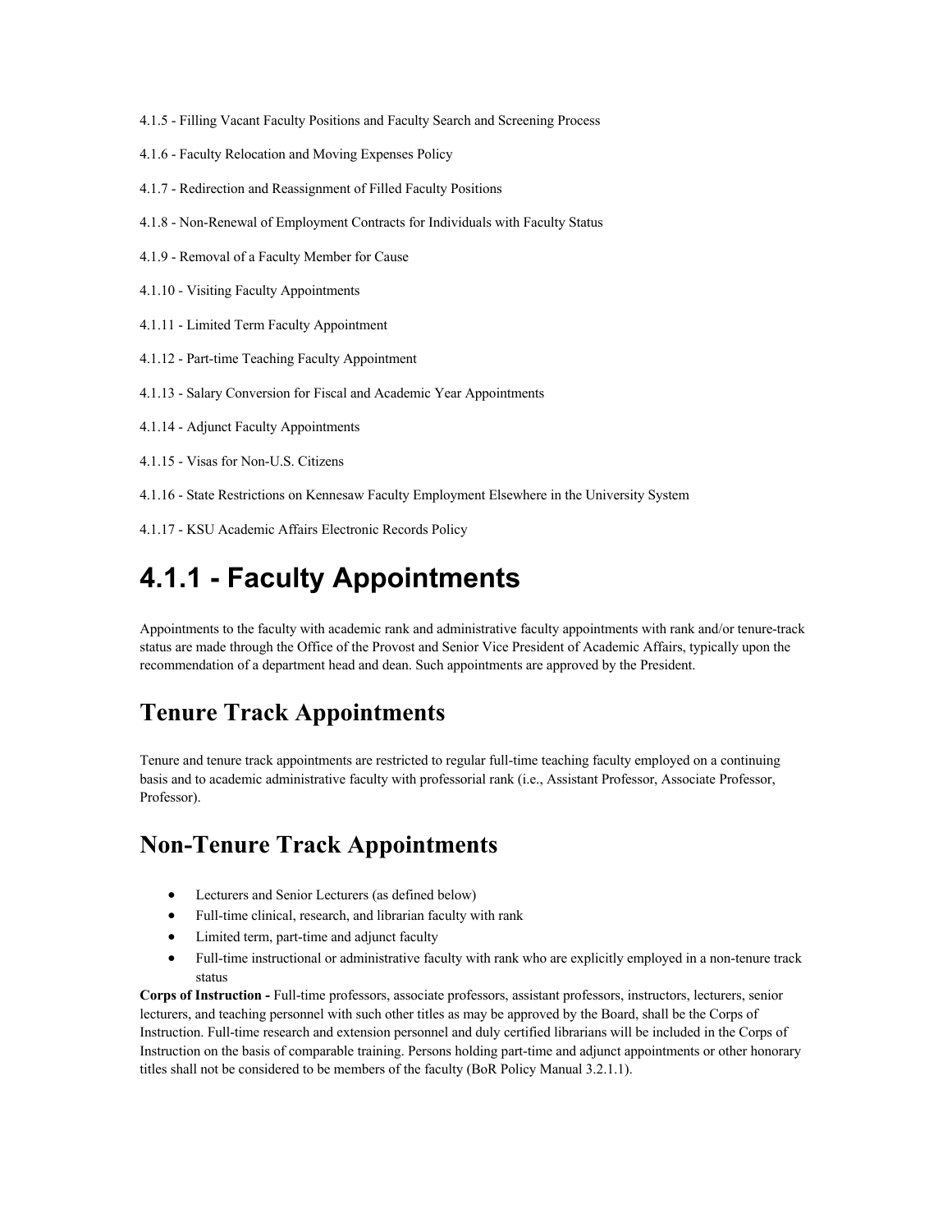4.1.5 - Filling Vacant Faculty Positions and Faculty Search and Screening Process

4.1.6 - Faculty Relocation and Moving Expenses Policy

4.1.7 - Redirection and Reassignment of Filled Faculty Positions

4.1.8 - Non-Renewal of Employment Contracts for Individuals with Faculty Status

4.1.9 - Removal of a Faculty Member for Cause

4.1.10 - Visiting Faculty Appointments

4.1.11 - Limited Term Faculty Appointment

4.1.12 - Part-time Teaching Faculty Appointment

4.1.13 - Salary Conversion for Fiscal and Academic Year Appointments

4.1.14 - Adjunct Faculty Appointments

4.1.15 - Visas for Non-U.S. Citizens

4.1.16 - State Restrictions on Kennesaw Faculty Employment Elsewhere in the University System

4.1.17 - KSU Academic Affairs Electronic Records Policy

# 4.1.1 - Faculty Appointments

Appointments to the faculty with academic rank and administrative faculty appointments with rank and/or tenure-track status are made through the Office of the Provost and Senior Vice President of Academic Affairs, typically upon the recommendation of a department head and dean. Such appointments are approved by the President.

## Tenure Track Appointments

Tenure and tenure track appointments are restricted to regular full-time teaching faculty employed on a continuing basis and to academic administrative faculty with professorial rank (i.e., Assistant Professor, Associate Professor, Professor).

## Non-Tenure Track Appointments

- Lecturers and Senior Lecturers (as defined below)
- Full-time clinical, research, and librarian faculty with rank
- Limited term, part-time and adjunct faculty
- Full-time instructional or administrative faculty with rank who are explicitly employed in a non-tenure track status

**Corps of Instruction -** Full-time professors, associate professors, assistant professors, instructors, lecturers, senior lecturers, and teaching personnel with such other titles as may be approved by the Board, shall be the Corps of Instruction. Full-time research and extension personnel and duly certified librarians will be included in the Corps of Instruction on the basis of comparable training. Persons holding part-time and adjunct appointments or other honorary titles shall not be considered to be members of the faculty (BoR Policy Manual 3.2.1.1).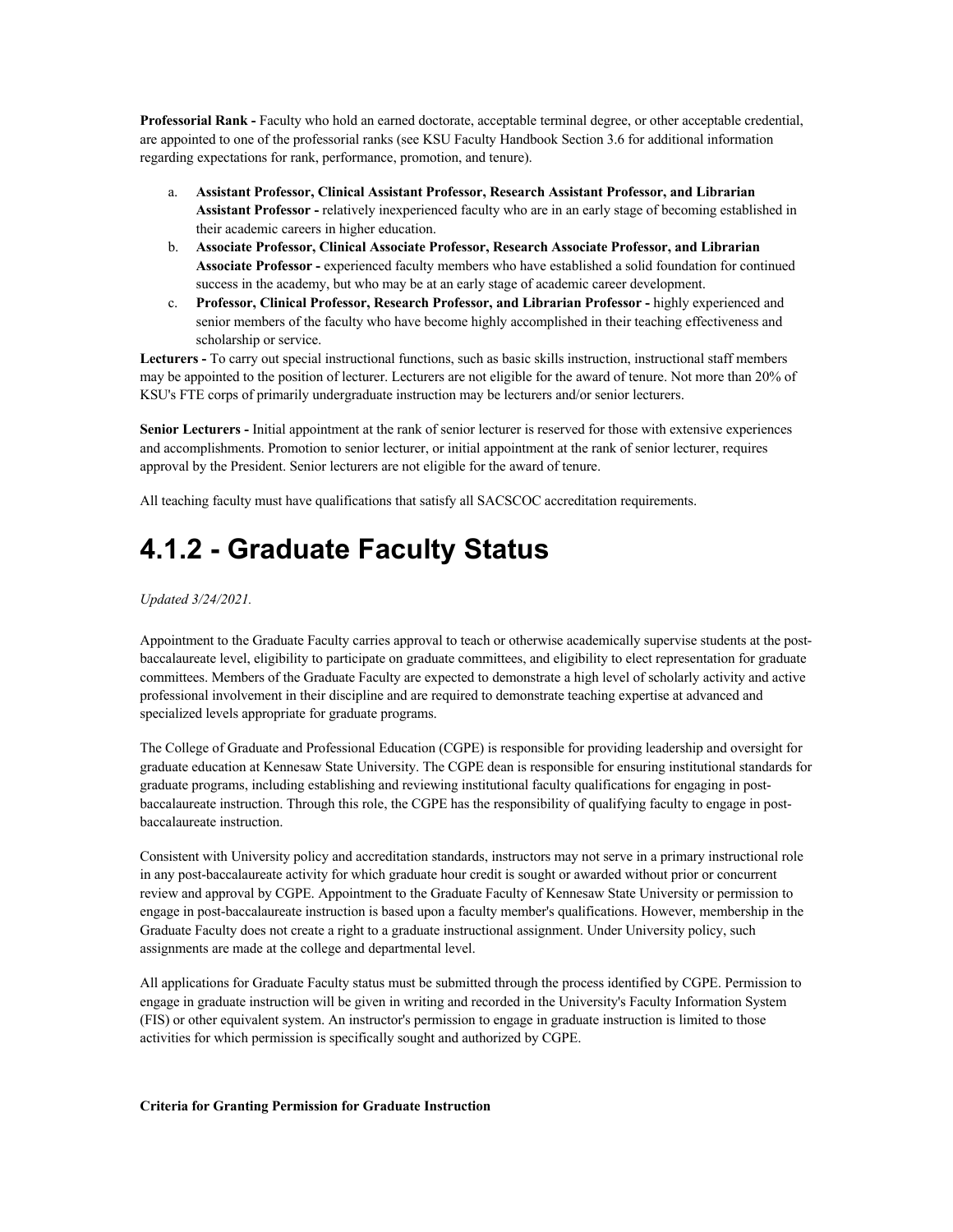**Professorial Rank -** Faculty who hold an earned doctorate, acceptable terminal degree, or other acceptable credential, are appointed to one of the professorial ranks (see KSU Faculty Handbook Section 3.6 for additional information regarding expectations for rank, performance, promotion, and tenure).

a. **Assistant Professor, Clinical Assistant Professor, Research Assistant Professor, and Librarian Assistant Professor -** relatively inexperienced faculty who are in an early stage of becoming established in their academic careers in higher education.
b. **Associate Professor, Clinical Associate Professor, Research Associate Professor, and Librarian Associate Professor -** experienced faculty members who have established a solid foundation for continued success in the academy, but who may be at an early stage of academic career development.
c. **Professor, Clinical Professor, Research Professor, and Librarian Professor -** highly experienced and senior members of the faculty who have become highly accomplished in their teaching effectiveness and scholarship or service.

**Lecturers -** To carry out special instructional functions, such as basic skills instruction, instructional staff members may be appointed to the position of lecturer. Lecturers are not eligible for the award of tenure. Not more than 20% of KSU's FTE corps of primarily undergraduate instruction may be lecturers and/or senior lecturers.

**Senior Lecturers -** Initial appointment at the rank of senior lecturer is reserved for those with extensive experiences and accomplishments. Promotion to senior lecturer, or initial appointment at the rank of senior lecturer, requires approval by the President. Senior lecturers are not eligible for the award of tenure.

All teaching faculty must have qualifications that satisfy all SACSCOC accreditation requirements.

# 4.1.2 - Graduate Faculty Status

*Updated 3/24/2021.*

Appointment to the Graduate Faculty carries approval to teach or otherwise academically supervise students at the post-baccalaureate level, eligibility to participate on graduate committees, and eligibility to elect representation for graduate committees. Members of the Graduate Faculty are expected to demonstrate a high level of scholarly activity and active professional involvement in their discipline and are required to demonstrate teaching expertise at advanced and specialized levels appropriate for graduate programs.

The College of Graduate and Professional Education (CGPE) is responsible for providing leadership and oversight for graduate education at Kennesaw State University. The CGPE dean is responsible for ensuring institutional standards for graduate programs, including establishing and reviewing institutional faculty qualifications for engaging in post-baccalaureate instruction. Through this role, the CGPE has the responsibility of qualifying faculty to engage in post-baccalaureate instruction.

Consistent with University policy and accreditation standards, instructors may not serve in a primary instructional role in any post-baccalaureate activity for which graduate hour credit is sought or awarded without prior or concurrent review and approval by CGPE. Appointment to the Graduate Faculty of Kennesaw State University or permission to engage in post-baccalaureate instruction is based upon a faculty member's qualifications. However, membership in the Graduate Faculty does not create a right to a graduate instructional assignment. Under University policy, such assignments are made at the college and departmental level.

All applications for Graduate Faculty status must be submitted through the process identified by CGPE. Permission to engage in graduate instruction will be given in writing and recorded in the University's Faculty Information System (FIS) or other equivalent system. An instructor's permission to engage in graduate instruction is limited to those activities for which permission is specifically sought and authorized by CGPE.

**Criteria for Granting Permission for Graduate Instruction**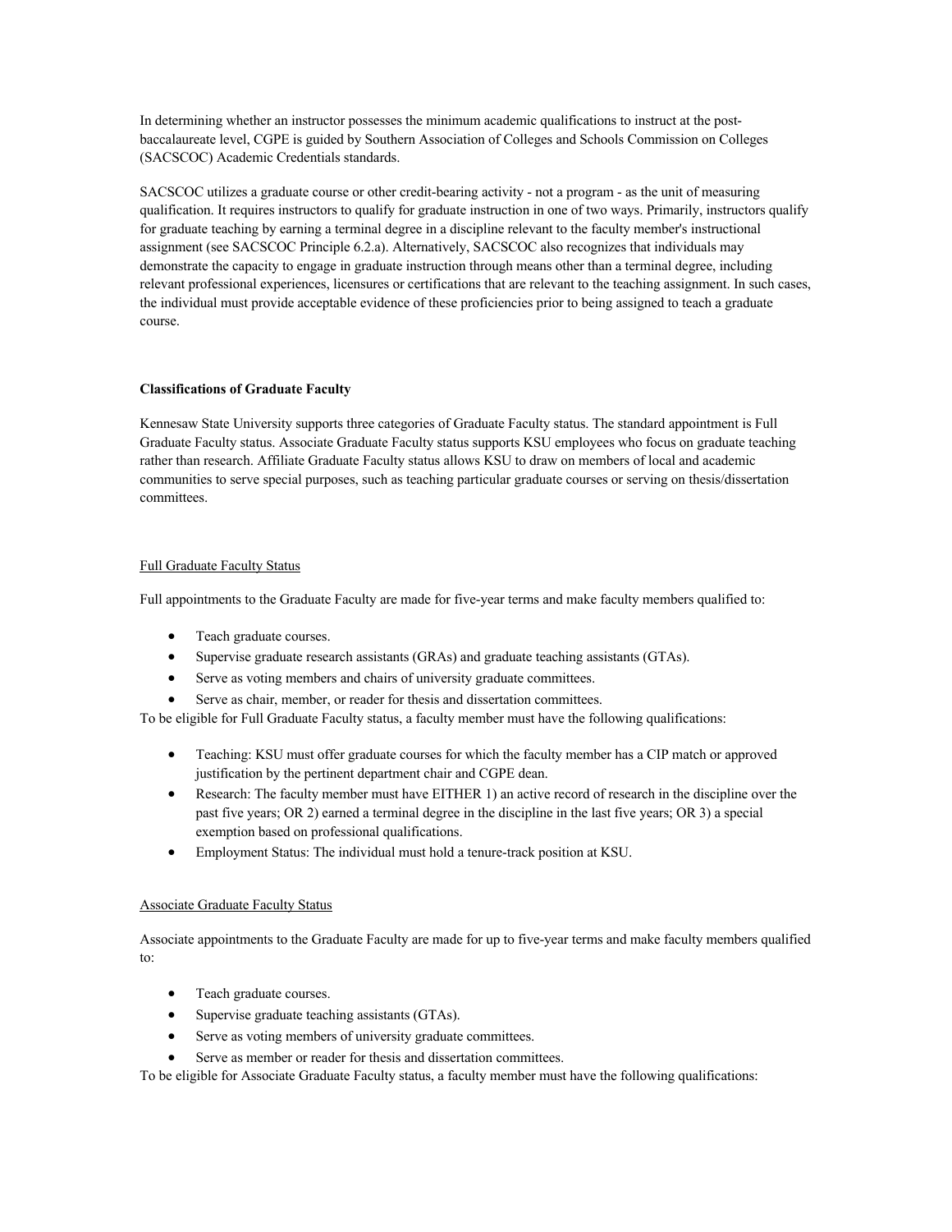In determining whether an instructor possesses the minimum academic qualifications to instruct at the post-baccalaureate level, CGPE is guided by Southern Association of Colleges and Schools Commission on Colleges (SACSCOC) Academic Credentials standards.

SACSCOC utilizes a graduate course or other credit-bearing activity - not a program - as the unit of measuring qualification. It requires instructors to qualify for graduate instruction in one of two ways. Primarily, instructors qualify for graduate teaching by earning a terminal degree in a discipline relevant to the faculty member's instructional assignment (see SACSCOC Principle 6.2.a). Alternatively, SACSCOC also recognizes that individuals may demonstrate the capacity to engage in graduate instruction through means other than a terminal degree, including relevant professional experiences, licensures or certifications that are relevant to the teaching assignment. In such cases, the individual must provide acceptable evidence of these proficiencies prior to being assigned to teach a graduate course.

**Classifications of Graduate Faculty**

Kennesaw State University supports three categories of Graduate Faculty status. The standard appointment is Full Graduate Faculty status. Associate Graduate Faculty status supports KSU employees who focus on graduate teaching rather than research. Affiliate Graduate Faculty status allows KSU to draw on members of local and academic communities to serve special purposes, such as teaching particular graduate courses or serving on thesis/dissertation committees.

<u>Full Graduate Faculty Status</u>

Full appointments to the Graduate Faculty are made for five-year terms and make faculty members qualified to:

- Teach graduate courses.
- Supervise graduate research assistants (GRAs) and graduate teaching assistants (GTAs).
- Serve as voting members and chairs of university graduate committees.
- Serve as chair, member, or reader for thesis and dissertation committees.

To be eligible for Full Graduate Faculty status, a faculty member must have the following qualifications:

- Teaching: KSU must offer graduate courses for which the faculty member has a CIP match or approved justification by the pertinent department chair and CGPE dean.
- Research: The faculty member must have EITHER 1) an active record of research in the discipline over the past five years; OR 2) earned a terminal degree in the discipline in the last five years; OR 3) a special exemption based on professional qualifications.
- Employment Status: The individual must hold a tenure-track position at KSU.

<u>Associate Graduate Faculty Status</u>

Associate appointments to the Graduate Faculty are made for up to five-year terms and make faculty members qualified to:

- Teach graduate courses.
- Supervise graduate teaching assistants (GTAs).
- Serve as voting members of university graduate committees.
- Serve as member or reader for thesis and dissertation committees.

To be eligible for Associate Graduate Faculty status, a faculty member must have the following qualifications: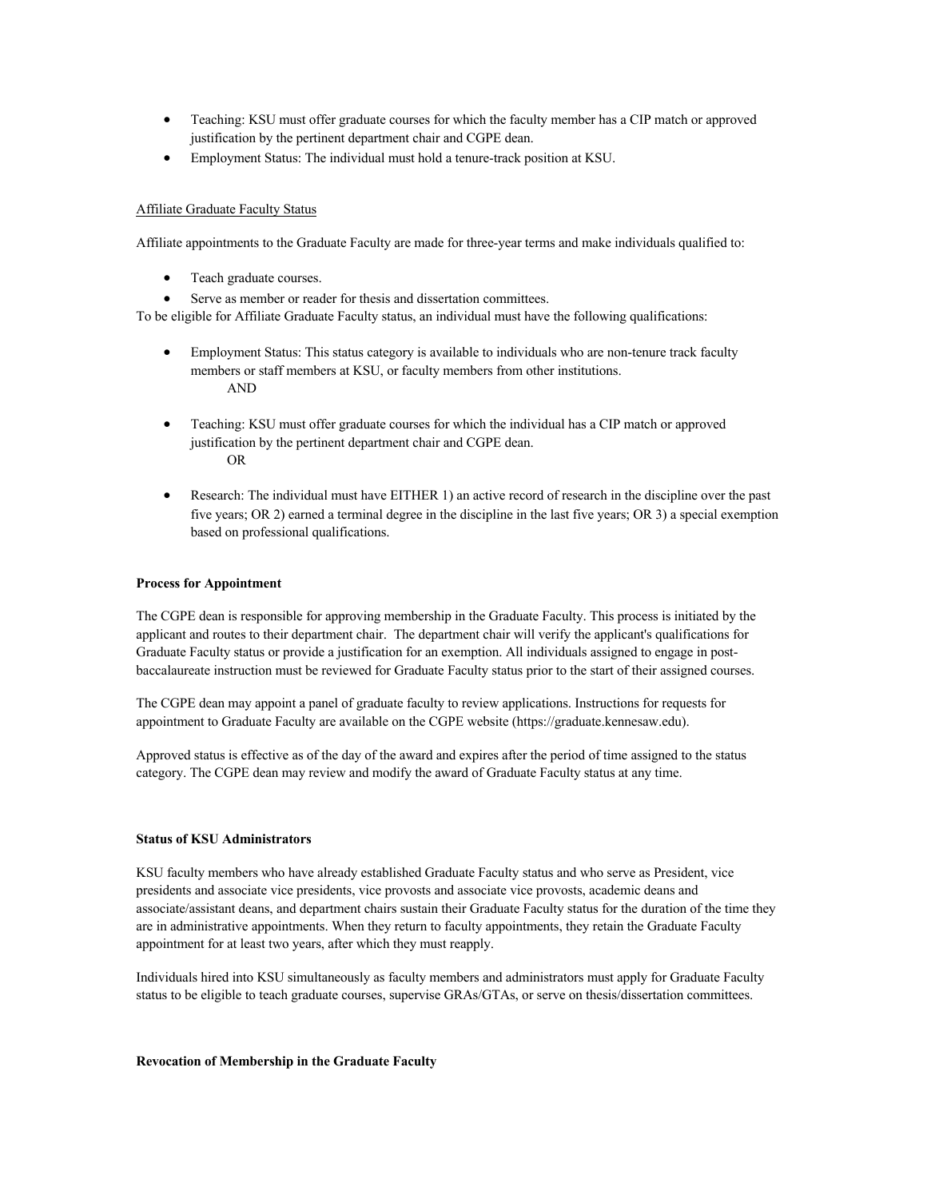- Teaching: KSU must offer graduate courses for which the faculty member has a CIP match or approved justification by the pertinent department chair and CGPE dean.
- Employment Status: The individual must hold a tenure-track position at KSU.

Affiliate Graduate Faculty Status

Affiliate appointments to the Graduate Faculty are made for three-year terms and make individuals qualified to:

- Teach graduate courses.
- Serve as member or reader for thesis and dissertation committees.

To be eligible for Affiliate Graduate Faculty status, an individual must have the following qualifications:

- Employment Status: This status category is available to individuals who are non-tenure track faculty members or staff members at KSU, or faculty members from other institutions.
  AND
- Teaching: KSU must offer graduate courses for which the individual has a CIP match or approved justification by the pertinent department chair and CGPE dean.
  OR
- Research: The individual must have EITHER 1) an active record of research in the discipline over the past five years; OR 2) earned a terminal degree in the discipline in the last five years; OR 3) a special exemption based on professional qualifications.

**Process for Appointment**

The CGPE dean is responsible for approving membership in the Graduate Faculty. This process is initiated by the applicant and routes to their department chair. The department chair will verify the applicant's qualifications for Graduate Faculty status or provide a justification for an exemption. All individuals assigned to engage in post-baccalaureate instruction must be reviewed for Graduate Faculty status prior to the start of their assigned courses.

The CGPE dean may appoint a panel of graduate faculty to review applications. Instructions for requests for appointment to Graduate Faculty are available on the CGPE website (https://graduate.kennesaw.edu).

Approved status is effective as of the day of the award and expires after the period of time assigned to the status category. The CGPE dean may review and modify the award of Graduate Faculty status at any time.

**Status of KSU Administrators**

KSU faculty members who have already established Graduate Faculty status and who serve as President, vice presidents and associate vice presidents, vice provosts and associate vice provosts, academic deans and associate/assistant deans, and department chairs sustain their Graduate Faculty status for the duration of the time they are in administrative appointments. When they return to faculty appointments, they retain the Graduate Faculty appointment for at least two years, after which they must reapply.

Individuals hired into KSU simultaneously as faculty members and administrators must apply for Graduate Faculty status to be eligible to teach graduate courses, supervise GRAs/GTAs, or serve on thesis/dissertation committees.

**Revocation of Membership in the Graduate Faculty**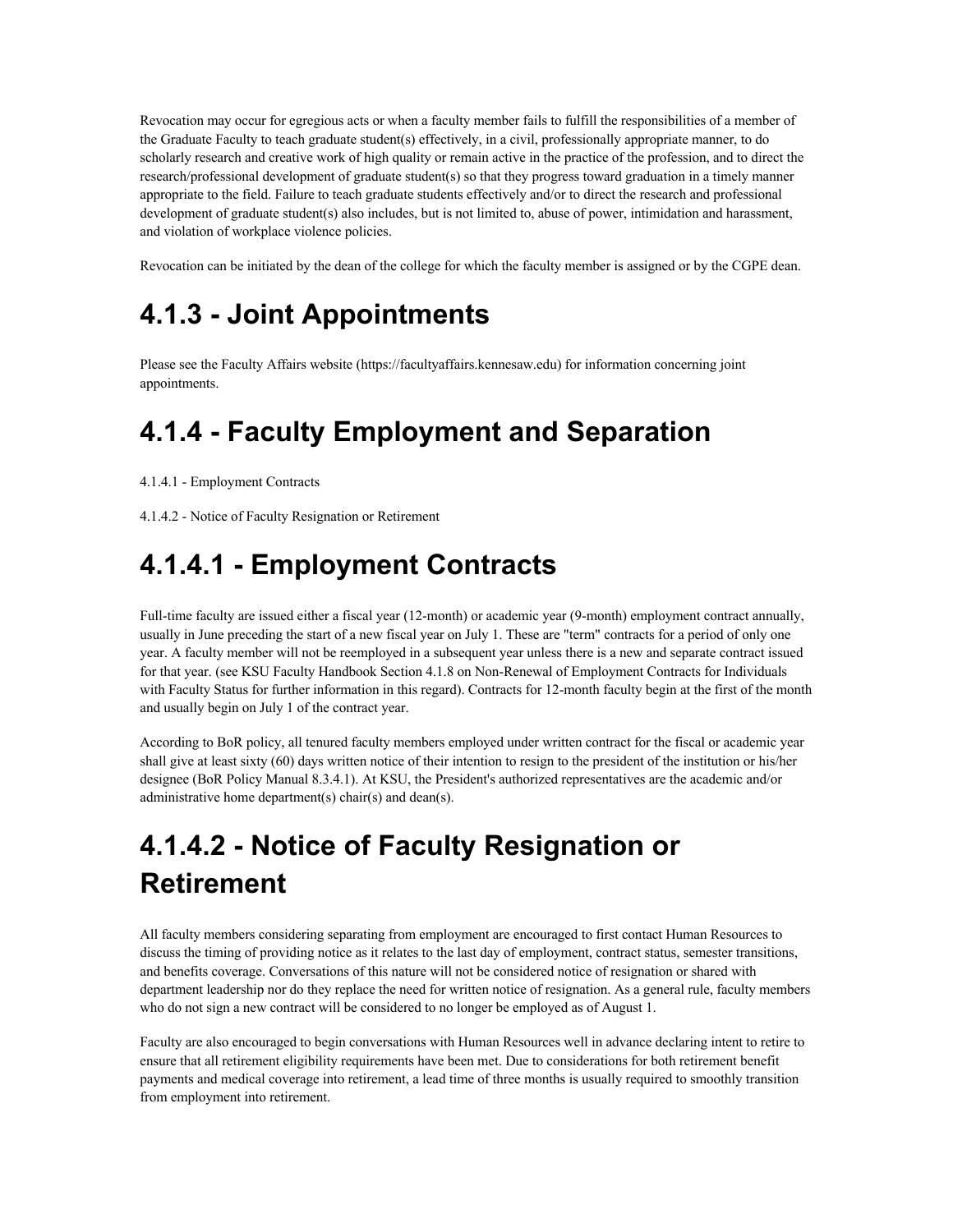Revocation may occur for egregious acts or when a faculty member fails to fulfill the responsibilities of a member of the Graduate Faculty to teach graduate student(s) effectively, in a civil, professionally appropriate manner, to do scholarly research and creative work of high quality or remain active in the practice of the profession, and to direct the research/professional development of graduate student(s) so that they progress toward graduation in a timely manner appropriate to the field. Failure to teach graduate students effectively and/or to direct the research and professional development of graduate student(s) also includes, but is not limited to, abuse of power, intimidation and harassment, and violation of workplace violence policies.

Revocation can be initiated by the dean of the college for which the faculty member is assigned or by the CGPE dean.

# 4.1.3 - Joint Appointments

Please see the Faculty Affairs website (https://facultyaffairs.kennesaw.edu) for information concerning joint appointments.

# 4.1.4 - Faculty Employment and Separation

4.1.4.1 - Employment Contracts

4.1.4.2 - Notice of Faculty Resignation or Retirement

# 4.1.4.1 - Employment Contracts

Full-time faculty are issued either a fiscal year (12-month) or academic year (9-month) employment contract annually, usually in June preceding the start of a new fiscal year on July 1. These are "term" contracts for a period of only one year. A faculty member will not be reemployed in a subsequent year unless there is a new and separate contract issued for that year. (see KSU Faculty Handbook Section 4.1.8 on Non-Renewal of Employment Contracts for Individuals with Faculty Status for further information in this regard). Contracts for 12-month faculty begin at the first of the month and usually begin on July 1 of the contract year.

According to BoR policy, all tenured faculty members employed under written contract for the fiscal or academic year shall give at least sixty (60) days written notice of their intention to resign to the president of the institution or his/her designee (BoR Policy Manual 8.3.4.1). At KSU, the President's authorized representatives are the academic and/or administrative home department(s) chair(s) and dean(s).

# 4.1.4.2 - Notice of Faculty Resignation or Retirement

All faculty members considering separating from employment are encouraged to first contact Human Resources to discuss the timing of providing notice as it relates to the last day of employment, contract status, semester transitions, and benefits coverage. Conversations of this nature will not be considered notice of resignation or shared with department leadership nor do they replace the need for written notice of resignation. As a general rule, faculty members who do not sign a new contract will be considered to no longer be employed as of August 1.

Faculty are also encouraged to begin conversations with Human Resources well in advance declaring intent to retire to ensure that all retirement eligibility requirements have been met. Due to considerations for both retirement benefit payments and medical coverage into retirement, a lead time of three months is usually required to smoothly transition from employment into retirement.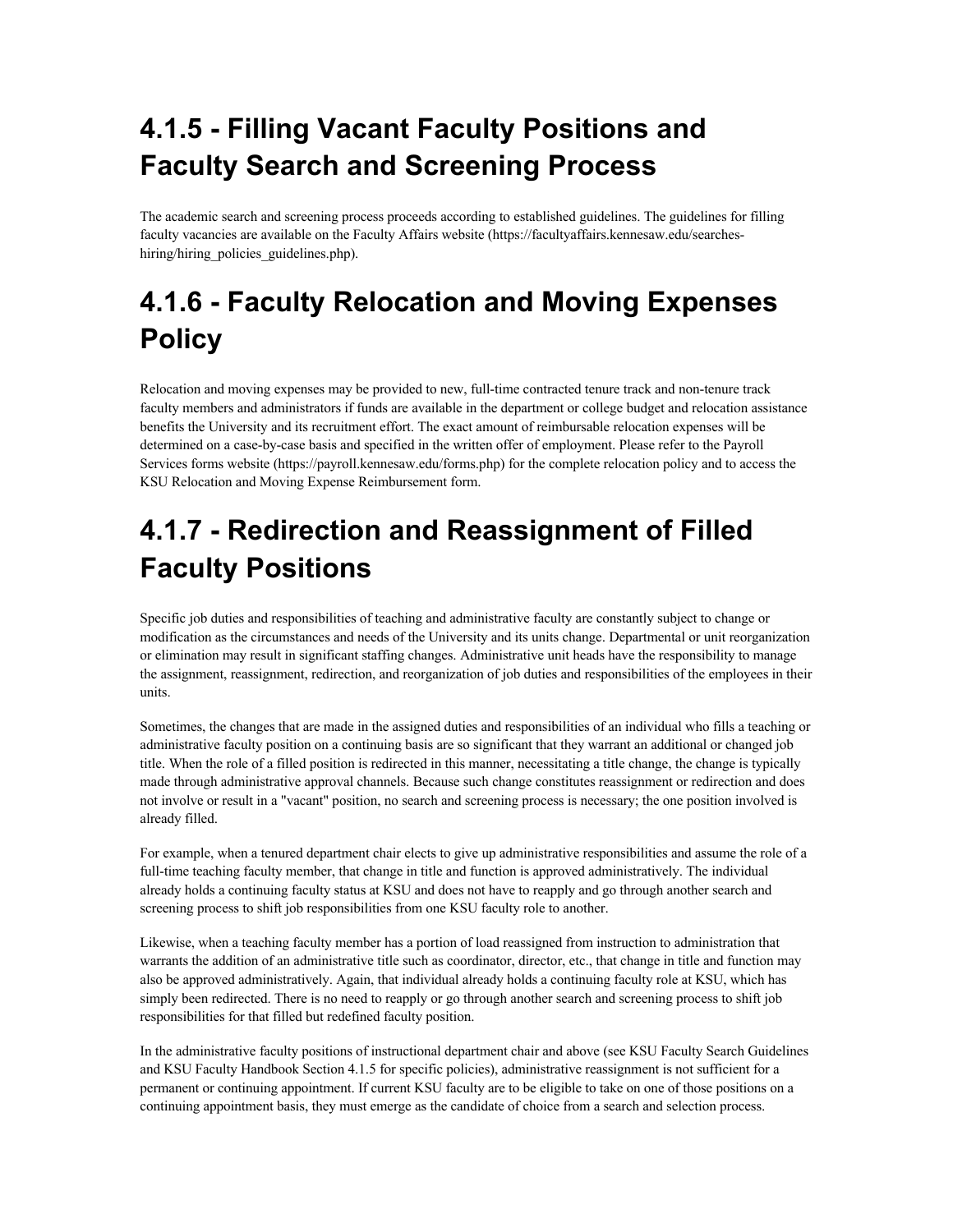# 4.1.5 - Filling Vacant Faculty Positions and Faculty Search and Screening Process

The academic search and screening process proceeds according to established guidelines. The guidelines for filling faculty vacancies are available on the Faculty Affairs website (https://facultyaffairs.kennesaw.edu/searches-hiring/hiring_policies_guidelines.php).

# 4.1.6 - Faculty Relocation and Moving Expenses Policy

Relocation and moving expenses may be provided to new, full-time contracted tenure track and non-tenure track faculty members and administrators if funds are available in the department or college budget and relocation assistance benefits the University and its recruitment effort. The exact amount of reimbursable relocation expenses will be determined on a case-by-case basis and specified in the written offer of employment. Please refer to the Payroll Services forms website (https://payroll.kennesaw.edu/forms.php) for the complete relocation policy and to access the KSU Relocation and Moving Expense Reimbursement form.

# 4.1.7 - Redirection and Reassignment of Filled Faculty Positions

Specific job duties and responsibilities of teaching and administrative faculty are constantly subject to change or modification as the circumstances and needs of the University and its units change. Departmental or unit reorganization or elimination may result in significant staffing changes. Administrative unit heads have the responsibility to manage the assignment, reassignment, redirection, and reorganization of job duties and responsibilities of the employees in their units.

Sometimes, the changes that are made in the assigned duties and responsibilities of an individual who fills a teaching or administrative faculty position on a continuing basis are so significant that they warrant an additional or changed job title. When the role of a filled position is redirected in this manner, necessitating a title change, the change is typically made through administrative approval channels. Because such change constitutes reassignment or redirection and does not involve or result in a "vacant" position, no search and screening process is necessary; the one position involved is already filled.

For example, when a tenured department chair elects to give up administrative responsibilities and assume the role of a full-time teaching faculty member, that change in title and function is approved administratively. The individual already holds a continuing faculty status at KSU and does not have to reapply and go through another search and screening process to shift job responsibilities from one KSU faculty role to another.

Likewise, when a teaching faculty member has a portion of load reassigned from instruction to administration that warrants the addition of an administrative title such as coordinator, director, etc., that change in title and function may also be approved administratively. Again, that individual already holds a continuing faculty role at KSU, which has simply been redirected. There is no need to reapply or go through another search and screening process to shift job responsibilities for that filled but redefined faculty position.

In the administrative faculty positions of instructional department chair and above (see KSU Faculty Search Guidelines and KSU Faculty Handbook Section 4.1.5 for specific policies), administrative reassignment is not sufficient for a permanent or continuing appointment. If current KSU faculty are to be eligible to take on one of those positions on a continuing appointment basis, they must emerge as the candidate of choice from a search and selection process.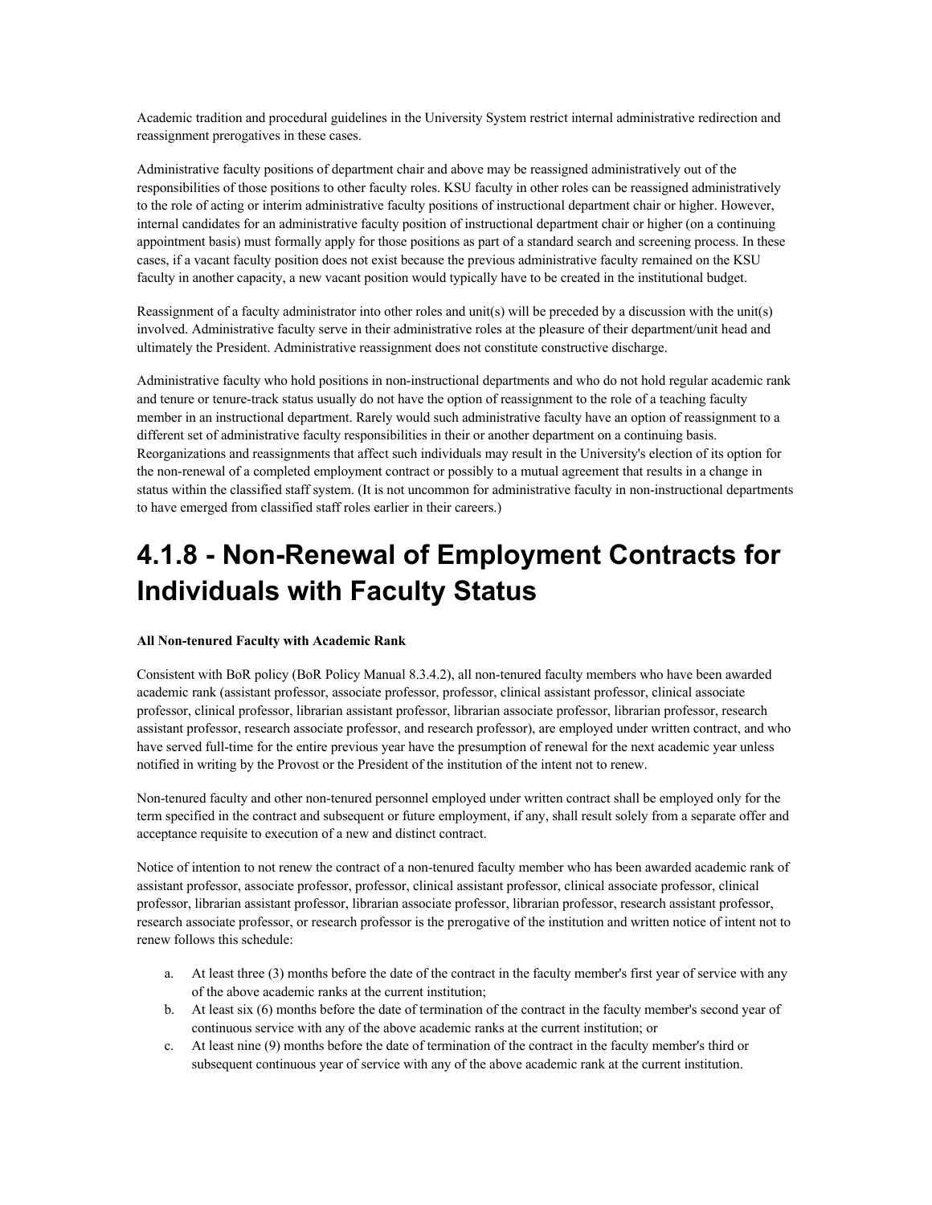Academic tradition and procedural guidelines in the University System restrict internal administrative redirection and reassignment prerogatives in these cases.

Administrative faculty positions of department chair and above may be reassigned administratively out of the responsibilities of those positions to other faculty roles. KSU faculty in other roles can be reassigned administratively to the role of acting or interim administrative faculty positions of instructional department chair or higher. However, internal candidates for an administrative faculty position of instructional department chair or higher (on a continuing appointment basis) must formally apply for those positions as part of a standard search and screening process. In these cases, if a vacant faculty position does not exist because the previous administrative faculty remained on the KSU faculty in another capacity, a new vacant position would typically have to be created in the institutional budget.

Reassignment of a faculty administrator into other roles and unit(s) will be preceded by a discussion with the unit(s) involved. Administrative faculty serve in their administrative roles at the pleasure of their department/unit head and ultimately the President. Administrative reassignment does not constitute constructive discharge.

Administrative faculty who hold positions in non-instructional departments and who do not hold regular academic rank and tenure or tenure-track status usually do not have the option of reassignment to the role of a teaching faculty member in an instructional department. Rarely would such administrative faculty have an option of reassignment to a different set of administrative faculty responsibilities in their or another department on a continuing basis. Reorganizations and reassignments that affect such individuals may result in the University's election of its option for the non-renewal of a completed employment contract or possibly to a mutual agreement that results in a change in status within the classified staff system. (It is not uncommon for administrative faculty in non-instructional departments to have emerged from classified staff roles earlier in their careers.)

# 4.1.8 - Non-Renewal of Employment Contracts for Individuals with Faculty Status

**All Non-tenured Faculty with Academic Rank**

Consistent with BoR policy (BoR Policy Manual 8.3.4.2), all non-tenured faculty members who have been awarded academic rank (assistant professor, associate professor, professor, clinical assistant professor, clinical associate professor, clinical professor, librarian assistant professor, librarian associate professor, librarian professor, research assistant professor, research associate professor, and research professor), are employed under written contract, and who have served full-time for the entire previous year have the presumption of renewal for the next academic year unless notified in writing by the Provost or the President of the institution of the intent not to renew.

Non-tenured faculty and other non-tenured personnel employed under written contract shall be employed only for the term specified in the contract and subsequent or future employment, if any, shall result solely from a separate offer and acceptance requisite to execution of a new and distinct contract.

Notice of intention to not renew the contract of a non-tenured faculty member who has been awarded academic rank of assistant professor, associate professor, professor, clinical assistant professor, clinical associate professor, clinical professor, librarian assistant professor, librarian associate professor, librarian professor, research assistant professor, research associate professor, or research professor is the prerogative of the institution and written notice of intent not to renew follows this schedule:

a. At least three (3) months before the date of the contract in the faculty member's first year of service with any of the above academic ranks at the current institution;
b. At least six (6) months before the date of termination of the contract in the faculty member's second year of continuous service with any of the above academic ranks at the current institution; or
c. At least nine (9) months before the date of termination of the contract in the faculty member's third or subsequent continuous year of service with any of the above academic rank at the current institution.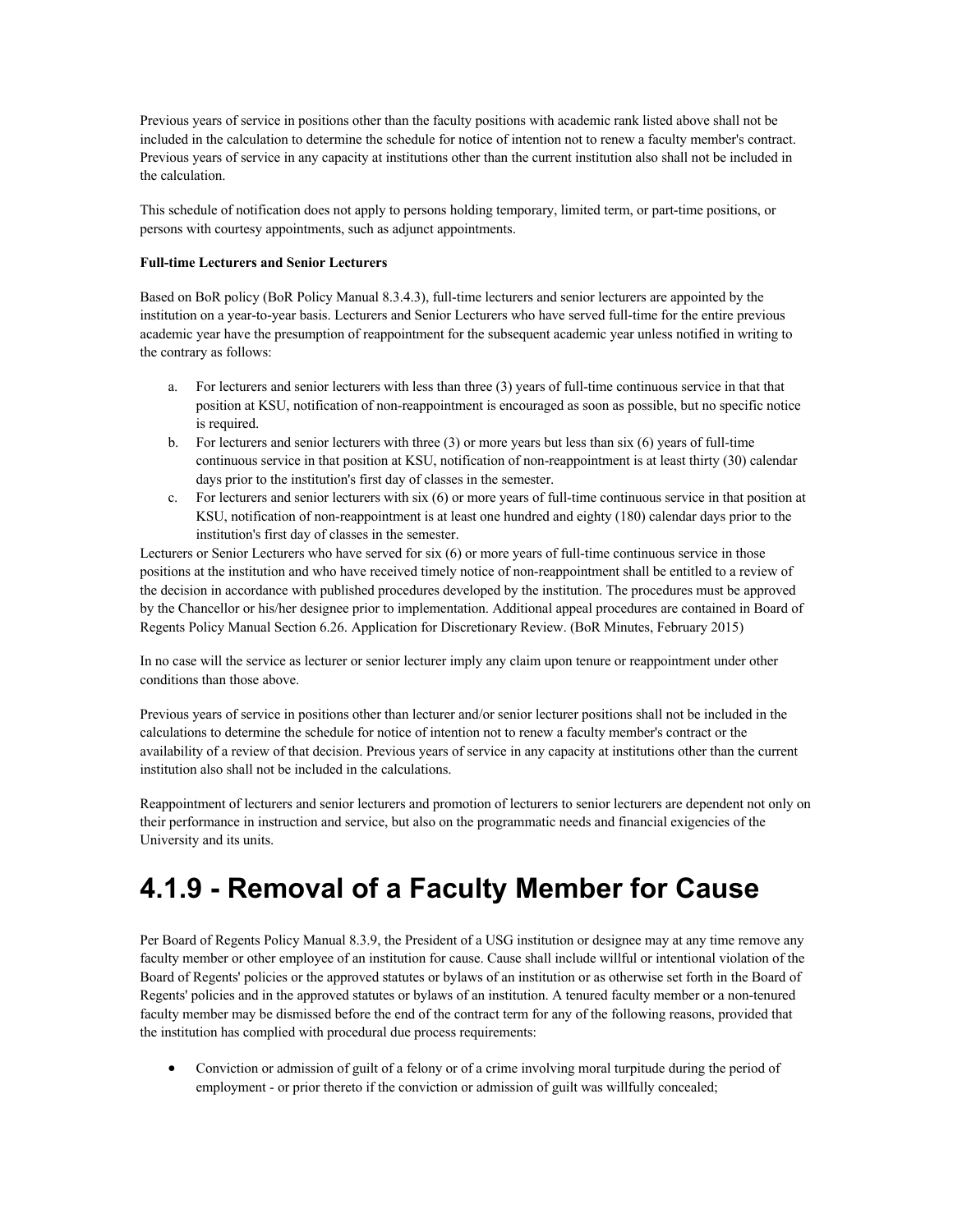Previous years of service in positions other than the faculty positions with academic rank listed above shall not be included in the calculation to determine the schedule for notice of intention not to renew a faculty member's contract. Previous years of service in any capacity at institutions other than the current institution also shall not be included in the calculation.

This schedule of notification does not apply to persons holding temporary, limited term, or part-time positions, or persons with courtesy appointments, such as adjunct appointments.

**Full-time Lecturers and Senior Lecturers**

Based on BoR policy (BoR Policy Manual 8.3.4.3), full-time lecturers and senior lecturers are appointed by the institution on a year-to-year basis. Lecturers and Senior Lecturers who have served full-time for the entire previous academic year have the presumption of reappointment for the subsequent academic year unless notified in writing to the contrary as follows:

a. For lecturers and senior lecturers with less than three (3) years of full-time continuous service in that that position at KSU, notification of non-reappointment is encouraged as soon as possible, but no specific notice is required.
b. For lecturers and senior lecturers with three (3) or more years but less than six (6) years of full-time continuous service in that position at KSU, notification of non-reappointment is at least thirty (30) calendar days prior to the institution's first day of classes in the semester.
c. For lecturers and senior lecturers with six (6) or more years of full-time continuous service in that position at KSU, notification of non-reappointment is at least one hundred and eighty (180) calendar days prior to the institution's first day of classes in the semester.

Lecturers or Senior Lecturers who have served for six (6) or more years of full-time continuous service in those positions at the institution and who have received timely notice of non-reappointment shall be entitled to a review of the decision in accordance with published procedures developed by the institution. The procedures must be approved by the Chancellor or his/her designee prior to implementation. Additional appeal procedures are contained in Board of Regents Policy Manual Section 6.26. Application for Discretionary Review. (BoR Minutes, February 2015)

In no case will the service as lecturer or senior lecturer imply any claim upon tenure or reappointment under other conditions than those above.

Previous years of service in positions other than lecturer and/or senior lecturer positions shall not be included in the calculations to determine the schedule for notice of intention not to renew a faculty member's contract or the availability of a review of that decision. Previous years of service in any capacity at institutions other than the current institution also shall not be included in the calculations.

Reappointment of lecturers and senior lecturers and promotion of lecturers to senior lecturers are dependent not only on their performance in instruction and service, but also on the programmatic needs and financial exigencies of the University and its units.

# 4.1.9 - Removal of a Faculty Member for Cause

Per Board of Regents Policy Manual 8.3.9, the President of a USG institution or designee may at any time remove any faculty member or other employee of an institution for cause. Cause shall include willful or intentional violation of the Board of Regents' policies or the approved statutes or bylaws of an institution or as otherwise set forth in the Board of Regents' policies and in the approved statutes or bylaws of an institution. A tenured faculty member or a non-tenured faculty member may be dismissed before the end of the contract term for any of the following reasons, provided that the institution has complied with procedural due process requirements:

- Conviction or admission of guilt of a felony or of a crime involving moral turpitude during the period of employment - or prior thereto if the conviction or admission of guilt was willfully concealed;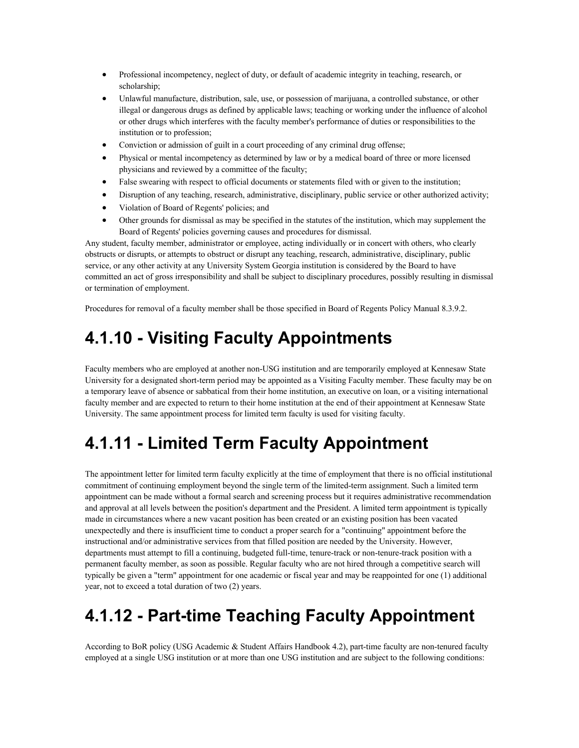- Professional incompetency, neglect of duty, or default of academic integrity in teaching, research, or scholarship;
- Unlawful manufacture, distribution, sale, use, or possession of marijuana, a controlled substance, or other illegal or dangerous drugs as defined by applicable laws; teaching or working under the influence of alcohol or other drugs which interferes with the faculty member's performance of duties or responsibilities to the institution or to profession;
- Conviction or admission of guilt in a court proceeding of any criminal drug offense;
- Physical or mental incompetency as determined by law or by a medical board of three or more licensed physicians and reviewed by a committee of the faculty;
- False swearing with respect to official documents or statements filed with or given to the institution;
- Disruption of any teaching, research, administrative, disciplinary, public service or other authorized activity;
- Violation of Board of Regents' policies; and
- Other grounds for dismissal as may be specified in the statutes of the institution, which may supplement the Board of Regents' policies governing causes and procedures for dismissal.

Any student, faculty member, administrator or employee, acting individually or in concert with others, who clearly obstructs or disrupts, or attempts to obstruct or disrupt any teaching, research, administrative, disciplinary, public service, or any other activity at any University System Georgia institution is considered by the Board to have committed an act of gross irresponsibility and shall be subject to disciplinary procedures, possibly resulting in dismissal or termination of employment.

Procedures for removal of a faculty member shall be those specified in Board of Regents Policy Manual 8.3.9.2.

# 4.1.10 - Visiting Faculty Appointments

Faculty members who are employed at another non-USG institution and are temporarily employed at Kennesaw State University for a designated short-term period may be appointed as a Visiting Faculty member. These faculty may be on a temporary leave of absence or sabbatical from their home institution, an executive on loan, or a visiting international faculty member and are expected to return to their home institution at the end of their appointment at Kennesaw State University. The same appointment process for limited term faculty is used for visiting faculty.

# 4.1.11 - Limited Term Faculty Appointment

The appointment letter for limited term faculty explicitly at the time of employment that there is no official institutional commitment of continuing employment beyond the single term of the limited-term assignment. Such a limited term appointment can be made without a formal search and screening process but it requires administrative recommendation and approval at all levels between the position's department and the President. A limited term appointment is typically made in circumstances where a new vacant position has been created or an existing position has been vacated unexpectedly and there is insufficient time to conduct a proper search for a "continuing" appointment before the instructional and/or administrative services from that filled position are needed by the University. However, departments must attempt to fill a continuing, budgeted full-time, tenure-track or non-tenure-track position with a permanent faculty member, as soon as possible. Regular faculty who are not hired through a competitive search will typically be given a "term" appointment for one academic or fiscal year and may be reappointed for one (1) additional year, not to exceed a total duration of two (2) years.

# 4.1.12 - Part-time Teaching Faculty Appointment

According to BoR policy (USG Academic & Student Affairs Handbook 4.2), part-time faculty are non-tenured faculty employed at a single USG institution or at more than one USG institution and are subject to the following conditions: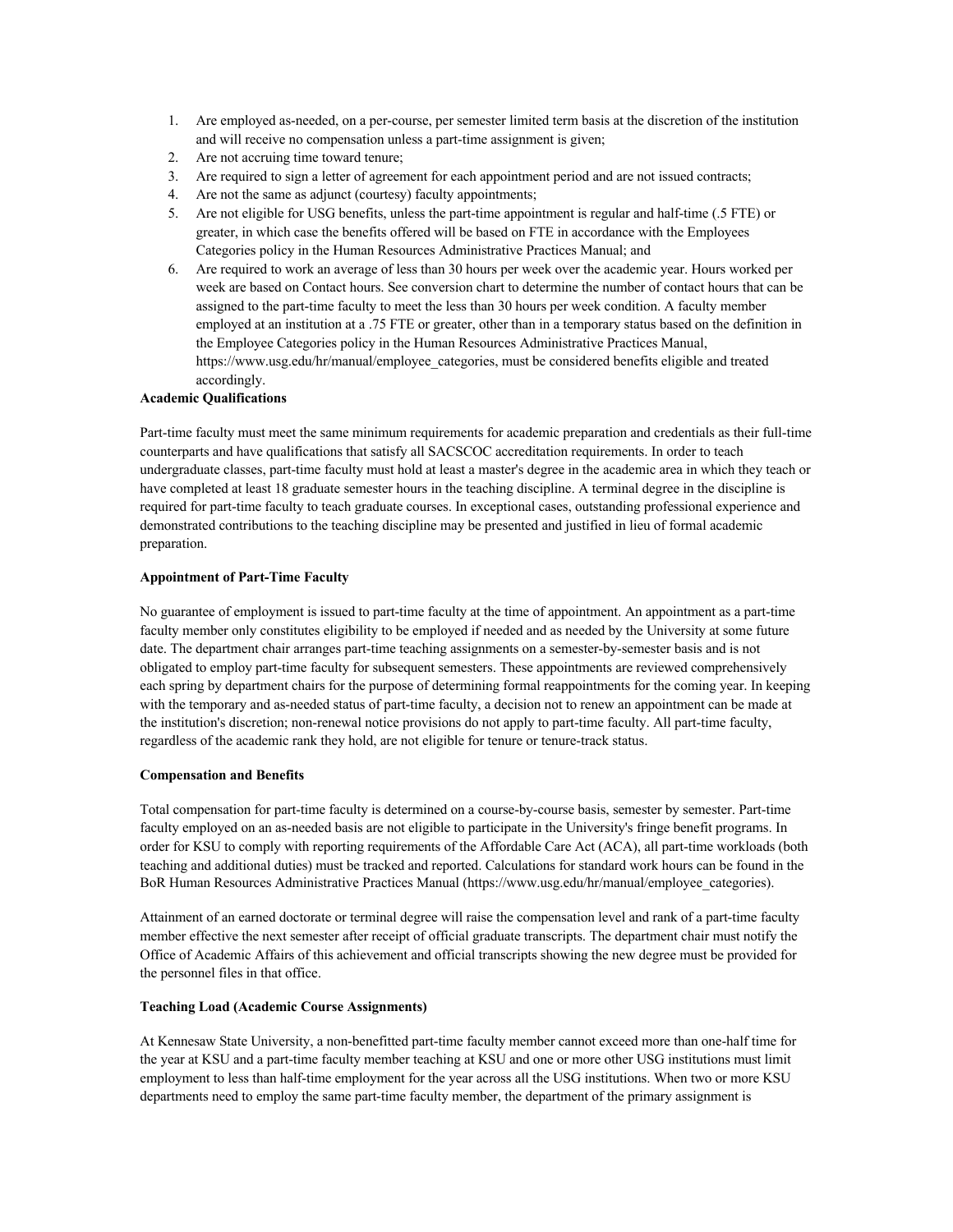1. Are employed as-needed, on a per-course, per semester limited term basis at the discretion of the institution and will receive no compensation unless a part-time assignment is given;
2. Are not accruing time toward tenure;
3. Are required to sign a letter of agreement for each appointment period and are not issued contracts;
4. Are not the same as adjunct (courtesy) faculty appointments;
5. Are not eligible for USG benefits, unless the part-time appointment is regular and half-time (.5 FTE) or greater, in which case the benefits offered will be based on FTE in accordance with the Employees Categories policy in the Human Resources Administrative Practices Manual; and
6. Are required to work an average of less than 30 hours per week over the academic year. Hours worked per week are based on Contact hours. See conversion chart to determine the number of contact hours that can be assigned to the part-time faculty to meet the less than 30 hours per week condition. A faculty member employed at an institution at a .75 FTE or greater, other than in a temporary status based on the definition in the Employee Categories policy in the Human Resources Administrative Practices Manual, https://www.usg.edu/hr/manual/employee_categories, must be considered benefits eligible and treated accordingly.

**Academic Qualifications**

Part-time faculty must meet the same minimum requirements for academic preparation and credentials as their full-time counterparts and have qualifications that satisfy all SACSCOC accreditation requirements. In order to teach undergraduate classes, part-time faculty must hold at least a master's degree in the academic area in which they teach or have completed at least 18 graduate semester hours in the teaching discipline. A terminal degree in the discipline is required for part-time faculty to teach graduate courses. In exceptional cases, outstanding professional experience and demonstrated contributions to the teaching discipline may be presented and justified in lieu of formal academic preparation.

**Appointment of Part-Time Faculty**

No guarantee of employment is issued to part-time faculty at the time of appointment. An appointment as a part-time faculty member only constitutes eligibility to be employed if needed and as needed by the University at some future date. The department chair arranges part-time teaching assignments on a semester-by-semester basis and is not obligated to employ part-time faculty for subsequent semesters. These appointments are reviewed comprehensively each spring by department chairs for the purpose of determining formal reappointments for the coming year. In keeping with the temporary and as-needed status of part-time faculty, a decision not to renew an appointment can be made at the institution's discretion; non-renewal notice provisions do not apply to part-time faculty. All part-time faculty, regardless of the academic rank they hold, are not eligible for tenure or tenure-track status.

**Compensation and Benefits**

Total compensation for part-time faculty is determined on a course-by-course basis, semester by semester. Part-time faculty employed on an as-needed basis are not eligible to participate in the University's fringe benefit programs. In order for KSU to comply with reporting requirements of the Affordable Care Act (ACA), all part-time workloads (both teaching and additional duties) must be tracked and reported. Calculations for standard work hours can be found in the BoR Human Resources Administrative Practices Manual (https://www.usg.edu/hr/manual/employee_categories).

Attainment of an earned doctorate or terminal degree will raise the compensation level and rank of a part-time faculty member effective the next semester after receipt of official graduate transcripts. The department chair must notify the Office of Academic Affairs of this achievement and official transcripts showing the new degree must be provided for the personnel files in that office.

**Teaching Load (Academic Course Assignments)**

At Kennesaw State University, a non-benefitted part-time faculty member cannot exceed more than one-half time for the year at KSU and a part-time faculty member teaching at KSU and one or more other USG institutions must limit employment to less than half-time employment for the year across all the USG institutions. When two or more KSU departments need to employ the same part-time faculty member, the department of the primary assignment is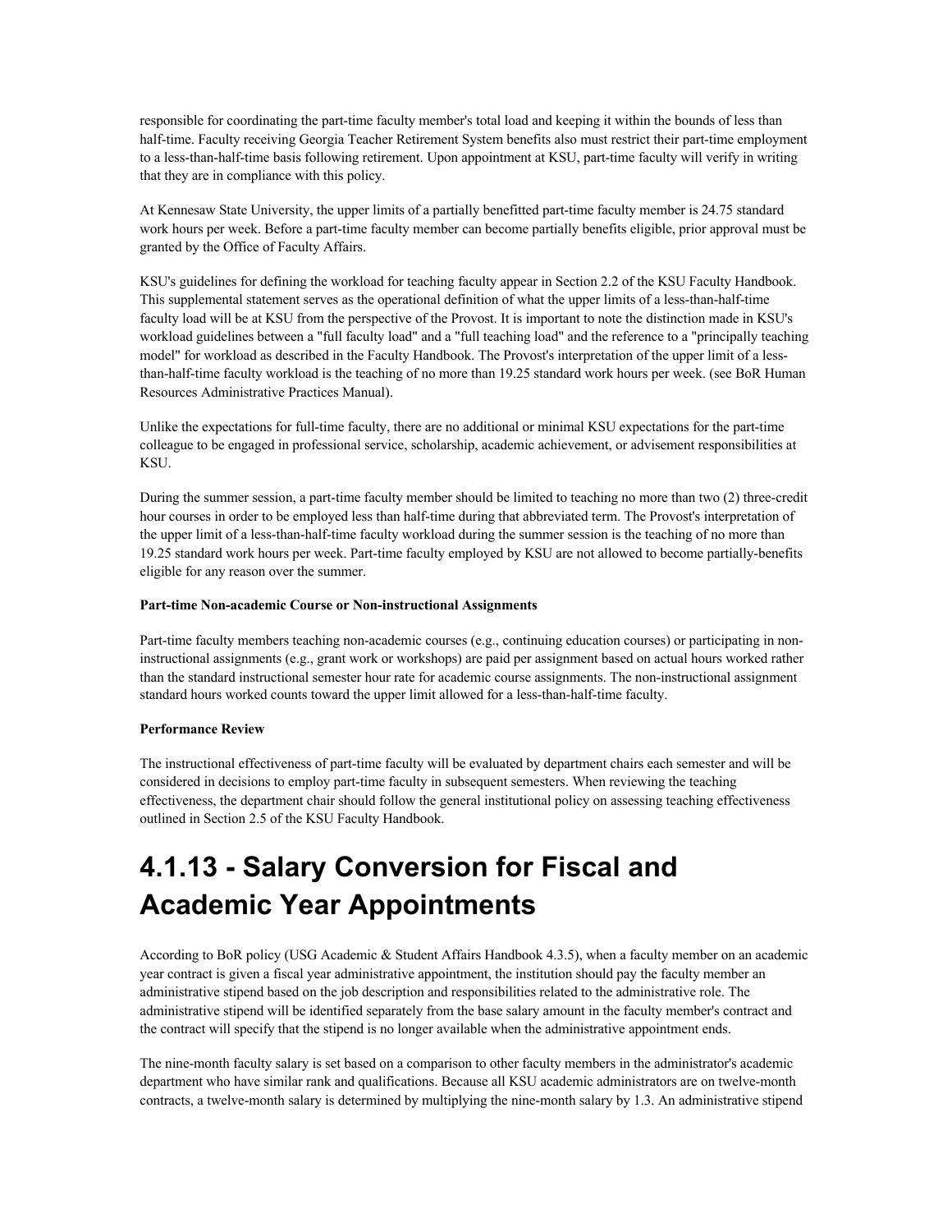responsible for coordinating the part-time faculty member's total load and keeping it within the bounds of less than half-time. Faculty receiving Georgia Teacher Retirement System benefits also must restrict their part-time employment to a less-than-half-time basis following retirement. Upon appointment at KSU, part-time faculty will verify in writing that they are in compliance with this policy.

At Kennesaw State University, the upper limits of a partially benefitted part-time faculty member is 24.75 standard work hours per week. Before a part-time faculty member can become partially benefits eligible, prior approval must be granted by the Office of Faculty Affairs.

KSU's guidelines for defining the workload for teaching faculty appear in Section 2.2 of the KSU Faculty Handbook. This supplemental statement serves as the operational definition of what the upper limits of a less-than-half-time faculty load will be at KSU from the perspective of the Provost. It is important to note the distinction made in KSU's workload guidelines between a "full faculty load" and a "full teaching load" and the reference to a "principally teaching model" for workload as described in the Faculty Handbook. The Provost's interpretation of the upper limit of a less-than-half-time faculty workload is the teaching of no more than 19.25 standard work hours per week. (see BoR Human Resources Administrative Practices Manual).

Unlike the expectations for full-time faculty, there are no additional or minimal KSU expectations for the part-time colleague to be engaged in professional service, scholarship, academic achievement, or advisement responsibilities at KSU.

During the summer session, a part-time faculty member should be limited to teaching no more than two (2) three-credit hour courses in order to be employed less than half-time during that abbreviated term. The Provost's interpretation of the upper limit of a less-than-half-time faculty workload during the summer session is the teaching of no more than 19.25 standard work hours per week. Part-time faculty employed by KSU are not allowed to become partially-benefits eligible for any reason over the summer.

**Part-time Non-academic Course or Non-instructional Assignments**

Part-time faculty members teaching non-academic courses (e.g., continuing education courses) or participating in non-instructional assignments (e.g., grant work or workshops) are paid per assignment based on actual hours worked rather than the standard instructional semester hour rate for academic course assignments. The non-instructional assignment standard hours worked counts toward the upper limit allowed for a less-than-half-time faculty.

**Performance Review**

The instructional effectiveness of part-time faculty will be evaluated by department chairs each semester and will be considered in decisions to employ part-time faculty in subsequent semesters. When reviewing the teaching effectiveness, the department chair should follow the general institutional policy on assessing teaching effectiveness outlined in Section 2.5 of the KSU Faculty Handbook.

# 4.1.13 - Salary Conversion for Fiscal and Academic Year Appointments

According to BoR policy (USG Academic & Student Affairs Handbook 4.3.5), when a faculty member on an academic year contract is given a fiscal year administrative appointment, the institution should pay the faculty member an administrative stipend based on the job description and responsibilities related to the administrative role. The administrative stipend will be identified separately from the base salary amount in the faculty member's contract and the contract will specify that the stipend is no longer available when the administrative appointment ends.

The nine-month faculty salary is set based on a comparison to other faculty members in the administrator's academic department who have similar rank and qualifications. Because all KSU academic administrators are on twelve-month contracts, a twelve-month salary is determined by multiplying the nine-month salary by 1.3. An administrative stipend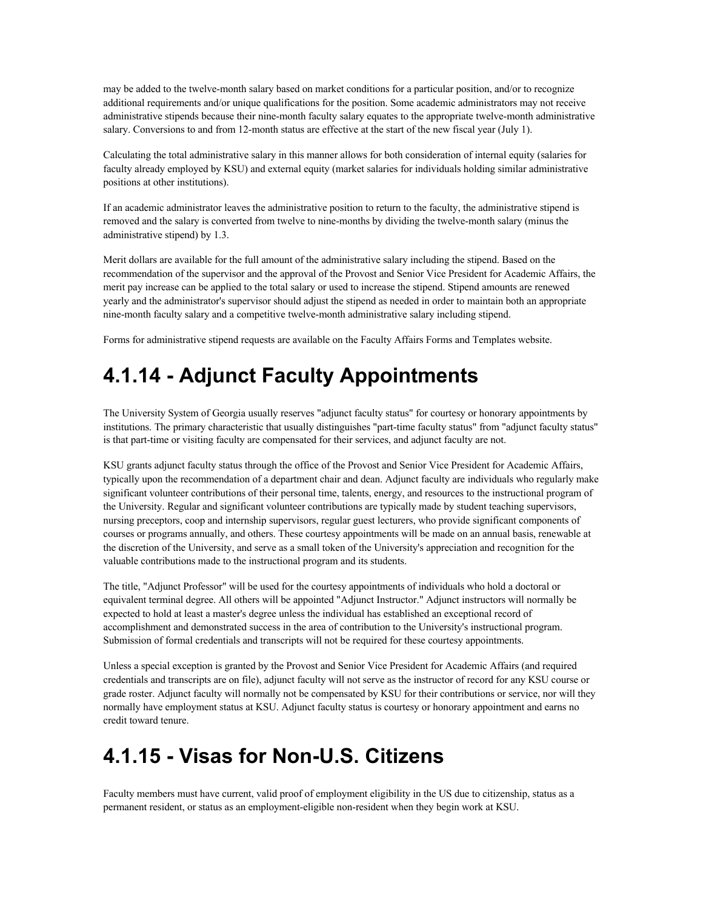may be added to the twelve-month salary based on market conditions for a particular position, and/or to recognize additional requirements and/or unique qualifications for the position. Some academic administrators may not receive administrative stipends because their nine-month faculty salary equates to the appropriate twelve-month administrative salary. Conversions to and from 12-month status are effective at the start of the new fiscal year (July 1).

Calculating the total administrative salary in this manner allows for both consideration of internal equity (salaries for faculty already employed by KSU) and external equity (market salaries for individuals holding similar administrative positions at other institutions).

If an academic administrator leaves the administrative position to return to the faculty, the administrative stipend is removed and the salary is converted from twelve to nine-months by dividing the twelve-month salary (minus the administrative stipend) by 1.3.

Merit dollars are available for the full amount of the administrative salary including the stipend. Based on the recommendation of the supervisor and the approval of the Provost and Senior Vice President for Academic Affairs, the merit pay increase can be applied to the total salary or used to increase the stipend. Stipend amounts are renewed yearly and the administrator's supervisor should adjust the stipend as needed in order to maintain both an appropriate nine-month faculty salary and a competitive twelve-month administrative salary including stipend.

Forms for administrative stipend requests are available on the Faculty Affairs Forms and Templates website.

# 4.1.14 - Adjunct Faculty Appointments

The University System of Georgia usually reserves "adjunct faculty status" for courtesy or honorary appointments by institutions. The primary characteristic that usually distinguishes "part-time faculty status" from "adjunct faculty status" is that part-time or visiting faculty are compensated for their services, and adjunct faculty are not.

KSU grants adjunct faculty status through the office of the Provost and Senior Vice President for Academic Affairs, typically upon the recommendation of a department chair and dean. Adjunct faculty are individuals who regularly make significant volunteer contributions of their personal time, talents, energy, and resources to the instructional program of the University. Regular and significant volunteer contributions are typically made by student teaching supervisors, nursing preceptors, coop and internship supervisors, regular guest lecturers, who provide significant components of courses or programs annually, and others. These courtesy appointments will be made on an annual basis, renewable at the discretion of the University, and serve as a small token of the University's appreciation and recognition for the valuable contributions made to the instructional program and its students.

The title, "Adjunct Professor" will be used for the courtesy appointments of individuals who hold a doctoral or equivalent terminal degree. All others will be appointed "Adjunct Instructor." Adjunct instructors will normally be expected to hold at least a master's degree unless the individual has established an exceptional record of accomplishment and demonstrated success in the area of contribution to the University's instructional program. Submission of formal credentials and transcripts will not be required for these courtesy appointments.

Unless a special exception is granted by the Provost and Senior Vice President for Academic Affairs (and required credentials and transcripts are on file), adjunct faculty will not serve as the instructor of record for any KSU course or grade roster. Adjunct faculty will normally not be compensated by KSU for their contributions or service, nor will they normally have employment status at KSU. Adjunct faculty status is courtesy or honorary appointment and earns no credit toward tenure.

# 4.1.15 - Visas for Non-U.S. Citizens

Faculty members must have current, valid proof of employment eligibility in the US due to citizenship, status as a permanent resident, or status as an employment-eligible non-resident when they begin work at KSU.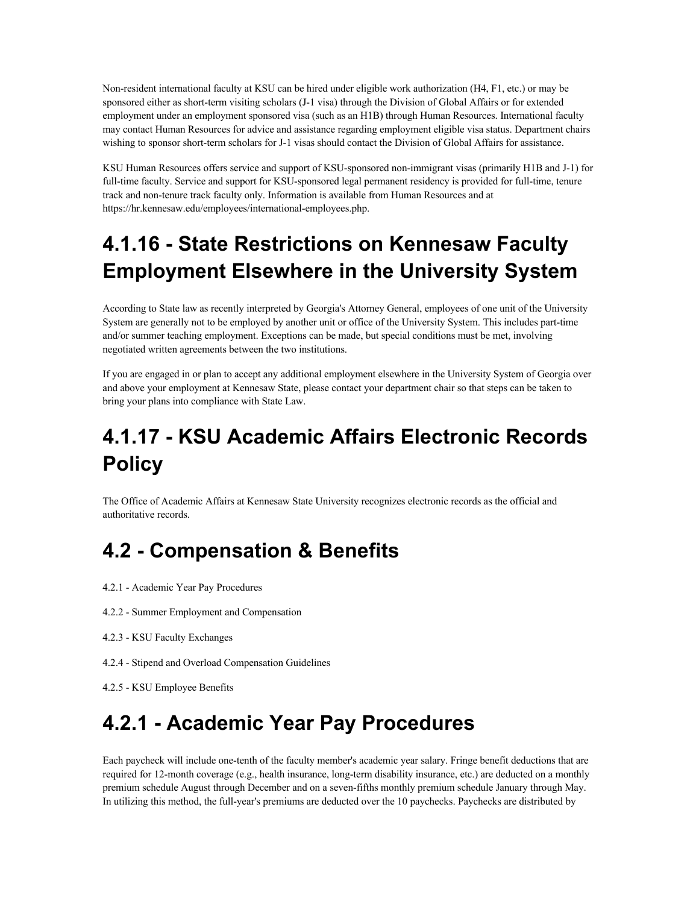Non-resident international faculty at KSU can be hired under eligible work authorization (H4, F1, etc.) or may be sponsored either as short-term visiting scholars (J-1 visa) through the Division of Global Affairs or for extended employment under an employment sponsored visa (such as an H1B) through Human Resources. International faculty may contact Human Resources for advice and assistance regarding employment eligible visa status. Department chairs wishing to sponsor short-term scholars for J-1 visas should contact the Division of Global Affairs for assistance.

KSU Human Resources offers service and support of KSU-sponsored non-immigrant visas (primarily H1B and J-1) for full-time faculty. Service and support for KSU-sponsored legal permanent residency is provided for full-time, tenure track and non-tenure track faculty only. Information is available from Human Resources and at https://hr.kennesaw.edu/employees/international-employees.php.

# 4.1.16 - State Restrictions on Kennesaw Faculty Employment Elsewhere in the University System

According to State law as recently interpreted by Georgia's Attorney General, employees of one unit of the University System are generally not to be employed by another unit or office of the University System. This includes part-time and/or summer teaching employment. Exceptions can be made, but special conditions must be met, involving negotiated written agreements between the two institutions.

If you are engaged in or plan to accept any additional employment elsewhere in the University System of Georgia over and above your employment at Kennesaw State, please contact your department chair so that steps can be taken to bring your plans into compliance with State Law.

# 4.1.17 - KSU Academic Affairs Electronic Records Policy

The Office of Academic Affairs at Kennesaw State University recognizes electronic records as the official and authoritative records.

# 4.2 - Compensation & Benefits

4.2.1 - Academic Year Pay Procedures

4.2.2 - Summer Employment and Compensation

4.2.3 - KSU Faculty Exchanges

4.2.4 - Stipend and Overload Compensation Guidelines

4.2.5 - KSU Employee Benefits

# 4.2.1 - Academic Year Pay Procedures

Each paycheck will include one-tenth of the faculty member's academic year salary. Fringe benefit deductions that are required for 12-month coverage (e.g., health insurance, long-term disability insurance, etc.) are deducted on a monthly premium schedule August through December and on a seven-fifths monthly premium schedule January through May. In utilizing this method, the full-year's premiums are deducted over the 10 paychecks. Paychecks are distributed by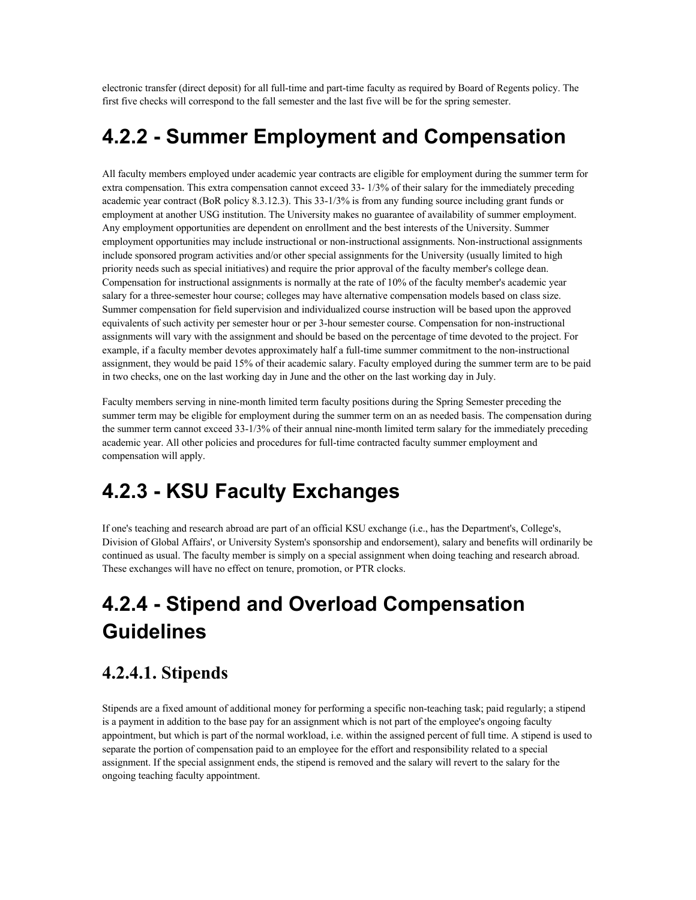electronic transfer (direct deposit) for all full-time and part-time faculty as required by Board of Regents policy. The first five checks will correspond to the fall semester and the last five will be for the spring semester.

# 4.2.2 - Summer Employment and Compensation

All faculty members employed under academic year contracts are eligible for employment during the summer term for extra compensation. This extra compensation cannot exceed 33- 1/3% of their salary for the immediately preceding academic year contract (BoR policy 8.3.12.3). This 33-1/3% is from any funding source including grant funds or employment at another USG institution. The University makes no guarantee of availability of summer employment. Any employment opportunities are dependent on enrollment and the best interests of the University. Summer employment opportunities may include instructional or non-instructional assignments. Non-instructional assignments include sponsored program activities and/or other special assignments for the University (usually limited to high priority needs such as special initiatives) and require the prior approval of the faculty member's college dean. Compensation for instructional assignments is normally at the rate of 10% of the faculty member's academic year salary for a three-semester hour course; colleges may have alternative compensation models based on class size. Summer compensation for field supervision and individualized course instruction will be based upon the approved equivalents of such activity per semester hour or per 3-hour semester course. Compensation for non-instructional assignments will vary with the assignment and should be based on the percentage of time devoted to the project. For example, if a faculty member devotes approximately half a full-time summer commitment to the non-instructional assignment, they would be paid 15% of their academic salary. Faculty employed during the summer term are to be paid in two checks, one on the last working day in June and the other on the last working day in July.

Faculty members serving in nine-month limited term faculty positions during the Spring Semester preceding the summer term may be eligible for employment during the summer term on an as needed basis. The compensation during the summer term cannot exceed 33-1/3% of their annual nine-month limited term salary for the immediately preceding academic year. All other policies and procedures for full-time contracted faculty summer employment and compensation will apply.

# 4.2.3 - KSU Faculty Exchanges

If one's teaching and research abroad are part of an official KSU exchange (i.e., has the Department's, College's, Division of Global Affairs', or University System's sponsorship and endorsement), salary and benefits will ordinarily be continued as usual. The faculty member is simply on a special assignment when doing teaching and research abroad. These exchanges will have no effect on tenure, promotion, or PTR clocks.

# 4.2.4 - Stipend and Overload Compensation Guidelines

## 4.2.4.1. Stipends

Stipends are a fixed amount of additional money for performing a specific non-teaching task; paid regularly; a stipend is a payment in addition to the base pay for an assignment which is not part of the employee's ongoing faculty appointment, but which is part of the normal workload, i.e. within the assigned percent of full time. A stipend is used to separate the portion of compensation paid to an employee for the effort and responsibility related to a special assignment. If the special assignment ends, the stipend is removed and the salary will revert to the salary for the ongoing teaching faculty appointment.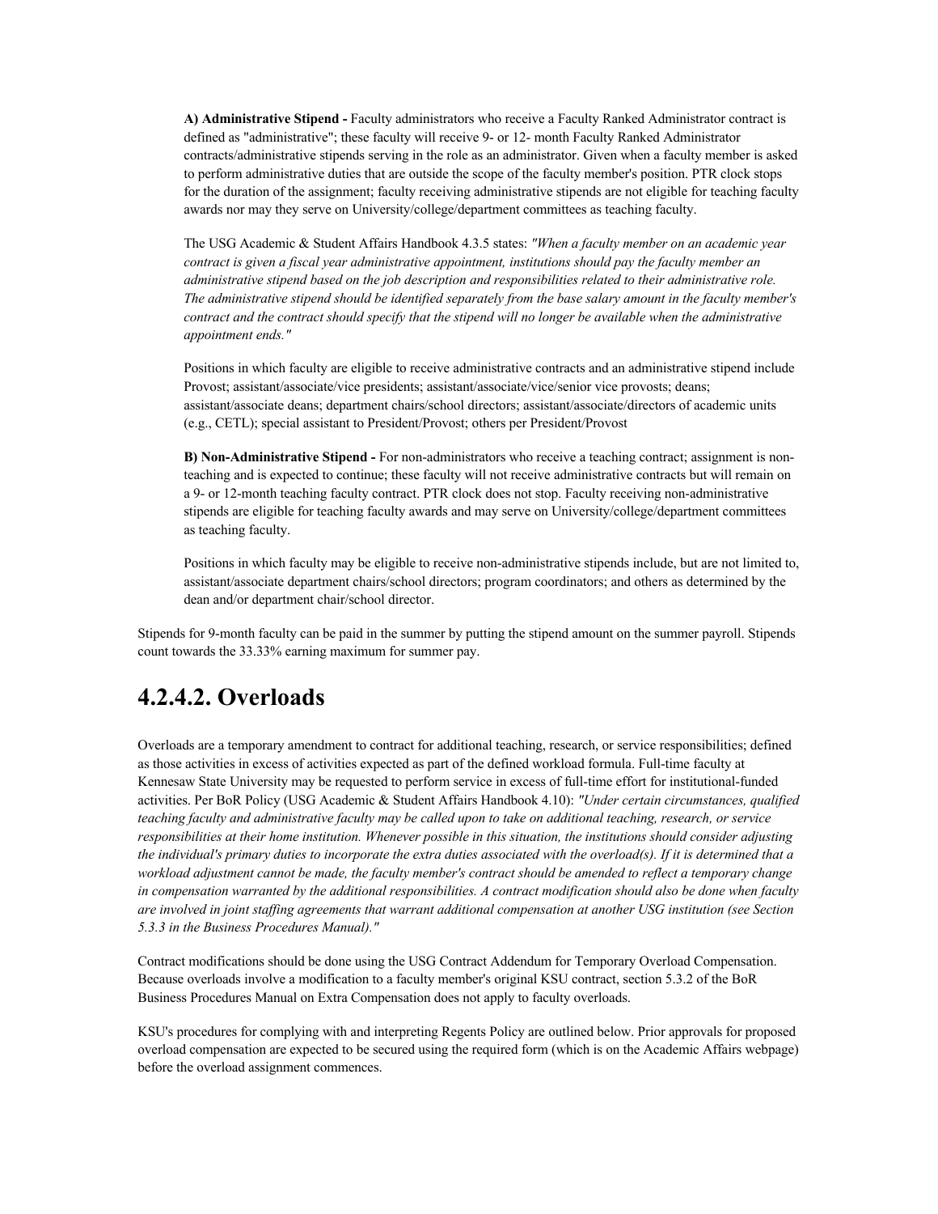**A) Administrative Stipend -** Faculty administrators who receive a Faculty Ranked Administrator contract is defined as "administrative"; these faculty will receive 9- or 12- month Faculty Ranked Administrator contracts/administrative stipends serving in the role as an administrator. Given when a faculty member is asked to perform administrative duties that are outside the scope of the faculty member's position. PTR clock stops for the duration of the assignment; faculty receiving administrative stipends are not eligible for teaching faculty awards nor may they serve on University/college/department committees as teaching faculty.

The USG Academic & Student Affairs Handbook 4.3.5 states: *"When a faculty member on an academic year contract is given a fiscal year administrative appointment, institutions should pay the faculty member an administrative stipend based on the job description and responsibilities related to their administrative role. The administrative stipend should be identified separately from the base salary amount in the faculty member's contract and the contract should specify that the stipend will no longer be available when the administrative appointment ends."*

Positions in which faculty are eligible to receive administrative contracts and an administrative stipend include Provost; assistant/associate/vice presidents; assistant/associate/vice/senior vice provosts; deans; assistant/associate deans; department chairs/school directors; assistant/associate/directors of academic units (e.g., CETL); special assistant to President/Provost; others per President/Provost

**B) Non-Administrative Stipend -** For non-administrators who receive a teaching contract; assignment is non-teaching and is expected to continue; these faculty will not receive administrative contracts but will remain on a 9- or 12-month teaching faculty contract. PTR clock does not stop. Faculty receiving non-administrative stipends are eligible for teaching faculty awards and may serve on University/college/department committees as teaching faculty.

Positions in which faculty may be eligible to receive non-administrative stipends include, but are not limited to, assistant/associate department chairs/school directors; program coordinators; and others as determined by the dean and/or department chair/school director.

Stipends for 9-month faculty can be paid in the summer by putting the stipend amount on the summer payroll. Stipends count towards the 33.33% earning maximum for summer pay.

## 4.2.4.2. Overloads

Overloads are a temporary amendment to contract for additional teaching, research, or service responsibilities; defined as those activities in excess of activities expected as part of the defined workload formula. Full-time faculty at Kennesaw State University may be requested to perform service in excess of full-time effort for institutional-funded activities. Per BoR Policy (USG Academic & Student Affairs Handbook 4.10): *"Under certain circumstances, qualified teaching faculty and administrative faculty may be called upon to take on additional teaching, research, or service responsibilities at their home institution. Whenever possible in this situation, the institutions should consider adjusting the individual's primary duties to incorporate the extra duties associated with the overload(s). If it is determined that a workload adjustment cannot be made, the faculty member's contract should be amended to reflect a temporary change in compensation warranted by the additional responsibilities. A contract modification should also be done when faculty are involved in joint staffing agreements that warrant additional compensation at another USG institution (see Section 5.3.3 in the Business Procedures Manual)."*

Contract modifications should be done using the USG Contract Addendum for Temporary Overload Compensation. Because overloads involve a modification to a faculty member's original KSU contract, section 5.3.2 of the BoR Business Procedures Manual on Extra Compensation does not apply to faculty overloads.

KSU's procedures for complying with and interpreting Regents Policy are outlined below. Prior approvals for proposed overload compensation are expected to be secured using the required form (which is on the Academic Affairs webpage) before the overload assignment commences.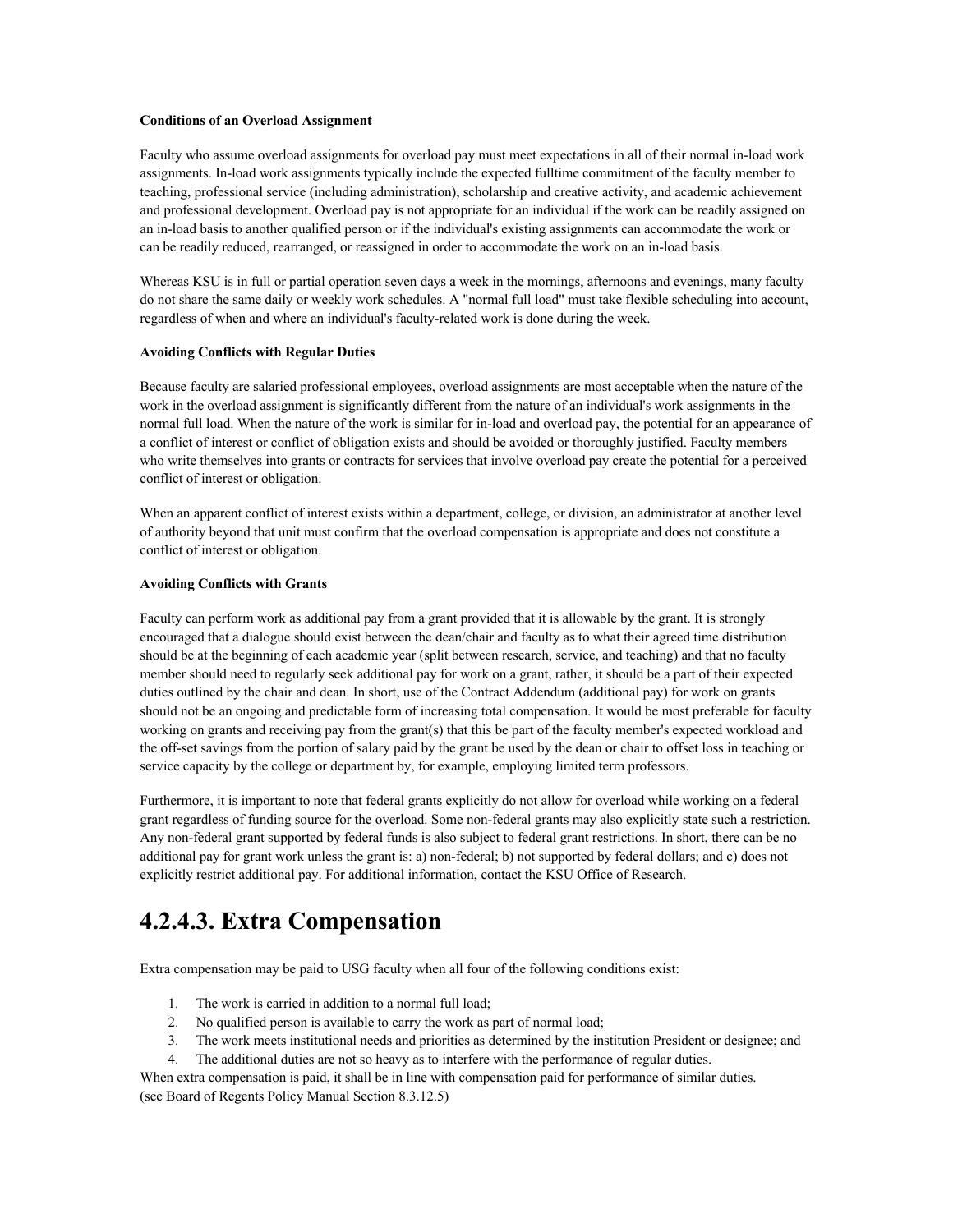**Conditions of an Overload Assignment**

Faculty who assume overload assignments for overload pay must meet expectations in all of their normal in-load work assignments. In-load work assignments typically include the expected fulltime commitment of the faculty member to teaching, professional service (including administration), scholarship and creative activity, and academic achievement and professional development. Overload pay is not appropriate for an individual if the work can be readily assigned on an in-load basis to another qualified person or if the individual's existing assignments can accommodate the work or can be readily reduced, rearranged, or reassigned in order to accommodate the work on an in-load basis.

Whereas KSU is in full or partial operation seven days a week in the mornings, afternoons and evenings, many faculty do not share the same daily or weekly work schedules. A "normal full load" must take flexible scheduling into account, regardless of when and where an individual's faculty-related work is done during the week.

**Avoiding Conflicts with Regular Duties**

Because faculty are salaried professional employees, overload assignments are most acceptable when the nature of the work in the overload assignment is significantly different from the nature of an individual's work assignments in the normal full load. When the nature of the work is similar for in-load and overload pay, the potential for an appearance of a conflict of interest or conflict of obligation exists and should be avoided or thoroughly justified. Faculty members who write themselves into grants or contracts for services that involve overload pay create the potential for a perceived conflict of interest or obligation.

When an apparent conflict of interest exists within a department, college, or division, an administrator at another level of authority beyond that unit must confirm that the overload compensation is appropriate and does not constitute a conflict of interest or obligation.

**Avoiding Conflicts with Grants**

Faculty can perform work as additional pay from a grant provided that it is allowable by the grant. It is strongly encouraged that a dialogue should exist between the dean/chair and faculty as to what their agreed time distribution should be at the beginning of each academic year (split between research, service, and teaching) and that no faculty member should need to regularly seek additional pay for work on a grant, rather, it should be a part of their expected duties outlined by the chair and dean. In short, use of the Contract Addendum (additional pay) for work on grants should not be an ongoing and predictable form of increasing total compensation. It would be most preferable for faculty working on grants and receiving pay from the grant(s) that this be part of the faculty member's expected workload and the off-set savings from the portion of salary paid by the grant be used by the dean or chair to offset loss in teaching or service capacity by the college or department by, for example, employing limited term professors.

Furthermore, it is important to note that federal grants explicitly do not allow for overload while working on a federal grant regardless of funding source for the overload. Some non-federal grants may also explicitly state such a restriction. Any non-federal grant supported by federal funds is also subject to federal grant restrictions. In short, there can be no additional pay for grant work unless the grant is: a) non-federal; b) not supported by federal dollars; and c) does not explicitly restrict additional pay. For additional information, contact the KSU Office of Research.

# 4.2.4.3. Extra Compensation

Extra compensation may be paid to USG faculty when all four of the following conditions exist:

1. The work is carried in addition to a normal full load;
2. No qualified person is available to carry the work as part of normal load;
3. The work meets institutional needs and priorities as determined by the institution President or designee; and
4. The additional duties are not so heavy as to interfere with the performance of regular duties.

When extra compensation is paid, it shall be in line with compensation paid for performance of similar duties.
(see Board of Regents Policy Manual Section 8.3.12.5)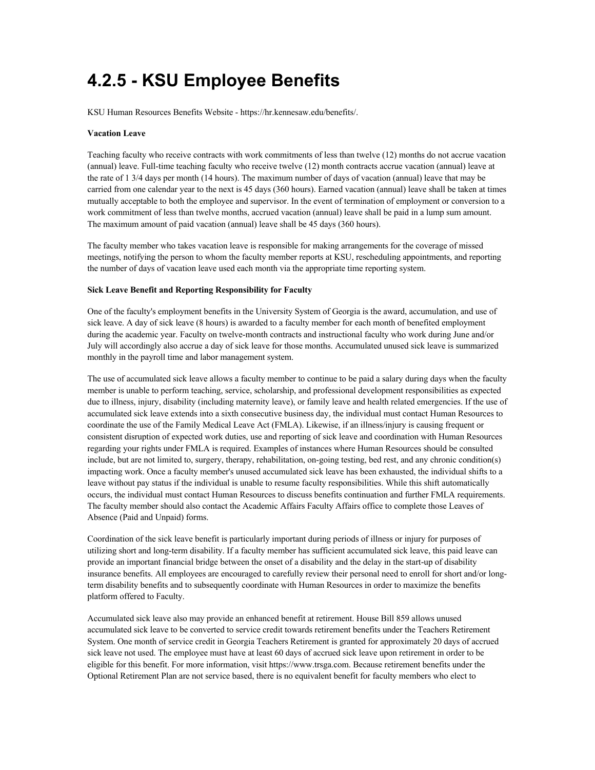# 4.2.5 - KSU Employee Benefits

KSU Human Resources Benefits Website - https://hr.kennesaw.edu/benefits/.

**Vacation Leave**

Teaching faculty who receive contracts with work commitments of less than twelve (12) months do not accrue vacation (annual) leave. Full-time teaching faculty who receive twelve (12) month contracts accrue vacation (annual) leave at the rate of 1 3/4 days per month (14 hours). The maximum number of days of vacation (annual) leave that may be carried from one calendar year to the next is 45 days (360 hours). Earned vacation (annual) leave shall be taken at times mutually acceptable to both the employee and supervisor. In the event of termination of employment or conversion to a work commitment of less than twelve months, accrued vacation (annual) leave shall be paid in a lump sum amount. The maximum amount of paid vacation (annual) leave shall be 45 days (360 hours).

The faculty member who takes vacation leave is responsible for making arrangements for the coverage of missed meetings, notifying the person to whom the faculty member reports at KSU, rescheduling appointments, and reporting the number of days of vacation leave used each month via the appropriate time reporting system.

**Sick Leave Benefit and Reporting Responsibility for Faculty**

One of the faculty's employment benefits in the University System of Georgia is the award, accumulation, and use of sick leave. A day of sick leave (8 hours) is awarded to a faculty member for each month of benefited employment during the academic year. Faculty on twelve-month contracts and instructional faculty who work during June and/or July will accordingly also accrue a day of sick leave for those months. Accumulated unused sick leave is summarized monthly in the payroll time and labor management system.

The use of accumulated sick leave allows a faculty member to continue to be paid a salary during days when the faculty member is unable to perform teaching, service, scholarship, and professional development responsibilities as expected due to illness, injury, disability (including maternity leave), or family leave and health related emergencies. If the use of accumulated sick leave extends into a sixth consecutive business day, the individual must contact Human Resources to coordinate the use of the Family Medical Leave Act (FMLA). Likewise, if an illness/injury is causing frequent or consistent disruption of expected work duties, use and reporting of sick leave and coordination with Human Resources regarding your rights under FMLA is required. Examples of instances where Human Resources should be consulted include, but are not limited to, surgery, therapy, rehabilitation, on-going testing, bed rest, and any chronic condition(s) impacting work. Once a faculty member's unused accumulated sick leave has been exhausted, the individual shifts to a leave without pay status if the individual is unable to resume faculty responsibilities. While this shift automatically occurs, the individual must contact Human Resources to discuss benefits continuation and further FMLA requirements. The faculty member should also contact the Academic Affairs Faculty Affairs office to complete those Leaves of Absence (Paid and Unpaid) forms.

Coordination of the sick leave benefit is particularly important during periods of illness or injury for purposes of utilizing short and long-term disability. If a faculty member has sufficient accumulated sick leave, this paid leave can provide an important financial bridge between the onset of a disability and the delay in the start-up of disability insurance benefits. All employees are encouraged to carefully review their personal need to enroll for short and/or long-term disability benefits and to subsequently coordinate with Human Resources in order to maximize the benefits platform offered to Faculty.

Accumulated sick leave also may provide an enhanced benefit at retirement. House Bill 859 allows unused accumulated sick leave to be converted to service credit towards retirement benefits under the Teachers Retirement System. One month of service credit in Georgia Teachers Retirement is granted for approximately 20 days of accrued sick leave not used. The employee must have at least 60 days of accrued sick leave upon retirement in order to be eligible for this benefit. For more information, visit https://www.trsga.com. Because retirement benefits under the Optional Retirement Plan are not service based, there is no equivalent benefit for faculty members who elect to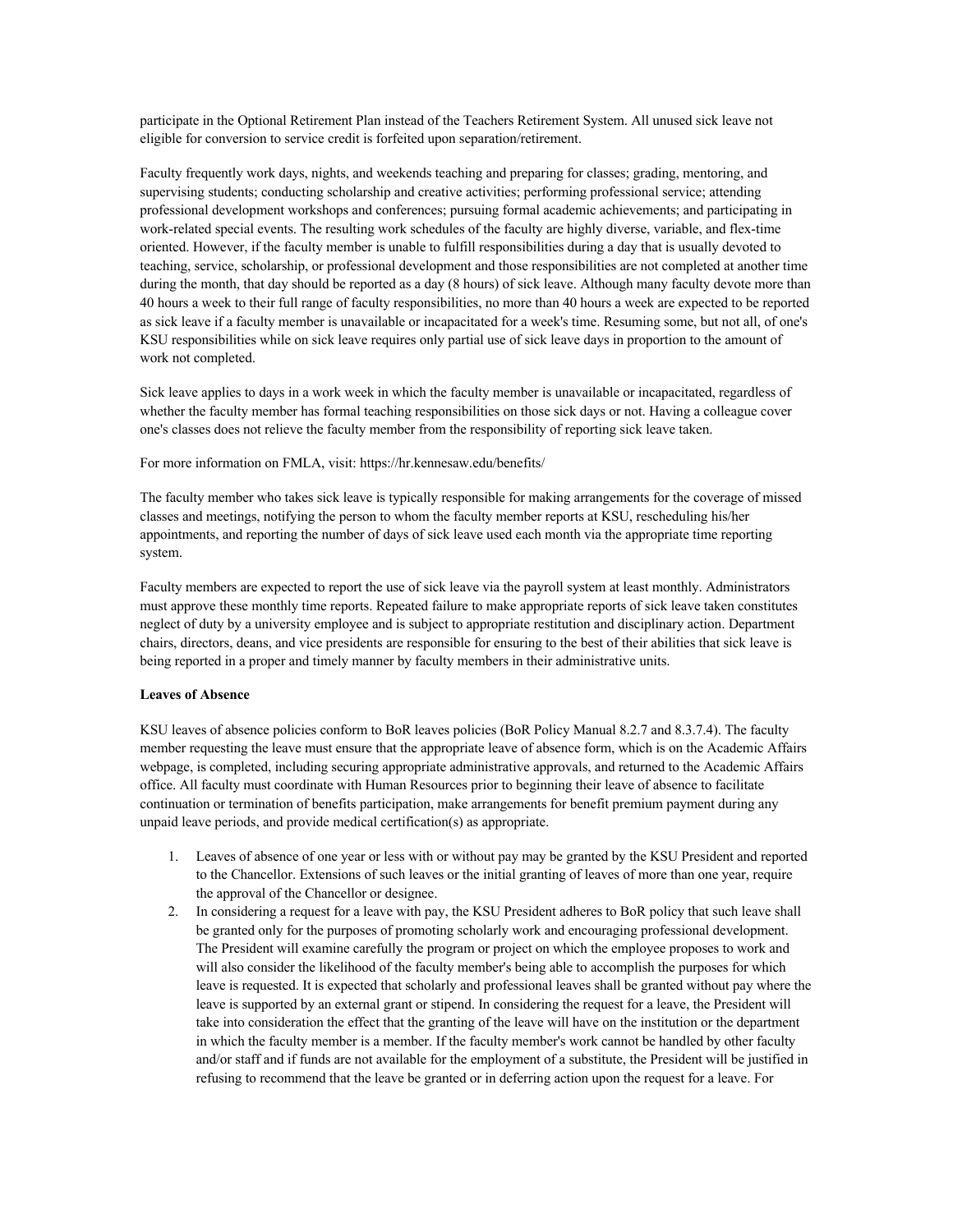participate in the Optional Retirement Plan instead of the Teachers Retirement System. All unused sick leave not eligible for conversion to service credit is forfeited upon separation/retirement.

Faculty frequently work days, nights, and weekends teaching and preparing for classes; grading, mentoring, and supervising students; conducting scholarship and creative activities; performing professional service; attending professional development workshops and conferences; pursuing formal academic achievements; and participating in work-related special events. The resulting work schedules of the faculty are highly diverse, variable, and flex-time oriented. However, if the faculty member is unable to fulfill responsibilities during a day that is usually devoted to teaching, service, scholarship, or professional development and those responsibilities are not completed at another time during the month, that day should be reported as a day (8 hours) of sick leave. Although many faculty devote more than 40 hours a week to their full range of faculty responsibilities, no more than 40 hours a week are expected to be reported as sick leave if a faculty member is unavailable or incapacitated for a week's time. Resuming some, but not all, of one's KSU responsibilities while on sick leave requires only partial use of sick leave days in proportion to the amount of work not completed.

Sick leave applies to days in a work week in which the faculty member is unavailable or incapacitated, regardless of whether the faculty member has formal teaching responsibilities on those sick days or not. Having a colleague cover one's classes does not relieve the faculty member from the responsibility of reporting sick leave taken.

For more information on FMLA, visit: https://hr.kennesaw.edu/benefits/

The faculty member who takes sick leave is typically responsible for making arrangements for the coverage of missed classes and meetings, notifying the person to whom the faculty member reports at KSU, rescheduling his/her appointments, and reporting the number of days of sick leave used each month via the appropriate time reporting system.

Faculty members are expected to report the use of sick leave via the payroll system at least monthly. Administrators must approve these monthly time reports. Repeated failure to make appropriate reports of sick leave taken constitutes neglect of duty by a university employee and is subject to appropriate restitution and disciplinary action. Department chairs, directors, deans, and vice presidents are responsible for ensuring to the best of their abilities that sick leave is being reported in a proper and timely manner by faculty members in their administrative units.

**Leaves of Absence**

KSU leaves of absence policies conform to BoR leaves policies (BoR Policy Manual 8.2.7 and 8.3.7.4). The faculty member requesting the leave must ensure that the appropriate leave of absence form, which is on the Academic Affairs webpage, is completed, including securing appropriate administrative approvals, and returned to the Academic Affairs office. All faculty must coordinate with Human Resources prior to beginning their leave of absence to facilitate continuation or termination of benefits participation, make arrangements for benefit premium payment during any unpaid leave periods, and provide medical certification(s) as appropriate.

1. Leaves of absence of one year or less with or without pay may be granted by the KSU President and reported to the Chancellor. Extensions of such leaves or the initial granting of leaves of more than one year, require the approval of the Chancellor or designee.
2. In considering a request for a leave with pay, the KSU President adheres to BoR policy that such leave shall be granted only for the purposes of promoting scholarly work and encouraging professional development. The President will examine carefully the program or project on which the employee proposes to work and will also consider the likelihood of the faculty member's being able to accomplish the purposes for which leave is requested. It is expected that scholarly and professional leaves shall be granted without pay where the leave is supported by an external grant or stipend. In considering the request for a leave, the President will take into consideration the effect that the granting of the leave will have on the institution or the department in which the faculty member is a member. If the faculty member's work cannot be handled by other faculty and/or staff and if funds are not available for the employment of a substitute, the President will be justified in refusing to recommend that the leave be granted or in deferring action upon the request for a leave. For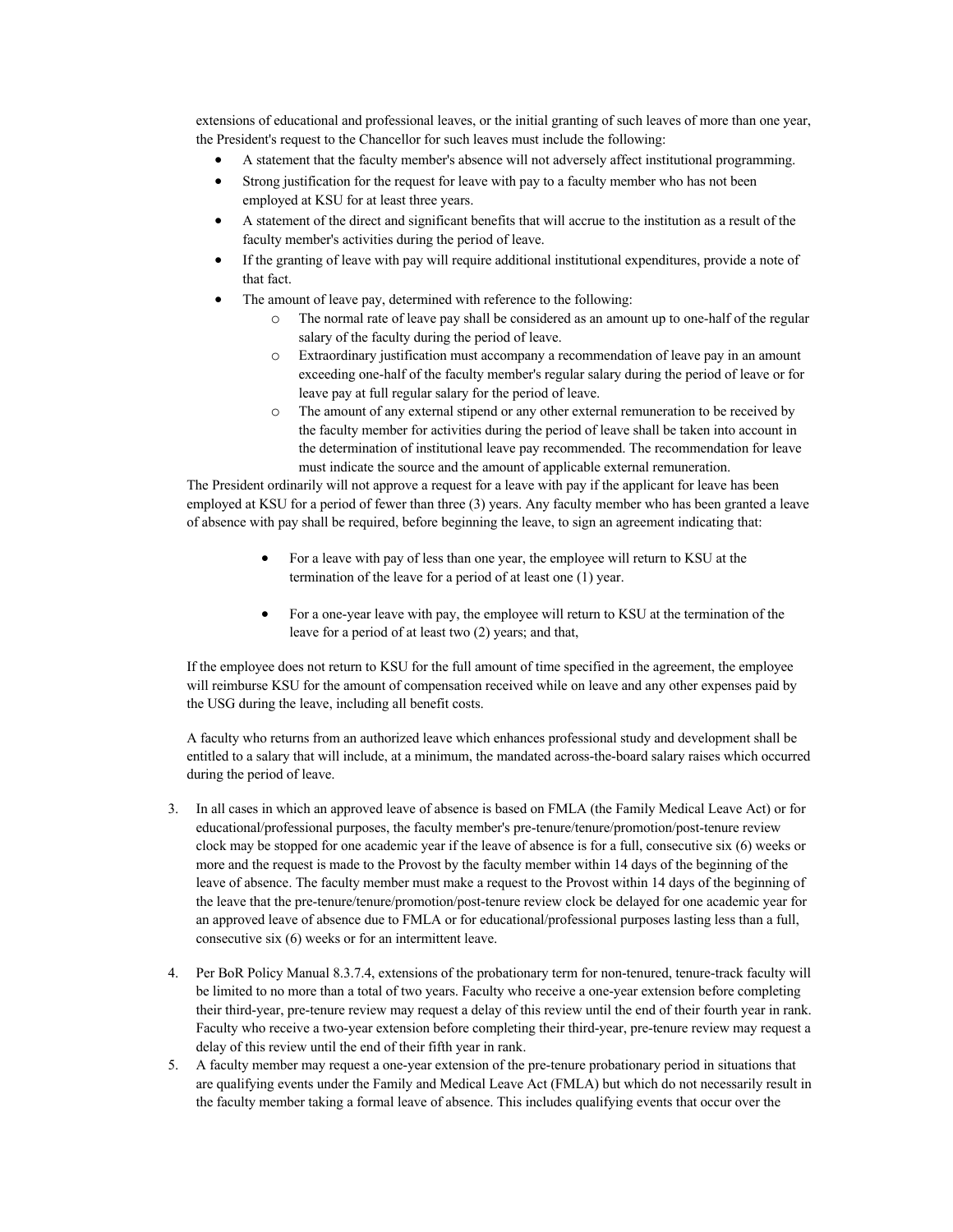extensions of educational and professional leaves, or the initial granting of such leaves of more than one year, the President's request to the Chancellor for such leaves must include the following:

- A statement that the faculty member's absence will not adversely affect institutional programming.
- Strong justification for the request for leave with pay to a faculty member who has not been employed at KSU for at least three years.
- A statement of the direct and significant benefits that will accrue to the institution as a result of the faculty member's activities during the period of leave.
- If the granting of leave with pay will require additional institutional expenditures, provide a note of that fact.
- The amount of leave pay, determined with reference to the following:
  - The normal rate of leave pay shall be considered as an amount up to one-half of the regular salary of the faculty during the period of leave.
  - Extraordinary justification must accompany a recommendation of leave pay in an amount exceeding one-half of the faculty member's regular salary during the period of leave or for leave pay at full regular salary for the period of leave.
  - The amount of any external stipend or any other external remuneration to be received by the faculty member for activities during the period of leave shall be taken into account in the determination of institutional leave pay recommended. The recommendation for leave must indicate the source and the amount of applicable external remuneration.

The President ordinarily will not approve a request for a leave with pay if the applicant for leave has been employed at KSU for a period of fewer than three (3) years. Any faculty member who has been granted a leave of absence with pay shall be required, before beginning the leave, to sign an agreement indicating that:

- For a leave with pay of less than one year, the employee will return to KSU at the termination of the leave for a period of at least one (1) year.
- For a one-year leave with pay, the employee will return to KSU at the termination of the leave for a period of at least two (2) years; and that,

If the employee does not return to KSU for the full amount of time specified in the agreement, the employee will reimburse KSU for the amount of compensation received while on leave and any other expenses paid by the USG during the leave, including all benefit costs.

A faculty who returns from an authorized leave which enhances professional study and development shall be entitled to a salary that will include, at a minimum, the mandated across-the-board salary raises which occurred during the period of leave.

3. In all cases in which an approved leave of absence is based on FMLA (the Family Medical Leave Act) or for educational/professional purposes, the faculty member's pre-tenure/tenure/promotion/post-tenure review clock may be stopped for one academic year if the leave of absence is for a full, consecutive six (6) weeks or more and the request is made to the Provost by the faculty member within 14 days of the beginning of the leave of absence. The faculty member must make a request to the Provost within 14 days of the beginning of the leave that the pre-tenure/tenure/promotion/post-tenure review clock be delayed for one academic year for an approved leave of absence due to FMLA or for educational/professional purposes lasting less than a full, consecutive six (6) weeks or for an intermittent leave.

4. Per BoR Policy Manual 8.3.7.4, extensions of the probationary term for non-tenured, tenure-track faculty will be limited to no more than a total of two years. Faculty who receive a one-year extension before completing their third-year, pre-tenure review may request a delay of this review until the end of their fourth year in rank. Faculty who receive a two-year extension before completing their third-year, pre-tenure review may request a delay of this review until the end of their fifth year in rank.
5. A faculty member may request a one-year extension of the pre-tenure probationary period in situations that are qualifying events under the Family and Medical Leave Act (FMLA) but which do not necessarily result in the faculty member taking a formal leave of absence. This includes qualifying events that occur over the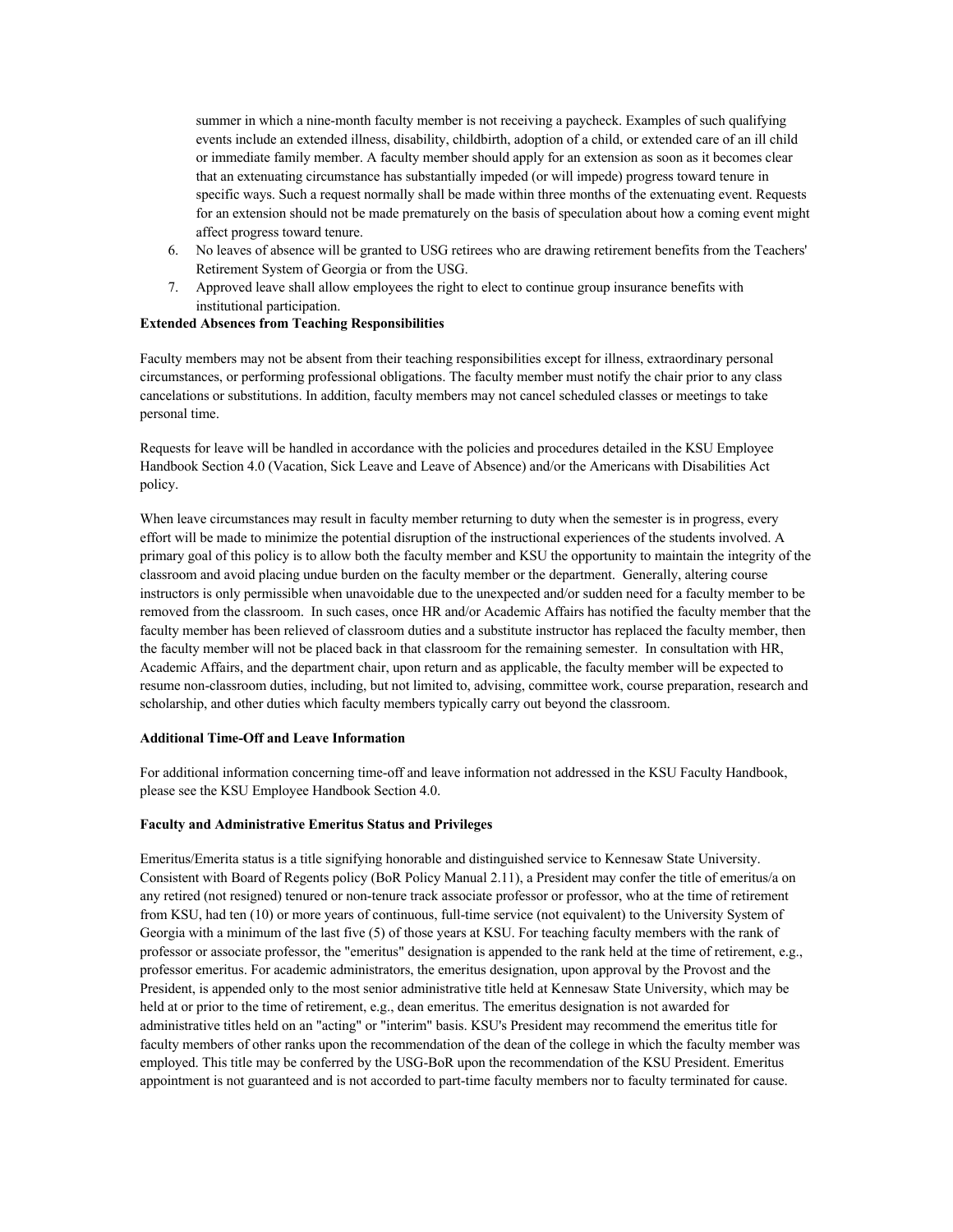summer in which a nine-month faculty member is not receiving a paycheck. Examples of such qualifying events include an extended illness, disability, childbirth, adoption of a child, or extended care of an ill child or immediate family member. A faculty member should apply for an extension as soon as it becomes clear that an extenuating circumstance has substantially impeded (or will impede) progress toward tenure in specific ways. Such a request normally shall be made within three months of the extenuating event. Requests for an extension should not be made prematurely on the basis of speculation about how a coming event might affect progress toward tenure.

6. No leaves of absence will be granted to USG retirees who are drawing retirement benefits from the Teachers' Retirement System of Georgia or from the USG.
7. Approved leave shall allow employees the right to elect to continue group insurance benefits with institutional participation.

**Extended Absences from Teaching Responsibilities**

Faculty members may not be absent from their teaching responsibilities except for illness, extraordinary personal circumstances, or performing professional obligations. The faculty member must notify the chair prior to any class cancelations or substitutions. In addition, faculty members may not cancel scheduled classes or meetings to take personal time.

Requests for leave will be handled in accordance with the policies and procedures detailed in the KSU Employee Handbook Section 4.0 (Vacation, Sick Leave and Leave of Absence) and/or the Americans with Disabilities Act policy.

When leave circumstances may result in faculty member returning to duty when the semester is in progress, every effort will be made to minimize the potential disruption of the instructional experiences of the students involved. A primary goal of this policy is to allow both the faculty member and KSU the opportunity to maintain the integrity of the classroom and avoid placing undue burden on the faculty member or the department. Generally, altering course instructors is only permissible when unavoidable due to the unexpected and/or sudden need for a faculty member to be removed from the classroom. In such cases, once HR and/or Academic Affairs has notified the faculty member that the faculty member has been relieved of classroom duties and a substitute instructor has replaced the faculty member, then the faculty member will not be placed back in that classroom for the remaining semester. In consultation with HR, Academic Affairs, and the department chair, upon return and as applicable, the faculty member will be expected to resume non-classroom duties, including, but not limited to, advising, committee work, course preparation, research and scholarship, and other duties which faculty members typically carry out beyond the classroom.

**Additional Time-Off and Leave Information**

For additional information concerning time-off and leave information not addressed in the KSU Faculty Handbook, please see the KSU Employee Handbook Section 4.0.

**Faculty and Administrative Emeritus Status and Privileges**

Emeritus/Emerita status is a title signifying honorable and distinguished service to Kennesaw State University. Consistent with Board of Regents policy (BoR Policy Manual 2.11), a President may confer the title of emeritus/a on any retired (not resigned) tenured or non-tenure track associate professor or professor, who at the time of retirement from KSU, had ten (10) or more years of continuous, full-time service (not equivalent) to the University System of Georgia with a minimum of the last five (5) of those years at KSU. For teaching faculty members with the rank of professor or associate professor, the "emeritus" designation is appended to the rank held at the time of retirement, e.g., professor emeritus. For academic administrators, the emeritus designation, upon approval by the Provost and the President, is appended only to the most senior administrative title held at Kennesaw State University, which may be held at or prior to the time of retirement, e.g., dean emeritus. The emeritus designation is not awarded for administrative titles held on an "acting" or "interim" basis. KSU's President may recommend the emeritus title for faculty members of other ranks upon the recommendation of the dean of the college in which the faculty member was employed. This title may be conferred by the USG-BoR upon the recommendation of the KSU President. Emeritus appointment is not guaranteed and is not accorded to part-time faculty members nor to faculty terminated for cause.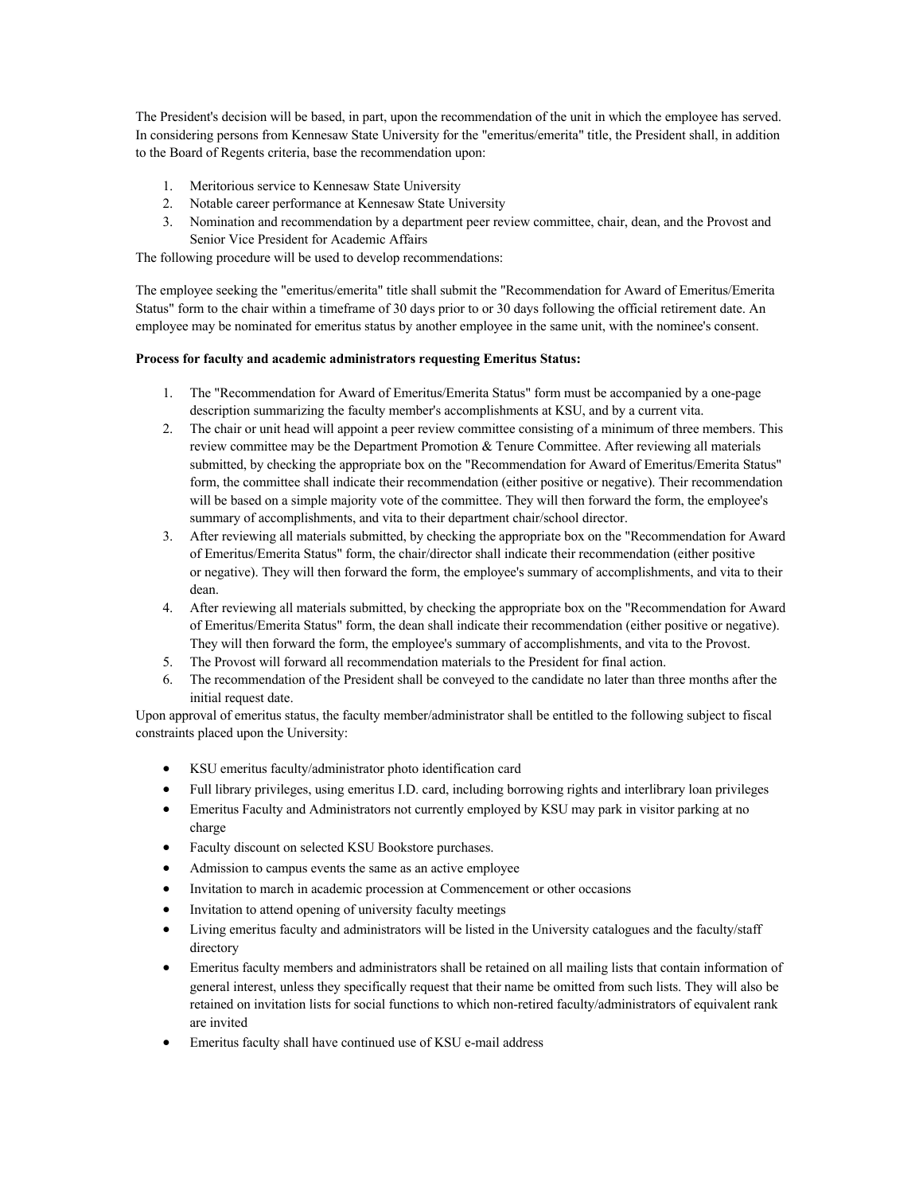The President's decision will be based, in part, upon the recommendation of the unit in which the employee has served. In considering persons from Kennesaw State University for the "emeritus/emerita" title, the President shall, in addition to the Board of Regents criteria, base the recommendation upon:

1. Meritorious service to Kennesaw State University
2. Notable career performance at Kennesaw State University
3. Nomination and recommendation by a department peer review committee, chair, dean, and the Provost and Senior Vice President for Academic Affairs

The following procedure will be used to develop recommendations:

The employee seeking the "emeritus/emerita" title shall submit the "Recommendation for Award of Emeritus/Emerita Status" form to the chair within a timeframe of 30 days prior to or 30 days following the official retirement date. An employee may be nominated for emeritus status by another employee in the same unit, with the nominee's consent.

**Process for faculty and academic administrators requesting Emeritus Status:**

1. The "Recommendation for Award of Emeritus/Emerita Status" form must be accompanied by a one-page description summarizing the faculty member's accomplishments at KSU, and by a current vita.
2. The chair or unit head will appoint a peer review committee consisting of a minimum of three members. This review committee may be the Department Promotion & Tenure Committee. After reviewing all materials submitted, by checking the appropriate box on the "Recommendation for Award of Emeritus/Emerita Status" form, the committee shall indicate their recommendation (either positive or negative). Their recommendation will be based on a simple majority vote of the committee. They will then forward the form, the employee's summary of accomplishments, and vita to their department chair/school director.
3. After reviewing all materials submitted, by checking the appropriate box on the "Recommendation for Award of Emeritus/Emerita Status" form, the chair/director shall indicate their recommendation (either positive or negative). They will then forward the form, the employee's summary of accomplishments, and vita to their dean.
4. After reviewing all materials submitted, by checking the appropriate box on the "Recommendation for Award of Emeritus/Emerita Status" form, the dean shall indicate their recommendation (either positive or negative). They will then forward the form, the employee's summary of accomplishments, and vita to the Provost.
5. The Provost will forward all recommendation materials to the President for final action.
6. The recommendation of the President shall be conveyed to the candidate no later than three months after the initial request date.

Upon approval of emeritus status, the faculty member/administrator shall be entitled to the following subject to fiscal constraints placed upon the University:

- KSU emeritus faculty/administrator photo identification card
- Full library privileges, using emeritus I.D. card, including borrowing rights and interlibrary loan privileges
- Emeritus Faculty and Administrators not currently employed by KSU may park in visitor parking at no charge
- Faculty discount on selected KSU Bookstore purchases.
- Admission to campus events the same as an active employee
- Invitation to march in academic procession at Commencement or other occasions
- Invitation to attend opening of university faculty meetings
- Living emeritus faculty and administrators will be listed in the University catalogues and the faculty/staff directory
- Emeritus faculty members and administrators shall be retained on all mailing lists that contain information of general interest, unless they specifically request that their name be omitted from such lists. They will also be retained on invitation lists for social functions to which non-retired faculty/administrators of equivalent rank are invited
- Emeritus faculty shall have continued use of KSU e-mail address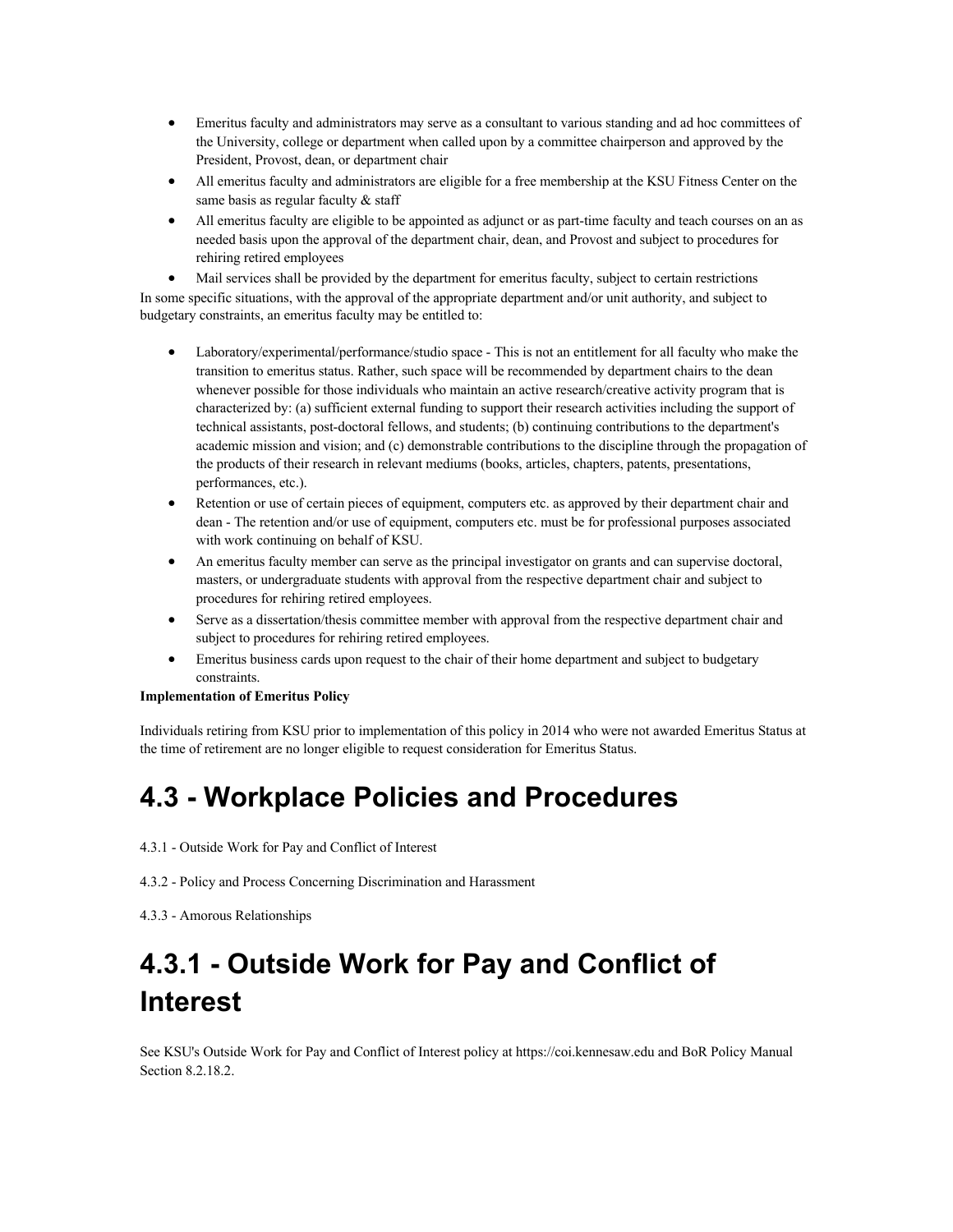- Emeritus faculty and administrators may serve as a consultant to various standing and ad hoc committees of the University, college or department when called upon by a committee chairperson and approved by the President, Provost, dean, or department chair
- All emeritus faculty and administrators are eligible for a free membership at the KSU Fitness Center on the same basis as regular faculty & staff
- All emeritus faculty are eligible to be appointed as adjunct or as part-time faculty and teach courses on an as needed basis upon the approval of the department chair, dean, and Provost and subject to procedures for rehiring retired employees
- Mail services shall be provided by the department for emeritus faculty, subject to certain restrictions

In some specific situations, with the approval of the appropriate department and/or unit authority, and subject to budgetary constraints, an emeritus faculty may be entitled to:

- Laboratory/experimental/performance/studio space - This is not an entitlement for all faculty who make the transition to emeritus status. Rather, such space will be recommended by department chairs to the dean whenever possible for those individuals who maintain an active research/creative activity program that is characterized by: (a) sufficient external funding to support their research activities including the support of technical assistants, post-doctoral fellows, and students; (b) continuing contributions to the department's academic mission and vision; and (c) demonstrable contributions to the discipline through the propagation of the products of their research in relevant mediums (books, articles, chapters, patents, presentations, performances, etc.).
- Retention or use of certain pieces of equipment, computers etc. as approved by their department chair and dean - The retention and/or use of equipment, computers etc. must be for professional purposes associated with work continuing on behalf of KSU.
- An emeritus faculty member can serve as the principal investigator on grants and can supervise doctoral, masters, or undergraduate students with approval from the respective department chair and subject to procedures for rehiring retired employees.
- Serve as a dissertation/thesis committee member with approval from the respective department chair and subject to procedures for rehiring retired employees.
- Emeritus business cards upon request to the chair of their home department and subject to budgetary constraints.

**Implementation of Emeritus Policy**

Individuals retiring from KSU prior to implementation of this policy in 2014 who were not awarded Emeritus Status at the time of retirement are no longer eligible to request consideration for Emeritus Status.

# 4.3 - Workplace Policies and Procedures

4.3.1 - Outside Work for Pay and Conflict of Interest

4.3.2 - Policy and Process Concerning Discrimination and Harassment

4.3.3 - Amorous Relationships

# 4.3.1 - Outside Work for Pay and Conflict of Interest

See KSU's Outside Work for Pay and Conflict of Interest policy at https://coi.kennesaw.edu and BoR Policy Manual Section 8.2.18.2.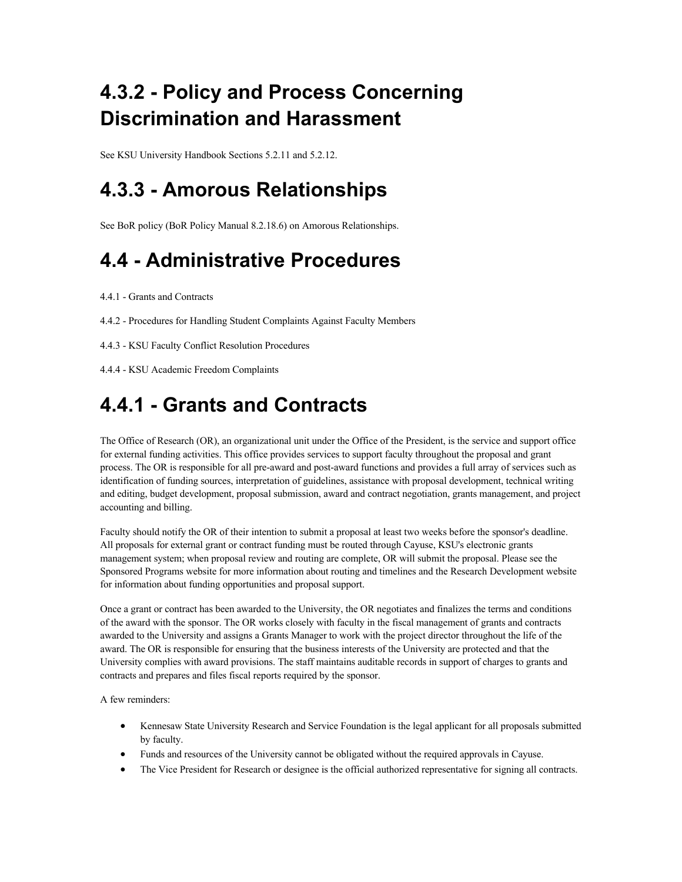# 4.3.2 - Policy and Process Concerning Discrimination and Harassment

See KSU University Handbook Sections 5.2.11 and 5.2.12.

# 4.3.3 - Amorous Relationships

See BoR policy (BoR Policy Manual 8.2.18.6) on Amorous Relationships.

# 4.4 - Administrative Procedures

4.4.1 - Grants and Contracts

4.4.2 - Procedures for Handling Student Complaints Against Faculty Members

4.4.3 - KSU Faculty Conflict Resolution Procedures

4.4.4 - KSU Academic Freedom Complaints

# 4.4.1 - Grants and Contracts

The Office of Research (OR), an organizational unit under the Office of the President, is the service and support office for external funding activities. This office provides services to support faculty throughout the proposal and grant process. The OR is responsible for all pre-award and post-award functions and provides a full array of services such as identification of funding sources, interpretation of guidelines, assistance with proposal development, technical writing and editing, budget development, proposal submission, award and contract negotiation, grants management, and project accounting and billing.

Faculty should notify the OR of their intention to submit a proposal at least two weeks before the sponsor's deadline. All proposals for external grant or contract funding must be routed through Cayuse, KSU's electronic grants management system; when proposal review and routing are complete, OR will submit the proposal. Please see the Sponsored Programs website for more information about routing and timelines and the Research Development website for information about funding opportunities and proposal support.

Once a grant or contract has been awarded to the University, the OR negotiates and finalizes the terms and conditions of the award with the sponsor. The OR works closely with faculty in the fiscal management of grants and contracts awarded to the University and assigns a Grants Manager to work with the project director throughout the life of the award. The OR is responsible for ensuring that the business interests of the University are protected and that the University complies with award provisions. The staff maintains auditable records in support of charges to grants and contracts and prepares and files fiscal reports required by the sponsor.

A few reminders:

- Kennesaw State University Research and Service Foundation is the legal applicant for all proposals submitted by faculty.
- Funds and resources of the University cannot be obligated without the required approvals in Cayuse.
- The Vice President for Research or designee is the official authorized representative for signing all contracts.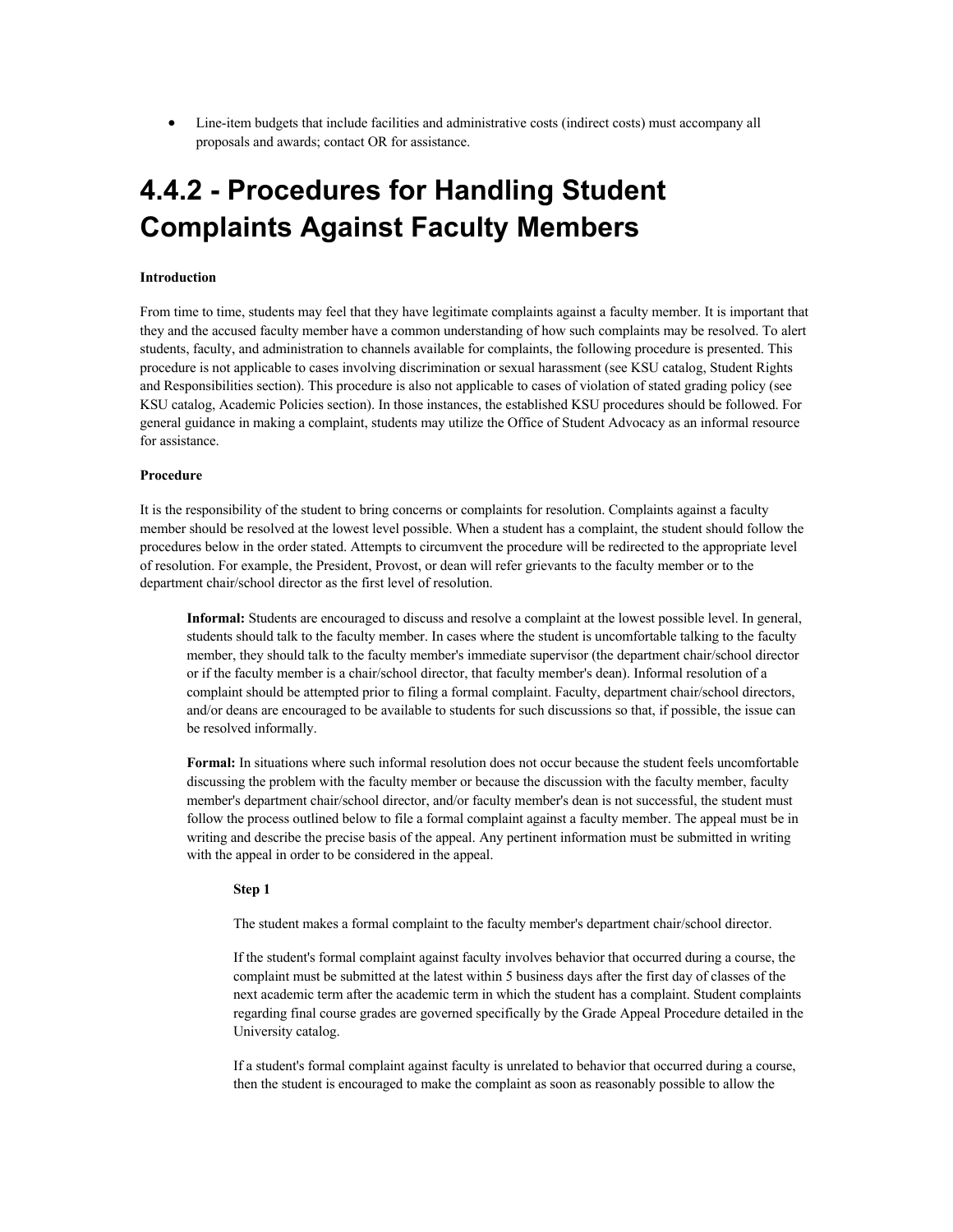- Line-item budgets that include facilities and administrative costs (indirect costs) must accompany all proposals and awards; contact OR for assistance.

# 4.4.2 - Procedures for Handling Student Complaints Against Faculty Members

**Introduction**

From time to time, students may feel that they have legitimate complaints against a faculty member. It is important that they and the accused faculty member have a common understanding of how such complaints may be resolved. To alert students, faculty, and administration to channels available for complaints, the following procedure is presented. This procedure is not applicable to cases involving discrimination or sexual harassment (see KSU catalog, Student Rights and Responsibilities section). This procedure is also not applicable to cases of violation of stated grading policy (see KSU catalog, Academic Policies section). In those instances, the established KSU procedures should be followed. For general guidance in making a complaint, students may utilize the Office of Student Advocacy as an informal resource for assistance.

**Procedure**

It is the responsibility of the student to bring concerns or complaints for resolution. Complaints against a faculty member should be resolved at the lowest level possible. When a student has a complaint, the student should follow the procedures below in the order stated. Attempts to circumvent the procedure will be redirected to the appropriate level of resolution. For example, the President, Provost, or dean will refer grievants to the faculty member or to the department chair/school director as the first level of resolution.

> **Informal:** Students are encouraged to discuss and resolve a complaint at the lowest possible level. In general, students should talk to the faculty member. In cases where the student is uncomfortable talking to the faculty member, they should talk to the faculty member's immediate supervisor (the department chair/school director or if the faculty member is a chair/school director, that faculty member's dean). Informal resolution of a complaint should be attempted prior to filing a formal complaint. Faculty, department chair/school directors, and/or deans are encouraged to be available to students for such discussions so that, if possible, the issue can be resolved informally.
>
> **Formal:** In situations where such informal resolution does not occur because the student feels uncomfortable discussing the problem with the faculty member or because the discussion with the faculty member, faculty member's department chair/school director, and/or faculty member's dean is not successful, the student must follow the process outlined below to file a formal complaint against a faculty member. The appeal must be in writing and describe the precise basis of the appeal. Any pertinent information must be submitted in writing with the appeal in order to be considered in the appeal.
>
> > **Step 1**
> >
> > The student makes a formal complaint to the faculty member's department chair/school director.
> >
> > If the student's formal complaint against faculty involves behavior that occurred during a course, the complaint must be submitted at the latest within 5 business days after the first day of classes of the next academic term after the academic term in which the student has a complaint. Student complaints regarding final course grades are governed specifically by the Grade Appeal Procedure detailed in the University catalog.
> >
> > If a student's formal complaint against faculty is unrelated to behavior that occurred during a course, then the student is encouraged to make the complaint as soon as reasonably possible to allow the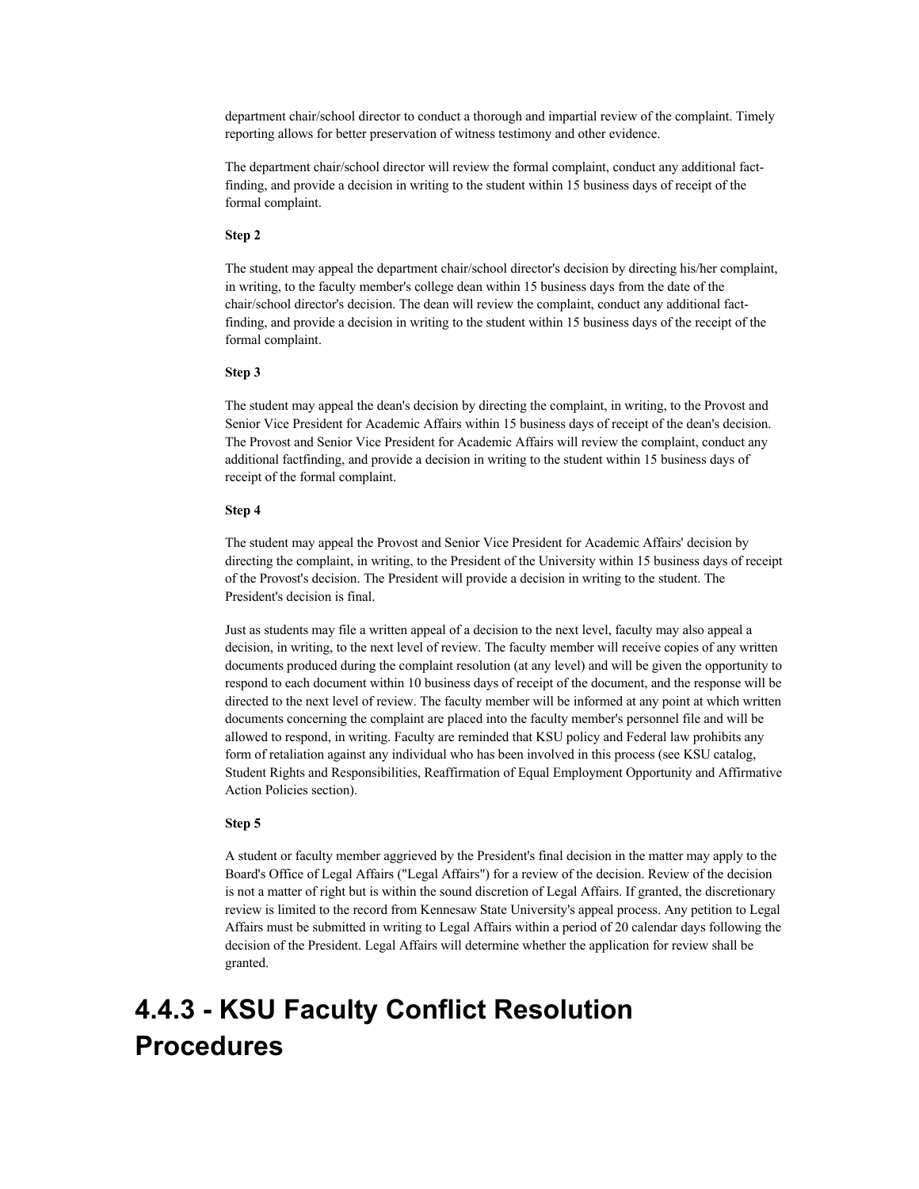department chair/school director to conduct a thorough and impartial review of the complaint. Timely reporting allows for better preservation of witness testimony and other evidence.

The department chair/school director will review the formal complaint, conduct any additional fact-finding, and provide a decision in writing to the student within 15 business days of receipt of the formal complaint.

**Step 2**

The student may appeal the department chair/school director's decision by directing his/her complaint, in writing, to the faculty member's college dean within 15 business days from the date of the chair/school director's decision. The dean will review the complaint, conduct any additional fact-finding, and provide a decision in writing to the student within 15 business days of the receipt of the formal complaint.

**Step 3**

The student may appeal the dean's decision by directing the complaint, in writing, to the Provost and Senior Vice President for Academic Affairs within 15 business days of receipt of the dean's decision. The Provost and Senior Vice President for Academic Affairs will review the complaint, conduct any additional factfinding, and provide a decision in writing to the student within 15 business days of receipt of the formal complaint.

**Step 4**

The student may appeal the Provost and Senior Vice President for Academic Affairs' decision by directing the complaint, in writing, to the President of the University within 15 business days of receipt of the Provost's decision. The President will provide a decision in writing to the student. The President's decision is final.

Just as students may file a written appeal of a decision to the next level, faculty may also appeal a decision, in writing, to the next level of review. The faculty member will receive copies of any written documents produced during the complaint resolution (at any level) and will be given the opportunity to respond to each document within 10 business days of receipt of the document, and the response will be directed to the next level of review. The faculty member will be informed at any point at which written documents concerning the complaint are placed into the faculty member's personnel file and will be allowed to respond, in writing. Faculty are reminded that KSU policy and Federal law prohibits any form of retaliation against any individual who has been involved in this process (see KSU catalog, Student Rights and Responsibilities, Reaffirmation of Equal Employment Opportunity and Affirmative Action Policies section).

**Step 5**

A student or faculty member aggrieved by the President's final decision in the matter may apply to the Board's Office of Legal Affairs ("Legal Affairs") for a review of the decision. Review of the decision is not a matter of right but is within the sound discretion of Legal Affairs. If granted, the discretionary review is limited to the record from Kennesaw State University's appeal process. Any petition to Legal Affairs must be submitted in writing to Legal Affairs within a period of 20 calendar days following the decision of the President. Legal Affairs will determine whether the application for review shall be granted.

# 4.4.3 - KSU Faculty Conflict Resolution Procedures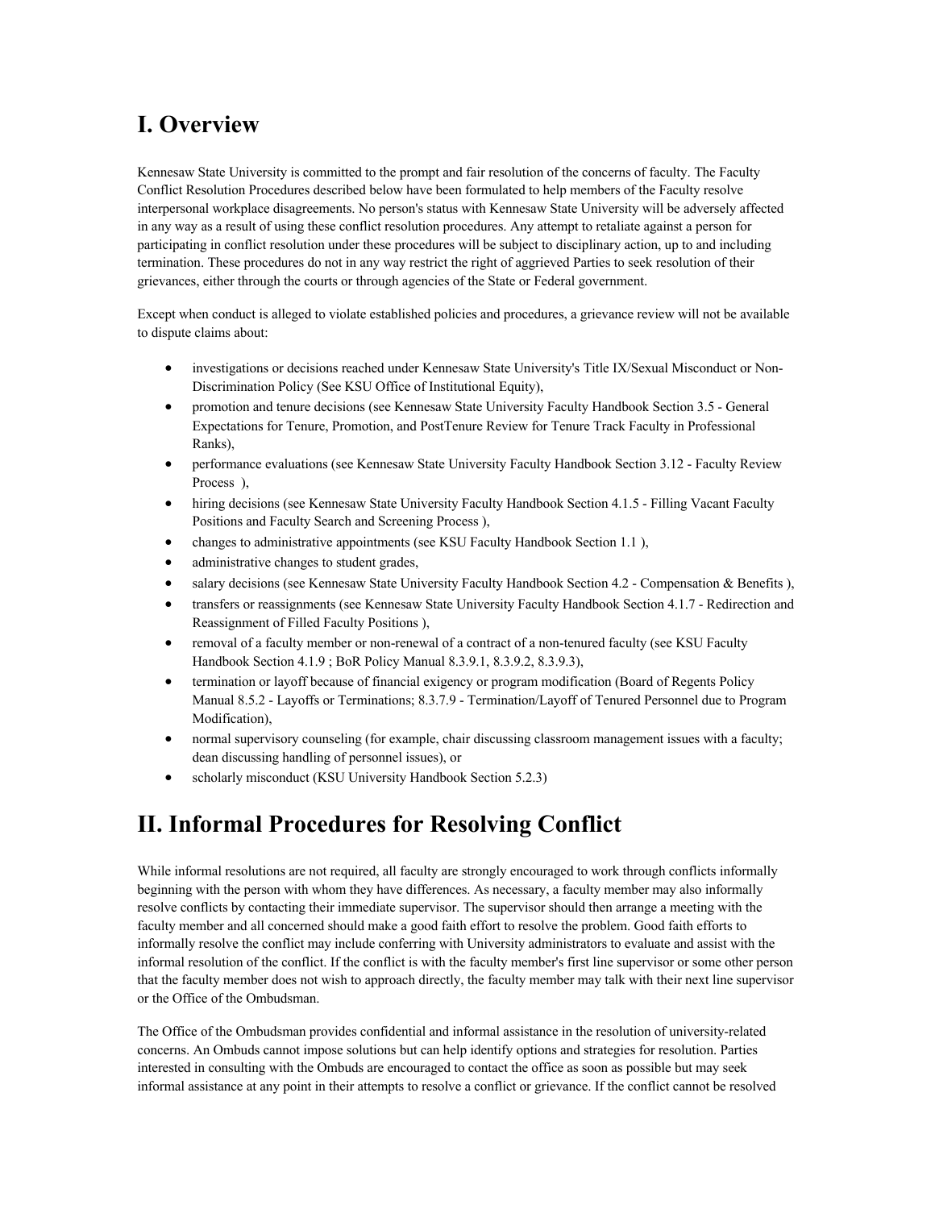# I. Overview

Kennesaw State University is committed to the prompt and fair resolution of the concerns of faculty. The Faculty Conflict Resolution Procedures described below have been formulated to help members of the Faculty resolve interpersonal workplace disagreements. No person's status with Kennesaw State University will be adversely affected in any way as a result of using these conflict resolution procedures. Any attempt to retaliate against a person for participating in conflict resolution under these procedures will be subject to disciplinary action, up to and including termination. These procedures do not in any way restrict the right of aggrieved Parties to seek resolution of their grievances, either through the courts or through agencies of the State or Federal government.

Except when conduct is alleged to violate established policies and procedures, a grievance review will not be available to dispute claims about:

- investigations or decisions reached under Kennesaw State University's Title IX/Sexual Misconduct or Non-Discrimination Policy (See KSU Office of Institutional Equity),
- promotion and tenure decisions (see Kennesaw State University Faculty Handbook Section 3.5 - General Expectations for Tenure, Promotion, and PostTenure Review for Tenure Track Faculty in Professional Ranks),
- performance evaluations (see Kennesaw State University Faculty Handbook Section 3.12 - Faculty Review Process ),
- hiring decisions (see Kennesaw State University Faculty Handbook Section 4.1.5 - Filling Vacant Faculty Positions and Faculty Search and Screening Process ),
- changes to administrative appointments (see KSU Faculty Handbook Section 1.1 ),
- administrative changes to student grades,
- salary decisions (see Kennesaw State University Faculty Handbook Section 4.2 - Compensation & Benefits ),
- transfers or reassignments (see Kennesaw State University Faculty Handbook Section 4.1.7 - Redirection and Reassignment of Filled Faculty Positions ),
- removal of a faculty member or non-renewal of a contract of a non-tenured faculty (see KSU Faculty Handbook Section 4.1.9 ; BoR Policy Manual 8.3.9.1, 8.3.9.2, 8.3.9.3),
- termination or layoff because of financial exigency or program modification (Board of Regents Policy Manual 8.5.2 - Layoffs or Terminations; 8.3.7.9 - Termination/Layoff of Tenured Personnel due to Program Modification),
- normal supervisory counseling (for example, chair discussing classroom management issues with a faculty; dean discussing handling of personnel issues), or
- scholarly misconduct (KSU University Handbook Section 5.2.3)

# II. Informal Procedures for Resolving Conflict

While informal resolutions are not required, all faculty are strongly encouraged to work through conflicts informally beginning with the person with whom they have differences. As necessary, a faculty member may also informally resolve conflicts by contacting their immediate supervisor. The supervisor should then arrange a meeting with the faculty member and all concerned should make a good faith effort to resolve the problem. Good faith efforts to informally resolve the conflict may include conferring with University administrators to evaluate and assist with the informal resolution of the conflict. If the conflict is with the faculty member's first line supervisor or some other person that the faculty member does not wish to approach directly, the faculty member may talk with their next line supervisor or the Office of the Ombudsman.

The Office of the Ombudsman provides confidential and informal assistance in the resolution of university-related concerns. An Ombuds cannot impose solutions but can help identify options and strategies for resolution. Parties interested in consulting with the Ombuds are encouraged to contact the office as soon as possible but may seek informal assistance at any point in their attempts to resolve a conflict or grievance. If the conflict cannot be resolved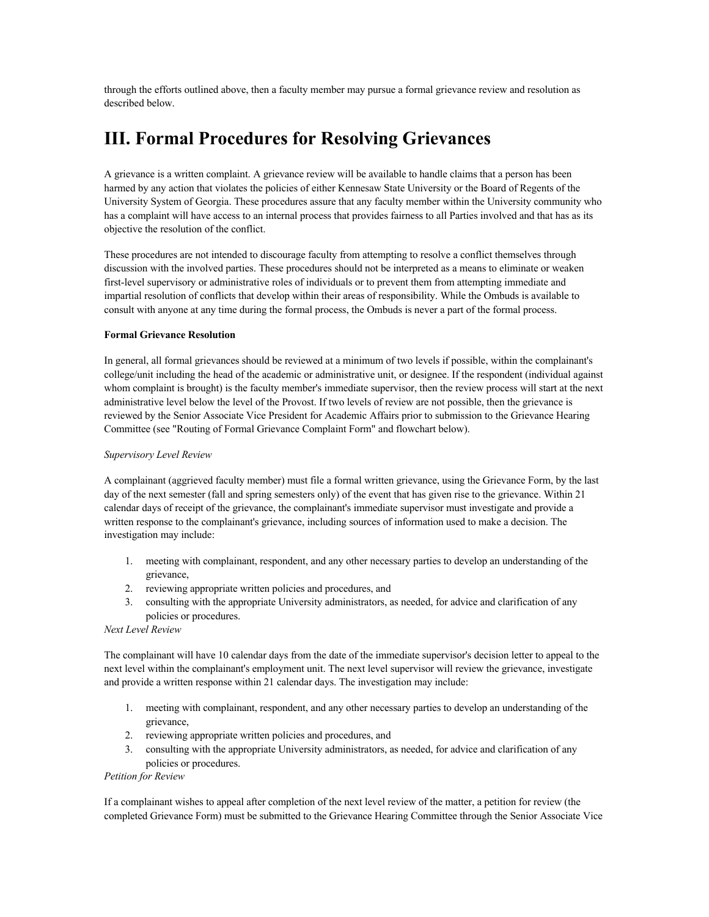through the efforts outlined above, then a faculty member may pursue a formal grievance review and resolution as described below.

# III. Formal Procedures for Resolving Grievances

A grievance is a written complaint. A grievance review will be available to handle claims that a person has been harmed by any action that violates the policies of either Kennesaw State University or the Board of Regents of the University System of Georgia. These procedures assure that any faculty member within the University community who has a complaint will have access to an internal process that provides fairness to all Parties involved and that has as its objective the resolution of the conflict.

These procedures are not intended to discourage faculty from attempting to resolve a conflict themselves through discussion with the involved parties. These procedures should not be interpreted as a means to eliminate or weaken first-level supervisory or administrative roles of individuals or to prevent them from attempting immediate and impartial resolution of conflicts that develop within their areas of responsibility. While the Ombuds is available to consult with anyone at any time during the formal process, the Ombuds is never a part of the formal process.

**Formal Grievance Resolution**

In general, all formal grievances should be reviewed at a minimum of two levels if possible, within the complainant's college/unit including the head of the academic or administrative unit, or designee. If the respondent (individual against whom complaint is brought) is the faculty member's immediate supervisor, then the review process will start at the next administrative level below the level of the Provost. If two levels of review are not possible, then the grievance is reviewed by the Senior Associate Vice President for Academic Affairs prior to submission to the Grievance Hearing Committee (see "Routing of Formal Grievance Complaint Form" and flowchart below).

*Supervisory Level Review*

A complainant (aggrieved faculty member) must file a formal written grievance, using the Grievance Form, by the last day of the next semester (fall and spring semesters only) of the event that has given rise to the grievance. Within 21 calendar days of receipt of the grievance, the complainant's immediate supervisor must investigate and provide a written response to the complainant's grievance, including sources of information used to make a decision. The investigation may include:

1. meeting with complainant, respondent, and any other necessary parties to develop an understanding of the grievance,
2. reviewing appropriate written policies and procedures, and
3. consulting with the appropriate University administrators, as needed, for advice and clarification of any policies or procedures.

*Next Level Review*

The complainant will have 10 calendar days from the date of the immediate supervisor's decision letter to appeal to the next level within the complainant's employment unit. The next level supervisor will review the grievance, investigate and provide a written response within 21 calendar days. The investigation may include:

1. meeting with complainant, respondent, and any other necessary parties to develop an understanding of the grievance,
2. reviewing appropriate written policies and procedures, and
3. consulting with the appropriate University administrators, as needed, for advice and clarification of any policies or procedures.

*Petition for Review*

If a complainant wishes to appeal after completion of the next level review of the matter, a petition for review (the completed Grievance Form) must be submitted to the Grievance Hearing Committee through the Senior Associate Vice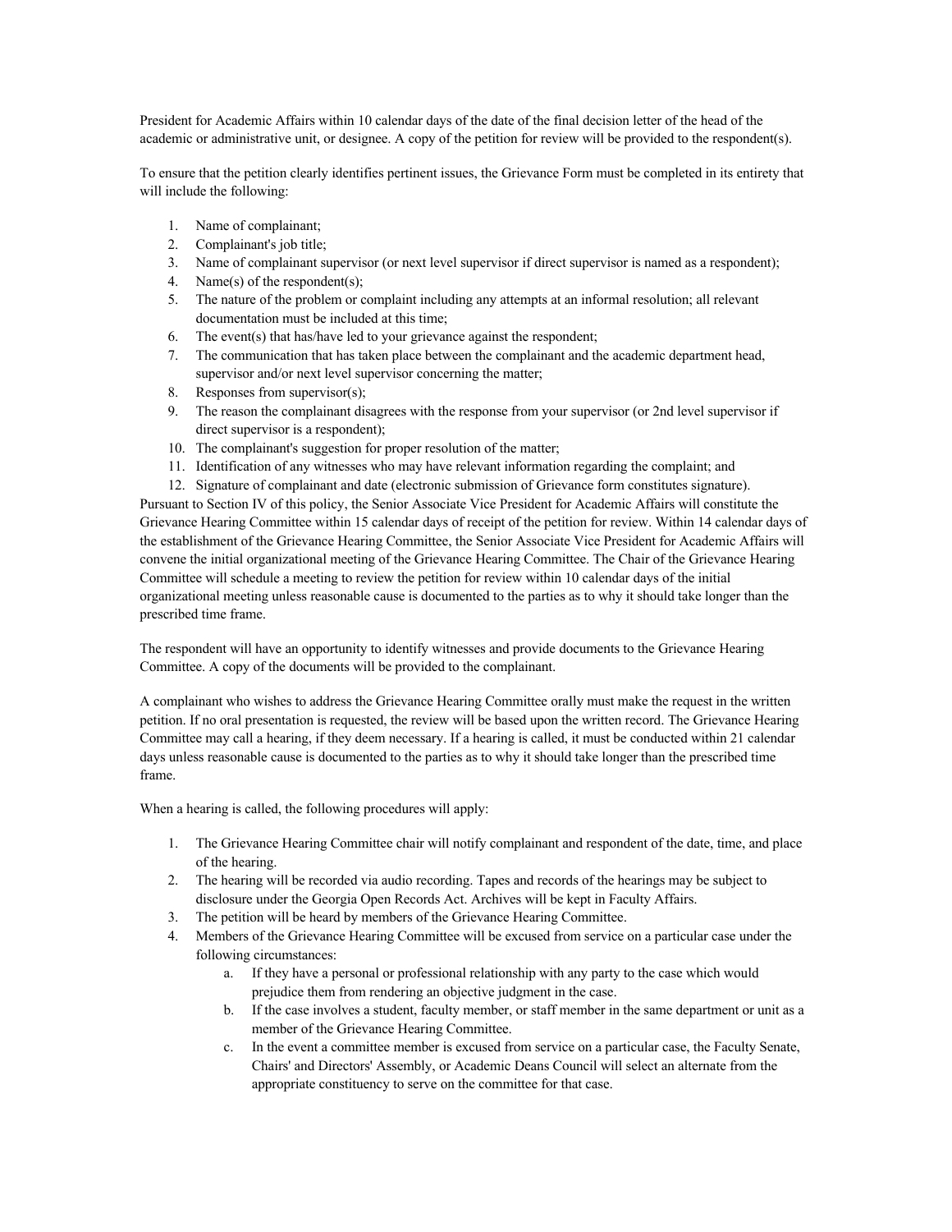President for Academic Affairs within 10 calendar days of the date of the final decision letter of the head of the academic or administrative unit, or designee. A copy of the petition for review will be provided to the respondent(s).

To ensure that the petition clearly identifies pertinent issues, the Grievance Form must be completed in its entirety that will include the following:

1. Name of complainant;
2. Complainant's job title;
3. Name of complainant supervisor (or next level supervisor if direct supervisor is named as a respondent);
4. Name(s) of the respondent(s);
5. The nature of the problem or complaint including any attempts at an informal resolution; all relevant documentation must be included at this time;
6. The event(s) that has/have led to your grievance against the respondent;
7. The communication that has taken place between the complainant and the academic department head, supervisor and/or next level supervisor concerning the matter;
8. Responses from supervisor(s);
9. The reason the complainant disagrees with the response from your supervisor (or 2nd level supervisor if direct supervisor is a respondent);
10. The complainant's suggestion for proper resolution of the matter;
11. Identification of any witnesses who may have relevant information regarding the complaint; and
12. Signature of complainant and date (electronic submission of Grievance form constitutes signature).

Pursuant to Section IV of this policy, the Senior Associate Vice President for Academic Affairs will constitute the Grievance Hearing Committee within 15 calendar days of receipt of the petition for review. Within 14 calendar days of the establishment of the Grievance Hearing Committee, the Senior Associate Vice President for Academic Affairs will convene the initial organizational meeting of the Grievance Hearing Committee. The Chair of the Grievance Hearing Committee will schedule a meeting to review the petition for review within 10 calendar days of the initial organizational meeting unless reasonable cause is documented to the parties as to why it should take longer than the prescribed time frame.

The respondent will have an opportunity to identify witnesses and provide documents to the Grievance Hearing Committee. A copy of the documents will be provided to the complainant.

A complainant who wishes to address the Grievance Hearing Committee orally must make the request in the written petition. If no oral presentation is requested, the review will be based upon the written record. The Grievance Hearing Committee may call a hearing, if they deem necessary. If a hearing is called, it must be conducted within 21 calendar days unless reasonable cause is documented to the parties as to why it should take longer than the prescribed time frame.

When a hearing is called, the following procedures will apply:

1. The Grievance Hearing Committee chair will notify complainant and respondent of the date, time, and place of the hearing.
2. The hearing will be recorded via audio recording. Tapes and records of the hearings may be subject to disclosure under the Georgia Open Records Act. Archives will be kept in Faculty Affairs.
3. The petition will be heard by members of the Grievance Hearing Committee.
4. Members of the Grievance Hearing Committee will be excused from service on a particular case under the following circumstances:
    a. If they have a personal or professional relationship with any party to the case which would prejudice them from rendering an objective judgment in the case.
    b. If the case involves a student, faculty member, or staff member in the same department or unit as a member of the Grievance Hearing Committee.
    c. In the event a committee member is excused from service on a particular case, the Faculty Senate, Chairs' and Directors' Assembly, or Academic Deans Council will select an alternate from the appropriate constituency to serve on the committee for that case.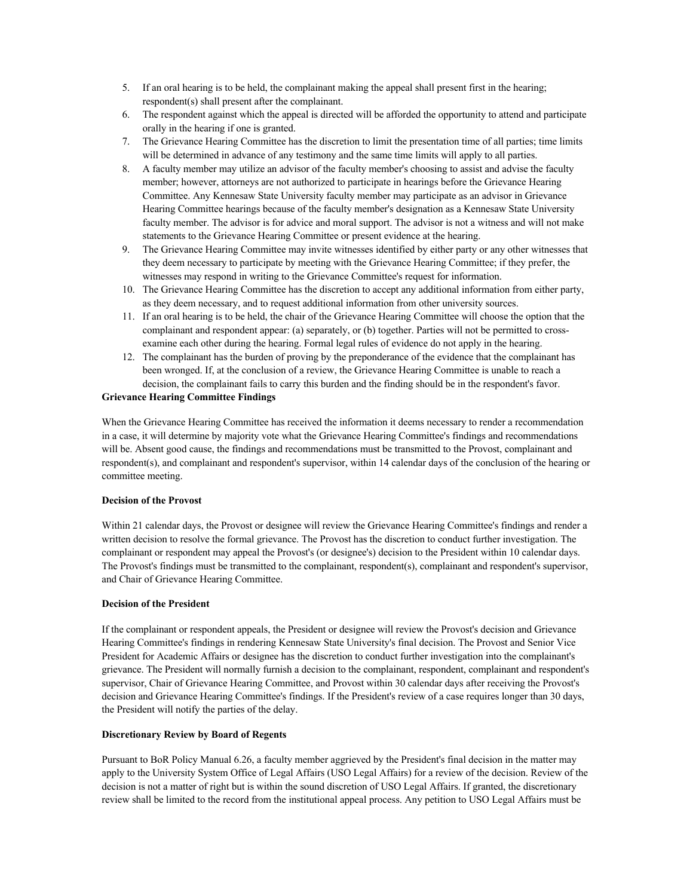5. If an oral hearing is to be held, the complainant making the appeal shall present first in the hearing; respondent(s) shall present after the complainant.
6. The respondent against which the appeal is directed will be afforded the opportunity to attend and participate orally in the hearing if one is granted.
7. The Grievance Hearing Committee has the discretion to limit the presentation time of all parties; time limits will be determined in advance of any testimony and the same time limits will apply to all parties.
8. A faculty member may utilize an advisor of the faculty member's choosing to assist and advise the faculty member; however, attorneys are not authorized to participate in hearings before the Grievance Hearing Committee. Any Kennesaw State University faculty member may participate as an advisor in Grievance Hearing Committee hearings because of the faculty member's designation as a Kennesaw State University faculty member. The advisor is for advice and moral support. The advisor is not a witness and will not make statements to the Grievance Hearing Committee or present evidence at the hearing.
9. The Grievance Hearing Committee may invite witnesses identified by either party or any other witnesses that they deem necessary to participate by meeting with the Grievance Hearing Committee; if they prefer, the witnesses may respond in writing to the Grievance Committee's request for information.
10. The Grievance Hearing Committee has the discretion to accept any additional information from either party, as they deem necessary, and to request additional information from other university sources.
11. If an oral hearing is to be held, the chair of the Grievance Hearing Committee will choose the option that the complainant and respondent appear: (a) separately, or (b) together. Parties will not be permitted to cross-examine each other during the hearing. Formal legal rules of evidence do not apply in the hearing.
12. The complainant has the burden of proving by the preponderance of the evidence that the complainant has been wronged. If, at the conclusion of a review, the Grievance Hearing Committee is unable to reach a decision, the complainant fails to carry this burden and the finding should be in the respondent's favor.

**Grievance Hearing Committee Findings**

When the Grievance Hearing Committee has received the information it deems necessary to render a recommendation in a case, it will determine by majority vote what the Grievance Hearing Committee's findings and recommendations will be. Absent good cause, the findings and recommendations must be transmitted to the Provost, complainant and respondent(s), and complainant and respondent's supervisor, within 14 calendar days of the conclusion of the hearing or committee meeting.

**Decision of the Provost**

Within 21 calendar days, the Provost or designee will review the Grievance Hearing Committee's findings and render a written decision to resolve the formal grievance. The Provost has the discretion to conduct further investigation. The complainant or respondent may appeal the Provost's (or designee's) decision to the President within 10 calendar days. The Provost's findings must be transmitted to the complainant, respondent(s), complainant and respondent's supervisor, and Chair of Grievance Hearing Committee.

**Decision of the President**

If the complainant or respondent appeals, the President or designee will review the Provost's decision and Grievance Hearing Committee's findings in rendering Kennesaw State University's final decision. The Provost and Senior Vice President for Academic Affairs or designee has the discretion to conduct further investigation into the complainant's grievance. The President will normally furnish a decision to the complainant, respondent, complainant and respondent's supervisor, Chair of Grievance Hearing Committee, and Provost within 30 calendar days after receiving the Provost's decision and Grievance Hearing Committee's findings. If the President's review of a case requires longer than 30 days, the President will notify the parties of the delay.

**Discretionary Review by Board of Regents**

Pursuant to BoR Policy Manual 6.26, a faculty member aggrieved by the President's final decision in the matter may apply to the University System Office of Legal Affairs (USO Legal Affairs) for a review of the decision. Review of the decision is not a matter of right but is within the sound discretion of USO Legal Affairs. If granted, the discretionary review shall be limited to the record from the institutional appeal process. Any petition to USO Legal Affairs must be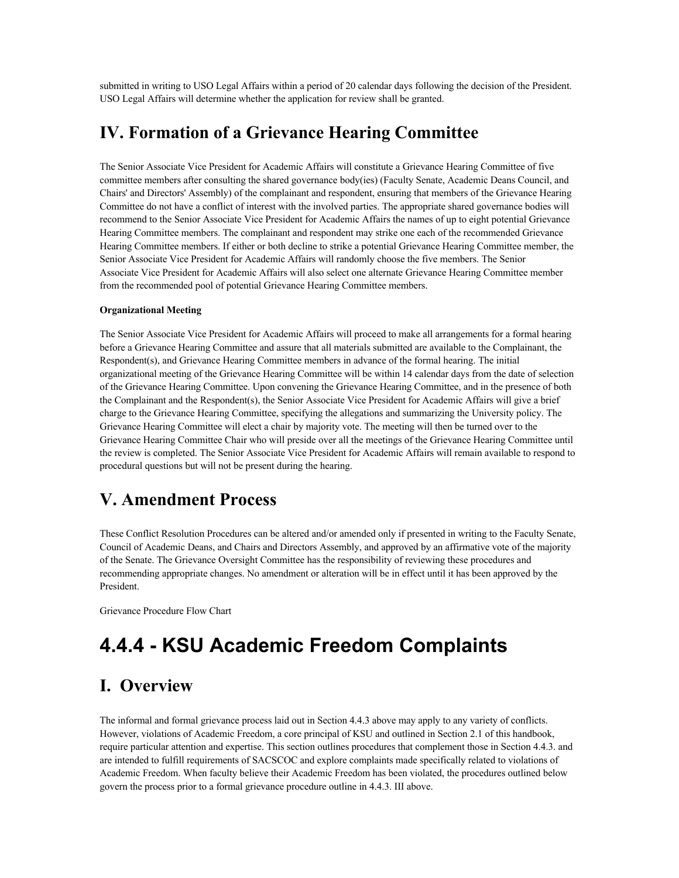submitted in writing to USO Legal Affairs within a period of 20 calendar days following the decision of the President. USO Legal Affairs will determine whether the application for review shall be granted.

## IV. Formation of a Grievance Hearing Committee

The Senior Associate Vice President for Academic Affairs will constitute a Grievance Hearing Committee of five committee members after consulting the shared governance body(ies) (Faculty Senate, Academic Deans Council, and Chairs' and Directors' Assembly) of the complainant and respondent, ensuring that members of the Grievance Hearing Committee do not have a conflict of interest with the involved parties. The appropriate shared governance bodies will recommend to the Senior Associate Vice President for Academic Affairs the names of up to eight potential Grievance Hearing Committee members. The complainant and respondent may strike one each of the recommended Grievance Hearing Committee members. If either or both decline to strike a potential Grievance Hearing Committee member, the Senior Associate Vice President for Academic Affairs will randomly choose the five members. The Senior Associate Vice President for Academic Affairs will also select one alternate Grievance Hearing Committee member from the recommended pool of potential Grievance Hearing Committee members.

**Organizational Meeting**

The Senior Associate Vice President for Academic Affairs will proceed to make all arrangements for a formal hearing before a Grievance Hearing Committee and assure that all materials submitted are available to the Complainant, the Respondent(s), and Grievance Hearing Committee members in advance of the formal hearing. The initial organizational meeting of the Grievance Hearing Committee will be within 14 calendar days from the date of selection of the Grievance Hearing Committee. Upon convening the Grievance Hearing Committee, and in the presence of both the Complainant and the Respondent(s), the Senior Associate Vice President for Academic Affairs will give a brief charge to the Grievance Hearing Committee, specifying the allegations and summarizing the University policy. The Grievance Hearing Committee will elect a chair by majority vote. The meeting will then be turned over to the Grievance Hearing Committee Chair who will preside over all the meetings of the Grievance Hearing Committee until the review is completed. The Senior Associate Vice President for Academic Affairs will remain available to respond to procedural questions but will not be present during the hearing.

## V. Amendment Process

These Conflict Resolution Procedures can be altered and/or amended only if presented in writing to the Faculty Senate, Council of Academic Deans, and Chairs and Directors Assembly, and approved by an affirmative vote of the majority of the Senate. The Grievance Oversight Committee has the responsibility of reviewing these procedures and recommending appropriate changes. No amendment or alteration will be in effect until it has been approved by the President.

Grievance Procedure Flow Chart

# 4.4.4 - KSU Academic Freedom Complaints

## I. Overview

The informal and formal grievance process laid out in Section 4.4.3 above may apply to any variety of conflicts. However, violations of Academic Freedom, a core principal of KSU and outlined in Section 2.1 of this handbook, require particular attention and expertise. This section outlines procedures that complement those in Section 4.4.3. and are intended to fulfill requirements of SACSCOC and explore complaints made specifically related to violations of Academic Freedom. When faculty believe their Academic Freedom has been violated, the procedures outlined below govern the process prior to a formal grievance procedure outline in 4.4.3. III above.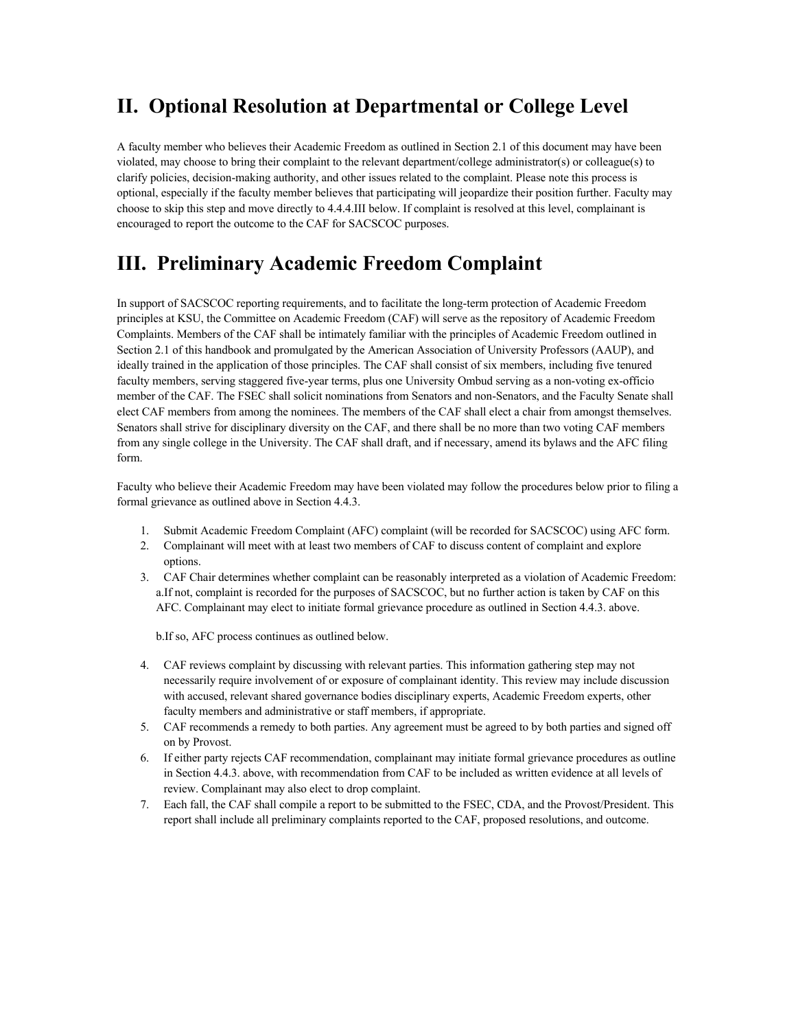## II. Optional Resolution at Departmental or College Level

A faculty member who believes their Academic Freedom as outlined in Section 2.1 of this document may have been violated, may choose to bring their complaint to the relevant department/college administrator(s) or colleague(s) to clarify policies, decision-making authority, and other issues related to the complaint. Please note this process is optional, especially if the faculty member believes that participating will jeopardize their position further. Faculty may choose to skip this step and move directly to 4.4.4.III below. If complaint is resolved at this level, complainant is encouraged to report the outcome to the CAF for SACSCOC purposes.

## III. Preliminary Academic Freedom Complaint

In support of SACSCOC reporting requirements, and to facilitate the long-term protection of Academic Freedom principles at KSU, the Committee on Academic Freedom (CAF) will serve as the repository of Academic Freedom Complaints. Members of the CAF shall be intimately familiar with the principles of Academic Freedom outlined in Section 2.1 of this handbook and promulgated by the American Association of University Professors (AAUP), and ideally trained in the application of those principles. The CAF shall consist of six members, including five tenured faculty members, serving staggered five-year terms, plus one University Ombud serving as a non-voting ex-officio member of the CAF. The FSEC shall solicit nominations from Senators and non-Senators, and the Faculty Senate shall elect CAF members from among the nominees. The members of the CAF shall elect a chair from amongst themselves. Senators shall strive for disciplinary diversity on the CAF, and there shall be no more than two voting CAF members from any single college in the University. The CAF shall draft, and if necessary, amend its bylaws and the AFC filing form.

Faculty who believe their Academic Freedom may have been violated may follow the procedures below prior to filing a formal grievance as outlined above in Section 4.4.3.

1. Submit Academic Freedom Complaint (AFC) complaint (will be recorded for SACSCOC) using AFC form.
2. Complainant will meet with at least two members of CAF to discuss content of complaint and explore options.
3. CAF Chair determines whether complaint can be reasonably interpreted as a violation of Academic Freedom:
   a. If not, complaint is recorded for the purposes of SACSCOC, but no further action is taken by CAF on this AFC. Complainant may elect to initiate formal grievance procedure as outlined in Section 4.4.3. above.

   b. If so, AFC process continues as outlined below.
4. CAF reviews complaint by discussing with relevant parties. This information gathering step may not necessarily require involvement of or exposure of complainant identity. This review may include discussion with accused, relevant shared governance bodies disciplinary experts, Academic Freedom experts, other faculty members and administrative or staff members, if appropriate.
5. CAF recommends a remedy to both parties. Any agreement must be agreed to by both parties and signed off on by Provost.
6. If either party rejects CAF recommendation, complainant may initiate formal grievance procedures as outline in Section 4.4.3. above, with recommendation from CAF to be included as written evidence at all levels of review. Complainant may also elect to drop complaint.
7. Each fall, the CAF shall compile a report to be submitted to the FSEC, CDA, and the Provost/President. This report shall include all preliminary complaints reported to the CAF, proposed resolutions, and outcome.